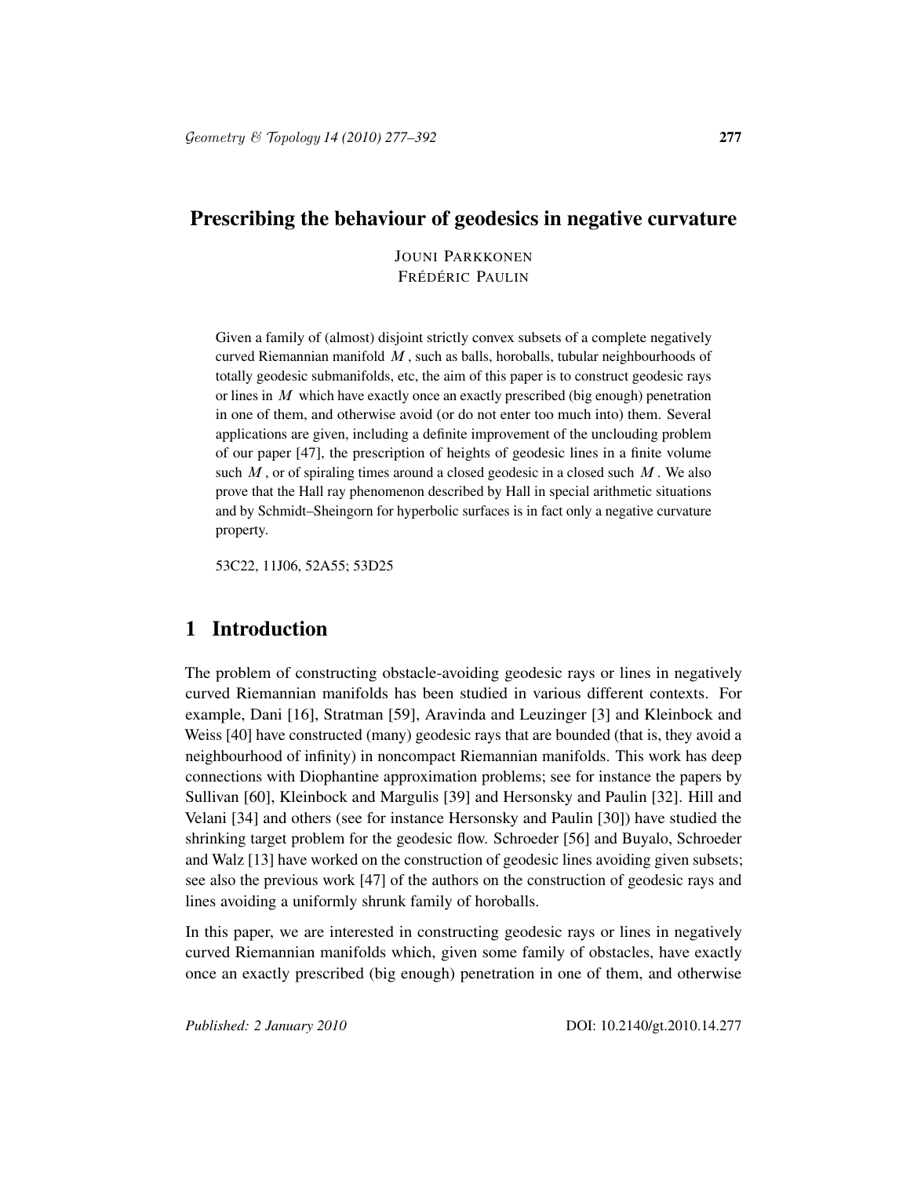# Prescribing the behaviour of geodesics in negative curvature

JOUNI PARKKONEN
FRÉDÉRIC PAULIN

Given a family of (almost) disjoint strictly convex subsets of a complete negatively curved Riemannian manifold $M$, such as balls, horoballs, tubular neighbourhoods of totally geodesic submanifolds, etc, the aim of this paper is to construct geodesic rays or lines in $M$ which have exactly once an exactly prescribed (big enough) penetration in one of them, and otherwise avoid (or do not enter too much into) them. Several applications are given, including a definite improvement of the unclouding problem of our paper [47], the prescription of heights of geodesic lines in a finite volume such $M$, or of spiraling times around a closed geodesic in a closed such $M$. We also prove that the Hall ray phenomenon described by Hall in special arithmetic situations and by Schmidt–Sheingorn for hyperbolic surfaces is in fact only a negative curvature property.

53C22, 11J06, 52A55; 53D25

## 1 Introduction

The problem of constructing obstacle-avoiding geodesic rays or lines in negatively curved Riemannian manifolds has been studied in various different contexts. For example, Dani [16], Stratman [59], Aravinda and Leuzinger [3] and Kleinbock and Weiss [40] have constructed (many) geodesic rays that are bounded (that is, they avoid a neighbourhood of infinity) in noncompact Riemannian manifolds. This work has deep connections with Diophantine approximation problems; see for instance the papers by Sullivan [60], Kleinbock and Margulis [39] and Hersonsky and Paulin [32]. Hill and Velani [34] and others (see for instance Hersonsky and Paulin [30]) have studied the shrinking target problem for the geodesic flow. Schroeder [56] and Buyalo, Schroeder and Walz [13] have worked on the construction of geodesic lines avoiding given subsets; see also the previous work [47] of the authors on the construction of geodesic rays and lines avoiding a uniformly shrunk family of horoballs.

In this paper, we are interested in constructing geodesic rays or lines in negatively curved Riemannian manifolds which, given some family of obstacles, have exactly once an exactly prescribed (big enough) penetration in one of them, and otherwise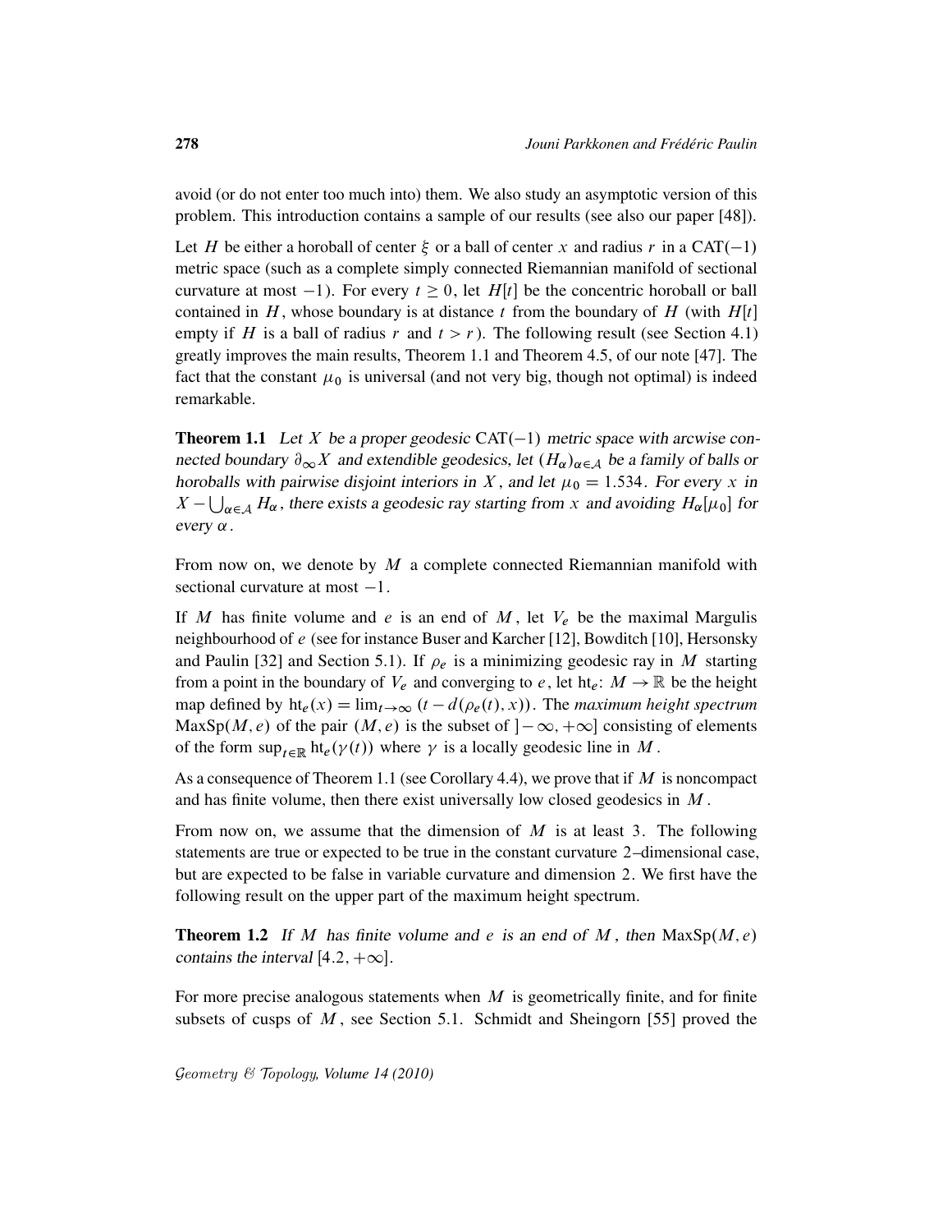avoid (or do not enter too much into) them. We also study an asymptotic version of this problem. This introduction contains a sample of our results (see also our paper [48]).

Let $H$ be either a horoball of center $\xi$ or a ball of center $x$ and radius $r$ in a $\mathrm{CAT}(-1)$ metric space (such as a complete simply connected Riemannian manifold of sectional curvature at most $-1$). For every $t \geq 0$, let $H[t]$ be the concentric horoball or ball contained in $H$, whose boundary is at distance $t$ from the boundary of $H$ (with $H[t]$ empty if $H$ is a ball of radius $r$ and $t > r$). The following result (see Section 4.1) greatly improves the main results, Theorem 1.1 and Theorem 4.5, of our note [47]. The fact that the constant $\mu_0$ is universal (and not very big, though not optimal) is indeed remarkable.

**Theorem 1.1** *Let $X$ be a proper geodesic $\mathrm{CAT}(-1)$ metric space with arcwise connected boundary $\partial_\infty X$ and extendible geodesics, let $(H_\alpha)_{\alpha\in\mathcal{A}}$ be a family of balls or horoballs with pairwise disjoint interiors in $X$, and let $\mu_0 = 1.534$. For every $x$ in $X - \bigcup_{\alpha\in\mathcal{A}} H_\alpha$, there exists a geodesic ray starting from $x$ and avoiding $H_\alpha[\mu_0]$ for every $\alpha$.*

From now on, we denote by $M$ a complete connected Riemannian manifold with sectional curvature at most $-1$.

If $M$ has finite volume and $e$ is an end of $M$, let $V_e$ be the maximal Margulis neighbourhood of $e$ (see for instance Buser and Karcher [12], Bowditch [10], Hersonsky and Paulin [32] and Section 5.1). If $\rho_e$ is a minimizing geodesic ray in $M$ starting from a point in the boundary of $V_e$ and converging to $e$, let $\mathrm{ht}_e \colon M \to \mathbb{R}$ be the height map defined by $\mathrm{ht}_e(x) = \lim_{t\to\infty} (t - d(\rho_e(t), x))$. The *maximum height spectrum* $\mathrm{MaxSp}(M, e)$ of the pair $(M, e)$ is the subset of $]-\infty, +\infty]$ consisting of elements of the form $\sup_{t\in\mathbb{R}} \mathrm{ht}_e(\gamma(t))$ where $\gamma$ is a locally geodesic line in $M$.

As a consequence of Theorem 1.1 (see Corollary 4.4), we prove that if $M$ is noncompact and has finite volume, then there exist universally low closed geodesics in $M$.

From now on, we assume that the dimension of $M$ is at least 3. The following statements are true or expected to be true in the constant curvature 2–dimensional case, but are expected to be false in variable curvature and dimension 2. We first have the following result on the upper part of the maximum height spectrum.

**Theorem 1.2** *If $M$ has finite volume and $e$ is an end of $M$, then $\mathrm{MaxSp}(M, e)$ contains the interval $[4.2, +\infty]$.*

For more precise analogous statements when $M$ is geometrically finite, and for finite subsets of cusps of $M$, see Section 5.1. Schmidt and Sheingorn [55] proved the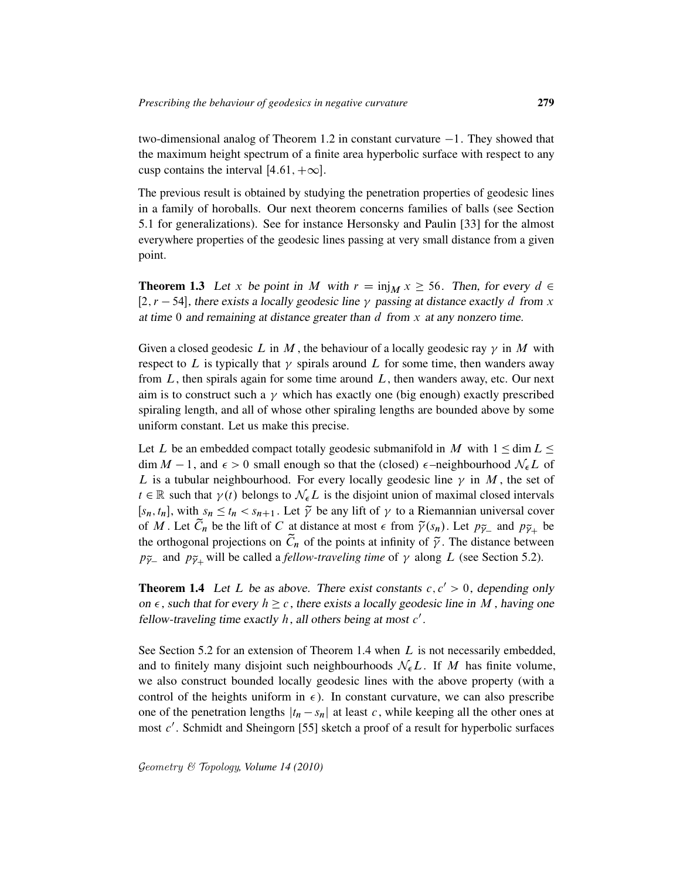two-dimensional analog of Theorem 1.2 in constant curvature $-1$. They showed that the maximum height spectrum of a finite area hyperbolic surface with respect to any cusp contains the interval $[4.61, +\infty]$.

The previous result is obtained by studying the penetration properties of geodesic lines in a family of horoballs. Our next theorem concerns families of balls (see Section 5.1 for generalizations). See for instance Hersonsky and Paulin [33] for the almost everywhere properties of the geodesic lines passing at very small distance from a given point.

**Theorem 1.3** *Let $x$ be point in $M$ with $r = \mathrm{inj}_M\, x \geq 56$. Then, for every $d \in [2, r-54]$, there exists a locally geodesic line $\gamma$ passing at distance exactly $d$ from $x$ at time $0$ and remaining at distance greater than $d$ from $x$ at any nonzero time.*

Given a closed geodesic $L$ in $M$, the behaviour of a locally geodesic ray $\gamma$ in $M$ with respect to $L$ is typically that $\gamma$ spirals around $L$ for some time, then wanders away from $L$, then spirals again for some time around $L$, then wanders away, etc. Our next aim is to construct such a $\gamma$ which has exactly one (big enough) exactly prescribed spiraling length, and all of whose other spiraling lengths are bounded above by some uniform constant. Let us make this precise.

Let $L$ be an embedded compact totally geodesic submanifold in $M$ with $1 \leq \dim L \leq \dim M - 1$, and $\epsilon > 0$ small enough so that the (closed) $\epsilon$–neighbourhood $\mathcal{N}_\epsilon L$ of $L$ is a tubular neighbourhood. For every locally geodesic line $\gamma$ in $M$, the set of $t \in \mathbb{R}$ such that $\gamma(t)$ belongs to $\mathcal{N}_\epsilon L$ is the disjoint union of maximal closed intervals $[s_n, t_n]$, with $s_n \leq t_n < s_{n+1}$. Let $\widetilde{\gamma}$ be any lift of $\gamma$ to a Riemannian universal cover of $M$. Let $\widetilde{C}_n$ be the lift of $C$ at distance at most $\epsilon$ from $\widetilde{\gamma}(s_n)$. Let $p_{\widetilde{\gamma}_-}$ and $p_{\widetilde{\gamma}_+}$ be the orthogonal projections on $\widetilde{C}_n$ of the points at infinity of $\widetilde{\gamma}$. The distance between $p_{\widetilde{\gamma}_-}$ and $p_{\widetilde{\gamma}_+}$ will be called a *fellow-traveling time* of $\gamma$ along $L$ (see Section 5.2).

**Theorem 1.4** *Let $L$ be as above. There exist constants $c, c' > 0$, depending only on $\epsilon$, such that for every $h \geq c$, there exists a locally geodesic line in $M$, having one fellow-traveling time exactly $h$, all others being at most $c'$.*

See Section 5.2 for an extension of Theorem 1.4 when $L$ is not necessarily embedded, and to finitely many disjoint such neighbourhoods $\mathcal{N}_\epsilon L$. If $M$ has finite volume, we also construct bounded locally geodesic lines with the above property (with a control of the heights uniform in $\epsilon$). In constant curvature, we can also prescribe one of the penetration lengths $|t_n - s_n|$ at least $c$, while keeping all the other ones at most $c'$. Schmidt and Sheingorn [55] sketch a proof of a result for hyperbolic surfaces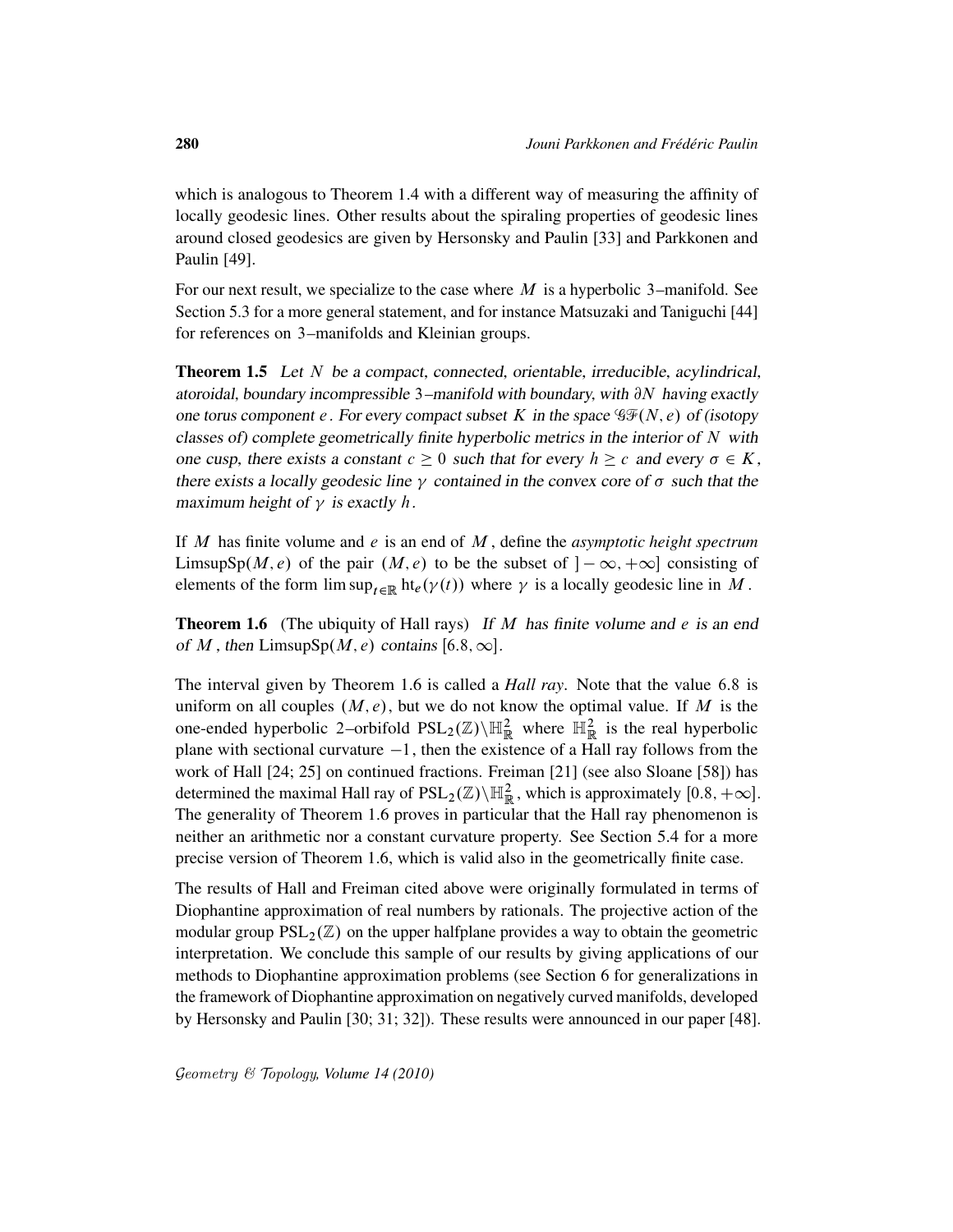which is analogous to Theorem 1.4 with a different way of measuring the affinity of locally geodesic lines. Other results about the spiraling properties of geodesic lines around closed geodesics are given by Hersonsky and Paulin [33] and Parkkonen and Paulin [49].

For our next result, we specialize to the case where $M$ is a hyperbolic 3–manifold. See Section 5.3 for a more general statement, and for instance Matsuzaki and Taniguchi [44] for references on 3–manifolds and Kleinian groups.

**Theorem 1.5** *Let $N$ be a compact, connected, orientable, irreducible, acylindrical, atoroidal, boundary incompressible 3–manifold with boundary, with $\partial N$ having exactly one torus component $e$. For every compact subset $K$ in the space $\mathcal{GF}(N, e)$ of (isotopy classes of) complete geometrically finite hyperbolic metrics in the interior of $N$ with one cusp, there exists a constant $c \geq 0$ such that for every $h \geq c$ and every $\sigma \in K$, there exists a locally geodesic line $\gamma$ contained in the convex core of $\sigma$ such that the maximum height of $\gamma$ is exactly $h$.*

If $M$ has finite volume and $e$ is an end of $M$, define the *asymptotic height spectrum* $\mathrm{LimsupSp}(M, e)$ of the pair $(M, e)$ to be the subset of $]-\infty, +\infty]$ consisting of elements of the form $\limsup_{t\in\mathbb{R}} \mathrm{ht}_e(\gamma(t))$ where $\gamma$ is a locally geodesic line in $M$.

**Theorem 1.6** (The ubiquity of Hall rays) *If $M$ has finite volume and $e$ is an end of $M$, then $\mathrm{LimsupSp}(M, e)$ contains $[6.8, \infty]$.*

The interval given by Theorem 1.6 is called a *Hall ray*. Note that the value 6.8 is uniform on all couples $(M, e)$, but we do not know the optimal value. If $M$ is the one-ended hyperbolic 2–orbifold $\mathrm{PSL}_2(\mathbb{Z})\backslash\mathbb{H}^2_{\mathbb{R}}$ where $\mathbb{H}^2_{\mathbb{R}}$ is the real hyperbolic plane with sectional curvature $-1$, then the existence of a Hall ray follows from the work of Hall [24; 25] on continued fractions. Freiman [21] (see also Sloane [58]) has determined the maximal Hall ray of $\mathrm{PSL}_2(\mathbb{Z})\backslash\mathbb{H}^2_{\mathbb{R}}$, which is approximately $[0.8, +\infty]$. The generality of Theorem 1.6 proves in particular that the Hall ray phenomenon is neither an arithmetic nor a constant curvature property. See Section 5.4 for a more precise version of Theorem 1.6, which is valid also in the geometrically finite case.

The results of Hall and Freiman cited above were originally formulated in terms of Diophantine approximation of real numbers by rationals. The projective action of the modular group $\mathrm{PSL}_2(\mathbb{Z})$ on the upper halfplane provides a way to obtain the geometric interpretation. We conclude this sample of our results by giving applications of our methods to Diophantine approximation problems (see Section 6 for generalizations in the framework of Diophantine approximation on negatively curved manifolds, developed by Hersonsky and Paulin [30; 31; 32]). These results were announced in our paper [48].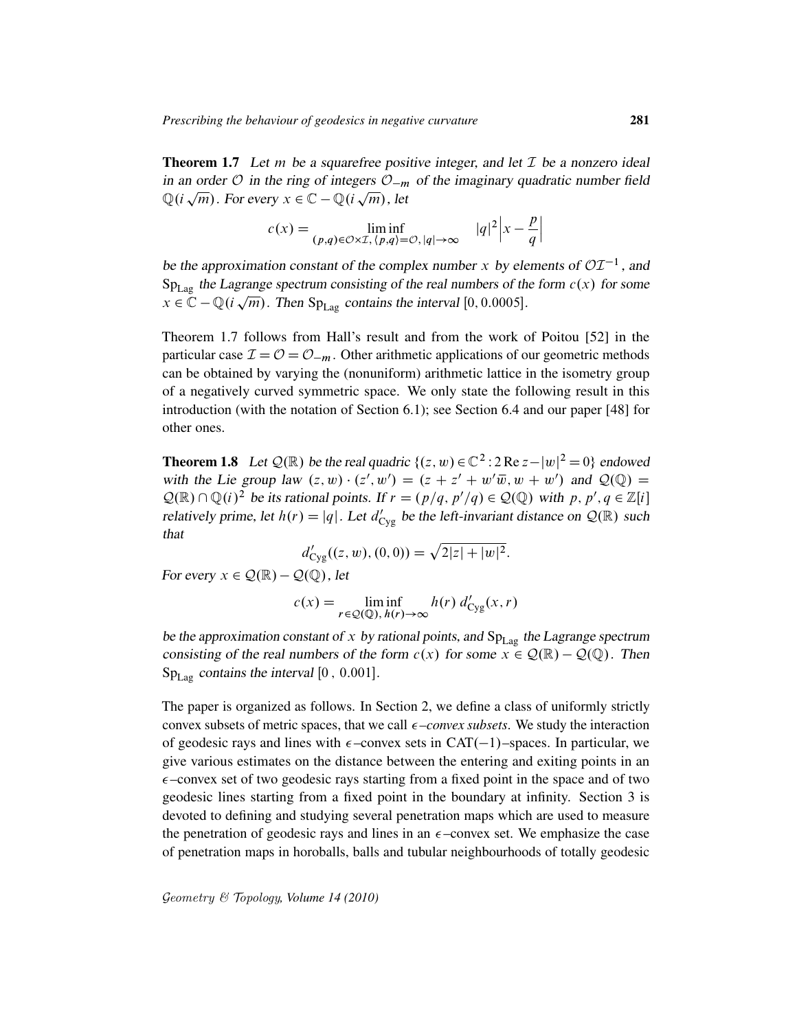**Theorem 1.7** *Let $m$ be a squarefree positive integer, and let $\mathcal{I}$ be a nonzero ideal in an order $\mathcal{O}$ in the ring of integers $\mathcal{O}_{-m}$ of the imaginary quadratic number field $\mathbb{Q}(i\sqrt{m})$. For every $x \in \mathbb{C} - \mathbb{Q}(i\sqrt{m})$, let*

$$c(x) = \liminf_{(p,q)\in\mathcal{O}\times\mathcal{I},\,\langle p,q\rangle=\mathcal{O},\,|q|\to\infty} \quad |q|^2\Big|x - \frac{p}{q}\Big|$$

*be the approximation constant of the complex number $x$ by elements of $\mathcal{O}\mathcal{I}^{-1}$, and $\mathrm{Sp}_{\mathrm{Lag}}$ the Lagrange spectrum consisting of the real numbers of the form $c(x)$ for some $x \in \mathbb{C} - \mathbb{Q}(i\sqrt{m})$. Then $\mathrm{Sp}_{\mathrm{Lag}}$ contains the interval $[0, 0.0005]$.*

Theorem 1.7 follows from Hall's result and from the work of Poitou [52] in the particular case $\mathcal{I} = \mathcal{O} = \mathcal{O}_{-m}$. Other arithmetic applications of our geometric methods can be obtained by varying the (nonuniform) arithmetic lattice in the isometry group of a negatively curved symmetric space. We only state the following result in this introduction (with the notation of Section 6.1); see Section 6.4 and our paper [48] for other ones.

**Theorem 1.8** *Let $\mathcal{Q}(\mathbb{R})$ be the real quadric $\{(z,w)\in\mathbb{C}^2 : 2\,\mathrm{Re}\,z - |w|^2 = 0\}$ endowed with the Lie group law $(z,w)\cdot(z',w') = (z + z' + w'\overline{w}, w + w')$ and $\mathcal{Q}(\mathbb{Q}) = \mathcal{Q}(\mathbb{R}) \cap \mathbb{Q}(i)^2$ be its rational points. If $r = (p/q, p'/q) \in \mathcal{Q}(\mathbb{Q})$ with $p, p', q \in \mathbb{Z}[i]$ relatively prime, let $h(r) = |q|$. Let $d'_{\mathrm{Cyg}}$ be the left-invariant distance on $\mathcal{Q}(\mathbb{R})$ such that*

$$d'_{\mathrm{Cyg}}((z,w),(0,0)) = \sqrt{2|z| + |w|^2}.$$

*For every $x \in \mathcal{Q}(\mathbb{R}) - \mathcal{Q}(\mathbb{Q})$, let*

$$c(x) = \liminf_{r\in\mathcal{Q}(\mathbb{Q}),\, h(r)\to\infty} h(r)\, d'_{\mathrm{Cyg}}(x, r)$$

*be the approximation constant of $x$ by rational points, and $\mathrm{Sp}_{\mathrm{Lag}}$ the Lagrange spectrum consisting of the real numbers of the form $c(x)$ for some $x \in \mathcal{Q}(\mathbb{R}) - \mathcal{Q}(\mathbb{Q})$. Then $\mathrm{Sp}_{\mathrm{Lag}}$ contains the interval $[0\,,\,0.001]$.*

The paper is organized as follows. In Section 2, we define a class of uniformly strictly convex subsets of metric spaces, that we call *$\epsilon$–convex subsets*. We study the interaction of geodesic rays and lines with $\epsilon$–convex sets in CAT($-1$)–spaces. In particular, we give various estimates on the distance between the entering and exiting points in an $\epsilon$–convex set of two geodesic rays starting from a fixed point in the space and of two geodesic lines starting from a fixed point in the boundary at infinity. Section 3 is devoted to defining and studying several penetration maps which are used to measure the penetration of geodesic rays and lines in an $\epsilon$–convex set. We emphasize the case of penetration maps in horoballs, balls and tubular neighbourhoods of totally geodesic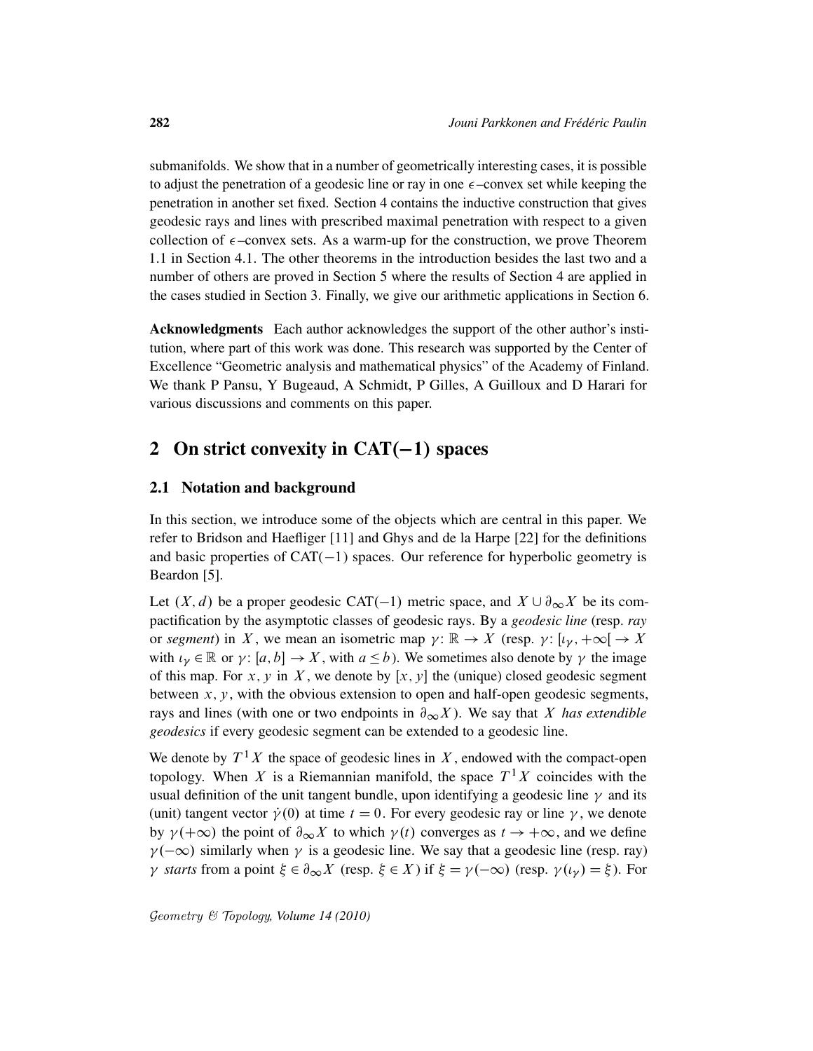submanifolds. We show that in a number of geometrically interesting cases, it is possible to adjust the penetration of a geodesic line or ray in one $\epsilon$–convex set while keeping the penetration in another set fixed. Section 4 contains the inductive construction that gives geodesic rays and lines with prescribed maximal penetration with respect to a given collection of $\epsilon$–convex sets. As a warm-up for the construction, we prove Theorem 1.1 in Section 4.1. The other theorems in the introduction besides the last two and a number of others are proved in Section 5 where the results of Section 4 are applied in the cases studied in Section 3. Finally, we give our arithmetic applications in Section 6.

**Acknowledgments** Each author acknowledges the support of the other author's institution, where part of this work was done. This research was supported by the Center of Excellence "Geometric analysis and mathematical physics" of the Academy of Finland. We thank P Pansu, Y Bugeaud, A Schmidt, P Gilles, A Guilloux and D Harari for various discussions and comments on this paper.

## 2 On strict convexity in CAT($-1$) spaces

### 2.1 Notation and background

In this section, we introduce some of the objects which are central in this paper. We refer to Bridson and Haefliger [11] and Ghys and de la Harpe [22] for the definitions and basic properties of CAT($-1$) spaces. Our reference for hyperbolic geometry is Beardon [5].

Let $(X, d)$ be a proper geodesic CAT($-1$) metric space, and $X \cup \partial_\infty X$ be its compactification by the asymptotic classes of geodesic rays. By a *geodesic line* (resp. *ray* or *segment*) in $X$, we mean an isometric map $\gamma\colon \mathbb{R} \to X$ (resp. $\gamma\colon [\iota_\gamma, +\infty[ \to X$ with $\iota_\gamma \in \mathbb{R}$ or $\gamma\colon [a, b] \to X$, with $a \le b$). We sometimes also denote by $\gamma$ the image of this map. For $x, y$ in $X$, we denote by $[x, y]$ the (unique) closed geodesic segment between $x, y$, with the obvious extension to open and half-open geodesic segments, rays and lines (with one or two endpoints in $\partial_\infty X$). We say that $X$ *has extendible geodesics* if every geodesic segment can be extended to a geodesic line.

We denote by $T^1 X$ the space of geodesic lines in $X$, endowed with the compact-open topology. When $X$ is a Riemannian manifold, the space $T^1 X$ coincides with the usual definition of the unit tangent bundle, upon identifying a geodesic line $\gamma$ and its (unit) tangent vector $\dot\gamma(0)$ at time $t = 0$. For every geodesic ray or line $\gamma$, we denote by $\gamma(+\infty)$ the point of $\partial_\infty X$ to which $\gamma(t)$ converges as $t \to +\infty$, and we define $\gamma(-\infty)$ similarly when $\gamma$ is a geodesic line. We say that a geodesic line (resp. ray) $\gamma$ *starts* from a point $\xi \in \partial_\infty X$ (resp. $\xi \in X$) if $\xi = \gamma(-\infty)$ (resp. $\gamma(\iota_\gamma) = \xi$). For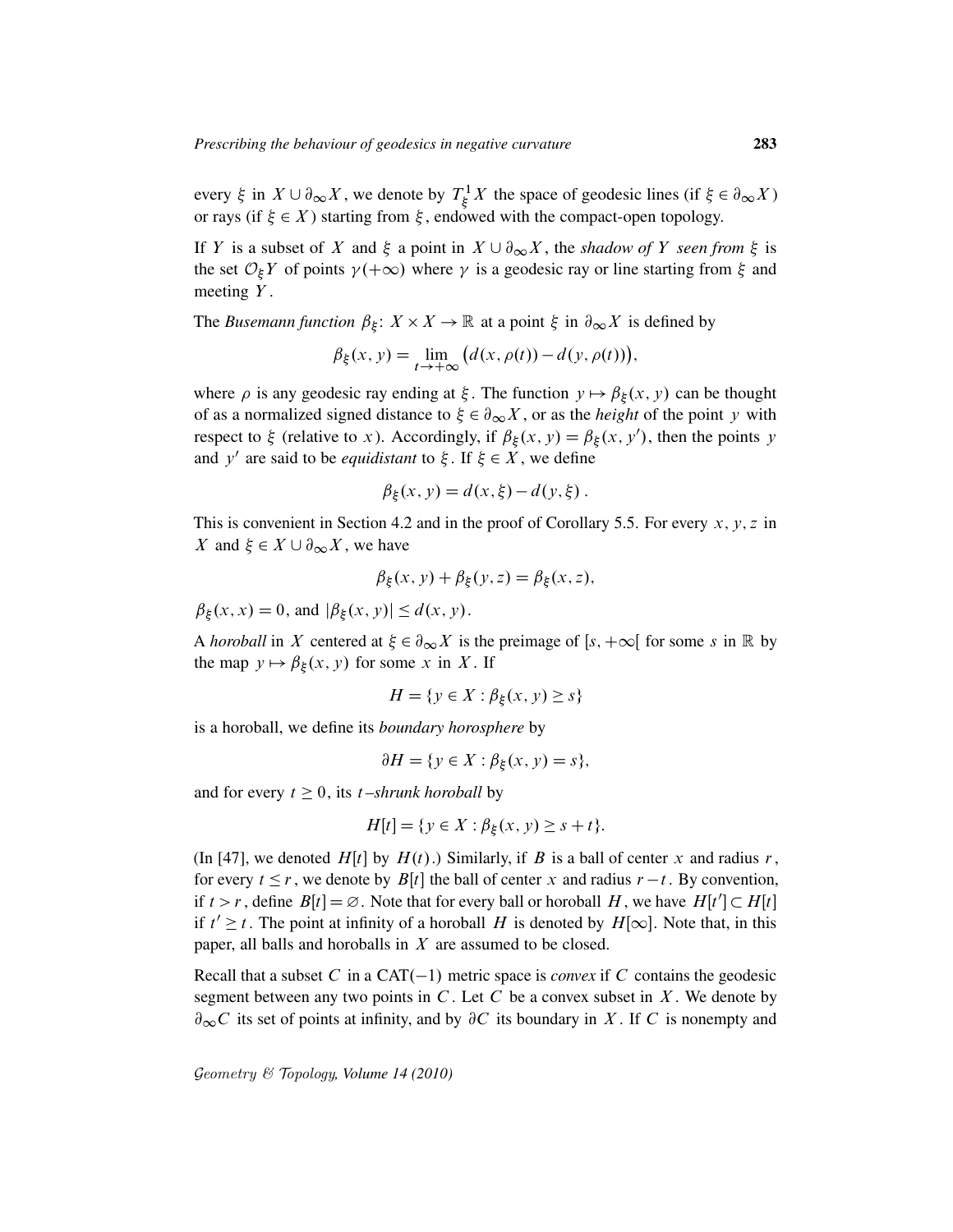every $\xi$ in $X \cup \partial_\infty X$, we denote by $T^1_\xi X$ the space of geodesic lines (if $\xi \in \partial_\infty X$) or rays (if $\xi \in X$) starting from $\xi$, endowed with the compact-open topology.

If $Y$ is a subset of $X$ and $\xi$ a point in $X \cup \partial_\infty X$, the *shadow of $Y$ seen from $\xi$* is the set $\mathcal{O}_\xi Y$ of points $\gamma(+\infty)$ where $\gamma$ is a geodesic ray or line starting from $\xi$ and meeting $Y$.

The *Busemann function* $\beta_\xi \colon X \times X \to \mathbb{R}$ at a point $\xi$ in $\partial_\infty X$ is defined by

$$\beta_\xi(x, y) = \lim_{t \to +\infty} \big( d(x, \rho(t)) - d(y, \rho(t)) \big),$$

where $\rho$ is any geodesic ray ending at $\xi$. The function $y \mapsto \beta_\xi(x, y)$ can be thought of as a normalized signed distance to $\xi \in \partial_\infty X$, or as the *height* of the point $y$ with respect to $\xi$ (relative to $x$). Accordingly, if $\beta_\xi(x, y) = \beta_\xi(x, y')$, then the points $y$ and $y'$ are said to be *equidistant* to $\xi$. If $\xi \in X$, we define

$$\beta_\xi(x, y) = d(x, \xi) - d(y, \xi) .$$

This is convenient in Section 4.2 and in the proof of Corollary 5.5. For every $x, y, z$ in $X$ and $\xi \in X \cup \partial_\infty X$, we have

$$\beta_\xi(x, y) + \beta_\xi(y, z) = \beta_\xi(x, z),$$

$\beta_\xi(x, x) = 0$, and $|\beta_\xi(x, y)| \leq d(x, y)$.

A *horoball* in $X$ centered at $\xi \in \partial_\infty X$ is the preimage of $[s, +\infty[$ for some $s$ in $\mathbb{R}$ by the map $y \mapsto \beta_\xi(x, y)$ for some $x$ in $X$. If

$$H = \{y \in X : \beta_\xi(x, y) \geq s\}$$

is a horoball, we define its *boundary horosphere* by

$$\partial H = \{y \in X : \beta_\xi(x, y) = s\},$$

and for every $t \geq 0$, its *$t$–shrunk horoball* by

$$H[t] = \{y \in X : \beta_\xi(x, y) \geq s + t\}.$$

(In [47], we denoted $H[t]$ by $H(t)$.) Similarly, if $B$ is a ball of center $x$ and radius $r$, for every $t \leq r$, we denote by $B[t]$ the ball of center $x$ and radius $r - t$. By convention, if $t > r$, define $B[t] = \varnothing$. Note that for every ball or horoball $H$, we have $H[t'] \subset H[t]$ if $t' \geq t$. The point at infinity of a horoball $H$ is denoted by $H[\infty]$. Note that, in this paper, all balls and horoballs in $X$ are assumed to be closed.

Recall that a subset $C$ in a CAT$(-1)$ metric space is *convex* if $C$ contains the geodesic segment between any two points in $C$. Let $C$ be a convex subset in $X$. We denote by $\partial_\infty C$ its set of points at infinity, and by $\partial C$ its boundary in $X$. If $C$ is nonempty and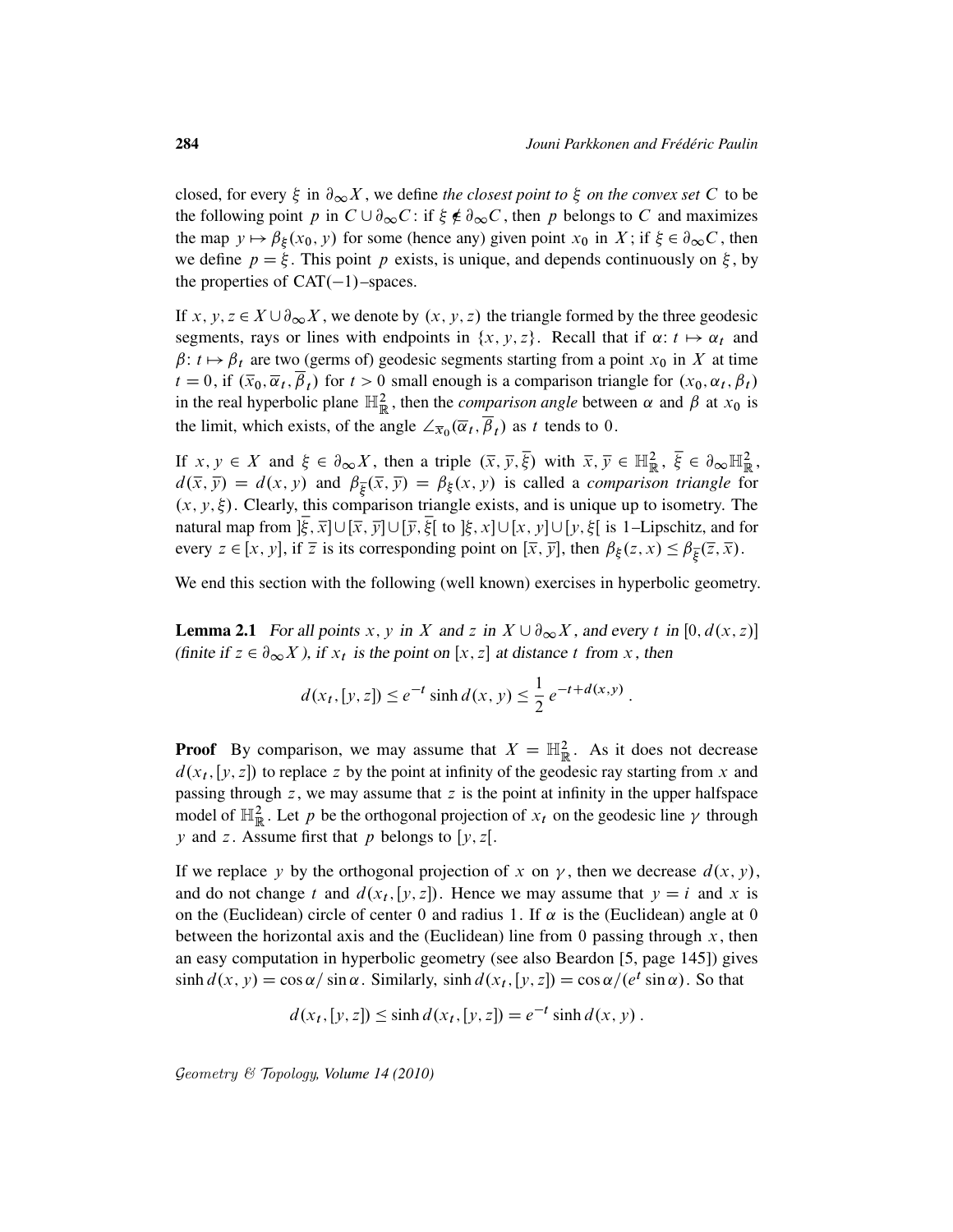closed, for every $\xi$ in $\partial_\infty X$, we define *the closest point to $\xi$ on the convex set $C$* to be the following point $p$ in $C \cup \partial_\infty C$: if $\xi \notin \partial_\infty C$, then $p$ belongs to $C$ and maximizes the map $y \mapsto \beta_\xi(x_0, y)$ for some (hence any) given point $x_0$ in $X$; if $\xi \in \partial_\infty C$, then we define $p = \xi$. This point $p$ exists, is unique, and depends continuously on $\xi$, by the properties of CAT$(-1)$–spaces.

If $x, y, z \in X \cup \partial_\infty X$, we denote by $(x, y, z)$ the triangle formed by the three geodesic segments, rays or lines with endpoints in $\{x, y, z\}$. Recall that if $\alpha\colon t \mapsto \alpha_t$ and $\beta\colon t \mapsto \beta_t$ are two (germs of) geodesic segments starting from a point $x_0$ in $X$ at time $t = 0$, if $(\overline{x}_0, \overline{\alpha}_t, \overline{\beta}_t)$ for $t > 0$ small enough is a comparison triangle for $(x_0, \alpha_t, \beta_t)$ in the real hyperbolic plane $\mathbb{H}^2_{\mathbb{R}}$, then the *comparison angle* between $\alpha$ and $\beta$ at $x_0$ is the limit, which exists, of the angle $\angle_{\overline{x}_0}(\overline{\alpha}_t, \overline{\beta}_t)$ as $t$ tends to $0$.

If $x, y \in X$ and $\xi \in \partial_\infty X$, then a triple $(\overline{x}, \overline{y}, \overline{\xi})$ with $\overline{x}, \overline{y} \in \mathbb{H}^2_{\mathbb{R}}$, $\overline{\xi} \in \partial_\infty \mathbb{H}^2_{\mathbb{R}}$, $d(\overline{x}, \overline{y}) = d(x, y)$ and $\beta_{\overline{\xi}}(\overline{x}, \overline{y}) = \beta_\xi(x, y)$ is called a *comparison triangle* for $(x, y, \xi)$. Clearly, this comparison triangle exists, and is unique up to isometry. The natural map from $]\overline{\xi}, \overline{x}] \cup [\overline{x}, \overline{y}] \cup [\overline{y}, \overline{\xi}[$ to $]\xi, x] \cup [x, y] \cup [y, \xi[$ is 1–Lipschitz, and for every $z \in [x, y]$, if $\overline{z}$ is its corresponding point on $[\overline{x}, \overline{y}]$, then $\beta_\xi(z, x) \le \beta_{\overline{\xi}}(\overline{z}, \overline{x})$.

We end this section with the following (well known) exercises in hyperbolic geometry.

**Lemma 2.1** *For all points $x, y$ in $X$ and $z$ in $X \cup \partial_\infty X$, and every $t$ in $[0, d(x, z)]$ (finite if $z \in \partial_\infty X$), if $x_t$ is the point on $[x, z]$ at distance $t$ from $x$, then*

$$d(x_t, [y, z]) \le e^{-t} \sinh d(x, y) \le \frac{1}{2}\, e^{-t + d(x,y)} .$$

**Proof** By comparison, we may assume that $X = \mathbb{H}^2_{\mathbb{R}}$. As it does not decrease $d(x_t, [y, z])$ to replace $z$ by the point at infinity of the geodesic ray starting from $x$ and passing through $z$, we may assume that $z$ is the point at infinity in the upper halfspace model of $\mathbb{H}^2_{\mathbb{R}}$. Let $p$ be the orthogonal projection of $x_t$ on the geodesic line $\gamma$ through $y$ and $z$. Assume first that $p$ belongs to $[y, z[$.

If we replace $y$ by the orthogonal projection of $x$ on $\gamma$, then we decrease $d(x, y)$, and do not change $t$ and $d(x_t, [y, z])$. Hence we may assume that $y = i$ and $x$ is on the (Euclidean) circle of center $0$ and radius $1$. If $\alpha$ is the (Euclidean) angle at $0$ between the horizontal axis and the (Euclidean) line from $0$ passing through $x$, then an easy computation in hyperbolic geometry (see also Beardon [5, page 145]) gives $\sinh d(x, y) = \cos\alpha / \sin\alpha$. Similarly, $\sinh d(x_t, [y, z]) = \cos\alpha / (e^t \sin\alpha)$. So that

$$d(x_t, [y, z]) \le \sinh d(x_t, [y, z]) = e^{-t} \sinh d(x, y) .$$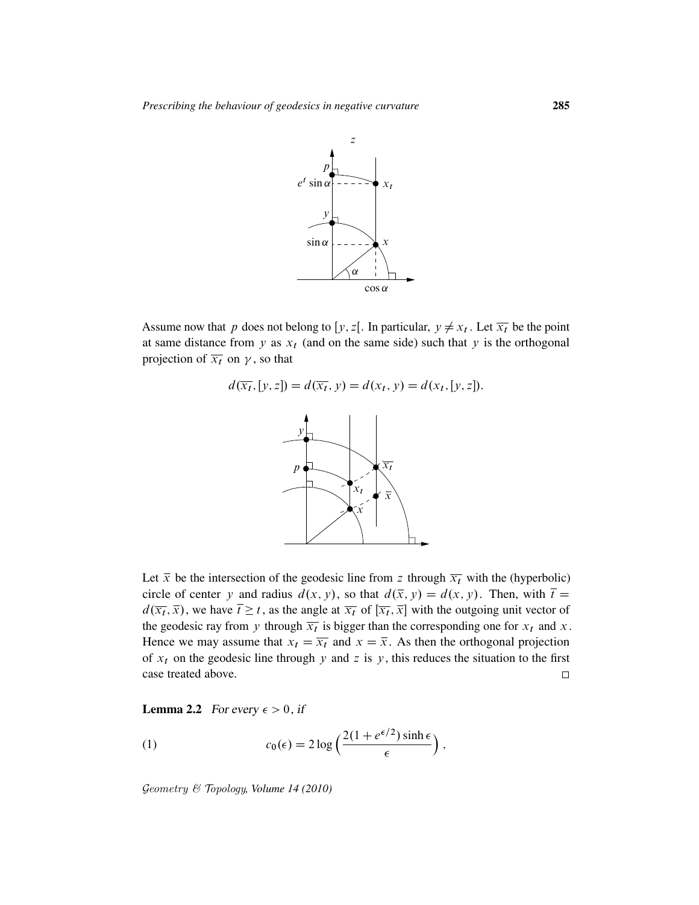Assume now that $p$ does not belong to $[y, z[$. In particular, $y \neq x_t$. Let $\overline{x_t}$ be the point at same distance from $y$ as $x_t$ (and on the same side) such that $y$ is the orthogonal projection of $\overline{x_t}$ on $\gamma$, so that

$$d(\overline{x_t}, [y, z]) = d(\overline{x_t}, y) = d(x_t, y) = d(x_t, [y, z]).$$

Let $\overline{x}$ be the intersection of the geodesic line from $z$ through $\overline{x_t}$ with the (hyperbolic) circle of center $y$ and radius $d(x, y)$, so that $d(\overline{x}, y) = d(x, y)$. Then, with $\overline{t} = d(\overline{x_t}, \overline{x})$, we have $\overline{t} \geq t$, as the angle at $\overline{x_t}$ of $[\overline{x_t}, \overline{x}]$ with the outgoing unit vector of the geodesic ray from $y$ through $\overline{x_t}$ is bigger than the corresponding one for $x_t$ and $x$. Hence we may assume that $x_t = \overline{x_t}$ and $x = \overline{x}$. As then the orthogonal projection of $x_t$ on the geodesic line through $y$ and $z$ is $y$, this reduces the situation to the first case treated above. □

**Lemma 2.2** *For every $\epsilon > 0$, if*

$$c_0(\epsilon) = 2 \log\Big(\frac{2(1 + e^{\epsilon/2}) \sinh \epsilon}{\epsilon}\Big), \tag{1}$$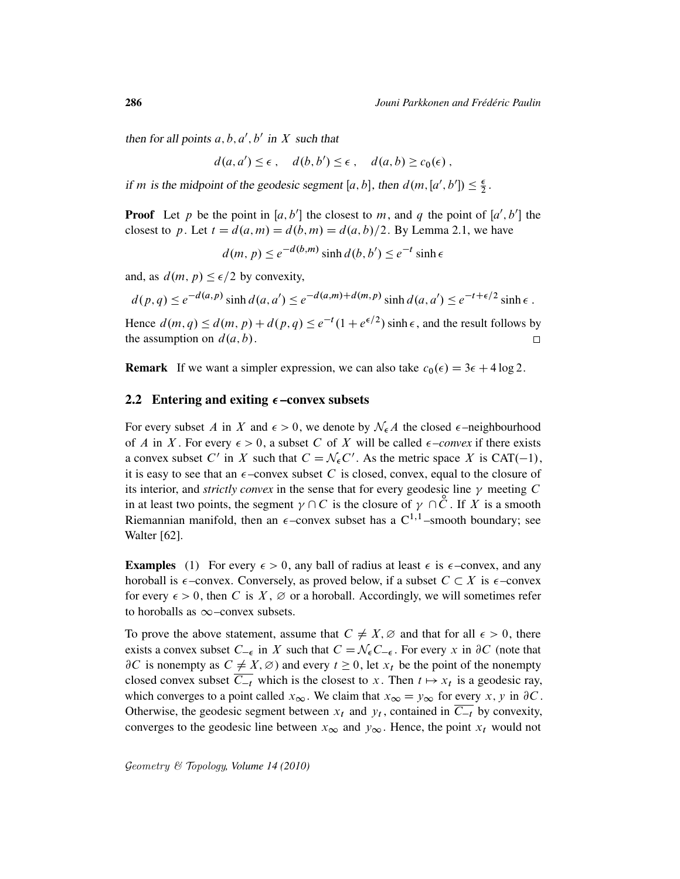*then for all points $a, b, a', b'$ in $X$ such that*

$$d(a, a') \leq \epsilon\ , \quad d(b, b') \leq \epsilon\ , \quad d(a, b) \geq c_0(\epsilon)\ ,$$

*if $m$ is the midpoint of the geodesic segment $[a, b]$, then $d(m, [a', b']) \leq \frac{\epsilon}{2}$.*

**Proof** Let $p$ be the point in $[a, b']$ the closest to $m$, and $q$ the point of $[a', b']$ the closest to $p$. Let $t = d(a, m) = d(b, m) = d(a, b)/2$. By Lemma 2.1, we have

$$d(m, p) \leq e^{-d(b,m)} \sinh d(b, b') \leq e^{-t} \sinh \epsilon$$

and, as $d(m, p) \leq \epsilon/2$ by convexity,

$$d(p, q) \leq e^{-d(a,p)} \sinh d(a, a') \leq e^{-d(a,m)+d(m,p)} \sinh d(a, a') \leq e^{-t+\epsilon/2} \sinh \epsilon\ .$$

Hence $d(m, q) \leq d(m, p) + d(p, q) \leq e^{-t}(1 + e^{\epsilon/2}) \sinh \epsilon$, and the result follows by the assumption on $d(a, b)$. □

**Remark** If we want a simpler expression, we can also take $c_0(\epsilon) = 3\epsilon + 4 \log 2$.

## 2.2 Entering and exiting $\epsilon$–convex subsets

For every subset $A$ in $X$ and $\epsilon > 0$, we denote by $\mathcal{N}_\epsilon A$ the closed $\epsilon$–neighbourhood of $A$ in $X$. For every $\epsilon > 0$, a subset $C$ of $X$ will be called *$\epsilon$–convex* if there exists a convex subset $C'$ in $X$ such that $C = \mathcal{N}_\epsilon C'$. As the metric space $X$ is CAT$(-1)$, it is easy to see that an $\epsilon$–convex subset $C$ is closed, convex, equal to the closure of its interior, and *strictly convex* in the sense that for every geodesic line $\gamma$ meeting $C$ in at least two points, the segment $\gamma \cap C$ is the closure of $\gamma \cap \overset{\circ}{C}$. If $X$ is a smooth Riemannian manifold, then an $\epsilon$–convex subset has a $\mathrm{C}^{1,1}$–smooth boundary; see Walter [62].

**Examples** (1) For every $\epsilon > 0$, any ball of radius at least $\epsilon$ is $\epsilon$–convex, and any horoball is $\epsilon$–convex. Conversely, as proved below, if a subset $C \subset X$ is $\epsilon$–convex for every $\epsilon > 0$, then $C$ is $X$, $\varnothing$ or a horoball. Accordingly, we will sometimes refer to horoballs as $\infty$–convex subsets.

To prove the above statement, assume that $C \neq X, \varnothing$ and that for all $\epsilon > 0$, there exists a convex subset $C_{-\epsilon}$ in $X$ such that $C = \mathcal{N}_\epsilon C_{-\epsilon}$. For every $x$ in $\partial C$ (note that $\partial C$ is nonempty as $C \neq X, \varnothing$) and every $t \geq 0$, let $x_t$ be the point of the nonempty closed convex subset $\overline{C_{-t}}$ which is the closest to $x$. Then $t \mapsto x_t$ is a geodesic ray, which converges to a point called $x_\infty$. We claim that $x_\infty = y_\infty$ for every $x, y$ in $\partial C$. Otherwise, the geodesic segment between $x_t$ and $y_t$, contained in $\overline{C_{-t}}$ by convexity, converges to the geodesic line between $x_\infty$ and $y_\infty$. Hence, the point $x_t$ would not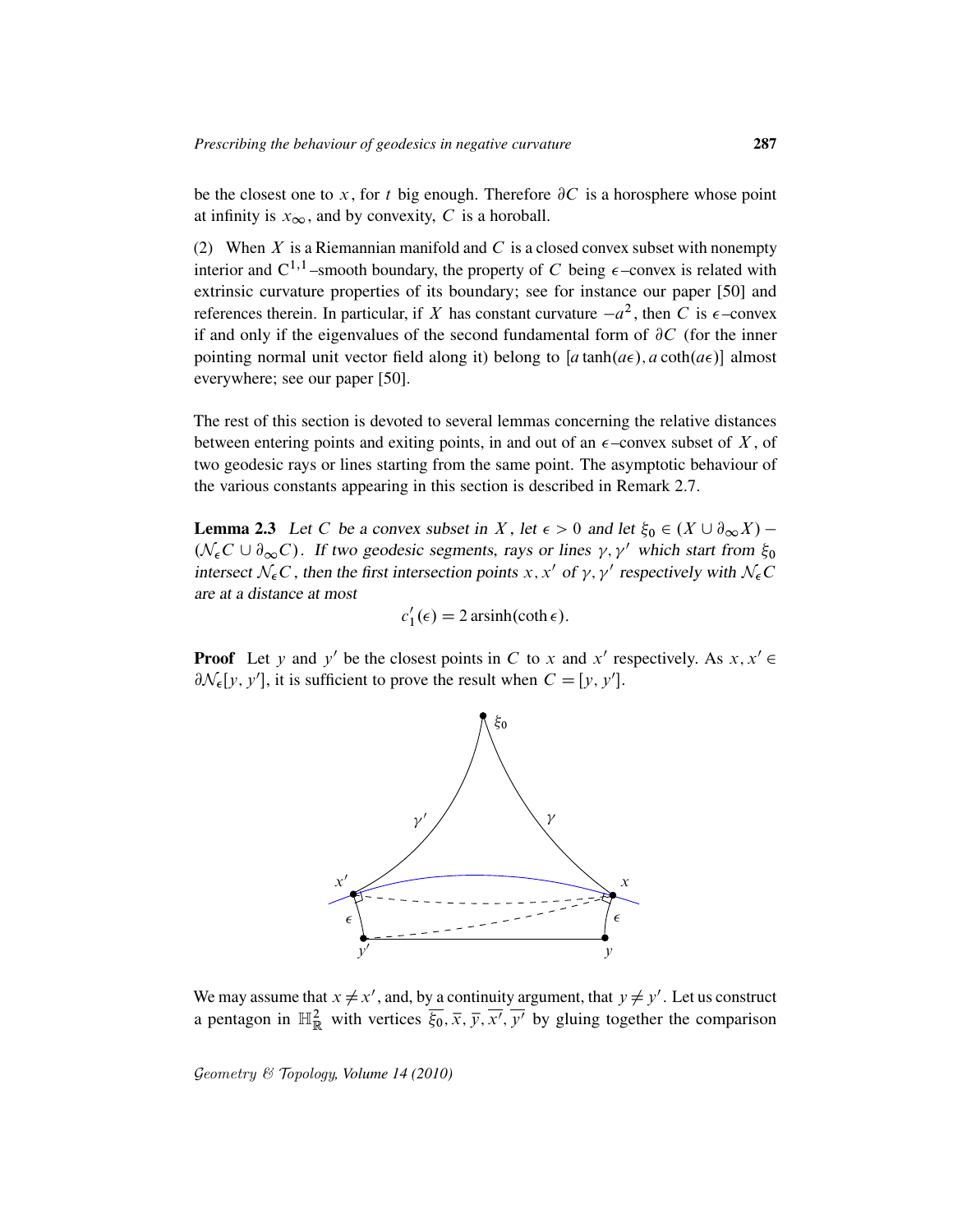be the closest one to $x$, for $t$ big enough. Therefore $\partial C$ is a horosphere whose point at infinity is $x_\infty$, and by convexity, $C$ is a horoball.

(2) When $X$ is a Riemannian manifold and $C$ is a closed convex subset with nonempty interior and $C^{1,1}$–smooth boundary, the property of $C$ being $\epsilon$–convex is related with extrinsic curvature properties of its boundary; see for instance our paper [50] and references therein. In particular, if $X$ has constant curvature $-a^2$, then $C$ is $\epsilon$–convex if and only if the eigenvalues of the second fundamental form of $\partial C$ (for the inner pointing normal unit vector field along it) belong to $[a\tanh(a\epsilon), a\coth(a\epsilon)]$ almost everywhere; see our paper [50].

The rest of this section is devoted to several lemmas concerning the relative distances between entering points and exiting points, in and out of an $\epsilon$–convex subset of $X$, of two geodesic rays or lines starting from the same point. The asymptotic behaviour of the various constants appearing in this section is described in Remark 2.7.

**Lemma 2.3** *Let $C$ be a convex subset in $X$, let $\epsilon > 0$ and let $\xi_0 \in (X \cup \partial_\infty X) - (\mathcal{N}_\epsilon C \cup \partial_\infty C)$. If two geodesic segments, rays or lines $\gamma, \gamma'$ which start from $\xi_0$ intersect $\mathcal{N}_\epsilon C$, then the first intersection points $x, x'$ of $\gamma, \gamma'$ respectively with $\mathcal{N}_\epsilon C$ are at a distance at most*

$$c_1'(\epsilon) = 2\,\mathrm{arsinh}(\coth \epsilon).$$

**Proof** Let $y$ and $y'$ be the closest points in $C$ to $x$ and $x'$ respectively. As $x, x' \in \partial \mathcal{N}_\epsilon [y, y']$, it is sufficient to prove the result when $C = [y, y']$.

We may assume that $x \neq x'$, and, by a continuity argument, that $y \neq y'$. Let us construct a pentagon in $\mathbb{H}^2_{\mathbb{R}}$ with vertices $\overline{\xi_0}, \overline{x}, \overline{y}, \overline{x'}, \overline{y'}$ by gluing together the comparison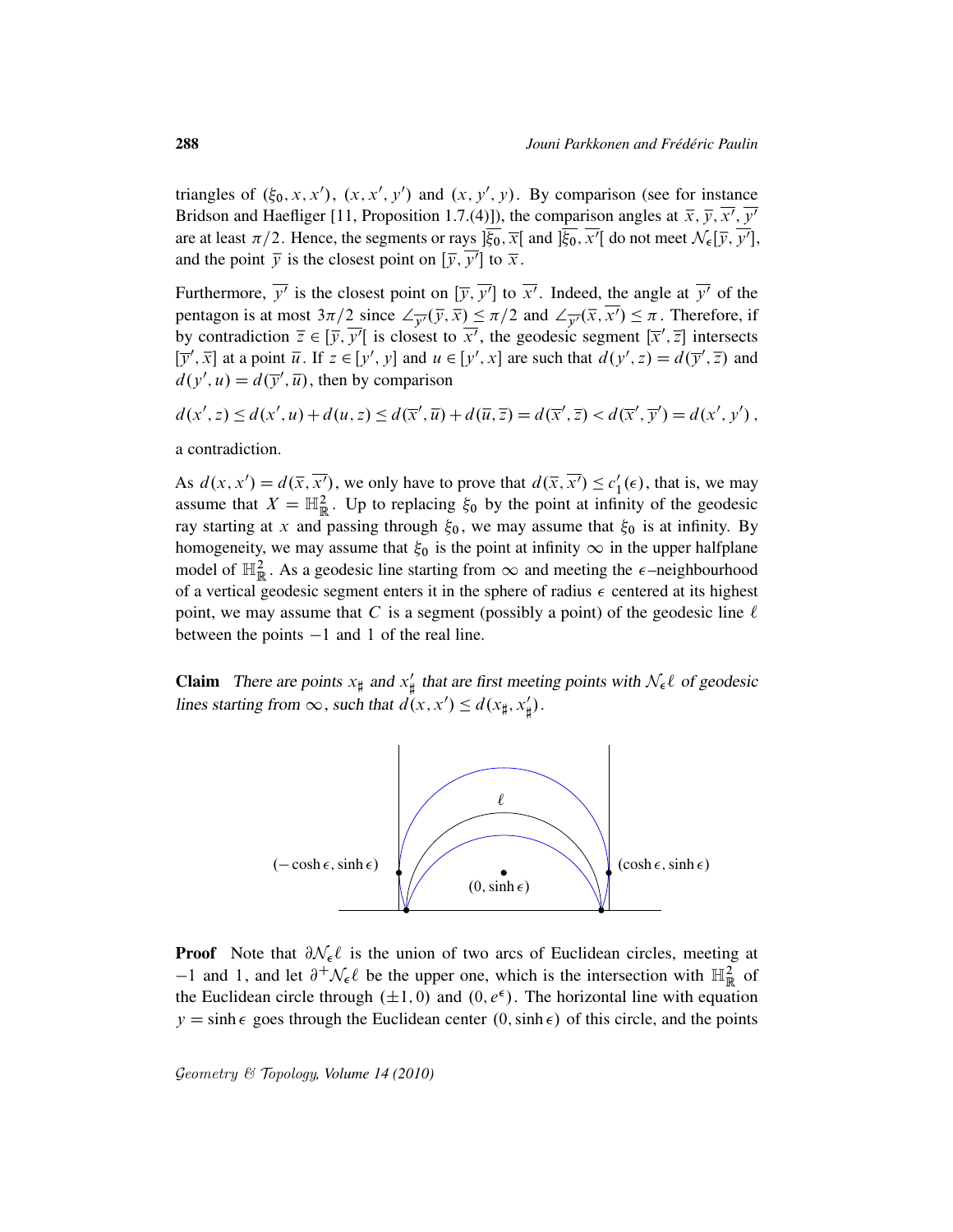triangles of $(\xi_0, x, x')$, $(x, x', y')$ and $(x, y', y)$. By comparison (see for instance Bridson and Haefliger [11, Proposition 1.7.(4)]), the comparison angles at $\overline{x}, \overline{y}, \overline{x'}, \overline{y'}$ are at least $\pi/2$. Hence, the segments or rays $]\overline{\xi_0}, \overline{x}[$ and $]\overline{\xi_0}, \overline{x'}[$ do not meet $\mathcal{N}_\epsilon[\overline{y}, \overline{y'}]$, and the point $\overline{y}$ is the closest point on $[\overline{y}, \overline{y'}]$ to $\overline{x}$.

Furthermore, $\overline{y'}$ is the closest point on $[\overline{y}, \overline{y'}]$ to $\overline{x'}$. Indeed, the angle at $\overline{y'}$ of the pentagon is at most $3\pi/2$ since $\angle_{\overline{y'}}(\overline{y}, \overline{x}) \leq \pi/2$ and $\angle_{\overline{y'}}(\overline{x}, \overline{x'}) \leq \pi$. Therefore, if by contradiction $\overline{z} \in [\overline{y}, \overline{y'}[$ is closest to $\overline{x'}$, the geodesic segment $[\overline{x'}, \overline{z}]$ intersects $[\overline{y}', \overline{x}]$ at a point $\overline{u}$. If $z \in [y', y]$ and $u \in [y', x]$ are such that $d(y', z) = d(\overline{y}', \overline{z})$ and $d(y', u) = d(\overline{y}', \overline{u})$, then by comparison

$$d(x', z) \leq d(x', u) + d(u, z) \leq d(\overline{x}', \overline{u}) + d(\overline{u}, \overline{z}) = d(\overline{x}', \overline{z}) < d(\overline{x}', \overline{y}') = d(x', y')\,,$$

a contradiction.

As $d(x, x') = d(\overline{x}, \overline{x'})$, we only have to prove that $d(\overline{x}, \overline{x'}) \leq c_1'(\epsilon)$, that is, we may assume that $X = \mathbb{H}^2_{\mathbb{R}}$. Up to replacing $\xi_0$ by the point at infinity of the geodesic ray starting at $x$ and passing through $\xi_0$, we may assume that $\xi_0$ is at infinity. By homogeneity, we may assume that $\xi_0$ is the point at infinity $\infty$ in the upper halfplane model of $\mathbb{H}^2_{\mathbb{R}}$. As a geodesic line starting from $\infty$ and meeting the $\epsilon$–neighbourhood of a vertical geodesic segment enters it in the sphere of radius $\epsilon$ centered at its highest point, we may assume that $C$ is a segment (possibly a point) of the geodesic line $\ell$ between the points $-1$ and $1$ of the real line.

**Claim** *There are points $x_\sharp$ and $x'_\sharp$ that are first meeting points with $\mathcal{N}_\epsilon \ell$ of geodesic lines starting from $\infty$, such that $d(x, x') \leq d(x_\sharp, x'_\sharp)$.*

$\ell$

$(-\cosh\epsilon, \sinh\epsilon)$ $\quad$ $(0, \sinh\epsilon)$ $\quad$ $(\cosh\epsilon, \sinh\epsilon)$

**Proof** Note that $\partial \mathcal{N}_\epsilon \ell$ is the union of two arcs of Euclidean circles, meeting at $-1$ and $1$, and let $\partial^+ \mathcal{N}_\epsilon \ell$ be the upper one, which is the intersection with $\mathbb{H}^2_{\mathbb{R}}$ of the Euclidean circle through $(\pm 1, 0)$ and $(0, e^\epsilon)$. The horizontal line with equation $y = \sinh\epsilon$ goes through the Euclidean center $(0, \sinh\epsilon)$ of this circle, and the points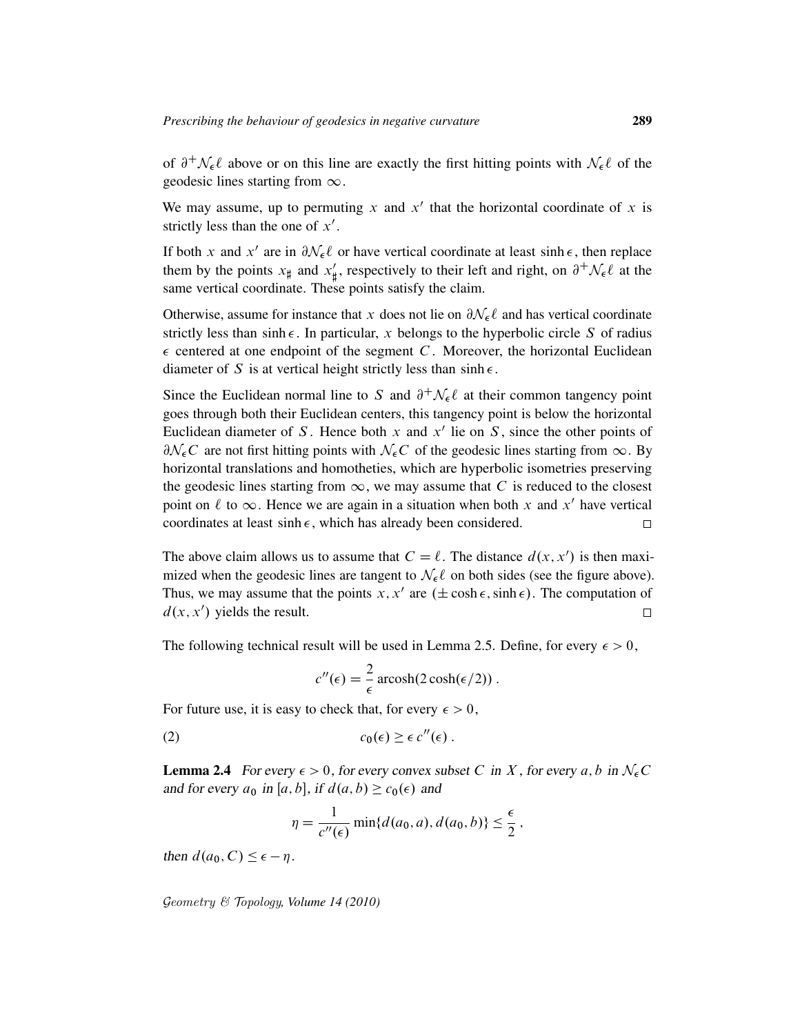of $\partial^+\mathcal{N}_\epsilon\ell$ above or on this line are exactly the first hitting points with $\mathcal{N}_\epsilon\ell$ of the geodesic lines starting from $\infty$.

We may assume, up to permuting $x$ and $x'$ that the horizontal coordinate of $x$ is strictly less than the one of $x'$.

If both $x$ and $x'$ are in $\partial\mathcal{N}_\epsilon\ell$ or have vertical coordinate at least $\sinh\epsilon$, then replace them by the points $x_\sharp$ and $x'_\sharp$, respectively to their left and right, on $\partial^+\mathcal{N}_\epsilon\ell$ at the same vertical coordinate. These points satisfy the claim.

Otherwise, assume for instance that $x$ does not lie on $\partial\mathcal{N}_\epsilon\ell$ and has vertical coordinate strictly less than $\sinh\epsilon$. In particular, $x$ belongs to the hyperbolic circle $S$ of radius $\epsilon$ centered at one endpoint of the segment $C$. Moreover, the horizontal Euclidean diameter of $S$ is at vertical height strictly less than $\sinh\epsilon$.

Since the Euclidean normal line to $S$ and $\partial^+\mathcal{N}_\epsilon\ell$ at their common tangency point goes through both their Euclidean centers, this tangency point is below the horizontal Euclidean diameter of $S$. Hence both $x$ and $x'$ lie on $S$, since the other points of $\partial\mathcal{N}_\epsilon C$ are not first hitting points with $\mathcal{N}_\epsilon C$ of the geodesic lines starting from $\infty$. By horizontal translations and homotheties, which are hyperbolic isometries preserving the geodesic lines starting from $\infty$, we may assume that $C$ is reduced to the closest point on $\ell$ to $\infty$. Hence we are again in a situation when both $x$ and $x'$ have vertical coordinates at least $\sinh\epsilon$, which has already been considered. $\square$

The above claim allows us to assume that $C=\ell$. The distance $d(x,x')$ is then maximized when the geodesic lines are tangent to $\mathcal{N}_\epsilon\ell$ on both sides (see the figure above). Thus, we may assume that the points $x,x'$ are $(\pm\cosh\epsilon,\sinh\epsilon)$. The computation of $d(x,x')$ yields the result. $\square$

The following technical result will be used in Lemma 2.5. Define, for every $\epsilon>0$,

$$c''(\epsilon)=\frac{2}{\epsilon}\operatorname{arcosh}(2\cosh(\epsilon/2))\ .$$

For future use, it is easy to check that, for every $\epsilon>0$,

$$c_0(\epsilon)\geq\epsilon\, c''(\epsilon)\ . \tag{2}$$

**Lemma 2.4** *For every $\epsilon>0$, for every convex subset $C$ in $X$, for every $a,b$ in $\mathcal{N}_\epsilon C$ and for every $a_0$ in $[a,b]$, if $d(a,b)\geq c_0(\epsilon)$ and*

$$\eta=\frac{1}{c''(\epsilon)}\min\{d(a_0,a),d(a_0,b)\}\leq\frac{\epsilon}{2}\ ,$$

*then $d(a_0,C)\leq\epsilon-\eta$.*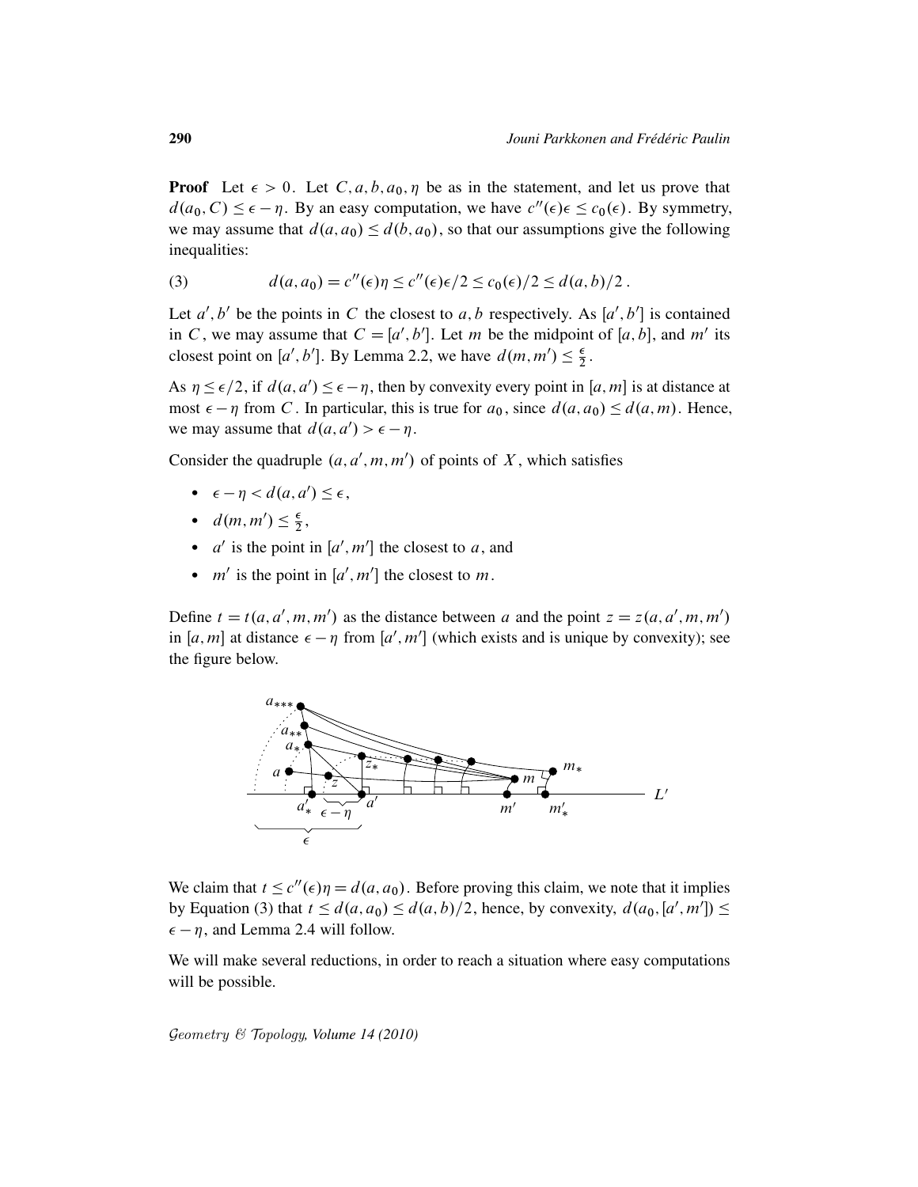**Proof** Let $\epsilon > 0$. Let $C, a, b, a_0, \eta$ be as in the statement, and let us prove that $d(a_0, C) \leq \epsilon - \eta$. By an easy computation, we have $c''(\epsilon)\epsilon \leq c_0(\epsilon)$. By symmetry, we may assume that $d(a, a_0) \leq d(b, a_0)$, so that our assumptions give the following inequalities:

$$d(a, a_0) = c''(\epsilon)\eta \leq c''(\epsilon)\epsilon/2 \leq c_0(\epsilon)/2 \leq d(a, b)/2 . \tag{3}$$

Let $a', b'$ be the points in $C$ the closest to $a, b$ respectively. As $[a', b']$ is contained in $C$, we may assume that $C = [a', b']$. Let $m$ be the midpoint of $[a, b]$, and $m'$ its closest point on $[a', b']$. By Lemma 2.2, we have $d(m, m') \leq \frac{\epsilon}{2}$.

As $\eta \leq \epsilon/2$, if $d(a, a') \leq \epsilon - \eta$, then by convexity every point in $[a, m]$ is at distance at most $\epsilon - \eta$ from $C$. In particular, this is true for $a_0$, since $d(a, a_0) \leq d(a, m)$. Hence, we may assume that $d(a, a') > \epsilon - \eta$.

Consider the quadruple $(a, a', m, m')$ of points of $X$, which satisfies

- $\epsilon - \eta < d(a, a') \leq \epsilon$,
- $d(m, m') \leq \frac{\epsilon}{2}$,
- $a'$ is the point in $[a', m']$ the closest to $a$, and
- $m'$ is the point in $[a', m']$ the closest to $m$.

Define $t = t(a, a', m, m')$ as the distance between $a$ and the point $z = z(a, a', m, m')$ in $[a, m]$ at distance $\epsilon - \eta$ from $[a', m']$ (which exists and is unique by convexity); see the figure below.

We claim that $t \leq c''(\epsilon)\eta = d(a, a_0)$. Before proving this claim, we note that it implies by Equation (3) that $t \leq d(a, a_0) \leq d(a, b)/2$, hence, by convexity, $d(a_0, [a', m']) \leq \epsilon - \eta$, and Lemma 2.4 will follow.

We will make several reductions, in order to reach a situation where easy computations will be possible.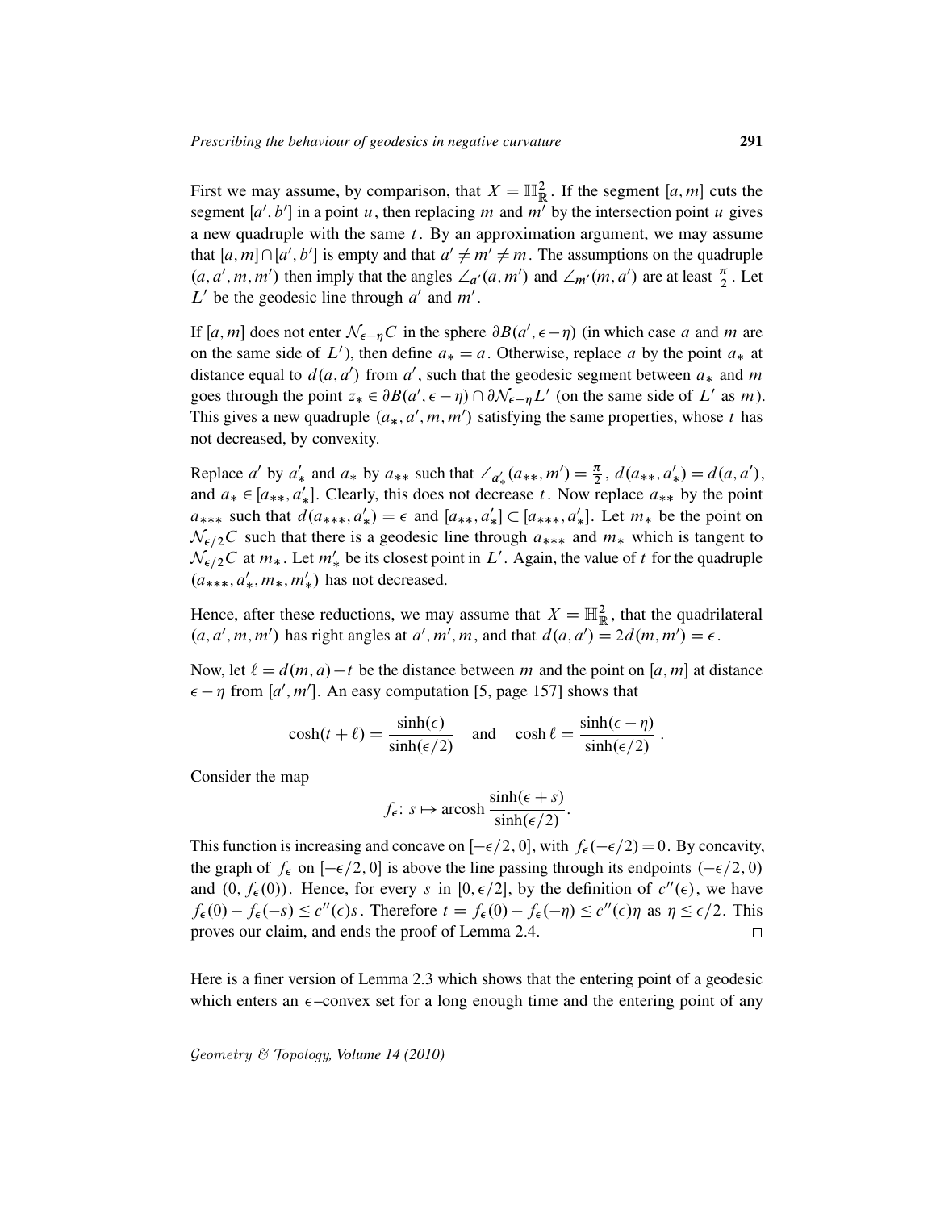First we may assume, by comparison, that $X = \mathbb{H}^2_{\mathbb{R}}$. If the segment $[a, m]$ cuts the segment $[a', b']$ in a point $u$, then replacing $m$ and $m'$ by the intersection point $u$ gives a new quadruple with the same $t$. By an approximation argument, we may assume that $[a, m] \cap [a', b']$ is empty and that $a' \neq m' \neq m$. The assumptions on the quadruple $(a, a', m, m')$ then imply that the angles $\angle_{a'}(a, m')$ and $\angle_{m'}(m, a')$ are at least $\frac{\pi}{2}$. Let $L'$ be the geodesic line through $a'$ and $m'$.

If $[a, m]$ does not enter $\mathcal{N}_{\epsilon-\eta}C$ in the sphere $\partial B(a', \epsilon - \eta)$ (in which case $a$ and $m$ are on the same side of $L'$), then define $a_* = a$. Otherwise, replace $a$ by the point $a_*$ at distance equal to $d(a, a')$ from $a'$, such that the geodesic segment between $a_*$ and $m$ goes through the point $z_* \in \partial B(a', \epsilon - \eta) \cap \partial \mathcal{N}_{\epsilon-\eta} L'$ (on the same side of $L'$ as $m$). This gives a new quadruple $(a_*, a', m, m')$ satisfying the same properties, whose $t$ has not decreased, by convexity.

Replace $a'$ by $a'_*$ and $a_*$ by $a_{**}$ such that $\angle_{a'_*}(a_{**}, m') = \frac{\pi}{2}$, $d(a_{**}, a'_*) = d(a, a')$, and $a_* \in [a_{**}, a'_*]$. Clearly, this does not decrease $t$. Now replace $a_{**}$ by the point $a_{***}$ such that $d(a_{***}, a'_*) = \epsilon$ and $[a_{**}, a'_*] \subset [a_{***}, a'_*]$. Let $m_*$ be the point on $\mathcal{N}_{\epsilon/2}C$ such that there is a geodesic line through $a_{***}$ and $m_*$ which is tangent to $\mathcal{N}_{\epsilon/2}C$ at $m_*$. Let $m'_*$ be its closest point in $L'$. Again, the value of $t$ for the quadruple $(a_{***}, a'_*, m_*, m'_*)$ has not decreased.

Hence, after these reductions, we may assume that $X = \mathbb{H}^2_{\mathbb{R}}$, that the quadrilateral $(a, a', m, m')$ has right angles at $a', m', m$, and that $d(a, a') = 2d(m, m') = \epsilon$.

Now, let $\ell = d(m, a) - t$ be the distance between $m$ and the point on $[a, m]$ at distance $\epsilon - \eta$ from $[a', m']$. An easy computation [5, page 157] shows that

$$\cosh(t + \ell) = \frac{\sinh(\epsilon)}{\sinh(\epsilon/2)} \quad \text{and} \quad \cosh \ell = \frac{\sinh(\epsilon - \eta)}{\sinh(\epsilon/2)} .$$

Consider the map

$$f_\epsilon \colon s \mapsto \operatorname{arcosh} \frac{\sinh(\epsilon + s)}{\sinh(\epsilon/2)}.$$

This function is increasing and concave on $[-\epsilon/2, 0]$, with $f_\epsilon(-\epsilon/2) = 0$. By concavity, the graph of $f_\epsilon$ on $[-\epsilon/2, 0]$ is above the line passing through its endpoints $(-\epsilon/2, 0)$ and $(0, f_\epsilon(0))$. Hence, for every $s$ in $[0, \epsilon/2]$, by the definition of $c''(\epsilon)$, we have $f_\epsilon(0) - f_\epsilon(-s) \leq c''(\epsilon)s$. Therefore $t = f_\epsilon(0) - f_\epsilon(-\eta) \leq c''(\epsilon)\eta$ as $\eta \leq \epsilon/2$. This proves our claim, and ends the proof of Lemma 2.4. □

Here is a finer version of Lemma 2.3 which shows that the entering point of a geodesic which enters an $\epsilon$–convex set for a long enough time and the entering point of any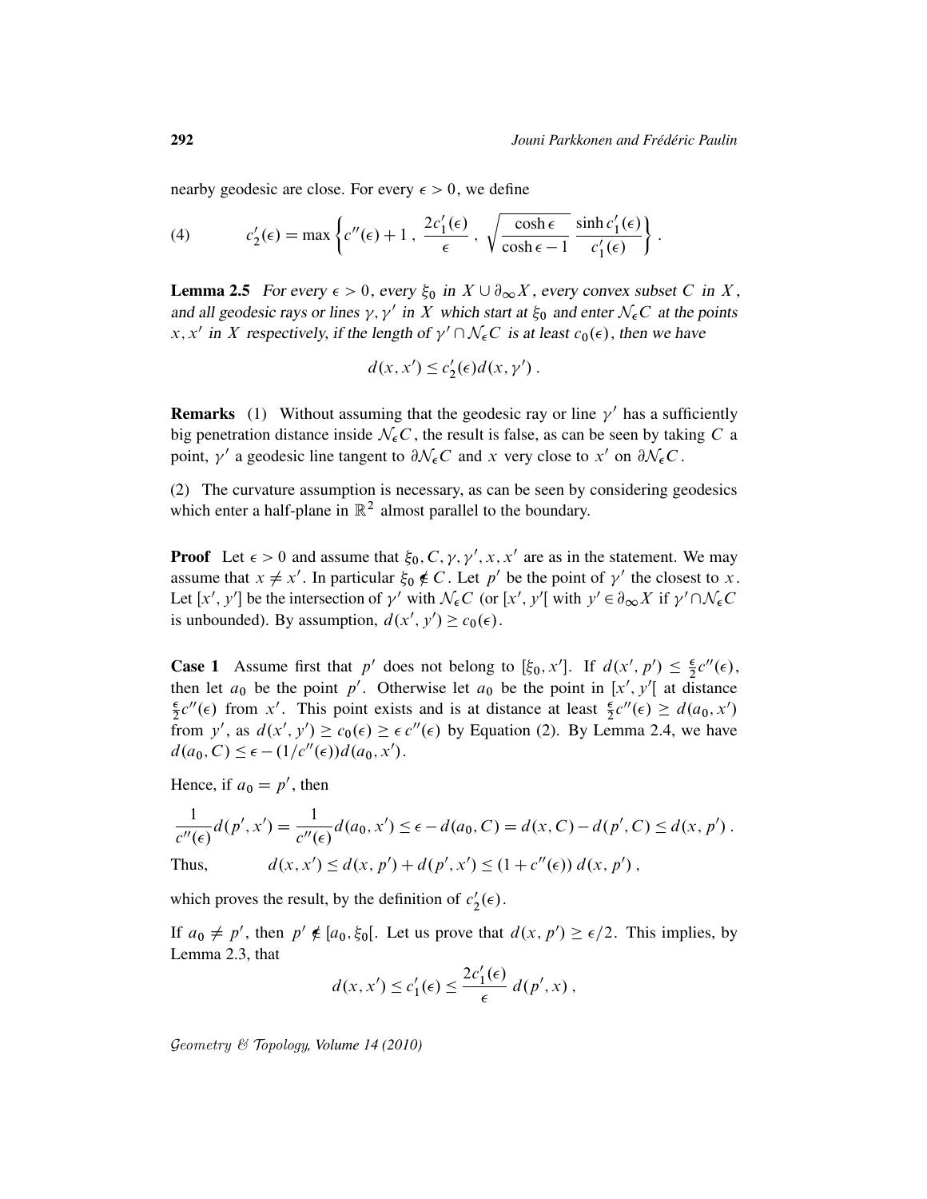nearby geodesic are close. For every $\epsilon > 0$, we define

$$c_2'(\epsilon) = \max\left\{ c''(\epsilon) + 1 \, , \, \frac{2c_1'(\epsilon)}{\epsilon} \, , \, \sqrt{\frac{\cosh\epsilon}{\cosh\epsilon - 1}} \, \frac{\sinh c_1'(\epsilon)}{c_1'(\epsilon)} \right\} . \tag{4}$$

**Lemma 2.5** *For every $\epsilon > 0$, every $\xi_0$ in $X \cup \partial_\infty X$, every convex subset $C$ in $X$, and all geodesic rays or lines $\gamma, \gamma'$ in $X$ which start at $\xi_0$ and enter $\mathcal{N}_\epsilon C$ at the points $x, x'$ in $X$ respectively, if the length of $\gamma' \cap \mathcal{N}_\epsilon C$ is at least $c_0(\epsilon)$, then we have*

$$d(x, x') \le c_2'(\epsilon) d(x, \gamma') \, .$$

**Remarks** (1) Without assuming that the geodesic ray or line $\gamma'$ has a sufficiently big penetration distance inside $\mathcal{N}_\epsilon C$, the result is false, as can be seen by taking $C$ a point, $\gamma'$ a geodesic line tangent to $\partial\mathcal{N}_\epsilon C$ and $x$ very close to $x'$ on $\partial\mathcal{N}_\epsilon C$.

(2) The curvature assumption is necessary, as can be seen by considering geodesics which enter a half-plane in $\mathbb{R}^2$ almost parallel to the boundary.

**Proof** Let $\epsilon > 0$ and assume that $\xi_0, C, \gamma, \gamma', x, x'$ are as in the statement. We may assume that $x \ne x'$. In particular $\xi_0 \notin C$. Let $p'$ be the point of $\gamma'$ the closest to $x$. Let $[x', y']$ be the intersection of $\gamma'$ with $\mathcal{N}_\epsilon C$ (or $[x', y'[$ with $y' \in \partial_\infty X$ if $\gamma' \cap \mathcal{N}_\epsilon C$ is unbounded). By assumption, $d(x', y') \ge c_0(\epsilon)$.

**Case 1** Assume first that $p'$ does not belong to $[\xi_0, x']$. If $d(x', p') \le \frac{\epsilon}{2} c''(\epsilon)$, then let $a_0$ be the point $p'$. Otherwise let $a_0$ be the point in $[x', y'[$ at distance $\frac{\epsilon}{2} c''(\epsilon)$ from $x'$. This point exists and is at distance at least $\frac{\epsilon}{2} c''(\epsilon) \ge d(a_0, x')$ from $y'$, as $d(x', y') \ge c_0(\epsilon) \ge \epsilon\, c''(\epsilon)$ by Equation (2). By Lemma 2.4, we have $d(a_0, C) \le \epsilon - (1/c''(\epsilon)) d(a_0, x')$.

Hence, if $a_0 = p'$, then

$$\frac{1}{c''(\epsilon)} d(p', x') = \frac{1}{c''(\epsilon)} d(a_0, x') \le \epsilon - d(a_0, C) = d(x, C) - d(p', C) \le d(x, p') \, .$$

Thus, $\qquad d(x, x') \le d(x, p') + d(p', x') \le (1 + c''(\epsilon))\, d(x, p') \, ,$

which proves the result, by the definition of $c_2'(\epsilon)$.

If $a_0 \ne p'$, then $p' \notin [a_0, \xi_0[$. Let us prove that $d(x, p') \ge \epsilon/2$. This implies, by Lemma 2.3, that

$$d(x, x') \le c_1'(\epsilon) \le \frac{2c_1'(\epsilon)}{\epsilon} \, d(p', x) \, ,$$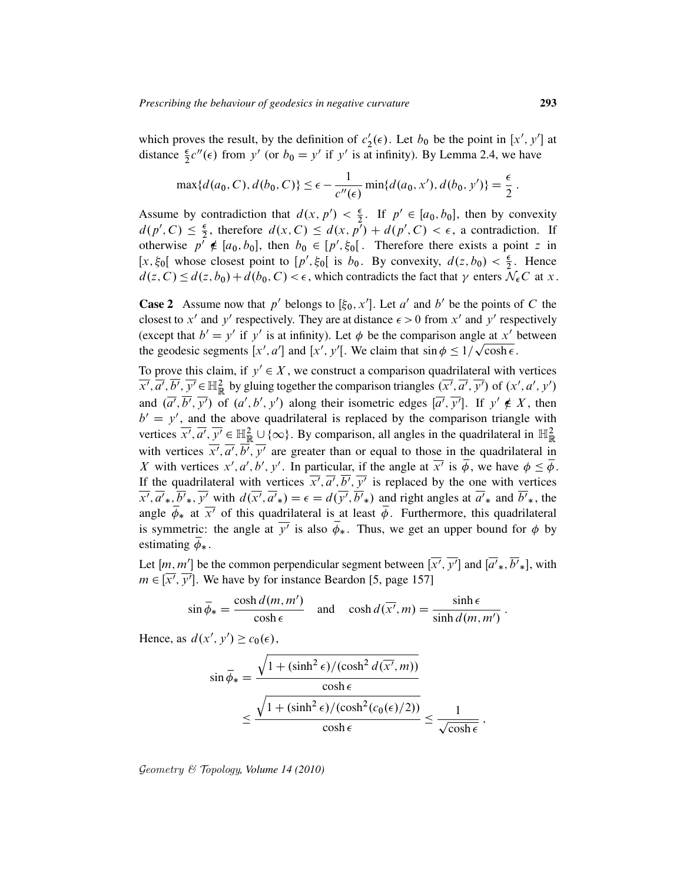which proves the result, by the definition of $c_2'(\epsilon)$. Let $b_0$ be the point in $[x', y']$ at distance $\frac{\epsilon}{2}c''(\epsilon)$ from $y'$ (or $b_0 = y'$ if $y'$ is at infinity). By Lemma 2.4, we have

$$\max\{d(a_0, C), d(b_0, C)\} \leq \epsilon - \frac{1}{c''(\epsilon)} \min\{d(a_0, x'), d(b_0, y')\} = \frac{\epsilon}{2}\,.$$

Assume by contradiction that $d(x, p') < \frac{\epsilon}{2}$. If $p' \in [a_0, b_0]$, then by convexity $d(p', C) \leq \frac{\epsilon}{2}$, therefore $d(x, C) \leq d(x, p') + d(p', C) < \epsilon$, a contradiction. If otherwise $p' \notin [a_0, b_0]$, then $b_0 \in [p', \xi_0[$. Therefore there exists a point $z$ in $[x, \xi_0[$ whose closest point to $[p', \xi_0[$ is $b_0$. By convexity, $d(z, b_0) < \frac{\epsilon}{2}$. Hence $d(z, C) \leq d(z, b_0) + d(b_0, C) < \epsilon$, which contradicts the fact that $\gamma$ enters $\mathcal{N}_\epsilon C$ at $x$.

**Case 2** Assume now that $p'$ belongs to $[\xi_0, x']$. Let $a'$ and $b'$ be the points of $C$ the closest to $x'$ and $y'$ respectively. They are at distance $\epsilon > 0$ from $x'$ and $y'$ respectively (except that $b' = y'$ if $y'$ is at infinity). Let $\phi$ be the comparison angle at $x'$ between the geodesic segments $[x', a']$ and $[x', y'[$. We claim that $\sin\phi \leq 1/\sqrt{\cosh\epsilon}$.

To prove this claim, if $y' \in X$, we construct a comparison quadrilateral with vertices $\overline{x'}, \overline{a'}, \overline{b'}, \overline{y'} \in \mathbb{H}^2_{\mathbb{R}}$ by gluing together the comparison triangles $(\overline{x'}, \overline{a'}, \overline{y'})$ of $(x', a', y')$ and $(\overline{a'}, \overline{b'}, \overline{y'})$ of $(a', b', y')$ along their isometric edges $[\overline{a'}, \overline{y'}]$. If $y' \notin X$, then $b' = y'$, and the above quadrilateral is replaced by the comparison triangle with vertices $\overline{x'}, \overline{a'}, \overline{y'} \in \mathbb{H}^2_{\mathbb{R}} \cup \{\infty\}$. By comparison, all angles in the quadrilateral in $\mathbb{H}^2_{\mathbb{R}}$ with vertices $\overline{x'}, \overline{a'}, \overline{b'}, \overline{y'}$ are greater than or equal to those in the quadrilateral in $X$ with vertices $x', a', b', y'$. In particular, if the angle at $\overline{x'}$ is $\overline{\phi}$, we have $\phi \leq \overline{\phi}$. If the quadrilateral with vertices $\overline{x'}, \overline{a'}, \overline{b'}, \overline{y'}$ is replaced by the one with vertices $\overline{x'}, \overline{a'}_*, \overline{b'}_*, \overline{y'}$ with $d(\overline{x'}, \overline{a'}_*) = \epsilon = d(\overline{y'}, \overline{b'}_*)$ and right angles at $\overline{a'}_*$ and $\overline{b'}_*$, the angle $\overline{\phi}_*$ at $\overline{x'}$ of this quadrilateral is at least $\overline{\phi}$. Furthermore, this quadrilateral is symmetric: the angle at $\overline{y'}$ is also $\overline{\phi}_*$. Thus, we get an upper bound for $\phi$ by estimating $\overline{\phi}_*$.

Let $[m, m']$ be the common perpendicular segment between $[\overline{x'}, \overline{y'}]$ and $[\overline{a'}_*, \overline{b'}_*]$, with $m \in [\overline{x'}, \overline{y'}]$. We have by for instance Beardon [5, page 157]

$$\sin\overline{\phi}_* = \frac{\cosh d(m, m')}{\cosh\epsilon} \quad \text{and} \quad \cosh d(\overline{x'}, m) = \frac{\sinh\epsilon}{\sinh d(m, m')}\,.$$

Hence, as $d(x', y') \geq c_0(\epsilon)$,

$$\begin{aligned}
\sin\overline{\phi}_* &= \frac{\sqrt{1 + (\sinh^2\epsilon)/(\cosh^2 d(\overline{x'}, m))}}{\cosh\epsilon} \\
&\leq \frac{\sqrt{1 + (\sinh^2\epsilon)/(\cosh^2(c_0(\epsilon)/2))}}{\cosh\epsilon} \leq \frac{1}{\sqrt{\cosh\epsilon}}\,,
\end{aligned}$$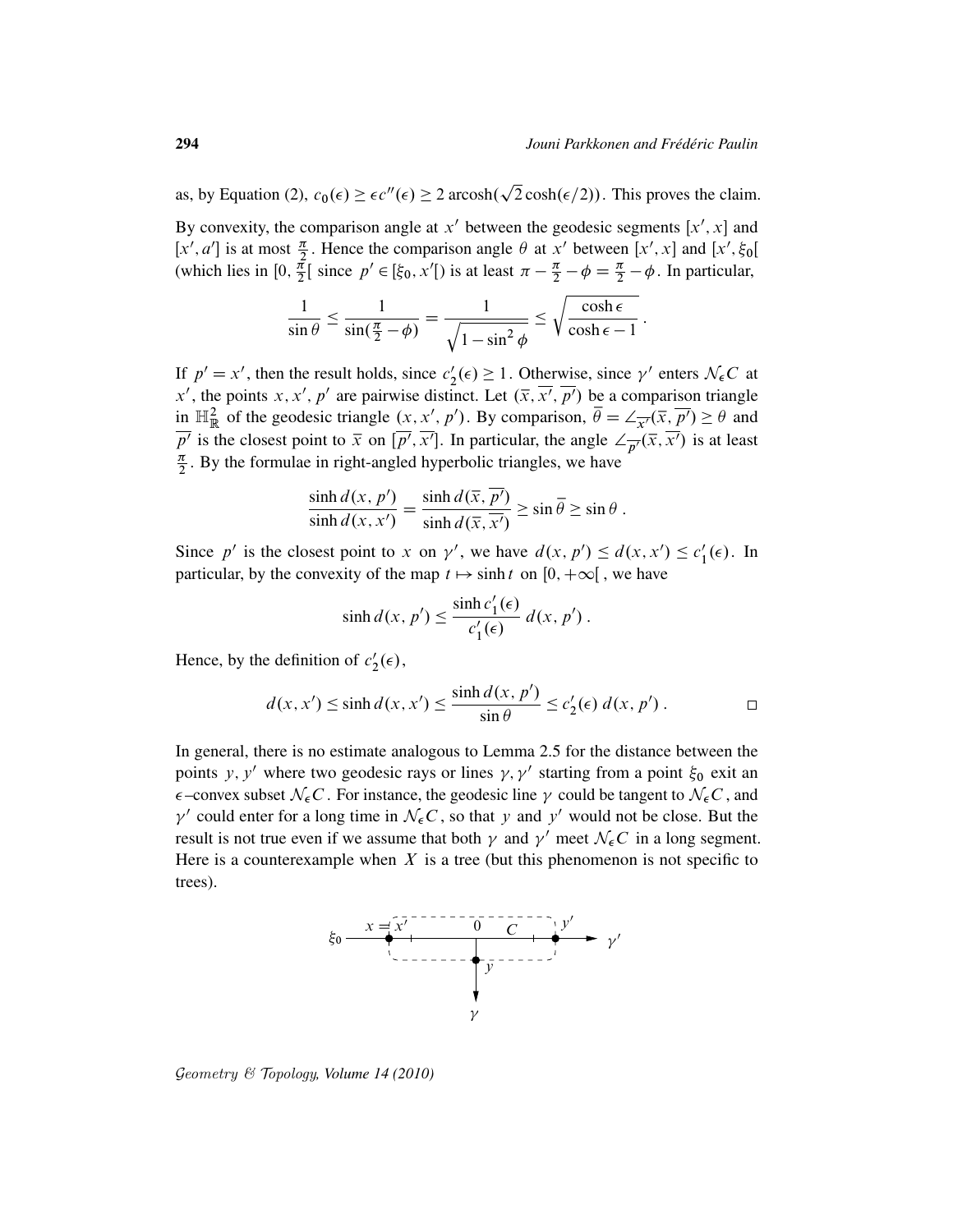as, by Equation (2), $c_0(\epsilon) \geq \epsilon c''(\epsilon) \geq 2\,\mathrm{arcosh}(\sqrt{2}\cosh(\epsilon/2))$. This proves the claim.

By convexity, the comparison angle at $x'$ between the geodesic segments $[x', x]$ and $[x', a']$ is at most $\frac{\pi}{2}$. Hence the comparison angle $\theta$ at $x'$ between $[x', x]$ and $[x', \xi_0[$ (which lies in $[0, \frac{\pi}{2}[$ since $p' \in [\xi_0, x'[$) is at least $\pi - \frac{\pi}{2} - \phi = \frac{\pi}{2} - \phi$. In particular,

$$\frac{1}{\sin\theta} \leq \frac{1}{\sin(\frac{\pi}{2} - \phi)} = \frac{1}{\sqrt{1 - \sin^2\phi}} \leq \sqrt{\frac{\cosh\epsilon}{\cosh\epsilon - 1}}\ .$$

If $p' = x'$, then the result holds, since $c_2'(\epsilon) \geq 1$. Otherwise, since $\gamma'$ enters $\mathcal{N}_\epsilon C$ at $x'$, the points $x, x', p'$ are pairwise distinct. Let $(\overline{x}, \overline{x'}, \overline{p'})$ be a comparison triangle in $\mathbb{H}^2_{\mathbb{R}}$ of the geodesic triangle $(x, x', p')$. By comparison, $\overline{\theta} = \angle_{\overline{x'}}(\overline{x}, \overline{p'}) \geq \theta$ and $\overline{p'}$ is the closest point to $\overline{x}$ on $[\overline{p'}, \overline{x'}]$. In particular, the angle $\angle_{\overline{p'}}(\overline{x}, \overline{x'})$ is at least $\frac{\pi}{2}$. By the formulae in right-angled hyperbolic triangles, we have

$$\frac{\sinh d(x, p')}{\sinh d(x, x')} = \frac{\sinh d(\overline{x}, \overline{p'})}{\sinh d(\overline{x}, \overline{x'})} \geq \sin\overline{\theta} \geq \sin\theta\ .$$

Since $p'$ is the closest point to $x$ on $\gamma'$, we have $d(x, p') \leq d(x, x') \leq c_1'(\epsilon)$. In particular, by the convexity of the map $t \mapsto \sinh t$ on $[0, +\infty[$, we have

$$\sinh d(x, p') \leq \frac{\sinh c_1'(\epsilon)}{c_1'(\epsilon)}\, d(x, p')\ .$$

Hence, by the definition of $c_2'(\epsilon)$,

$$d(x, x') \leq \sinh d(x, x') \leq \frac{\sinh d(x, p')}{\sin\theta} \leq c_2'(\epsilon)\, d(x, p')\ . \qquad \square$$

In general, there is no estimate analogous to Lemma 2.5 for the distance between the points $y, y'$ where two geodesic rays or lines $\gamma, \gamma'$ starting from a point $\xi_0$ exit an $\epsilon$–convex subset $\mathcal{N}_\epsilon C$. For instance, the geodesic line $\gamma$ could be tangent to $\mathcal{N}_\epsilon C$, and $\gamma'$ could enter for a long time in $\mathcal{N}_\epsilon C$, so that $y$ and $y'$ would not be close. But the result is not true even if we assume that both $\gamma$ and $\gamma'$ meet $\mathcal{N}_\epsilon C$ in a long segment. Here is a counterexample when $X$ is a tree (but this phenomenon is not specific to trees).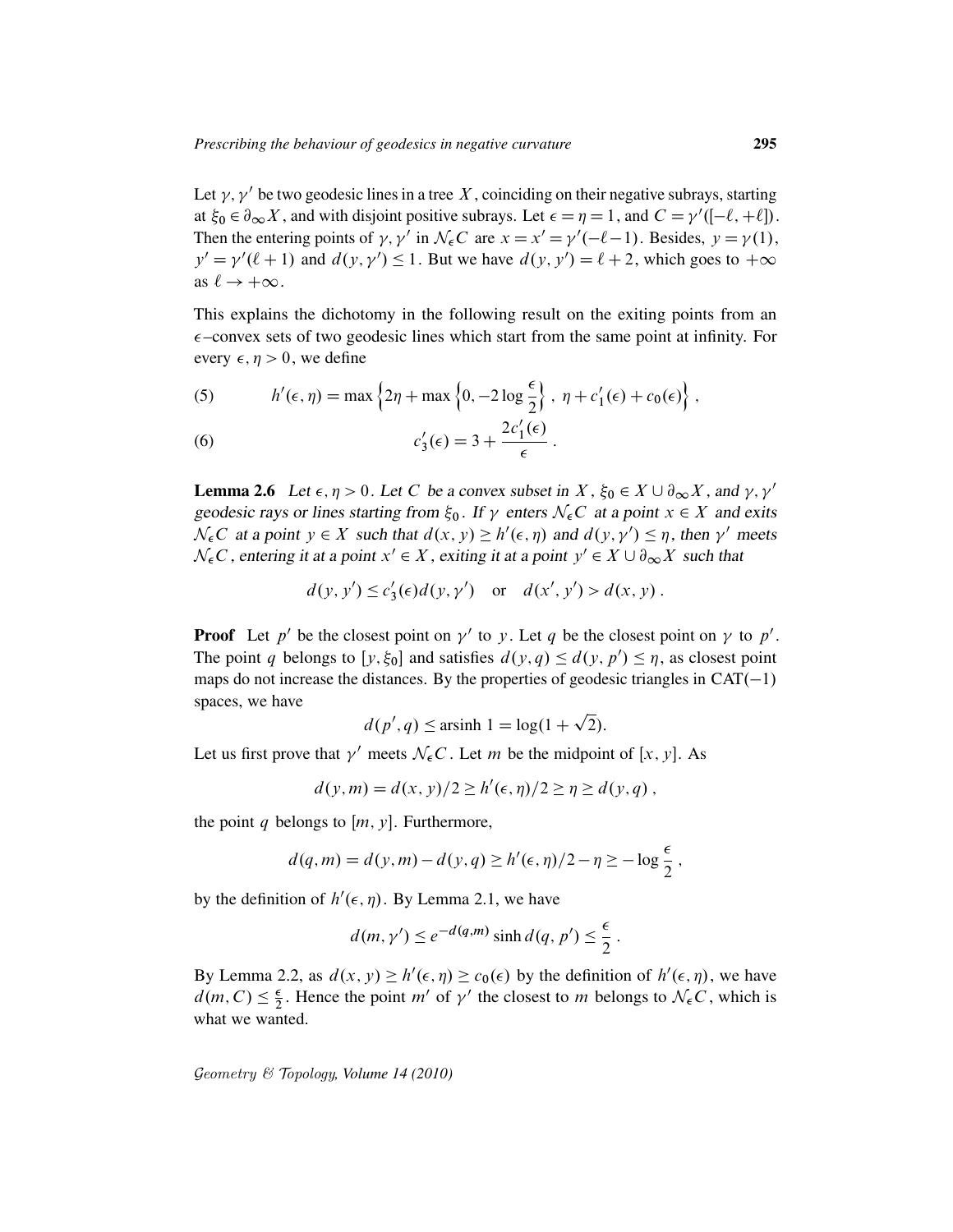Let $\gamma, \gamma'$ be two geodesic lines in a tree $X$, coinciding on their negative subrays, starting at $\xi_0 \in \partial_\infty X$, and with disjoint positive subrays. Let $\epsilon = \eta = 1$, and $C = \gamma'([-\ell, +\ell])$. Then the entering points of $\gamma, \gamma'$ in $\mathcal{N}_\epsilon C$ are $x = x' = \gamma'(-\ell - 1)$. Besides, $y = \gamma(1)$, $y' = \gamma'(\ell + 1)$ and $d(y, \gamma') \leq 1$. But we have $d(y, y') = \ell + 2$, which goes to $+\infty$ as $\ell \to +\infty$.

This explains the dichotomy in the following result on the exiting points from an $\epsilon$–convex sets of two geodesic lines which start from the same point at infinity. For every $\epsilon, \eta > 0$, we define

$$h'(\epsilon, \eta) = \max\left\{2\eta + \max\left\{0, -2\log\frac{\epsilon}{2}\right\},\ \eta + c_1'(\epsilon) + c_0(\epsilon)\right\}, \tag{5}$$

$$c_3'(\epsilon) = 3 + \frac{2c_1'(\epsilon)}{\epsilon}. \tag{6}$$

**Lemma 2.6** *Let $\epsilon, \eta > 0$. Let $C$ be a convex subset in $X$, $\xi_0 \in X \cup \partial_\infty X$, and $\gamma, \gamma'$ geodesic rays or lines starting from $\xi_0$. If $\gamma$ enters $\mathcal{N}_\epsilon C$ at a point $x \in X$ and exits $\mathcal{N}_\epsilon C$ at a point $y \in X$ such that $d(x, y) \geq h'(\epsilon, \eta)$ and $d(y, \gamma') \leq \eta$, then $\gamma'$ meets $\mathcal{N}_\epsilon C$, entering it at a point $x' \in X$, exiting it at a point $y' \in X \cup \partial_\infty X$ such that*

$$d(y, y') \leq c_3'(\epsilon) d(y, \gamma') \quad \text{or} \quad d(x', y') > d(x, y).$$

**Proof** Let $p'$ be the closest point on $\gamma'$ to $y$. Let $q$ be the closest point on $\gamma$ to $p'$. The point $q$ belongs to $[y, \xi_0]$ and satisfies $d(y, q) \leq d(y, p') \leq \eta$, as closest point maps do not increase the distances. By the properties of geodesic triangles in CAT$(-1)$ spaces, we have

$$d(p', q) \leq \operatorname{arsinh} 1 = \log(1 + \sqrt{2}).$$

Let us first prove that $\gamma'$ meets $\mathcal{N}_\epsilon C$. Let $m$ be the midpoint of $[x, y]$. As

$$d(y, m) = d(x, y)/2 \geq h'(\epsilon, \eta)/2 \geq \eta \geq d(y, q),$$

the point $q$ belongs to $[m, y]$. Furthermore,

$$d(q, m) = d(y, m) - d(y, q) \geq h'(\epsilon, \eta)/2 - \eta \geq -\log\frac{\epsilon}{2},$$

by the definition of $h'(\epsilon, \eta)$. By Lemma 2.1, we have

$$d(m, \gamma') \leq e^{-d(q,m)} \sinh d(q, p') \leq \frac{\epsilon}{2}.$$

By Lemma 2.2, as $d(x, y) \geq h'(\epsilon, \eta) \geq c_0(\epsilon)$ by the definition of $h'(\epsilon, \eta)$, we have $d(m, C) \leq \frac{\epsilon}{2}$. Hence the point $m'$ of $\gamma'$ the closest to $m$ belongs to $\mathcal{N}_\epsilon C$, which is what we wanted.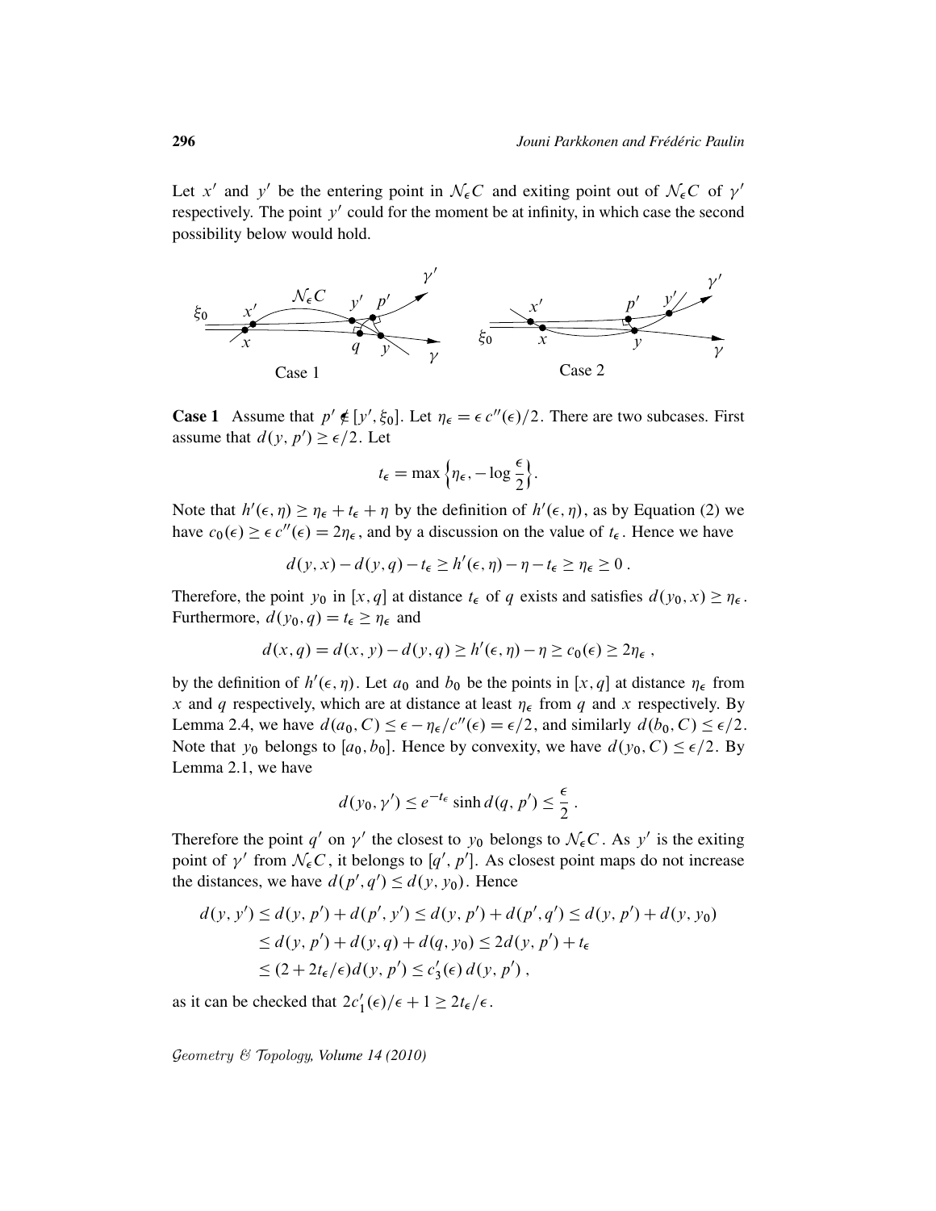Let $x'$ and $y'$ be the entering point in $\mathcal{N}_\epsilon C$ and exiting point out of $\mathcal{N}_\epsilon C$ of $\gamma'$ respectively. The point $y'$ could for the moment be at infinity, in which case the second possibility below would hold.

Case 1 Case 2

**Case 1** Assume that $p' \notin [y', \xi_0]$. Let $\eta_\epsilon = \epsilon\, c''(\epsilon)/2$. There are two subcases. First assume that $d(y, p') \geq \epsilon/2$. Let

$$t_\epsilon = \max\Big\{\eta_\epsilon, -\log\frac{\epsilon}{2}\Big\}.$$

Note that $h'(\epsilon, \eta) \geq \eta_\epsilon + t_\epsilon + \eta$ by the definition of $h'(\epsilon, \eta)$, as by Equation (2) we have $c_0(\epsilon) \geq \epsilon\, c''(\epsilon) = 2\eta_\epsilon$, and by a discussion on the value of $t_\epsilon$. Hence we have

$$d(y, x) - d(y, q) - t_\epsilon \geq h'(\epsilon, \eta) - \eta - t_\epsilon \geq \eta_\epsilon \geq 0\,.$$

Therefore, the point $y_0$ in $[x, q]$ at distance $t_\epsilon$ of $q$ exists and satisfies $d(y_0, x) \geq \eta_\epsilon$. Furthermore, $d(y_0, q) = t_\epsilon \geq \eta_\epsilon$ and

$$d(x, q) = d(x, y) - d(y, q) \geq h'(\epsilon, \eta) - \eta \geq c_0(\epsilon) \geq 2\eta_\epsilon\,,$$

by the definition of $h'(\epsilon, \eta)$. Let $a_0$ and $b_0$ be the points in $[x, q]$ at distance $\eta_\epsilon$ from $x$ and $q$ respectively, which are at distance at least $\eta_\epsilon$ from $q$ and $x$ respectively. By Lemma 2.4, we have $d(a_0, C) \leq \epsilon - \eta_\epsilon/c''(\epsilon) = \epsilon/2$, and similarly $d(b_0, C) \leq \epsilon/2$. Note that $y_0$ belongs to $[a_0, b_0]$. Hence by convexity, we have $d(y_0, C) \leq \epsilon/2$. By Lemma 2.1, we have

$$d(y_0, \gamma') \leq e^{-t_\epsilon} \sinh d(q, p') \leq \frac{\epsilon}{2}\,.$$

Therefore the point $q'$ on $\gamma'$ the closest to $y_0$ belongs to $\mathcal{N}_\epsilon C$. As $y'$ is the exiting point of $\gamma'$ from $\mathcal{N}_\epsilon C$, it belongs to $[q', p']$. As closest point maps do not increase the distances, we have $d(p', q') \leq d(y, y_0)$. Hence

$$\begin{aligned}
d(y, y') &\leq d(y, p') + d(p', y') \leq d(y, p') + d(p', q') \leq d(y, p') + d(y, y_0)\\
&\leq d(y, p') + d(y, q) + d(q, y_0) \leq 2d(y, p') + t_\epsilon\\
&\leq (2 + 2t_\epsilon/\epsilon) d(y, p') \leq c_3'(\epsilon)\, d(y, p')\,,
\end{aligned}$$

as it can be checked that $2c_1'(\epsilon)/\epsilon + 1 \geq 2t_\epsilon/\epsilon$.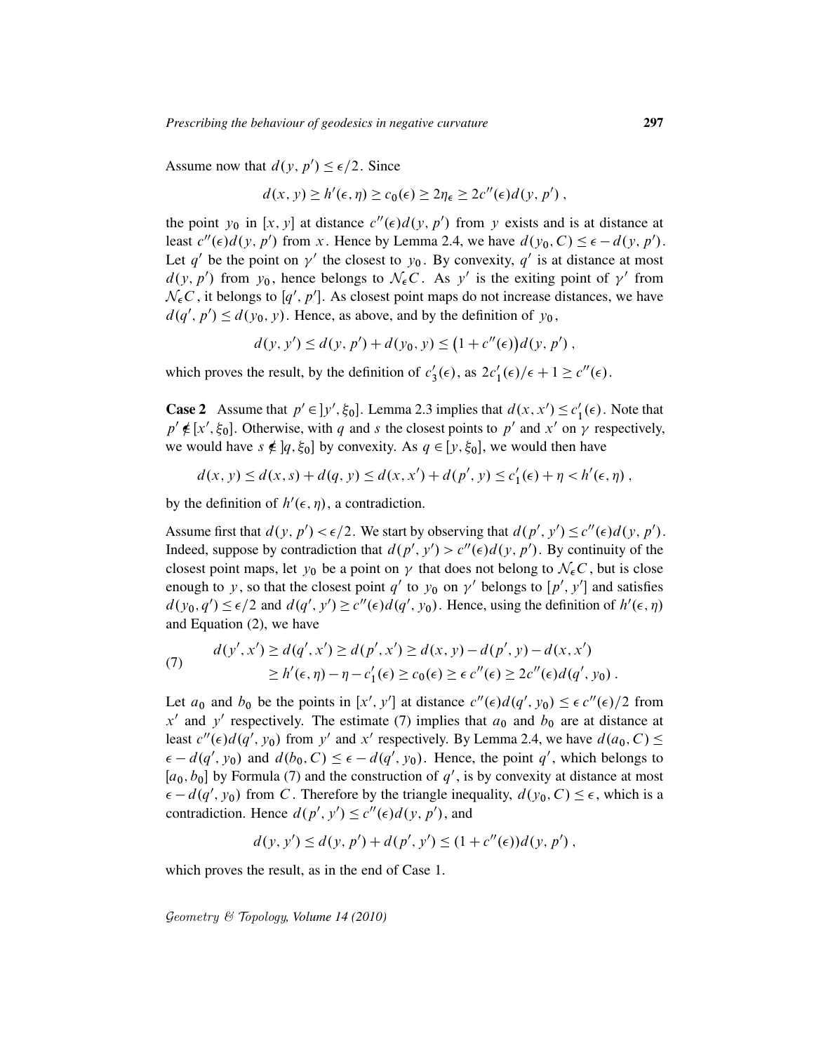Assume now that $d(y, p') \leq \epsilon/2$. Since

$$d(x, y) \geq h'(\epsilon, \eta) \geq c_0(\epsilon) \geq 2\eta_\epsilon \geq 2c''(\epsilon) d(y, p') ,$$

the point $y_0$ in $[x, y]$ at distance $c''(\epsilon)d(y, p')$ from $y$ exists and is at distance at least $c''(\epsilon)d(y, p')$ from $x$. Hence by Lemma 2.4, we have $d(y_0, C) \leq \epsilon - d(y, p')$. Let $q'$ be the point on $\gamma'$ the closest to $y_0$. By convexity, $q'$ is at distance at most $d(y, p')$ from $y_0$, hence belongs to $\mathcal{N}_\epsilon C$. As $y'$ is the exiting point of $\gamma'$ from $\mathcal{N}_\epsilon C$, it belongs to $[q', p']$. As closest point maps do not increase distances, we have $d(q', p') \leq d(y_0, y)$. Hence, as above, and by the definition of $y_0$,

$$d(y, y') \leq d(y, p') + d(y_0, y) \leq \big(1 + c''(\epsilon)\big) d(y, p') ,$$

which proves the result, by the definition of $c'_3(\epsilon)$, as $2c'_1(\epsilon)/\epsilon + 1 \geq c''(\epsilon)$.

**Case 2** Assume that $p' \in\, ]y', \xi_0]$. Lemma 2.3 implies that $d(x, x') \leq c'_1(\epsilon)$. Note that $p' \notin [x', \xi_0]$. Otherwise, with $q$ and $s$ the closest points to $p'$ and $x'$ on $\gamma$ respectively, we would have $s \notin\, ]q, \xi_0]$ by convexity. As $q \in [y, \xi_0]$, we would then have

$$d(x, y) \leq d(x, s) + d(q, y) \leq d(x, x') + d(p', y) \leq c'_1(\epsilon) + \eta < h'(\epsilon, \eta) ,$$

by the definition of $h'(\epsilon, \eta)$, a contradiction.

Assume first that $d(y, p') < \epsilon/2$. We start by observing that $d(p', y') \leq c''(\epsilon)d(y, p')$. Indeed, suppose by contradiction that $d(p', y') > c''(\epsilon)d(y, p')$. By continuity of the closest point maps, let $y_0$ be a point on $\gamma$ that does not belong to $\mathcal{N}_\epsilon C$, but is close enough to $y$, so that the closest point $q'$ to $y_0$ on $\gamma'$ belongs to $[p', y']$ and satisfies $d(y_0, q') \leq \epsilon/2$ and $d(q', y') \geq c''(\epsilon)d(q', y_0)$. Hence, using the definition of $h'(\epsilon, \eta)$ and Equation (2), we have

$$\begin{aligned} d(y', x') &\geq d(q', x') \geq d(p', x') \geq d(x, y) - d(p', y) - d(x, x') \\ &\geq h'(\epsilon, \eta) - \eta - c'_1(\epsilon) \geq c_0(\epsilon) \geq \epsilon\, c''(\epsilon) \geq 2c''(\epsilon) d(q', y_0) . \end{aligned} \tag{7}$$

Let $a_0$ and $b_0$ be the points in $[x', y']$ at distance $c''(\epsilon)d(q', y_0) \leq \epsilon\, c''(\epsilon)/2$ from $x'$ and $y'$ respectively. The estimate (7) implies that $a_0$ and $b_0$ are at distance at least $c''(\epsilon)d(q', y_0)$ from $y'$ and $x'$ respectively. By Lemma 2.4, we have $d(a_0, C) \leq \epsilon - d(q', y_0)$ and $d(b_0, C) \leq \epsilon - d(q', y_0)$. Hence, the point $q'$, which belongs to $[a_0, b_0]$ by Formula (7) and the construction of $q'$, is by convexity at distance at most $\epsilon - d(q', y_0)$ from $C$. Therefore by the triangle inequality, $d(y_0, C) \leq \epsilon$, which is a contradiction. Hence $d(p', y') \leq c''(\epsilon)d(y, p')$, and

$$d(y, y') \leq d(y, p') + d(p', y') \leq (1 + c''(\epsilon)) d(y, p') ,$$

which proves the result, as in the end of Case 1.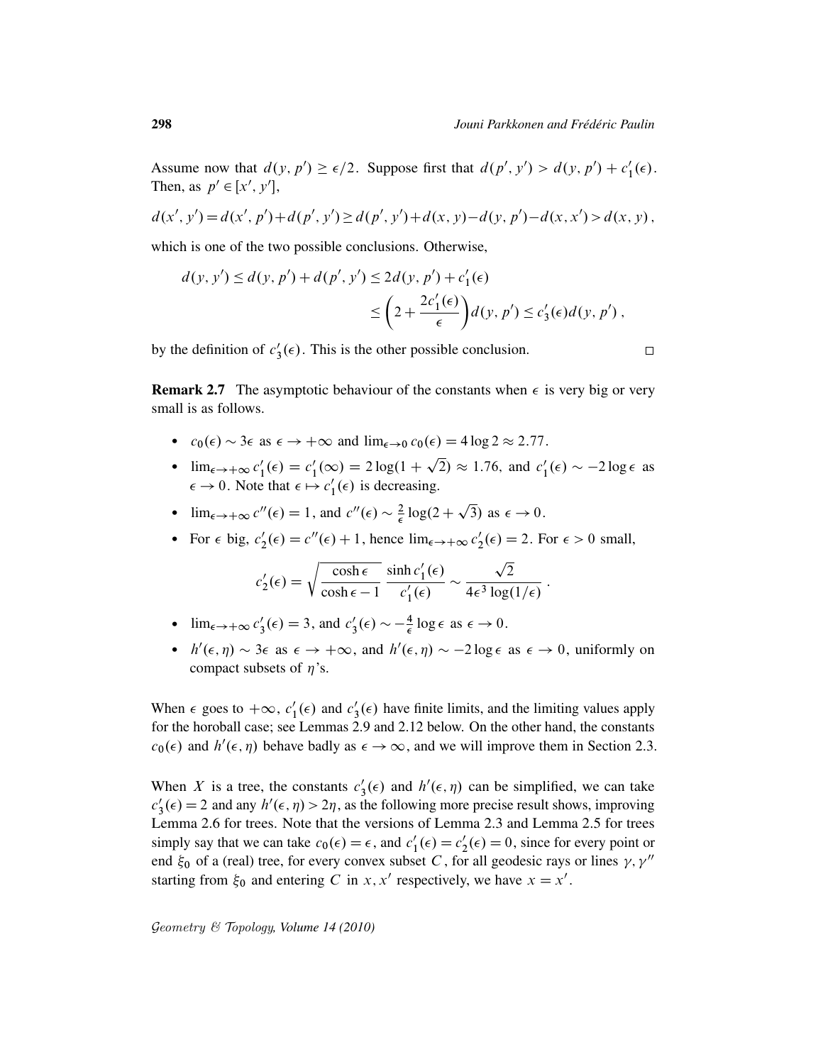Assume now that $d(y,p') \geq \epsilon/2$. Suppose first that $d(p',y') > d(y,p') + c_1'(\epsilon)$. Then, as $p' \in [x',y']$,

$$d(x',y') = d(x',p') + d(p',y') \geq d(p',y') + d(x,y) - d(y,p') - d(x,x') > d(x,y)\,,$$

which is one of the two possible conclusions. Otherwise,

$$\begin{aligned} d(y,y') \leq d(y,p') + d(p',y') &\leq 2d(y,p') + c_1'(\epsilon) \\ &\leq \left(2 + \frac{2c_1'(\epsilon)}{\epsilon}\right) d(y,p') \leq c_3'(\epsilon) d(y,p')\,, \end{aligned}$$

by the definition of $c_3'(\epsilon)$. This is the other possible conclusion. $\square$

**Remark 2.7** The asymptotic behaviour of the constants when $\epsilon$ is very big or very small is as follows.

- $c_0(\epsilon) \sim 3\epsilon$ as $\epsilon \to +\infty$ and $\lim_{\epsilon \to 0} c_0(\epsilon) = 4\log 2 \approx 2.77$.
- $\lim_{\epsilon \to +\infty} c_1'(\epsilon) = c_1'(\infty) = 2\log(1+\sqrt{2}) \approx 1.76$, and $c_1'(\epsilon) \sim -2\log\epsilon$ as $\epsilon \to 0$. Note that $\epsilon \mapsto c_1'(\epsilon)$ is decreasing.
- $\lim_{\epsilon \to +\infty} c''(\epsilon) = 1$, and $c''(\epsilon) \sim \frac{2}{\epsilon}\log(2+\sqrt{3})$ as $\epsilon \to 0$.
- For $\epsilon$ big, $c_2'(\epsilon) = c''(\epsilon) + 1$, hence $\lim_{\epsilon \to +\infty} c_2'(\epsilon) = 2$. For $\epsilon > 0$ small,
$$c_2'(\epsilon) = \sqrt{\frac{\cosh\epsilon}{\cosh\epsilon - 1}}\,\frac{\sinh c_1'(\epsilon)}{c_1'(\epsilon)} \sim \frac{\sqrt{2}}{4\epsilon^3\log(1/\epsilon)}\,.$$
- $\lim_{\epsilon \to +\infty} c_3'(\epsilon) = 3$, and $c_3'(\epsilon) \sim -\frac{4}{\epsilon}\log\epsilon$ as $\epsilon \to 0$.
- $h'(\epsilon,\eta) \sim 3\epsilon$ as $\epsilon \to +\infty$, and $h'(\epsilon,\eta) \sim -2\log\epsilon$ as $\epsilon \to 0$, uniformly on compact subsets of $\eta$'s.

When $\epsilon$ goes to $+\infty$, $c_1'(\epsilon)$ and $c_3'(\epsilon)$ have finite limits, and the limiting values apply for the horoball case; see Lemmas 2.9 and 2.12 below. On the other hand, the constants $c_0(\epsilon)$ and $h'(\epsilon,\eta)$ behave badly as $\epsilon \to \infty$, and we will improve them in Section 2.3.

When $X$ is a tree, the constants $c_3'(\epsilon)$ and $h'(\epsilon,\eta)$ can be simplified, we can take $c_3'(\epsilon) = 2$ and any $h'(\epsilon,\eta) > 2\eta$, as the following more precise result shows, improving Lemma 2.6 for trees. Note that the versions of Lemma 2.3 and Lemma 2.5 for trees simply say that we can take $c_0(\epsilon) = \epsilon$, and $c_1'(\epsilon) = c_2'(\epsilon) = 0$, since for every point or end $\xi_0$ of a (real) tree, for every convex subset $C$, for all geodesic rays or lines $\gamma, \gamma''$ starting from $\xi_0$ and entering $C$ in $x, x'$ respectively, we have $x = x'$.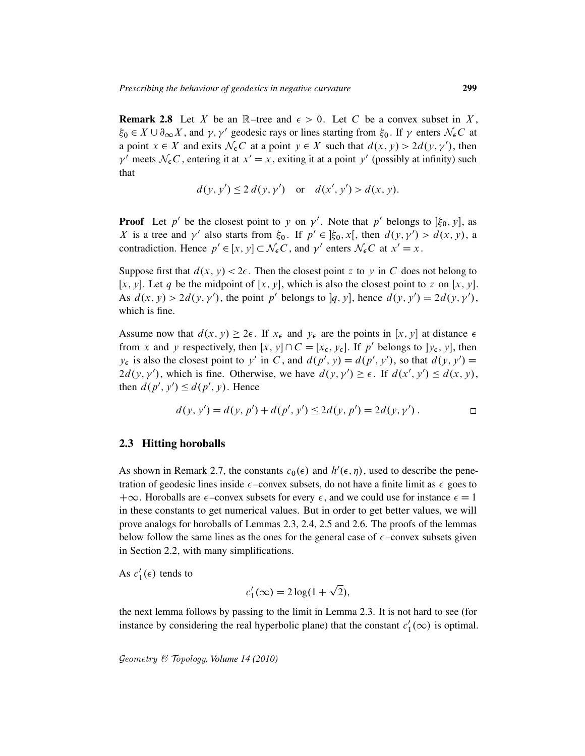**Remark 2.8** Let $X$ be an $\mathbb{R}$–tree and $\epsilon > 0$. Let $C$ be a convex subset in $X$, $\xi_0 \in X \cup \partial_\infty X$, and $\gamma, \gamma'$ geodesic rays or lines starting from $\xi_0$. If $\gamma$ enters $\mathcal{N}_\epsilon C$ at a point $x \in X$ and exits $\mathcal{N}_\epsilon C$ at a point $y \in X$ such that $d(x, y) > 2d(y, \gamma')$, then $\gamma'$ meets $\mathcal{N}_\epsilon C$, entering it at $x' = x$, exiting it at a point $y'$ (possibly at infinity) such that

$$d(y, y') \leq 2\, d(y, \gamma') \quad \text{or} \quad d(x', y') > d(x, y).$$

**Proof** Let $p'$ be the closest point to $y$ on $\gamma'$. Note that $p'$ belongs to $]\xi_0, y]$, as $X$ is a tree and $\gamma'$ also starts from $\xi_0$. If $p' \in ]\xi_0, x[$, then $d(y, \gamma') > d(x, y)$, a contradiction. Hence $p' \in [x, y] \subset \mathcal{N}_\epsilon C$, and $\gamma'$ enters $\mathcal{N}_\epsilon C$ at $x' = x$.

Suppose first that $d(x, y) < 2\epsilon$. Then the closest point $z$ to $y$ in $C$ does not belong to $[x, y]$. Let $q$ be the midpoint of $[x, y]$, which is also the closest point to $z$ on $[x, y]$. As $d(x, y) > 2d(y, \gamma')$, the point $p'$ belongs to $]q, y]$, hence $d(y, y') = 2d(y, \gamma')$, which is fine.

Assume now that $d(x, y) \geq 2\epsilon$. If $x_\epsilon$ and $y_\epsilon$ are the points in $[x, y]$ at distance $\epsilon$ from $x$ and $y$ respectively, then $[x, y] \cap C = [x_\epsilon, y_\epsilon]$. If $p'$ belongs to $]y_\epsilon, y]$, then $y_\epsilon$ is also the closest point to $y'$ in $C$, and $d(p', y) = d(p', y')$, so that $d(y, y') = 2d(y, \gamma')$, which is fine. Otherwise, we have $d(y, \gamma') \geq \epsilon$. If $d(x', y') \leq d(x, y)$, then $d(p', y') \leq d(p', y)$. Hence

$$d(y, y') = d(y, p') + d(p', y') \leq 2d(y, p') = 2d(y, \gamma') \,. \qquad \square$$

## 2.3 Hitting horoballs

As shown in Remark 2.7, the constants $c_0(\epsilon)$ and $h'(\epsilon, \eta)$, used to describe the penetration of geodesic lines inside $\epsilon$–convex subsets, do not have a finite limit as $\epsilon$ goes to $+\infty$. Horoballs are $\epsilon$–convex subsets for every $\epsilon$, and we could use for instance $\epsilon = 1$ in these constants to get numerical values. But in order to get better values, we will prove analogs for horoballs of Lemmas 2.3, 2.4, 2.5 and 2.6. The proofs of the lemmas below follow the same lines as the ones for the general case of $\epsilon$–convex subsets given in Section 2.2, with many simplifications.

As $c_1'(\epsilon)$ tends to

$$c_1'(\infty) = 2\log(1 + \sqrt{2}),$$

the next lemma follows by passing to the limit in Lemma 2.3. It is not hard to see (for instance by considering the real hyperbolic plane) that the constant $c_1'(\infty)$ is optimal.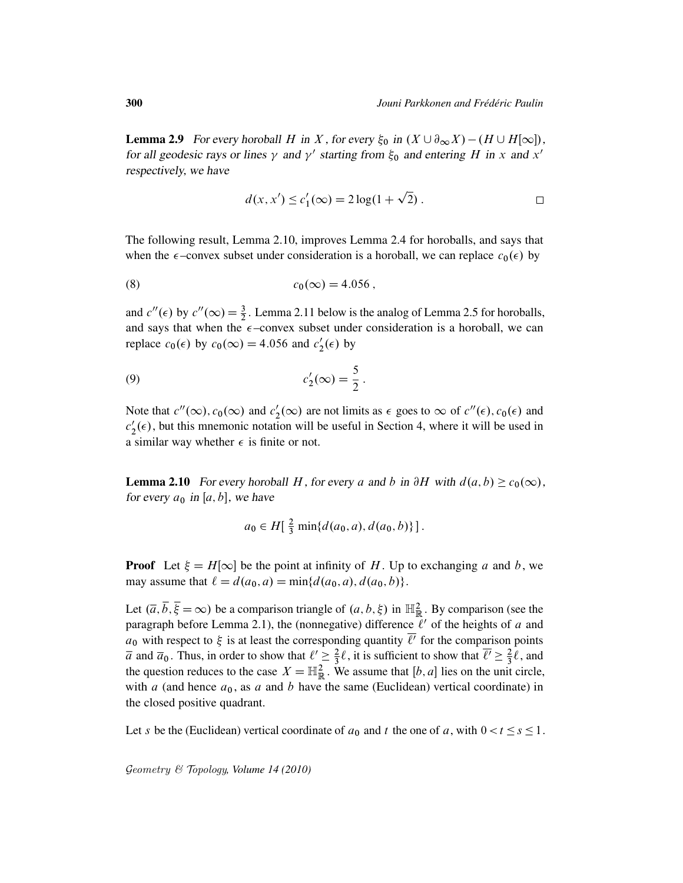**Lemma 2.9** *For every horoball $H$ in $X$, for every $\xi_0$ in $(X \cup \partial_\infty X) - (H \cup H[\infty])$, for all geodesic rays or lines $\gamma$ and $\gamma'$ starting from $\xi_0$ and entering $H$ in $x$ and $x'$ respectively, we have*

$$d(x, x') \le c_1'(\infty) = 2 \log(1 + \sqrt{2}) . \qquad \square$$

The following result, Lemma 2.10, improves Lemma 2.4 for horoballs, and says that when the $\epsilon$–convex subset under consideration is a horoball, we can replace $c_0(\epsilon)$ by

$$c_0(\infty) = 4.056 , \tag{8}$$

and $c''(\epsilon)$ by $c''(\infty) = \frac{3}{2}$. Lemma 2.11 below is the analog of Lemma 2.5 for horoballs, and says that when the $\epsilon$–convex subset under consideration is a horoball, we can replace $c_0(\epsilon)$ by $c_0(\infty) = 4.056$ and $c_2'(\epsilon)$ by

$$c_2'(\infty) = \frac{5}{2} . \tag{9}$$

Note that $c''(\infty)$, $c_0(\infty)$ and $c_2'(\infty)$ are not limits as $\epsilon$ goes to $\infty$ of $c''(\epsilon)$, $c_0(\epsilon)$ and $c_2'(\epsilon)$, but this mnemonic notation will be useful in Section 4, where it will be used in a similar way whether $\epsilon$ is finite or not.

**Lemma 2.10** *For every horoball $H$, for every $a$ and $b$ in $\partial H$ with $d(a, b) \ge c_0(\infty)$, for every $a_0$ in $[a, b]$, we have*

$$a_0 \in H[\, \tfrac{2}{3} \min\{d(a_0, a), d(a_0, b)\}\,] .$$

**Proof** Let $\xi = H[\infty]$ be the point at infinity of $H$. Up to exchanging $a$ and $b$, we may assume that $\ell = d(a_0, a) = \min\{d(a_0, a), d(a_0, b)\}$.

Let $(\overline{a}, \overline{b}, \overline{\xi} = \infty)$ be a comparison triangle of $(a, b, \xi)$ in $\mathbb{H}^2_{\mathbb{R}}$. By comparison (see the paragraph before Lemma 2.1), the (nonnegative) difference $\ell'$ of the heights of $a$ and $a_0$ with respect to $\xi$ is at least the corresponding quantity $\overline{\ell'}$ for the comparison points $\overline{a}$ and $\overline{a}_0$. Thus, in order to show that $\ell' \ge \frac{2}{3}\ell$, it is sufficient to show that $\overline{\ell'} \ge \frac{2}{3}\ell$, and the question reduces to the case $X = \mathbb{H}^2_{\mathbb{R}}$. We assume that $[b, a]$ lies on the unit circle, with $a$ (and hence $a_0$, as $a$ and $b$ have the same (Euclidean) vertical coordinate) in the closed positive quadrant.

Let $s$ be the (Euclidean) vertical coordinate of $a_0$ and $t$ the one of $a$, with $0 < t \le s \le 1$.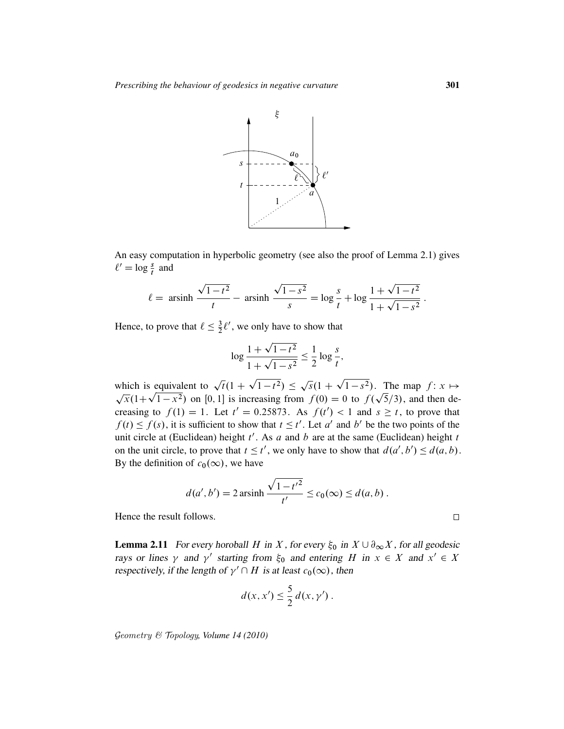An easy computation in hyperbolic geometry (see also the proof of Lemma 2.1) gives $\ell' = \log \frac{s}{t}$ and

$$\ell = \operatorname{arsinh} \frac{\sqrt{1-t^2}}{t} - \operatorname{arsinh} \frac{\sqrt{1-s^2}}{s} = \log \frac{s}{t} + \log \frac{1+\sqrt{1-t^2}}{1+\sqrt{1-s^2}} .$$

Hence, to prove that $\ell \leq \frac{3}{2}\ell'$, we only have to show that

$$\log \frac{1+\sqrt{1-t^2}}{1+\sqrt{1-s^2}} \leq \frac{1}{2} \log \frac{s}{t},$$

which is equivalent to $\sqrt{t}(1+\sqrt{1-t^2}) \leq \sqrt{s}(1+\sqrt{1-s^2})$. The map $f\colon x \mapsto \sqrt{x}(1+\sqrt{1-x^2})$ on $[0,1]$ is increasing from $f(0)=0$ to $f(\sqrt{5}/3)$, and then decreasing to $f(1)=1$. Let $t'=0.25873$. As $f(t')<1$ and $s \geq t$, to prove that $f(t) \leq f(s)$, it is sufficient to show that $t \leq t'$. Let $a'$ and $b'$ be the two points of the unit circle at (Euclidean) height $t'$. As $a$ and $b$ are at the same (Euclidean) height $t$ on the unit circle, to prove that $t \leq t'$, we only have to show that $d(a',b') \leq d(a,b)$. By the definition of $c_0(\infty)$, we have

$$d(a',b') = 2 \operatorname{arsinh} \frac{\sqrt{1-t'^2}}{t'} \leq c_0(\infty) \leq d(a,b) .$$

Hence the result follows. □

**Lemma 2.11** *For every horoball $H$ in $X$, for every $\xi_0$ in $X \cup \partial_\infty X$, for all geodesic rays or lines $\gamma$ and $\gamma'$ starting from $\xi_0$ and entering $H$ in $x \in X$ and $x' \in X$ respectively, if the length of $\gamma' \cap H$ is at least $c_0(\infty)$, then*

$$d(x,x') \leq \frac{5}{2}\, d(x,\gamma') .$$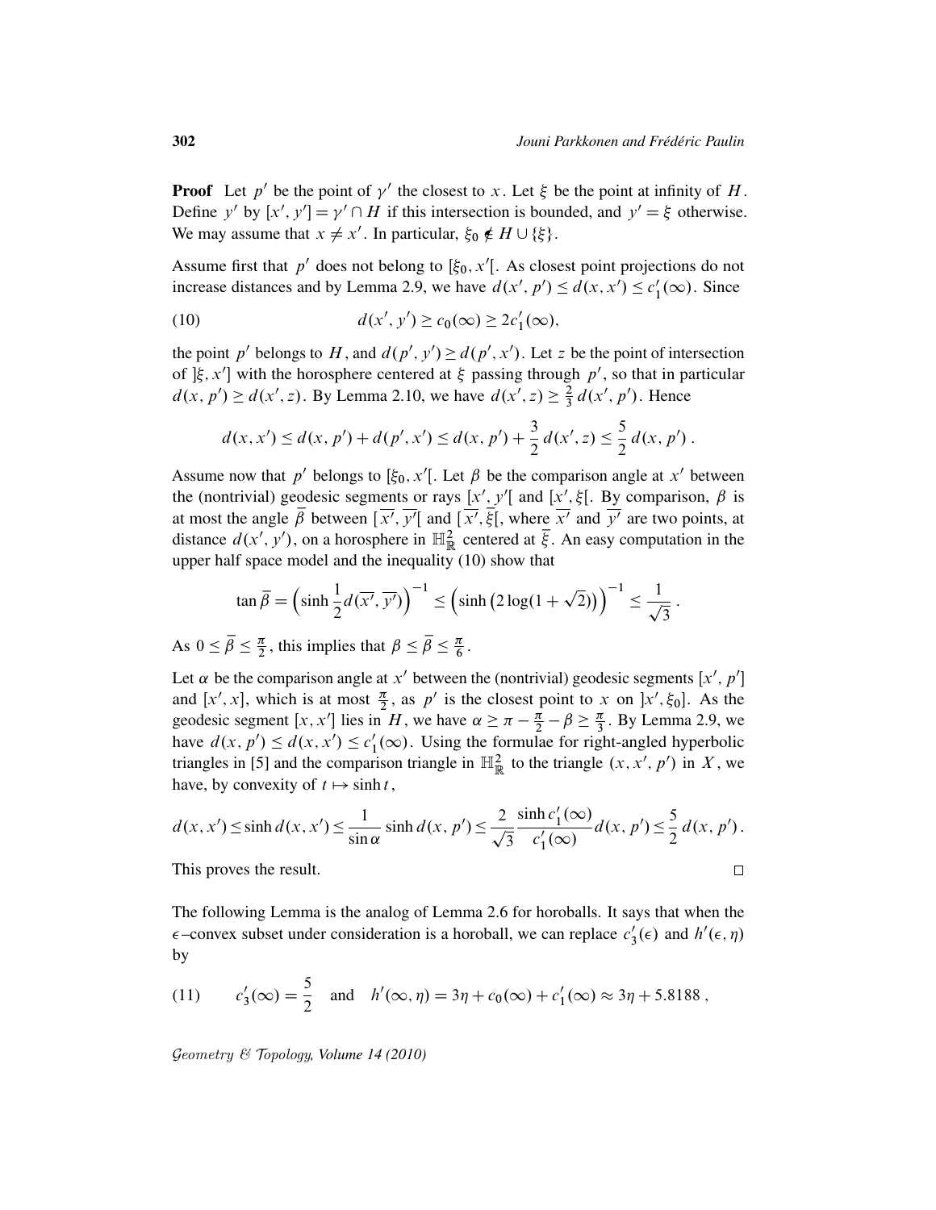**Proof** Let $p'$ be the point of $\gamma'$ the closest to $x$. Let $\xi$ be the point at infinity of $H$. Define $y'$ by $[x', y'] = \gamma' \cap H$ if this intersection is bounded, and $y' = \xi$ otherwise. We may assume that $x \neq x'$. In particular, $\xi_0 \notin H \cup \{\xi\}$.

Assume first that $p'$ does not belong to $[\xi_0, x'[$. As closest point projections do not increase distances and by Lemma 2.9, we have $d(x', p') \leq d(x, x') \leq c_1'(\infty)$. Since

$$d(x', y') \geq c_0(\infty) \geq 2c_1'(\infty), \tag{10}$$

the point $p'$ belongs to $H$, and $d(p', y') \geq d(p', x')$. Let $z$ be the point of intersection of $]\xi, x']$ with the horosphere centered at $\xi$ passing through $p'$, so that in particular $d(x, p') \geq d(x', z)$. By Lemma 2.10, we have $d(x', z) \geq \frac{2}{3}\, d(x', p')$. Hence

$$d(x, x') \leq d(x, p') + d(p', x') \leq d(x, p') + \frac{3}{2}\, d(x', z) \leq \frac{5}{2}\, d(x, p')\,.$$

Assume now that $p'$ belongs to $[\xi_0, x'[$. Let $\beta$ be the comparison angle at $x'$ between the (nontrivial) geodesic segments or rays $[x', y'[$ and $[x', \xi[$. By comparison, $\beta$ is at most the angle $\overline{\beta}$ between $[\overline{x'}, \overline{y'}[$ and $[\overline{x'}, \overline{\xi}[$, where $\overline{x'}$ and $\overline{y'}$ are two points, at distance $d(x', y')$, on a horosphere in $\mathbb{H}^2_{\mathbb{R}}$ centered at $\overline{\xi}$. An easy computation in the upper half space model and the inequality (10) show that

$$\tan \overline{\beta} = \Big(\sinh \frac{1}{2} d(\overline{x'}, \overline{y'})\Big)^{-1} \leq \Big(\sinh\big(2\log(1+\sqrt{2})\big)\Big)^{-1} \leq \frac{1}{\sqrt{3}}\,.$$

As $0 \leq \overline{\beta} \leq \frac{\pi}{2}$, this implies that $\beta \leq \overline{\beta} \leq \frac{\pi}{6}$.

Let $\alpha$ be the comparison angle at $x'$ between the (nontrivial) geodesic segments $[x', p']$ and $[x', x]$, which is at most $\frac{\pi}{2}$, as $p'$ is the closest point to $x$ on $]x', \xi_0]$. As the geodesic segment $[x, x']$ lies in $H$, we have $\alpha \geq \pi - \frac{\pi}{2} - \beta \geq \frac{\pi}{3}$. By Lemma 2.9, we have $d(x, p') \leq d(x, x') \leq c_1'(\infty)$. Using the formulae for right-angled hyperbolic triangles in [5] and the comparison triangle in $\mathbb{H}^2_{\mathbb{R}}$ to the triangle $(x, x', p')$ in $X$, we have, by convexity of $t \mapsto \sinh t$,

$$d(x, x') \leq \sinh d(x, x') \leq \frac{1}{\sin \alpha} \sinh d(x, p') \leq \frac{2}{\sqrt{3}} \frac{\sinh c_1'(\infty)}{c_1'(\infty)} d(x, p') \leq \frac{5}{2}\, d(x, p')\,.$$

This proves the result. $\square$

The following Lemma is the analog of Lemma 2.6 for horoballs. It says that when the $\epsilon$–convex subset under consideration is a horoball, we can replace $c_3'(\epsilon)$ and $h'(\epsilon, \eta)$ by

$$c_3'(\infty) = \frac{5}{2} \quad \text{and} \quad h'(\infty, \eta) = 3\eta + c_0(\infty) + c_1'(\infty) \approx 3\eta + 5.8188\,, \tag{11}$$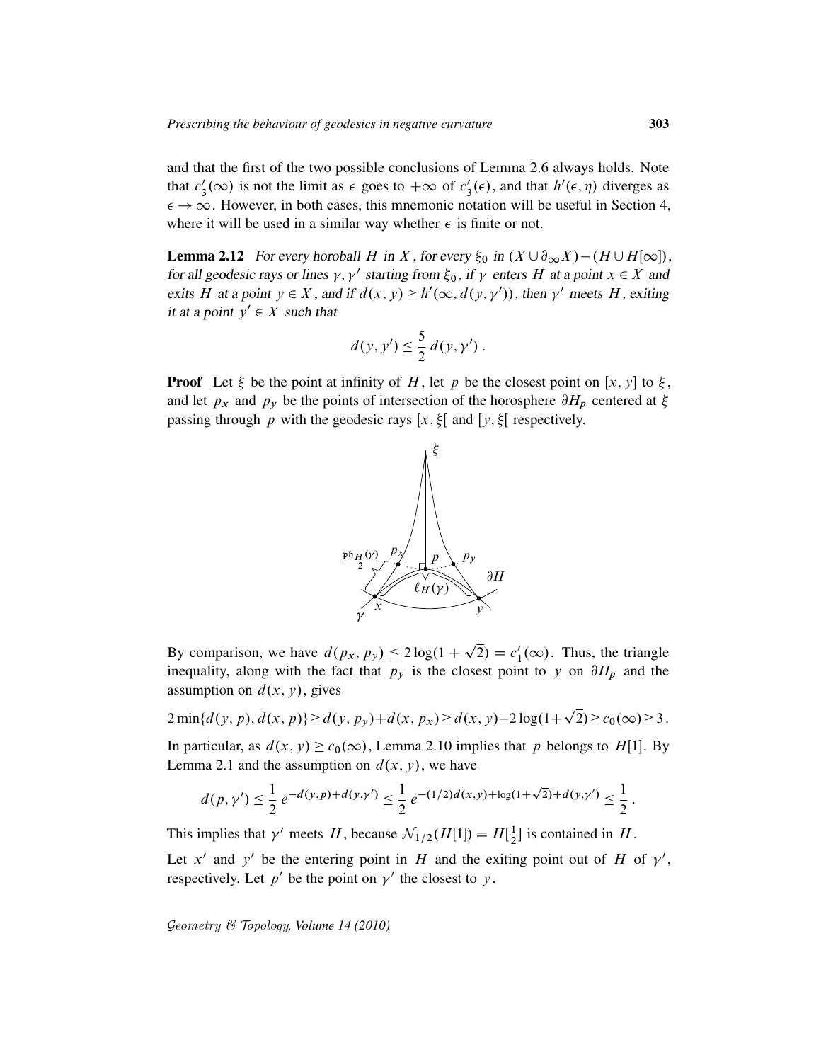and that the first of the two possible conclusions of Lemma 2.6 always holds. Note that $c'_3(\infty)$ is not the limit as $\epsilon$ goes to $+\infty$ of $c'_3(\epsilon)$, and that $h'(\epsilon,\eta)$ diverges as $\epsilon \to \infty$. However, in both cases, this mnemonic notation will be useful in Section 4, where it will be used in a similar way whether $\epsilon$ is finite or not.

**Lemma 2.12** *For every horoball $H$ in $X$, for every $\xi_0$ in $(X \cup \partial_\infty X) - (H \cup H[\infty])$, for all geodesic rays or lines $\gamma, \gamma'$ starting from $\xi_0$, if $\gamma$ enters $H$ at a point $x \in X$ and exits $H$ at a point $y \in X$, and if $d(x,y) \geq h'(\infty, d(y,\gamma'))$, then $\gamma'$ meets $H$, exiting it at a point $y' \in X$ such that*

$$d(y,y') \leq \frac{5}{2}\, d(y,\gamma')\,.$$

**Proof** Let $\xi$ be the point at infinity of $H$, let $p$ be the closest point on $[x,y]$ to $\xi$, and let $p_x$ and $p_y$ be the points of intersection of the horosphere $\partial H_p$ centered at $\xi$ passing through $p$ with the geodesic rays $[x,\xi[$ and $[y,\xi[$ respectively.

By comparison, we have $d(p_x,p_y) \leq 2\log(1+\sqrt{2}) = c'_1(\infty)$. Thus, the triangle inequality, along with the fact that $p_y$ is the closest point to $y$ on $\partial H_p$ and the assumption on $d(x,y)$, gives

$$2\min\{d(y,p), d(x,p)\} \geq d(y,p_y) + d(x,p_x) \geq d(x,y) - 2\log(1+\sqrt{2}) \geq c_0(\infty) \geq 3\,.$$

In particular, as $d(x,y) \geq c_0(\infty)$, Lemma 2.10 implies that $p$ belongs to $H[1]$. By Lemma 2.1 and the assumption on $d(x,y)$, we have

$$d(p,\gamma') \leq \frac{1}{2}\, e^{-d(y,p)+d(y,\gamma')} \leq \frac{1}{2}\, e^{-(1/2)d(x,y)+\log(1+\sqrt{2})+d(y,\gamma')} \leq \frac{1}{2}\,.$$

This implies that $\gamma'$ meets $H$, because $\mathcal{N}_{1/2}(H[1]) = H[\frac{1}{2}]$ is contained in $H$.

Let $x'$ and $y'$ be the entering point in $H$ and the exiting point out of $H$ of $\gamma'$, respectively. Let $p'$ be the point on $\gamma'$ the closest to $y$.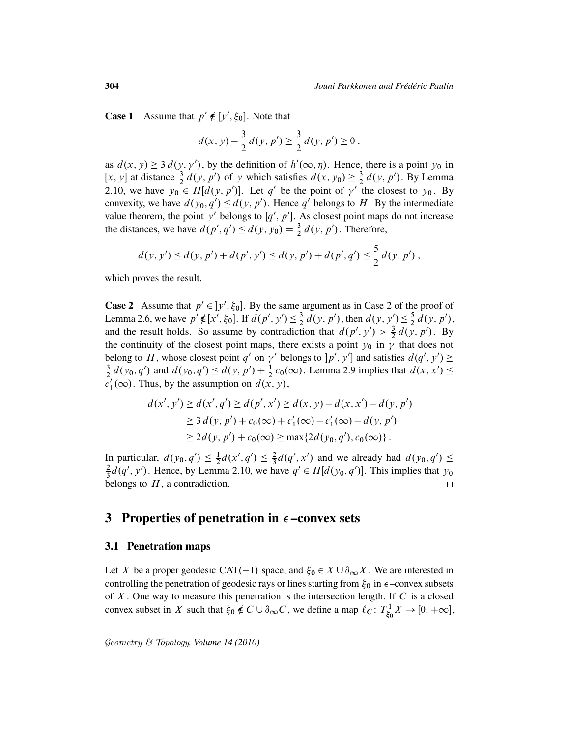**Case 1** Assume that $p' \notin [y', \xi_0]$. Note that

$$d(x,y) - \frac{3}{2}\, d(y,p') \geq \frac{3}{2}\, d(y,p') \geq 0\,,$$

as $d(x,y) \geq 3\, d(y,\gamma')$, by the definition of $h'(\infty,\eta)$. Hence, there is a point $y_0$ in $[x,y]$ at distance $\frac{3}{2}\, d(y,p')$ of $y$ which satisfies $d(x,y_0) \geq \frac{3}{2}\, d(y,p')$. By Lemma 2.10, we have $y_0 \in H[d(y,p')]$. Let $q'$ be the point of $\gamma'$ the closest to $y_0$. By convexity, we have $d(y_0,q') \leq d(y,p')$. Hence $q'$ belongs to $H$. By the intermediate value theorem, the point $y'$ belongs to $[q',p']$. As closest point maps do not increase the distances, we have $d(p',q') \leq d(y,y_0) = \frac{3}{2}\, d(y,p')$. Therefore,

$$d(y,y') \leq d(y,p') + d(p',y') \leq d(y,p') + d(p',q') \leq \frac{5}{2}\, d(y,p')\,,$$

which proves the result.

**Case 2** Assume that $p' \in\, ]y', \xi_0]$. By the same argument as in Case 2 of the proof of Lemma 2.6, we have $p' \notin [x', \xi_0]$. If $d(p',y') \leq \frac{3}{2}\, d(y,p')$, then $d(y,y') \leq \frac{5}{2}\, d(y,p')$, and the result holds. So assume by contradiction that $d(p',y') > \frac{3}{2}\, d(y,p')$. By the continuity of the closest point maps, there exists a point $y_0$ in $\gamma$ that does not belong to $H$, whose closest point $q'$ on $\gamma'$ belongs to $]p',y']$ and satisfies $d(q',y') \geq \frac{3}{2}\, d(y_0,q')$ and $d(y_0,q') \leq d(y,p') + \frac{1}{2}\, c_0(\infty)$. Lemma 2.9 implies that $d(x,x') \leq c_1'(\infty)$. Thus, by the assumption on $d(x,y)$,

$$\begin{aligned}
d(x',y') \geq d(x',q') \geq d(p',x') &\geq d(x,y) - d(x,x') - d(y,p') \\
&\geq 3\, d(y,p') + c_0(\infty) + c_1'(\infty) - c_1'(\infty) - d(y,p') \\
&\geq 2 d(y,p') + c_0(\infty) \geq \max\{2 d(y_0,q'), c_0(\infty)\}\,.
\end{aligned}$$

In particular, $d(y_0,q') \leq \frac{1}{2} d(x',q') \leq \frac{2}{3} d(q',x')$ and we already had $d(y_0,q') \leq \frac{2}{3} d(q',y')$. Hence, by Lemma 2.10, we have $q' \in H[d(y_0,q')]$. This implies that $y_0$ belongs to $H$, a contradiction. $\square$

## 3 Properties of penetration in $\epsilon$–convex sets

### 3.1 Penetration maps

Let $X$ be a proper geodesic CAT$(-1)$ space, and $\xi_0 \in X \cup \partial_\infty X$. We are interested in controlling the penetration of geodesic rays or lines starting from $\xi_0$ in $\epsilon$–convex subsets of $X$. One way to measure this penetration is the intersection length. If $C$ is a closed convex subset in $X$ such that $\xi_0 \notin C \cup \partial_\infty C$, we define a map $\ell_C \colon T^1_{\xi_0} X \to [0, +\infty]$,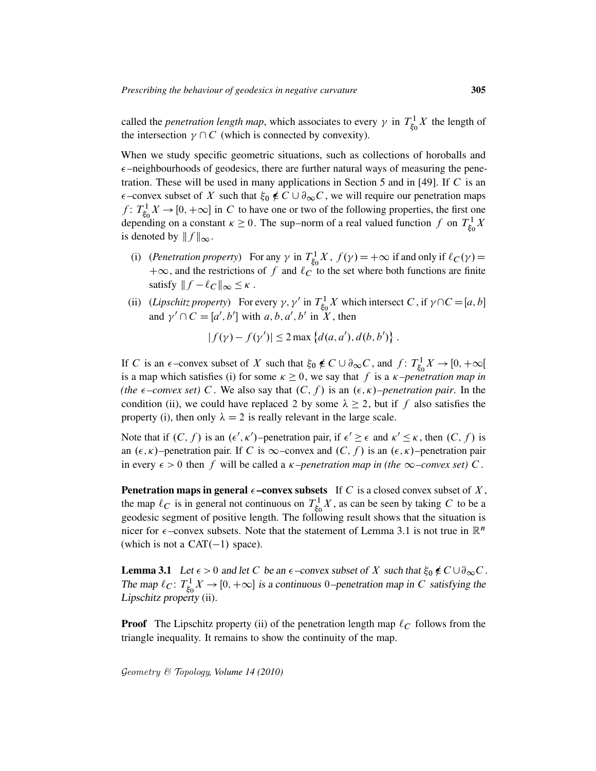called the *penetration length map*, which associates to every $\gamma$ in $T^1_{\xi_0}X$ the length of the intersection $\gamma \cap C$ (which is connected by convexity).

When we study specific geometric situations, such as collections of horoballs and $\epsilon$–neighbourhoods of geodesics, there are further natural ways of measuring the penetration. These will be used in many applications in Section 5 and in [49]. If $C$ is an $\epsilon$–convex subset of $X$ such that $\xi_0 \notin C \cup \partial_\infty C$, we will require our penetration maps $f\colon T^1_{\xi_0}X \to [0,+\infty]$ in $C$ to have one or two of the following properties, the first one depending on a constant $\kappa \geq 0$. The sup–norm of a real valued function $f$ on $T^1_{\xi_0}X$ is denoted by $\|f\|_\infty$.

(i) (*Penetration property*) For any $\gamma$ in $T^1_{\xi_0}X$, $f(\gamma) = +\infty$ if and only if $\ell_C(\gamma) = +\infty$, and the restrictions of $f$ and $\ell_C$ to the set where both functions are finite satisfy $\|f - \ell_C\|_\infty \leq \kappa$.

(ii) (*Lipschitz property*) For every $\gamma, \gamma'$ in $T^1_{\xi_0}X$ which intersect $C$, if $\gamma \cap C = [a,b]$ and $\gamma' \cap C = [a',b']$ with $a, b, a', b'$ in $X$, then

$$|f(\gamma) - f(\gamma')| \leq 2 \max\left\{d(a,a'), d(b,b')\right\}.$$

If $C$ is an $\epsilon$–convex subset of $X$ such that $\xi_0 \notin C \cup \partial_\infty C$, and $f\colon T^1_{\xi_0}X \to [0,+\infty[$ is a map which satisfies (i) for some $\kappa \geq 0$, we say that $f$ is a *$\kappa$–penetration map in (the $\epsilon$–convex set) $C$*. We also say that $(C,f)$ is an *$(\epsilon,\kappa)$–penetration pair*. In the condition (ii), we could have replaced 2 by some $\lambda \geq 2$, but if $f$ also satisfies the property (i), then only $\lambda = 2$ is really relevant in the large scale.

Note that if $(C,f)$ is an $(\epsilon',\kappa')$–penetration pair, if $\epsilon' \geq \epsilon$ and $\kappa' \leq \kappa$, then $(C,f)$ is an $(\epsilon,\kappa)$–penetration pair. If $C$ is $\infty$–convex and $(C,f)$ is an $(\epsilon,\kappa)$–penetration pair in every $\epsilon > 0$ then $f$ will be called a *$\kappa$–penetration map in (the $\infty$–convex set) $C$*.

**Penetration maps in general $\epsilon$–convex subsets** If $C$ is a closed convex subset of $X$, the map $\ell_C$ is in general not continuous on $T^1_{\xi_0}X$, as can be seen by taking $C$ to be a geodesic segment of positive length. The following result shows that the situation is nicer for $\epsilon$–convex subsets. Note that the statement of Lemma 3.1 is not true in $\mathbb{R}^n$ (which is not a CAT$(-1)$ space).

**Lemma 3.1** *Let $\epsilon > 0$ and let $C$ be an $\epsilon$–convex subset of $X$ such that $\xi_0 \notin C \cup \partial_\infty C$. The map $\ell_C\colon T^1_{\xi_0}X \to [0,+\infty]$ is a continuous 0–penetration map in $C$ satisfying the Lipschitz property (ii).*

**Proof** The Lipschitz property (ii) of the penetration length map $\ell_C$ follows from the triangle inequality. It remains to show the continuity of the map.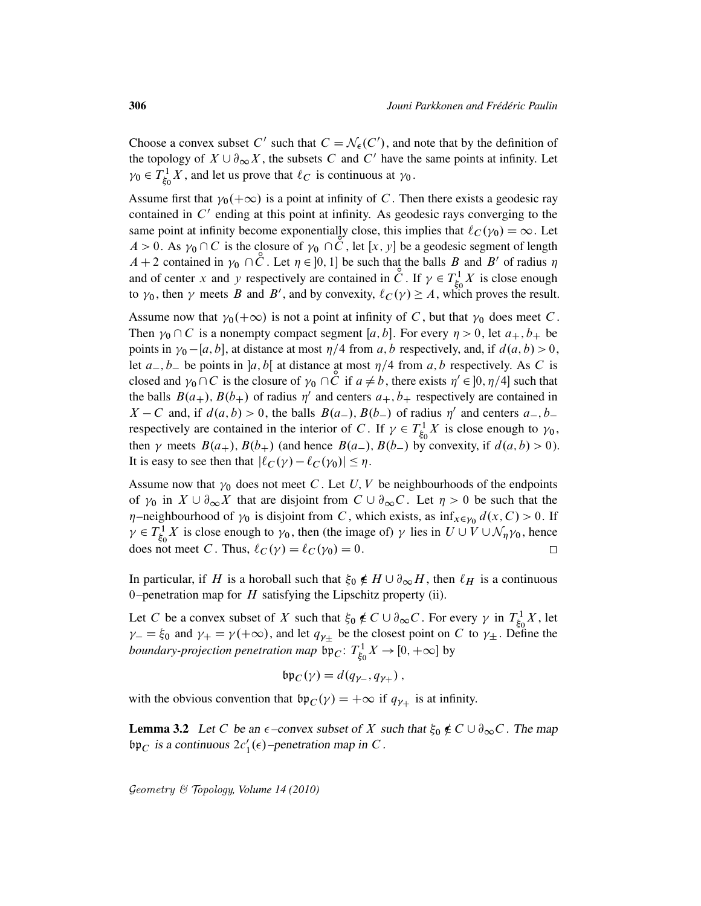Choose a convex subset $C'$ such that $C = \mathcal{N}_\epsilon(C')$, and note that by the definition of the topology of $X \cup \partial_\infty X$, the subsets $C$ and $C'$ have the same points at infinity. Let $\gamma_0 \in T^1_{\xi_0} X$, and let us prove that $\ell_C$ is continuous at $\gamma_0$.

Assume first that $\gamma_0(+\infty)$ is a point at infinity of $C$. Then there exists a geodesic ray contained in $C'$ ending at this point at infinity. As geodesic rays converging to the same point at infinity become exponentially close, this implies that $\ell_C(\gamma_0) = \infty$. Let $A > 0$. As $\gamma_0 \cap C$ is the closure of $\gamma_0 \cap \overset{\circ}{C}$, let $[x, y]$ be a geodesic segment of length $A + 2$ contained in $\gamma_0 \cap \overset{\circ}{C}$. Let $\eta \in \,]0, 1]$ be such that the balls $B$ and $B'$ of radius $\eta$ and of center $x$ and $y$ respectively are contained in $\overset{\circ}{C}$. If $\gamma \in T^1_{\xi_0} X$ is close enough to $\gamma_0$, then $\gamma$ meets $B$ and $B'$, and by convexity, $\ell_C(\gamma) \geq A$, which proves the result.

Assume now that $\gamma_0(+\infty)$ is not a point at infinity of $C$, but that $\gamma_0$ does meet $C$. Then $\gamma_0 \cap C$ is a nonempty compact segment $[a, b]$. For every $\eta > 0$, let $a_+, b_+$ be points in $\gamma_0 - [a, b]$, at distance at most $\eta/4$ from $a, b$ respectively, and, if $d(a, b) > 0$, let $a_-, b_-$ be points in $]a, b[$ at distance at most $\eta/4$ from $a, b$ respectively. As $C$ is closed and $\gamma_0 \cap C$ is the closure of $\gamma_0 \cap \overset{\circ}{C}$ if $a \neq b$, there exists $\eta' \in \,]0, \eta/4]$ such that the balls $B(a_+), B(b_+)$ of radius $\eta'$ and centers $a_+, b_+$ respectively are contained in $X - C$ and, if $d(a, b) > 0$, the balls $B(a_-), B(b_-)$ of radius $\eta'$ and centers $a_-, b_-$ respectively are contained in the interior of $C$. If $\gamma \in T^1_{\xi_0} X$ is close enough to $\gamma_0$, then $\gamma$ meets $B(a_+), B(b_+)$ (and hence $B(a_-), B(b_-)$ by convexity, if $d(a, b) > 0$). It is easy to see then that $|\ell_C(\gamma) - \ell_C(\gamma_0)| \leq \eta$.

Assume now that $\gamma_0$ does not meet $C$. Let $U, V$ be neighbourhoods of the endpoints of $\gamma_0$ in $X \cup \partial_\infty X$ that are disjoint from $C \cup \partial_\infty C$. Let $\eta > 0$ be such that the $\eta$–neighbourhood of $\gamma_0$ is disjoint from $C$, which exists, as $\inf_{x \in \gamma_0} d(x, C) > 0$. If $\gamma \in T^1_{\xi_0} X$ is close enough to $\gamma_0$, then (the image of) $\gamma$ lies in $U \cup V \cup \mathcal{N}_\eta \gamma_0$, hence does not meet $C$. Thus, $\ell_C(\gamma) = \ell_C(\gamma_0) = 0$. $\square$

In particular, if $H$ is a horoball such that $\xi_0 \notin H \cup \partial_\infty H$, then $\ell_H$ is a continuous 0–penetration map for $H$ satisfying the Lipschitz property (ii).

Let $C$ be a convex subset of $X$ such that $\xi_0 \notin C \cup \partial_\infty C$. For every $\gamma$ in $T^1_{\xi_0} X$, let $\gamma_- = \xi_0$ and $\gamma_+ = \gamma(+\infty)$, and let $q_{\gamma_\pm}$ be the closest point on $C$ to $\gamma_\pm$. Define the *boundary-projection penetration map* $\mathfrak{bp}_C \colon T^1_{\xi_0} X \to [0, +\infty]$ by

$$\mathfrak{bp}_C(\gamma) = d(q_{\gamma_-}, q_{\gamma_+}),$$

with the obvious convention that $\mathfrak{bp}_C(\gamma) = +\infty$ if $q_{\gamma_+}$ is at infinity.

**Lemma 3.2** *Let $C$ be an $\epsilon$–convex subset of $X$ such that $\xi_0 \notin C \cup \partial_\infty C$. The map $\mathfrak{bp}_C$ is a continuous $2c_1'(\epsilon)$–penetration map in $C$.*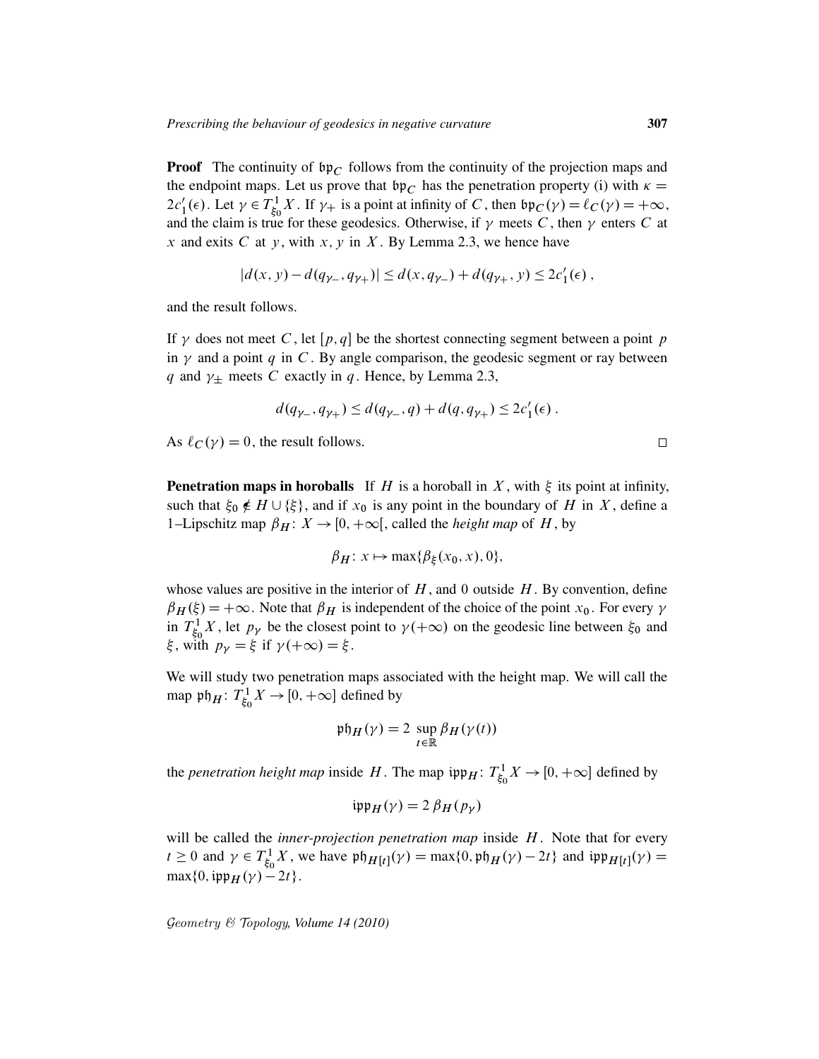**Proof** The continuity of $\mathfrak{bp}_C$ follows from the continuity of the projection maps and the endpoint maps. Let us prove that $\mathfrak{bp}_C$ has the penetration property (i) with $\kappa = 2c_1'(\epsilon)$. Let $\gamma \in T^1_{\xi_0}X$. If $\gamma_+$ is a point at infinity of $C$, then $\mathfrak{bp}_C(\gamma) = \ell_C(\gamma) = +\infty$, and the claim is true for these geodesics. Otherwise, if $\gamma$ meets $C$, then $\gamma$ enters $C$ at $x$ and exits $C$ at $y$, with $x, y$ in $X$. By Lemma 2.3, we hence have

$$|d(x,y) - d(q_{\gamma_-}, q_{\gamma_+})| \leq d(x, q_{\gamma_-}) + d(q_{\gamma_+}, y) \leq 2c_1'(\epsilon)\,,$$

and the result follows.

If $\gamma$ does not meet $C$, let $[p,q]$ be the shortest connecting segment between a point $p$ in $\gamma$ and a point $q$ in $C$. By angle comparison, the geodesic segment or ray between $q$ and $\gamma_\pm$ meets $C$ exactly in $q$. Hence, by Lemma 2.3,

$$d(q_{\gamma_-}, q_{\gamma_+}) \leq d(q_{\gamma_-}, q) + d(q, q_{\gamma_+}) \leq 2c_1'(\epsilon)\,.$$

As $\ell_C(\gamma) = 0$, the result follows. □

**Penetration maps in horoballs** If $H$ is a horoball in $X$, with $\xi$ its point at infinity, such that $\xi_0 \notin H \cup \{\xi\}$, and if $x_0$ is any point in the boundary of $H$ in $X$, define a 1–Lipschitz map $\beta_H \colon X \to [0, +\infty[$, called the *height map* of $H$, by

$$\beta_H \colon x \mapsto \max\{\beta_\xi(x_0, x), 0\},$$

whose values are positive in the interior of $H$, and 0 outside $H$. By convention, define $\beta_H(\xi) = +\infty$. Note that $\beta_H$ is independent of the choice of the point $x_0$. For every $\gamma$ in $T^1_{\xi_0}X$, let $p_\gamma$ be the closest point to $\gamma(+\infty)$ on the geodesic line between $\xi_0$ and $\xi$, with $p_\gamma = \xi$ if $\gamma(+\infty) = \xi$.

We will study two penetration maps associated with the height map. We will call the map $\mathfrak{ph}_H \colon T^1_{\xi_0}X \to [0, +\infty]$ defined by

$$\mathfrak{ph}_H(\gamma) = 2 \sup_{t \in \mathbb{R}} \beta_H(\gamma(t))$$

the *penetration height map* inside $H$. The map $\mathfrak{ipp}_H \colon T^1_{\xi_0}X \to [0, +\infty]$ defined by

$$\mathfrak{ipp}_H(\gamma) = 2\,\beta_H(p_\gamma)$$

will be called the *inner-projection penetration map* inside $H$. Note that for every $t \geq 0$ and $\gamma \in T^1_{\xi_0}X$, we have $\mathfrak{ph}_{H[t]}(\gamma) = \max\{0, \mathfrak{ph}_H(\gamma) - 2t\}$ and $\mathfrak{ipp}_{H[t]}(\gamma) = \max\{0, \mathfrak{ipp}_H(\gamma) - 2t\}$.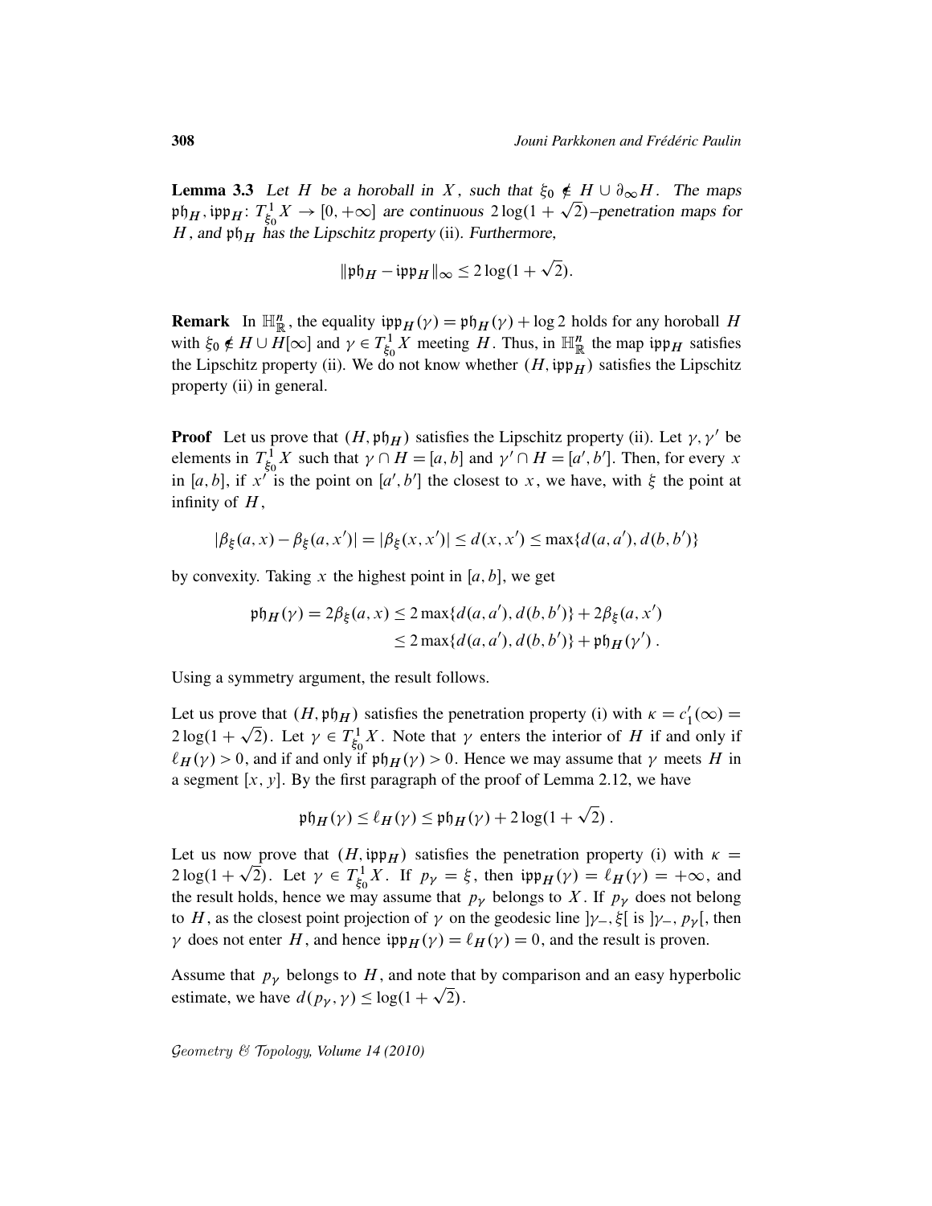**Lemma 3.3** *Let $H$ be a horoball in $X$, such that $\xi_0 \notin H \cup \partial_\infty H$. The maps $\mathfrak{ph}_H, \mathfrak{ipp}_H \colon T^1_{\xi_0} X \to [0, +\infty]$ are continuous $2\log(1+\sqrt{2})$–penetration maps for $H$, and $\mathfrak{ph}_H$ has the Lipschitz property* (ii). *Furthermore,*

$$\|\mathfrak{ph}_H - \mathfrak{ipp}_H\|_\infty \leq 2\log(1+\sqrt{2}).$$

**Remark** In $\mathbb{H}^n_{\mathbb{R}}$, the equality $\mathfrak{ipp}_H(\gamma) = \mathfrak{ph}_H(\gamma) + \log 2$ holds for any horoball $H$ with $\xi_0 \notin H \cup H[\infty]$ and $\gamma \in T^1_{\xi_0} X$ meeting $H$. Thus, in $\mathbb{H}^n_{\mathbb{R}}$ the map $\mathfrak{ipp}_H$ satisfies the Lipschitz property (ii). We do not know whether $(H, \mathfrak{ipp}_H)$ satisfies the Lipschitz property (ii) in general.

**Proof** Let us prove that $(H, \mathfrak{ph}_H)$ satisfies the Lipschitz property (ii). Let $\gamma, \gamma'$ be elements in $T^1_{\xi_0} X$ such that $\gamma \cap H = [a, b]$ and $\gamma' \cap H = [a', b']$. Then, for every $x$ in $[a, b]$, if $x'$ is the point on $[a', b']$ the closest to $x$, we have, with $\xi$ the point at infinity of $H$,

$$|\beta_\xi(a, x) - \beta_\xi(a, x')| = |\beta_\xi(x, x')| \leq d(x, x') \leq \max\{d(a, a'), d(b, b')\}$$

by convexity. Taking $x$ the highest point in $[a, b]$, we get

$$\begin{aligned}\mathfrak{ph}_H(\gamma) = 2\beta_\xi(a, x) &\leq 2\max\{d(a, a'), d(b, b')\} + 2\beta_\xi(a, x') \\ &\leq 2\max\{d(a, a'), d(b, b')\} + \mathfrak{ph}_H(\gamma')\,.\end{aligned}$$

Using a symmetry argument, the result follows.

Let us prove that $(H, \mathfrak{ph}_H)$ satisfies the penetration property (i) with $\kappa = c_1'(\infty) = 2\log(1+\sqrt{2})$. Let $\gamma \in T^1_{\xi_0} X$. Note that $\gamma$ enters the interior of $H$ if and only if $\ell_H(\gamma) > 0$, and if and only if $\mathfrak{ph}_H(\gamma) > 0$. Hence we may assume that $\gamma$ meets $H$ in a segment $[x, y]$. By the first paragraph of the proof of Lemma 2.12, we have

$$\mathfrak{ph}_H(\gamma) \leq \ell_H(\gamma) \leq \mathfrak{ph}_H(\gamma) + 2\log(1+\sqrt{2})\,.$$

Let us now prove that $(H, \mathfrak{ipp}_H)$ satisfies the penetration property (i) with $\kappa = 2\log(1+\sqrt{2})$. Let $\gamma \in T^1_{\xi_0} X$. If $p_\gamma = \xi$, then $\mathfrak{ipp}_H(\gamma) = \ell_H(\gamma) = +\infty$, and the result holds, hence we may assume that $p_\gamma$ belongs to $X$. If $p_\gamma$ does not belong to $H$, as the closest point projection of $\gamma$ on the geodesic line $]\gamma_-, \xi[$ is $]\gamma_-, p_\gamma[$, then $\gamma$ does not enter $H$, and hence $\mathfrak{ipp}_H(\gamma) = \ell_H(\gamma) = 0$, and the result is proven.

Assume that $p_\gamma$ belongs to $H$, and note that by comparison and an easy hyperbolic estimate, we have $d(p_\gamma, \gamma) \leq \log(1+\sqrt{2})$.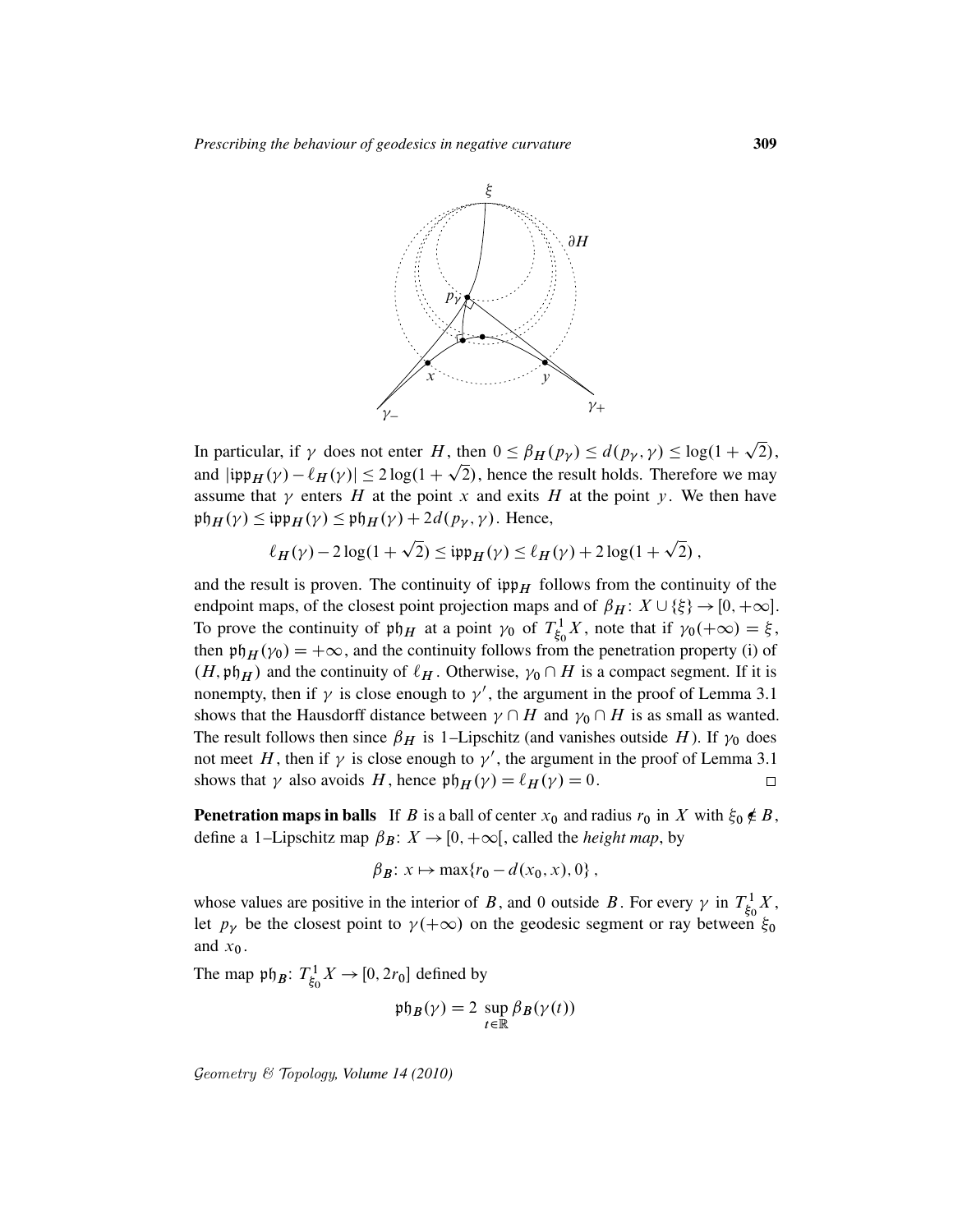In particular, if $\gamma$ does not enter $H$, then $0 \leq \beta_H(p_\gamma) \leq d(p_\gamma, \gamma) \leq \log(1+\sqrt{2})$, and $|\mathfrak{ipp}_H(\gamma) - \ell_H(\gamma)| \leq 2\log(1+\sqrt{2})$, hence the result holds. Therefore we may assume that $\gamma$ enters $H$ at the point $x$ and exits $H$ at the point $y$. We then have $\mathfrak{ph}_H(\gamma) \leq \mathfrak{ipp}_H(\gamma) \leq \mathfrak{ph}_H(\gamma) + 2d(p_\gamma, \gamma)$. Hence,

$$\ell_H(\gamma) - 2\log(1+\sqrt{2}) \leq \mathfrak{ipp}_H(\gamma) \leq \ell_H(\gamma) + 2\log(1+\sqrt{2}) ,$$

and the result is proven. The continuity of $\mathfrak{ipp}_H$ follows from the continuity of the endpoint maps, of the closest point projection maps and of $\beta_H \colon X \cup \{\xi\} \to [0, +\infty]$. To prove the continuity of $\mathfrak{ph}_H$ at a point $\gamma_0$ of $T^1_{\xi_0}X$, note that if $\gamma_0(+\infty) = \xi$, then $\mathfrak{ph}_H(\gamma_0) = +\infty$, and the continuity follows from the penetration property (i) of $(H, \mathfrak{ph}_H)$ and the continuity of $\ell_H$. Otherwise, $\gamma_0 \cap H$ is a compact segment. If it is nonempty, then if $\gamma$ is close enough to $\gamma'$, the argument in the proof of Lemma 3.1 shows that the Hausdorff distance between $\gamma \cap H$ and $\gamma_0 \cap H$ is as small as wanted. The result follows then since $\beta_H$ is 1–Lipschitz (and vanishes outside $H$). If $\gamma_0$ does not meet $H$, then if $\gamma$ is close enough to $\gamma'$, the argument in the proof of Lemma 3.1 shows that $\gamma$ also avoids $H$, hence $\mathfrak{ph}_H(\gamma) = \ell_H(\gamma) = 0$. □

**Penetration maps in balls** If $B$ is a ball of center $x_0$ and radius $r_0$ in $X$ with $\xi_0 \notin B$, define a 1–Lipschitz map $\beta_B \colon X \to [0, +\infty[$, called the *height map*, by

$$\beta_B \colon x \mapsto \max\{r_0 - d(x_0, x), 0\} ,$$

whose values are positive in the interior of $B$, and 0 outside $B$. For every $\gamma$ in $T^1_{\xi_0}X$, let $p_\gamma$ be the closest point to $\gamma(+\infty)$ on the geodesic segment or ray between $\xi_0$ and $x_0$.

The map $\mathfrak{ph}_B \colon T^1_{\xi_0}X \to [0, 2r_0]$ defined by

$$\mathfrak{ph}_B(\gamma) = 2 \sup_{t \in \mathbb{R}} \beta_B(\gamma(t))$$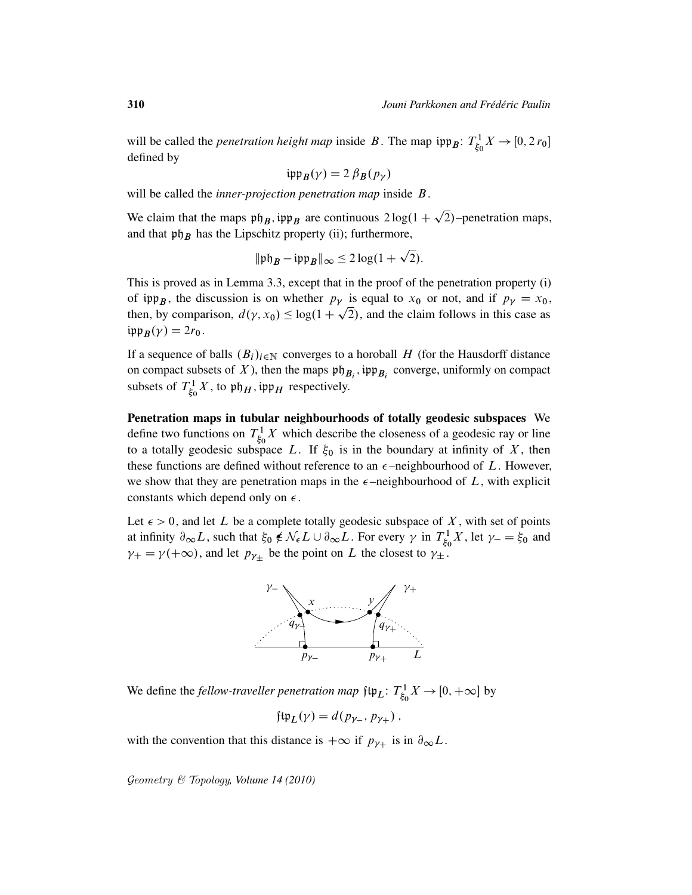will be called the *penetration height map* inside $B$. The map $\mathfrak{ipp}_B\colon T^1_{\xi_0}X \to [0, 2\,r_0]$ defined by

$$\mathfrak{ipp}_B(\gamma) = 2\,\beta_B(p_\gamma)$$

will be called the *inner-projection penetration map* inside $B$.

We claim that the maps $\mathfrak{ph}_B, \mathfrak{ipp}_B$ are continuous $2\log(1+\sqrt{2})$–penetration maps, and that $\mathfrak{ph}_B$ has the Lipschitz property (ii); furthermore,

$$\|\mathfrak{ph}_B - \mathfrak{ipp}_B\|_\infty \le 2\log(1+\sqrt{2}).$$

This is proved as in Lemma 3.3, except that in the proof of the penetration property (i) of $\mathfrak{ipp}_B$, the discussion is on whether $p_\gamma$ is equal to $x_0$ or not, and if $p_\gamma = x_0$, then, by comparison, $d(\gamma, x_0) \le \log(1+\sqrt{2})$, and the claim follows in this case as $\mathfrak{ipp}_B(\gamma) = 2r_0$.

If a sequence of balls $(B_i)_{i\in\mathbb{N}}$ converges to a horoball $H$ (for the Hausdorff distance on compact subsets of $X$), then the maps $\mathfrak{ph}_{B_i}, \mathfrak{ipp}_{B_i}$ converge, uniformly on compact subsets of $T^1_{\xi_0}X$, to $\mathfrak{ph}_H, \mathfrak{ipp}_H$ respectively.

**Penetration maps in tubular neighbourhoods of totally geodesic subspaces** We define two functions on $T^1_{\xi_0}X$ which describe the closeness of a geodesic ray or line to a totally geodesic subspace $L$. If $\xi_0$ is in the boundary at infinity of $X$, then these functions are defined without reference to an $\epsilon$–neighbourhood of $L$. However, we show that they are penetration maps in the $\epsilon$–neighbourhood of $L$, with explicit constants which depend only on $\epsilon$.

Let $\epsilon > 0$, and let $L$ be a complete totally geodesic subspace of $X$, with set of points at infinity $\partial_\infty L$, such that $\xi_0 \notin \mathcal{N}_\epsilon L \cup \partial_\infty L$. For every $\gamma$ in $T^1_{\xi_0}X$, let $\gamma_- = \xi_0$ and $\gamma_+ = \gamma(+\infty)$, and let $p_{\gamma_\pm}$ be the point on $L$ the closest to $\gamma_\pm$.

We define the *fellow-traveller penetration map* $\mathfrak{ftp}_L\colon T^1_{\xi_0}X \to [0, +\infty]$ by

$$\mathfrak{ftp}_L(\gamma) = d(p_{\gamma_-}, p_{\gamma_+}),$$

with the convention that this distance is $+\infty$ if $p_{\gamma_+}$ is in $\partial_\infty L$.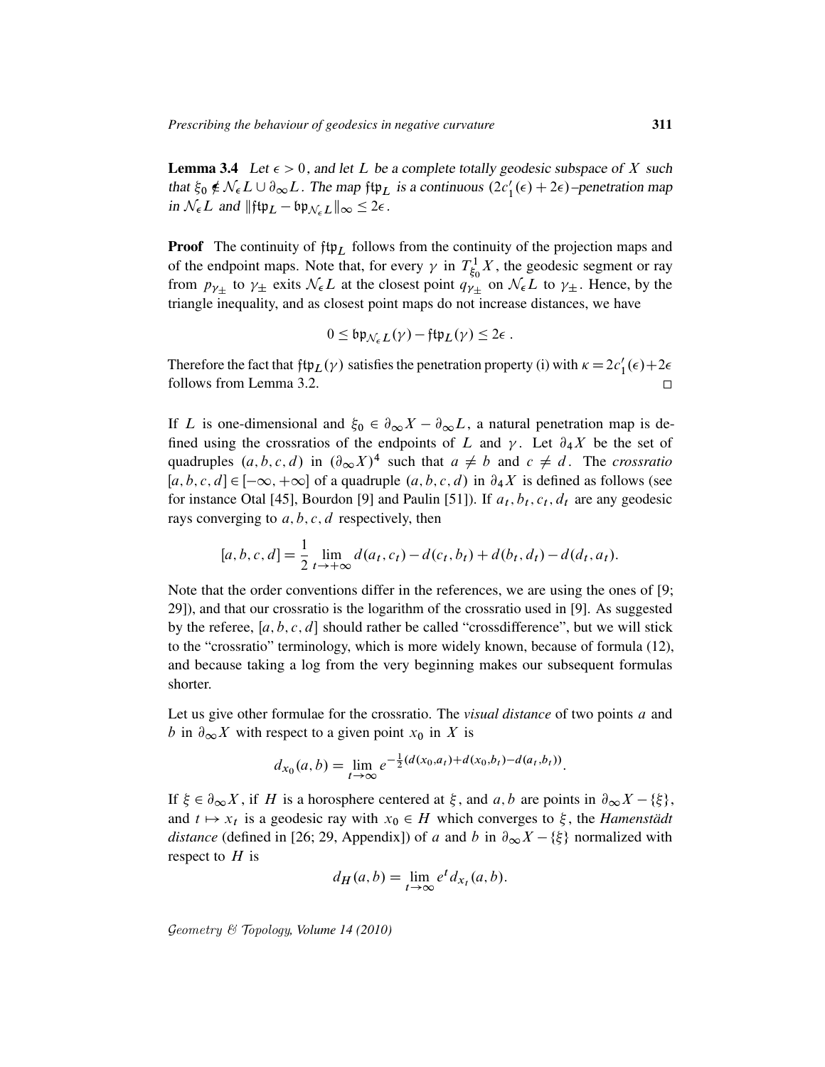**Lemma 3.4** *Let $\epsilon > 0$, and let $L$ be a complete totally geodesic subspace of $X$ such that $\xi_0 \notin \mathcal{N}_\epsilon L \cup \partial_\infty L$. The map $\mathfrak{ftp}_L$ is a continuous $(2c_1'(\epsilon) + 2\epsilon)$–penetration map in $\mathcal{N}_\epsilon L$ and $\|\mathfrak{ftp}_L - \mathfrak{bp}_{\mathcal{N}_\epsilon L}\|_\infty \leq 2\epsilon$.*

**Proof** The continuity of $\mathfrak{ftp}_L$ follows from the continuity of the projection maps and of the endpoint maps. Note that, for every $\gamma$ in $T^1_{\xi_0} X$, the geodesic segment or ray from $p_{\gamma_\pm}$ to $\gamma_\pm$ exits $\mathcal{N}_\epsilon L$ at the closest point $q_{\gamma_\pm}$ on $\mathcal{N}_\epsilon L$ to $\gamma_\pm$. Hence, by the triangle inequality, and as closest point maps do not increase distances, we have

$$0 \leq \mathfrak{bp}_{\mathcal{N}_\epsilon L}(\gamma) - \mathfrak{ftp}_L(\gamma) \leq 2\epsilon .$$

Therefore the fact that $\mathfrak{ftp}_L(\gamma)$ satisfies the penetration property (i) with $\kappa = 2c_1'(\epsilon) + 2\epsilon$ follows from Lemma 3.2. $\square$

If $L$ is one-dimensional and $\xi_0 \in \partial_\infty X - \partial_\infty L$, a natural penetration map is defined using the crossratios of the endpoints of $L$ and $\gamma$. Let $\partial_4 X$ be the set of quadruples $(a, b, c, d)$ in $(\partial_\infty X)^4$ such that $a \neq b$ and $c \neq d$. The *crossratio* $[a, b, c, d] \in [-\infty, +\infty]$ of a quadruple $(a, b, c, d)$ in $\partial_4 X$ is defined as follows (see for instance Otal [45], Bourdon [9] and Paulin [51]). If $a_t, b_t, c_t, d_t$ are any geodesic rays converging to $a, b, c, d$ respectively, then

$$[a, b, c, d] = \frac{1}{2} \lim_{t \to +\infty} d(a_t, c_t) - d(c_t, b_t) + d(b_t, d_t) - d(d_t, a_t).$$

Note that the order conventions differ in the references, we are using the ones of [9; 29]), and that our crossratio is the logarithm of the crossratio used in [9]. As suggested by the referee, $[a, b, c, d]$ should rather be called "crossdifference", but we will stick to the "crossratio" terminology, which is more widely known, because of formula (12), and because taking a log from the very beginning makes our subsequent formulas shorter.

Let us give other formulae for the crossratio. The *visual distance* of two points $a$ and $b$ in $\partial_\infty X$ with respect to a given point $x_0$ in $X$ is

$$d_{x_0}(a, b) = \lim_{t \to \infty} e^{-\frac{1}{2}(d(x_0, a_t) + d(x_0, b_t) - d(a_t, b_t))}.$$

If $\xi \in \partial_\infty X$, if $H$ is a horosphere centered at $\xi$, and $a, b$ are points in $\partial_\infty X - \{\xi\}$, and $t \mapsto x_t$ is a geodesic ray with $x_0 \in H$ which converges to $\xi$, the *Hamenstädt distance* (defined in [26; 29, Appendix]) of $a$ and $b$ in $\partial_\infty X - \{\xi\}$ normalized with respect to $H$ is

$$d_H(a, b) = \lim_{t \to \infty} e^t d_{x_t}(a, b).$$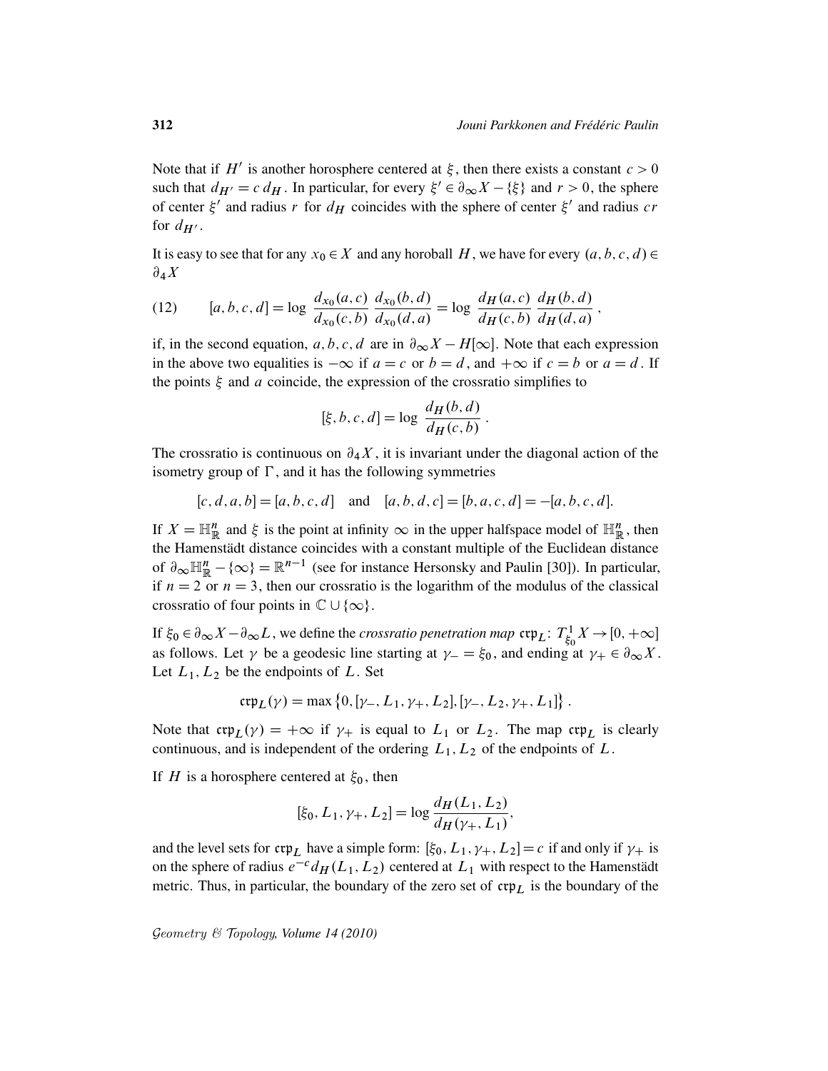Note that if $H'$ is another horosphere centered at $\xi$, then there exists a constant $c > 0$ such that $d_{H'} = c\, d_H$. In particular, for every $\xi' \in \partial_\infty X - \{\xi\}$ and $r > 0$, the sphere of center $\xi'$ and radius $r$ for $d_H$ coincides with the sphere of center $\xi'$ and radius $cr$ for $d_{H'}$.

It is easy to see that for any $x_0 \in X$ and any horoball $H$, we have for every $(a,b,c,d) \in \partial_4 X$

$$[a,b,c,d] = \log \frac{d_{x_0}(a,c)}{d_{x_0}(c,b)} \frac{d_{x_0}(b,d)}{d_{x_0}(d,a)} = \log \frac{d_H(a,c)}{d_H(c,b)} \frac{d_H(b,d)}{d_H(d,a)}, \tag{12}$$

if, in the second equation, $a,b,c,d$ are in $\partial_\infty X - H[\infty]$. Note that each expression in the above two equalities is $-\infty$ if $a = c$ or $b = d$, and $+\infty$ if $c = b$ or $a = d$. If the points $\xi$ and $a$ coincide, the expression of the crossratio simplifies to

$$[\xi, b, c, d] = \log \frac{d_H(b,d)}{d_H(c,b)}.$$

The crossratio is continuous on $\partial_4 X$, it is invariant under the diagonal action of the isometry group of $\Gamma$, and it has the following symmetries

$$[c,d,a,b] = [a,b,c,d] \quad \text{and} \quad [a,b,d,c] = [b,a,c,d] = -[a,b,c,d].$$

If $X = \mathbb{H}^n_{\mathbb{R}}$ and $\xi$ is the point at infinity $\infty$ in the upper halfspace model of $\mathbb{H}^n_{\mathbb{R}}$, then the Hamenstädt distance coincides with a constant multiple of the Euclidean distance of $\partial_\infty \mathbb{H}^n_{\mathbb{R}} - \{\infty\} = \mathbb{R}^{n-1}$ (see for instance Hersonsky and Paulin [30]). In particular, if $n = 2$ or $n = 3$, then our crossratio is the logarithm of the modulus of the classical crossratio of four points in $\mathbb{C} \cup \{\infty\}$.

If $\xi_0 \in \partial_\infty X - \partial_\infty L$, we define the *crossratio penetration map* $\mathfrak{crp}_L \colon T^1_{\xi_0} X \to [0, +\infty]$ as follows. Let $\gamma$ be a geodesic line starting at $\gamma_- = \xi_0$, and ending at $\gamma_+ \in \partial_\infty X$. Let $L_1, L_2$ be the endpoints of $L$. Set

$$\mathfrak{crp}_L(\gamma) = \max\{0, [\gamma_-, L_1, \gamma_+, L_2], [\gamma_-, L_2, \gamma_+, L_1]\}.$$

Note that $\mathfrak{crp}_L(\gamma) = +\infty$ if $\gamma_+$ is equal to $L_1$ or $L_2$. The map $\mathfrak{crp}_L$ is clearly continuous, and is independent of the ordering $L_1, L_2$ of the endpoints of $L$.

If $H$ is a horosphere centered at $\xi_0$, then

$$[\xi_0, L_1, \gamma_+, L_2] = \log \frac{d_H(L_1, L_2)}{d_H(\gamma_+, L_1)},$$

and the level sets for $\mathfrak{crp}_L$ have a simple form: $[\xi_0, L_1, \gamma_+, L_2] = c$ if and only if $\gamma_+$ is on the sphere of radius $e^{-c} d_H(L_1, L_2)$ centered at $L_1$ with respect to the Hamenstädt metric. Thus, in particular, the boundary of the zero set of $\mathfrak{crp}_L$ is the boundary of the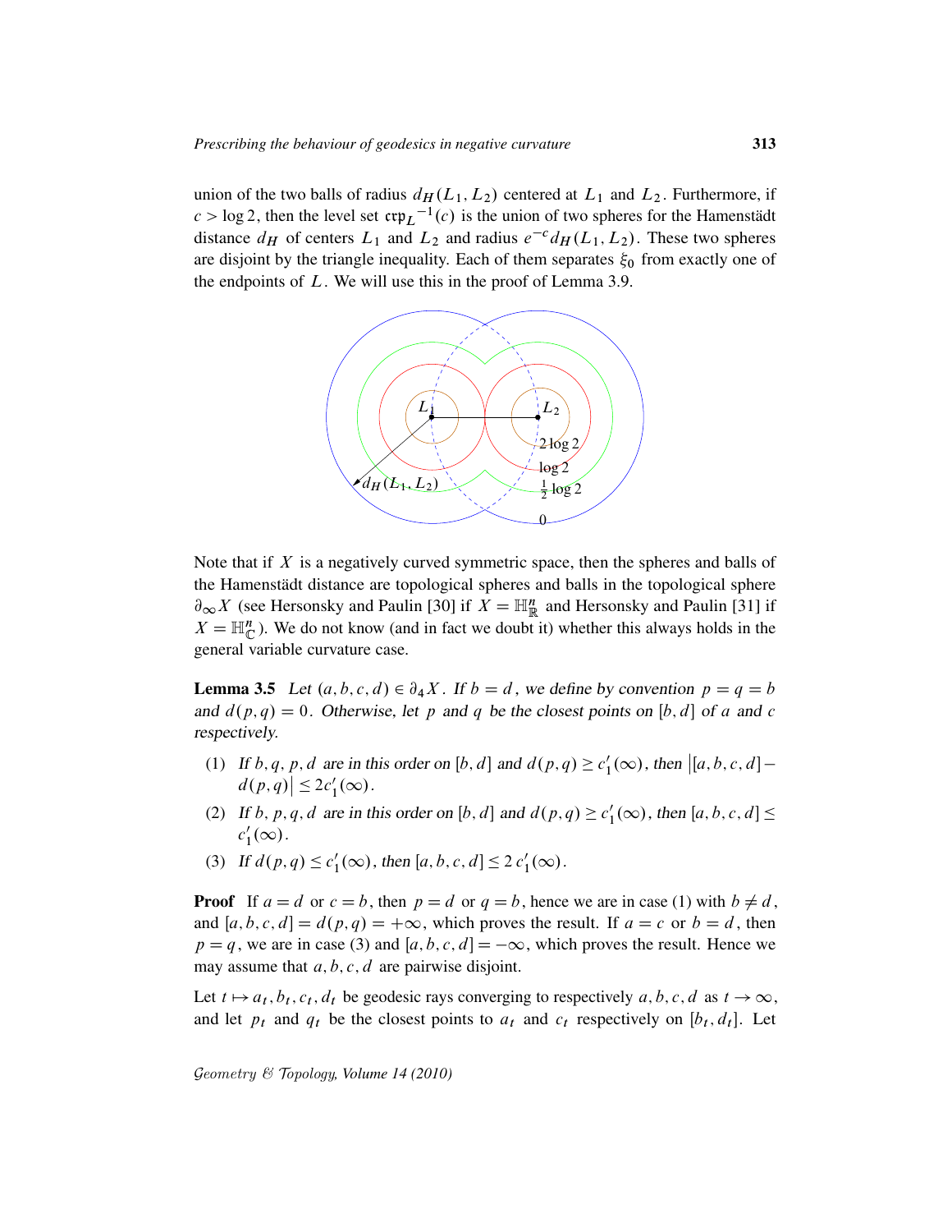union of the two balls of radius $d_H(L_1, L_2)$ centered at $L_1$ and $L_2$. Furthermore, if $c > \log 2$, then the level set $\mathfrak{crp}_L{}^{-1}(c)$ is the union of two spheres for the Hamenstädt distance $d_H$ of centers $L_1$ and $L_2$ and radius $e^{-c} d_H(L_1, L_2)$. These two spheres are disjoint by the triangle inequality. Each of them separates $\xi_0$ from exactly one of the endpoints of $L$. We will use this in the proof of Lemma 3.9.

Note that if $X$ is a negatively curved symmetric space, then the spheres and balls of the Hamenstädt distance are topological spheres and balls in the topological sphere $\partial_\infty X$ (see Hersonsky and Paulin [30] if $X = \mathbb{H}^n_{\mathbb{R}}$ and Hersonsky and Paulin [31] if $X = \mathbb{H}^n_{\mathbb{C}}$). We do not know (and in fact we doubt it) whether this always holds in the general variable curvature case.

**Lemma 3.5** *Let $(a, b, c, d) \in \partial_4 X$. If $b = d$, we define by convention $p = q = b$ and $d(p, q) = 0$. Otherwise, let $p$ and $q$ be the closest points on $[b, d]$ of $a$ and $c$ respectively.*

1. *If $b, q, p, d$ are in this order on $[b, d]$ and $d(p, q) \geq c_1'(\infty)$, then $\big|[a, b, c, d] - d(p, q)\big| \leq 2c_1'(\infty)$.*
2. *If $b, p, q, d$ are in this order on $[b, d]$ and $d(p, q) \geq c_1'(\infty)$, then $[a, b, c, d] \leq c_1'(\infty)$.*
3. *If $d(p, q) \leq c_1'(\infty)$, then $[a, b, c, d] \leq 2\, c_1'(\infty)$.*

**Proof** If $a = d$ or $c = b$, then $p = d$ or $q = b$, hence we are in case (1) with $b \neq d$, and $[a, b, c, d] = d(p, q) = +\infty$, which proves the result. If $a = c$ or $b = d$, then $p = q$, we are in case (3) and $[a, b, c, d] = -\infty$, which proves the result. Hence we may assume that $a, b, c, d$ are pairwise disjoint.

Let $t \mapsto a_t, b_t, c_t, d_t$ be geodesic rays converging to respectively $a, b, c, d$ as $t \to \infty$, and let $p_t$ and $q_t$ be the closest points to $a_t$ and $c_t$ respectively on $[b_t, d_t]$. Let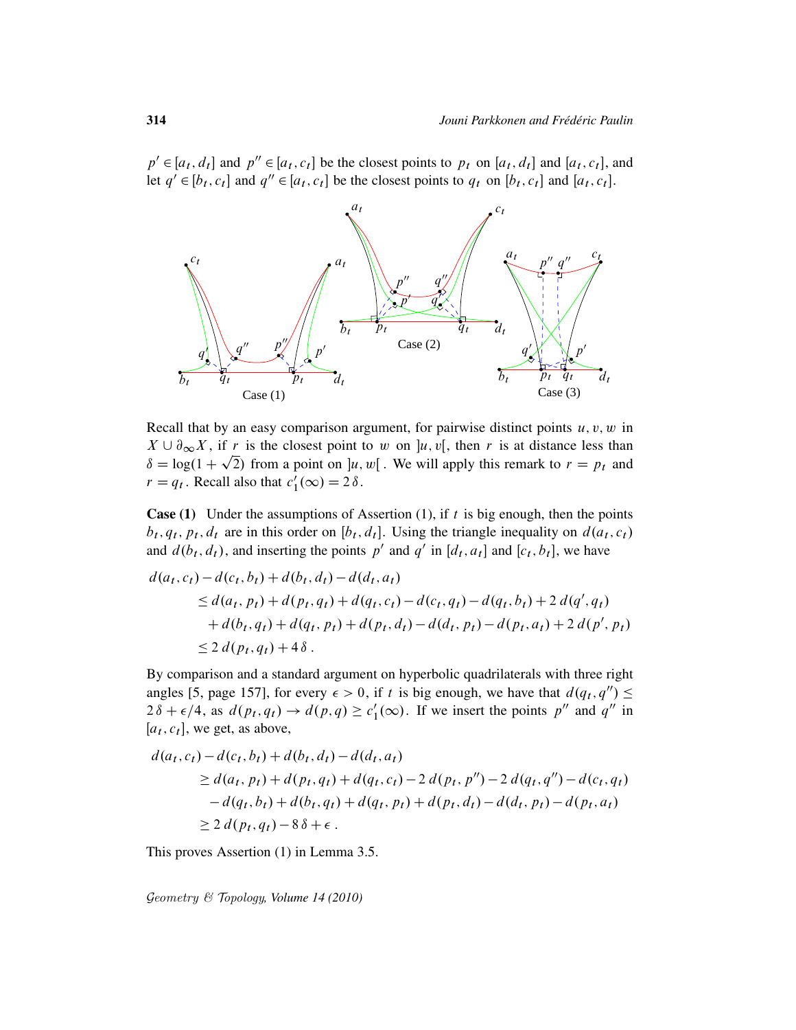$p' \in [a_t, d_t]$ and $p'' \in [a_t, c_t]$ be the closest points to $p_t$ on $[a_t, d_t]$ and $[a_t, c_t]$, and let $q' \in [b_t, c_t]$ and $q'' \in [a_t, c_t]$ be the closest points to $q_t$ on $[b_t, c_t]$ and $[a_t, c_t]$.

Case (1) Case (2) Case (3)

Recall that by an easy comparison argument, for pairwise distinct points $u, v, w$ in $X \cup \partial_\infty X$, if $r$ is the closest point to $w$ on $]u, v[$, then $r$ is at distance less than $\delta = \log(1 + \sqrt{2})$ from a point on $]u, w[$. We will apply this remark to $r = p_t$ and $r = q_t$. Recall also that $c_1'(\infty) = 2\,\delta$.

**Case (1)** Under the assumptions of Assertion (1), if $t$ is big enough, then the points $b_t, q_t, p_t, d_t$ are in this order on $[b_t, d_t]$. Using the triangle inequality on $d(a_t, c_t)$ and $d(b_t, d_t)$, and inserting the points $p'$ and $q'$ in $[d_t, a_t]$ and $[c_t, b_t]$, we have

$$
\begin{aligned}
d(a_t, c_t) - d(c_t, b_t) + d(b_t, d_t) - d(d_t, a_t)& \\
\leq d(a_t, p_t) + d(p_t, q_t) + d(q_t, c_t) - d(c_t, q_t) - d(q_t, b_t) + 2\,d(q', q_t)& \\
+ d(b_t, q_t) + d(q_t, p_t) + d(p_t, d_t) - d(d_t, p_t) - d(p_t, a_t) + 2\,d(p', p_t)& \\
\leq 2\,d(p_t, q_t) + 4\,\delta\,.&
\end{aligned}
$$

By comparison and a standard argument on hyperbolic quadrilaterals with three right angles [5, page 157], for every $\epsilon > 0$, if $t$ is big enough, we have that $d(q_t, q'') \leq 2\,\delta + \epsilon/4$, as $d(p_t, q_t) \to d(p, q) \geq c_1'(\infty)$. If we insert the points $p''$ and $q''$ in $[a_t, c_t]$, we get, as above,

$$
\begin{aligned}
d(a_t, c_t) - d(c_t, b_t) + d(b_t, d_t) - d(d_t, a_t)& \\
\geq d(a_t, p_t) + d(p_t, q_t) + d(q_t, c_t) - 2\,d(p_t, p'') - 2\,d(q_t, q'') - d(c_t, q_t)& \\
- d(q_t, b_t) + d(b_t, q_t) + d(q_t, p_t) + d(p_t, d_t) - d(d_t, p_t) - d(p_t, a_t)& \\
\geq 2\,d(p_t, q_t) - 8\,\delta + \epsilon\,.&
\end{aligned}
$$

This proves Assertion (1) in Lemma 3.5.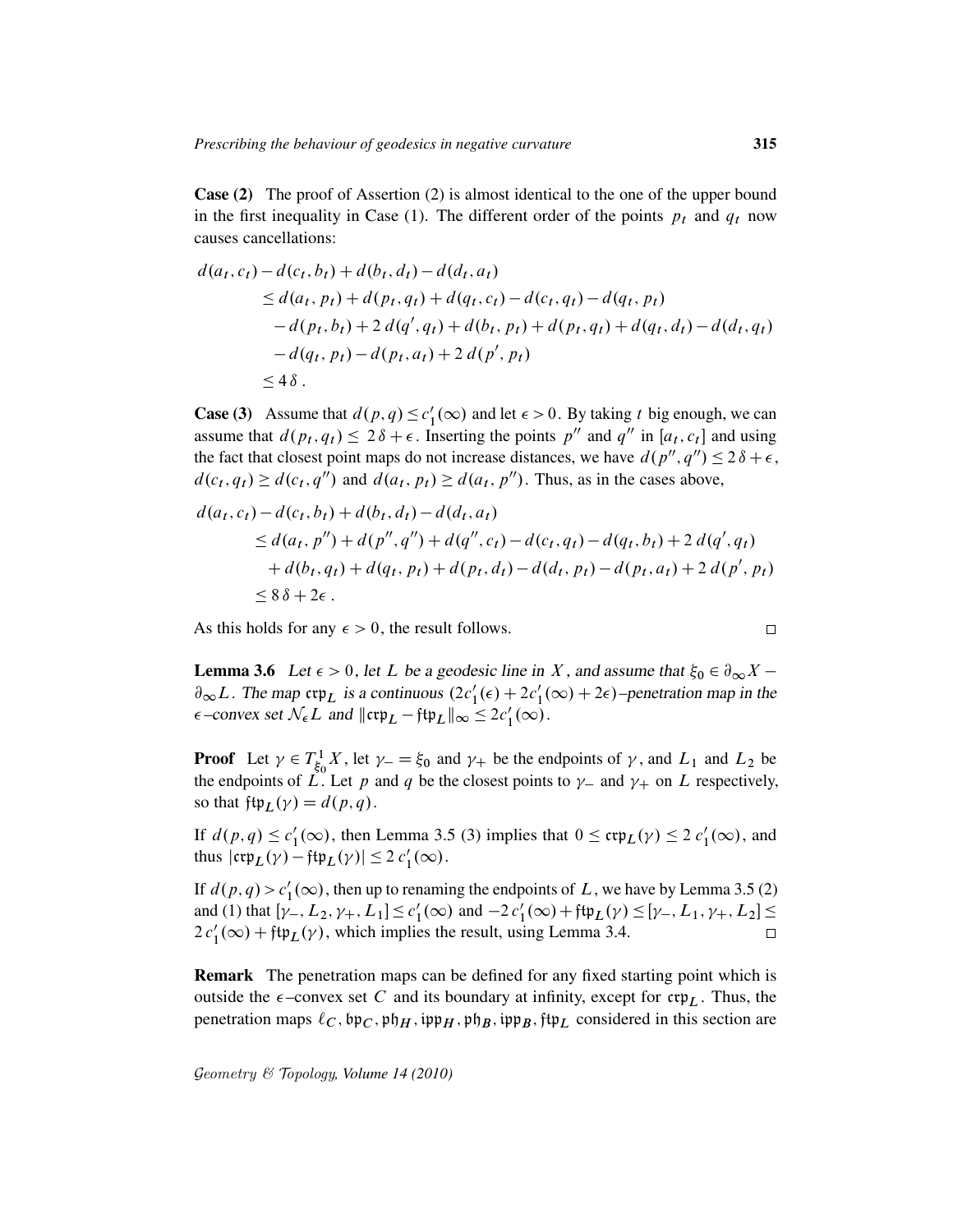**Case (2)** The proof of Assertion (2) is almost identical to the one of the upper bound in the first inequality in Case (1). The different order of the points $p_t$ and $q_t$ now causes cancellations:

$$
\begin{aligned}
d(a_t,c_t) &- d(c_t,b_t) + d(b_t,d_t) - d(d_t,a_t) \\
&\le d(a_t,p_t) + d(p_t,q_t) + d(q_t,c_t) - d(c_t,q_t) - d(q_t,p_t) \\
&\quad - d(p_t,b_t) + 2\,d(q',q_t) + d(b_t,p_t) + d(p_t,q_t) + d(q_t,d_t) - d(d_t,q_t) \\
&\quad - d(q_t,p_t) - d(p_t,a_t) + 2\,d(p',p_t) \\
&\le 4\,\delta\,.
\end{aligned}
$$

**Case (3)** Assume that $d(p,q) \le c_1'(\infty)$ and let $\epsilon > 0$. By taking $t$ big enough, we can assume that $d(p_t,q_t) \le 2\,\delta + \epsilon$. Inserting the points $p''$ and $q''$ in $[a_t,c_t]$ and using the fact that closest point maps do not increase distances, we have $d(p'',q'') \le 2\,\delta + \epsilon$, $d(c_t,q_t) \ge d(c_t,q'')$ and $d(a_t,p_t) \ge d(a_t,p'')$. Thus, as in the cases above,

$$
\begin{aligned}
d(a_t,c_t) &- d(c_t,b_t) + d(b_t,d_t) - d(d_t,a_t) \\
&\le d(a_t,p'') + d(p'',q'') + d(q'',c_t) - d(c_t,q_t) - d(q_t,b_t) + 2\,d(q',q_t) \\
&\quad + d(b_t,q_t) + d(q_t,p_t) + d(p_t,d_t) - d(d_t,p_t) - d(p_t,a_t) + 2\,d(p',p_t) \\
&\le 8\,\delta + 2\epsilon\,.
\end{aligned}
$$

As this holds for any $\epsilon > 0$, the result follows. $\square$

**Lemma 3.6** *Let $\epsilon > 0$, let $L$ be a geodesic line in $X$, and assume that $\xi_0 \in \partial_\infty X - \partial_\infty L$. The map $\mathfrak{crp}_L$ is a continuous $(2c_1'(\epsilon) + 2c_1'(\infty) + 2\epsilon)$–penetration map in the $\epsilon$–convex set $\mathcal{N}_\epsilon L$ and $\|\mathfrak{crp}_L - \mathfrak{ftp}_L\|_\infty \le 2c_1'(\infty)$.*

**Proof** Let $\gamma \in T^1_{\xi_0} X$, let $\gamma_- = \xi_0$ and $\gamma_+$ be the endpoints of $\gamma$, and $L_1$ and $L_2$ be the endpoints of $L$. Let $p$ and $q$ be the closest points to $\gamma_-$ and $\gamma_+$ on $L$ respectively, so that $\mathfrak{ftp}_L(\gamma) = d(p,q)$.

If $d(p,q) \le c_1'(\infty)$, then Lemma 3.5 (3) implies that $0 \le \mathfrak{crp}_L(\gamma) \le 2\,c_1'(\infty)$, and thus $|\mathfrak{crp}_L(\gamma) - \mathfrak{ftp}_L(\gamma)| \le 2\,c_1'(\infty)$.

If $d(p,q) > c_1'(\infty)$, then up to renaming the endpoints of $L$, we have by Lemma 3.5 (2) and (1) that $[\gamma_-, L_2, \gamma_+, L_1] \le c_1'(\infty)$ and $-2\,c_1'(\infty) + \mathfrak{ftp}_L(\gamma) \le [\gamma_-, L_1, \gamma_+, L_2] \le 2\,c_1'(\infty) + \mathfrak{ftp}_L(\gamma)$, which implies the result, using Lemma 3.4. $\square$

**Remark** The penetration maps can be defined for any fixed starting point which is outside the $\epsilon$–convex set $C$ and its boundary at infinity, except for $\mathfrak{crp}_L$. Thus, the penetration maps $\ell_C, \mathfrak{bp}_C, \mathfrak{ph}_H, \mathfrak{ipp}_H, \mathfrak{ph}_B, \mathfrak{ipp}_B, \mathfrak{ftp}_L$ considered in this section are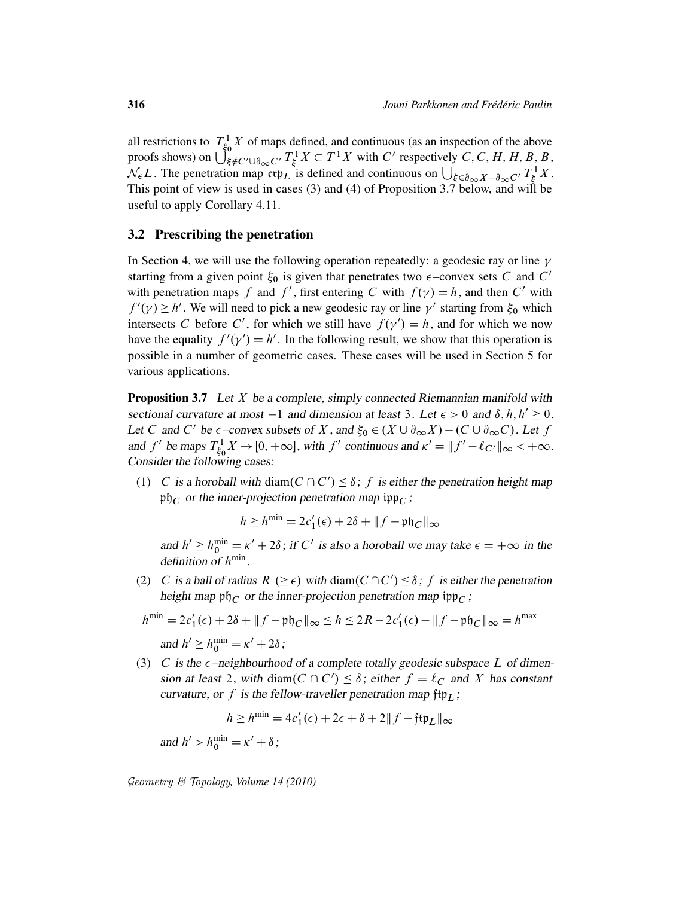all restrictions to $T^1_{\xi_0}X$ of maps defined, and continuous (as an inspection of the above proofs shows) on $\bigcup_{\xi \notin C' \cup \partial_\infty C'} T^1_\xi X \subset T^1 X$ with $C'$ respectively $C, C, H, H, B, B, \mathcal{N}_\epsilon L$. The penetration map $\mathfrak{crp}_L$ is defined and continuous on $\bigcup_{\xi \in \partial_\infty X - \partial_\infty C'} T^1_\xi X$. This point of view is used in cases (3) and (4) of Proposition 3.7 below, and will be useful to apply Corollary 4.11.

## 3.2 Prescribing the penetration

In Section 4, we will use the following operation repeatedly: a geodesic ray or line $\gamma$ starting from a given point $\xi_0$ is given that penetrates two $\epsilon$–convex sets $C$ and $C'$ with penetration maps $f$ and $f'$, first entering $C$ with $f(\gamma) = h$, and then $C'$ with $f'(\gamma) \geq h'$. We will need to pick a new geodesic ray or line $\gamma'$ starting from $\xi_0$ which intersects $C$ before $C'$, for which we still have $f(\gamma') = h$, and for which we now have the equality $f'(\gamma') = h'$. In the following result, we show that this operation is possible in a number of geometric cases. These cases will be used in Section 5 for various applications.

**Proposition 3.7** *Let $X$ be a complete, simply connected Riemannian manifold with sectional curvature at most $-1$ and dimension at least 3. Let $\epsilon > 0$ and $\delta, h, h' \geq 0$. Let $C$ and $C'$ be $\epsilon$–convex subsets of $X$, and $\xi_0 \in (X \cup \partial_\infty X) - (C \cup \partial_\infty C)$. Let $f$ and $f'$ be maps $T^1_{\xi_0} X \to [0, +\infty]$, with $f'$ continuous and $\kappa' = \| f' - \ell_{C'} \|_\infty < +\infty$. Consider the following cases:*

(1) *$C$ is a horoball with $\operatorname{diam}(C \cap C') \leq \delta$; $f$ is either the penetration height map $\mathfrak{ph}_C$ or the inner-projection penetration map $\mathfrak{ipp}_C$;*

$$h \geq h^{\min} = 2c_1'(\epsilon) + 2\delta + \| f - \mathfrak{ph}_C \|_\infty$$

*and $h' \geq h_0^{\min} = \kappa' + 2\delta$; if $C'$ is also a horoball we may take $\epsilon = +\infty$ in the definition of $h^{\min}$.*

(2) *$C$ is a ball of radius $R$ $(\geq \epsilon)$ with $\operatorname{diam}(C \cap C') \leq \delta$; $f$ is either the penetration height map $\mathfrak{ph}_C$ or the inner-projection penetration map $\mathfrak{ipp}_C$;*

$$h^{\min} = 2c_1'(\epsilon) + 2\delta + \| f - \mathfrak{ph}_C \|_\infty \leq h \leq 2R - 2c_1'(\epsilon) - \| f - \mathfrak{ph}_C \|_\infty = h^{\max}$$

*and $h' \geq h_0^{\min} = \kappa' + 2\delta$;*

(3) *$C$ is the $\epsilon$–neighbourhood of a complete totally geodesic subspace $L$ of dimension at least 2, with $\operatorname{diam}(C \cap C') \leq \delta$; either $f = \ell_C$ and $X$ has constant curvature, or $f$ is the fellow-traveller penetration map $\mathfrak{ftp}_L$;*

$$h \geq h^{\min} = 4c_1'(\epsilon) + 2\epsilon + \delta + 2\| f - \mathfrak{ftp}_L \|_\infty$$

*and $h' > h_0^{\min} = \kappa' + \delta$;*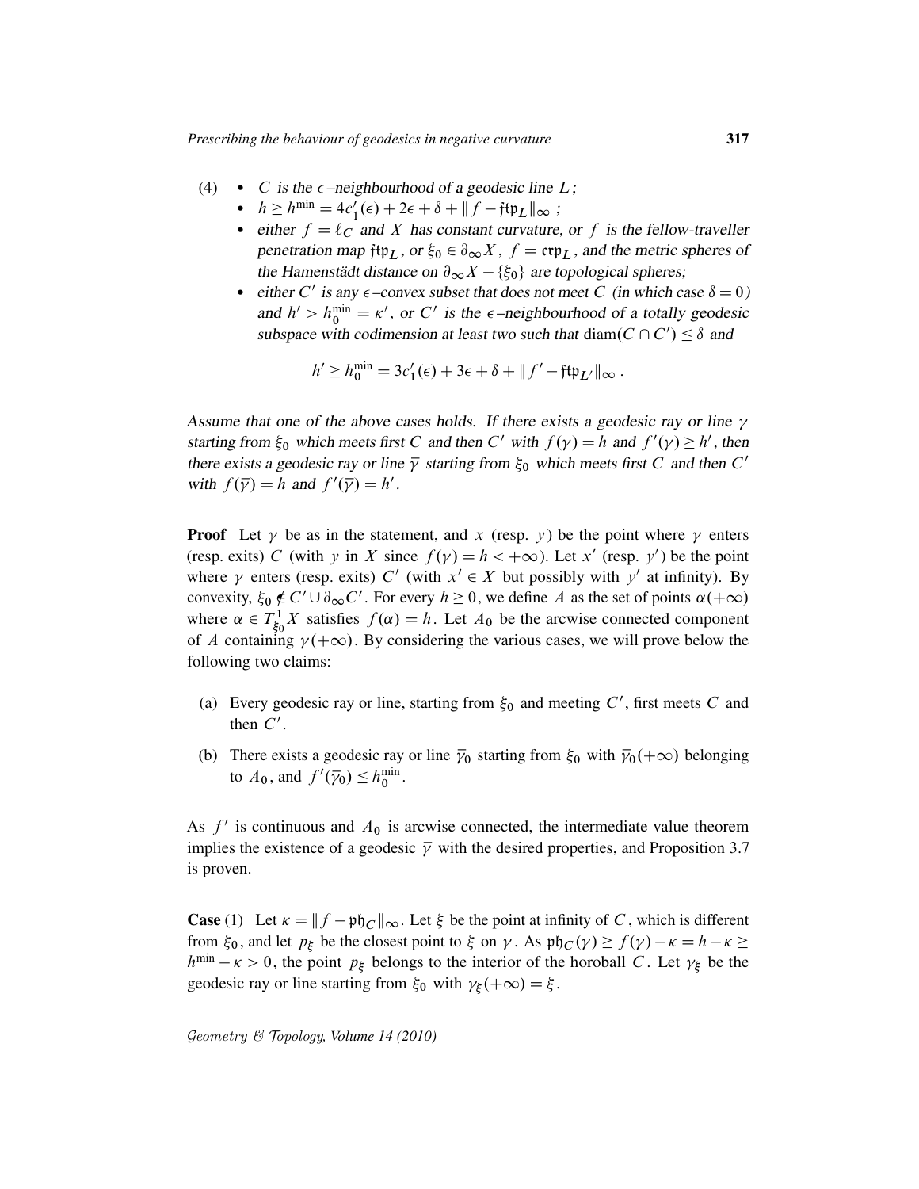(4) 
- $C$ is the $\epsilon$–neighbourhood of a geodesic line $L$;
- $h \geq h^{\min} = 4c_1'(\epsilon) + 2\epsilon + \delta + \| f - \mathfrak{ftp}_L \|_\infty$ ;
- either $f = \ell_C$ and $X$ has constant curvature, or $f$ is the fellow-traveller penetration map $\mathfrak{ftp}_L$, or $\xi_0 \in \partial_\infty X$, $f = \mathfrak{crp}_L$, and the metric spheres of the Hamenstädt distance on $\partial_\infty X - \{\xi_0\}$ are topological spheres;
- either $C'$ is any $\epsilon$–convex subset that does not meet $C$ (in which case $\delta = 0$) and $h' > h_0^{\min} = \kappa'$, or $C'$ is the $\epsilon$–neighbourhood of a totally geodesic subspace with codimension at least two such that $\operatorname{diam}(C \cap C') \leq \delta$ and

$$h' \geq h_0^{\min} = 3c_1'(\epsilon) + 3\epsilon + \delta + \| f' - \mathfrak{ftp}_{L'} \|_\infty .$$

*Assume that one of the above cases holds. If there exists a geodesic ray or line $\gamma$ starting from $\xi_0$ which meets first $C$ and then $C'$ with $f(\gamma) = h$ and $f'(\gamma) \geq h'$, then there exists a geodesic ray or line $\overline{\gamma}$ starting from $\xi_0$ which meets first $C$ and then $C'$ with $f(\overline{\gamma}) = h$ and $f'(\overline{\gamma}) = h'$.*

**Proof** Let $\gamma$ be as in the statement, and $x$ (resp. $y$) be the point where $\gamma$ enters (resp. exits) $C$ (with $y$ in $X$ since $f(\gamma) = h < +\infty$). Let $x'$ (resp. $y'$) be the point where $\gamma$ enters (resp. exits) $C'$ (with $x' \in X$ but possibly with $y'$ at infinity). By convexity, $\xi_0 \notin C' \cup \partial_\infty C'$. For every $h \geq 0$, we define $A$ as the set of points $\alpha(+\infty)$ where $\alpha \in T^1_{\xi_0} X$ satisfies $f(\alpha) = h$. Let $A_0$ be the arcwise connected component of $A$ containing $\gamma(+\infty)$. By considering the various cases, we will prove below the following two claims:

(a) Every geodesic ray or line, starting from $\xi_0$ and meeting $C'$, first meets $C$ and then $C'$.

(b) There exists a geodesic ray or line $\overline{\gamma}_0$ starting from $\xi_0$ with $\overline{\gamma}_0(+\infty)$ belonging to $A_0$, and $f'(\overline{\gamma}_0) \leq h_0^{\min}$.

As $f'$ is continuous and $A_0$ is arcwise connected, the intermediate value theorem implies the existence of a geodesic $\overline{\gamma}$ with the desired properties, and Proposition 3.7 is proven.

**Case** (1) Let $\kappa = \| f - \mathfrak{ph}_C \|_\infty$. Let $\xi$ be the point at infinity of $C$, which is different from $\xi_0$, and let $p_\xi$ be the closest point to $\xi$ on $\gamma$. As $\mathfrak{ph}_C(\gamma) \geq f(\gamma) - \kappa = h - \kappa \geq h^{\min} - \kappa > 0$, the point $p_\xi$ belongs to the interior of the horoball $C$. Let $\gamma_\xi$ be the geodesic ray or line starting from $\xi_0$ with $\gamma_\xi(+\infty) = \xi$.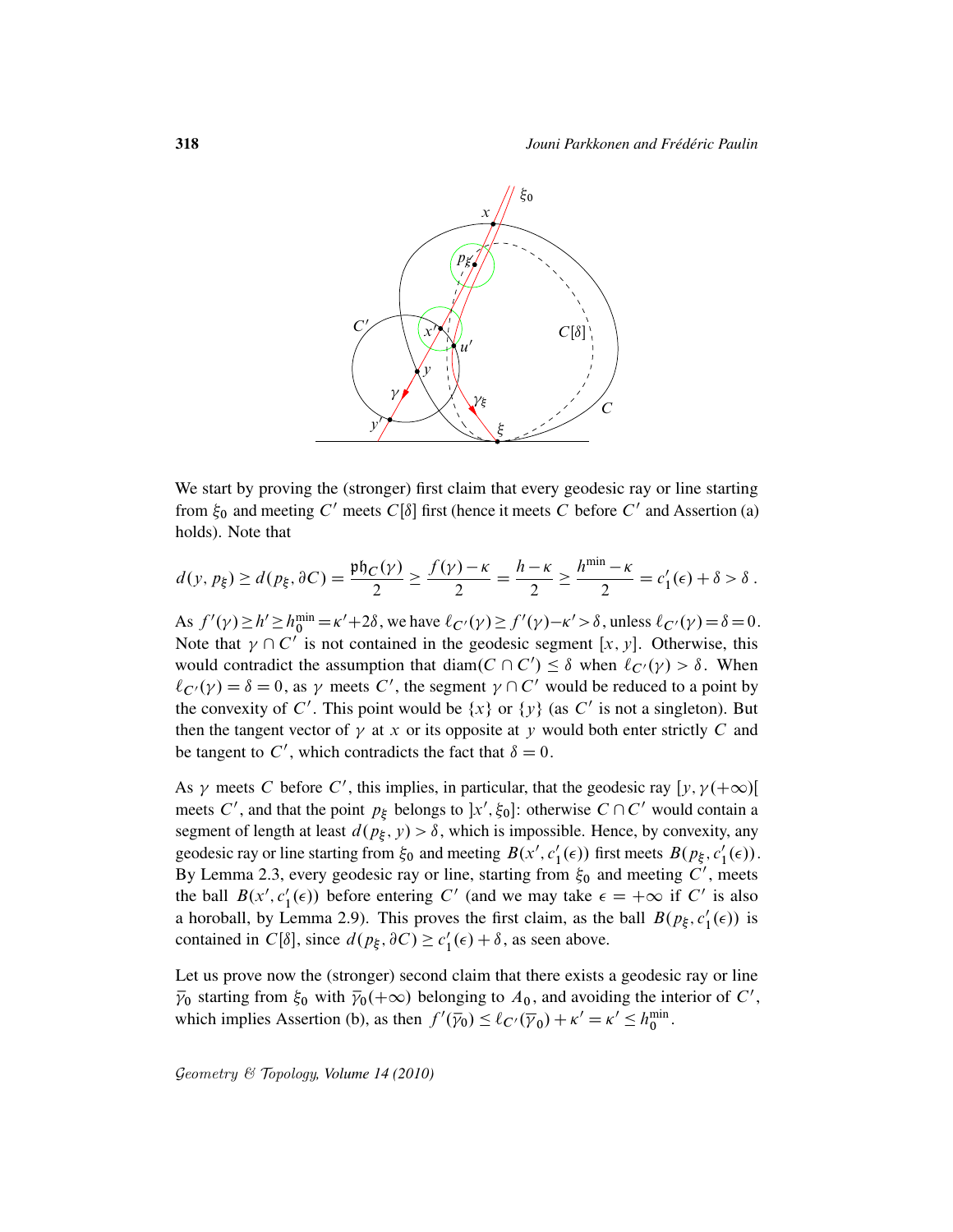We start by proving the (stronger) first claim that every geodesic ray or line starting from $\xi_0$ and meeting $C'$ meets $C[\delta]$ first (hence it meets $C$ before $C'$ and Assertion (a) holds). Note that

$$d(y, p_\xi) \geq d(p_\xi, \partial C) = \frac{\mathfrak{ph}_C(\gamma)}{2} \geq \frac{f(\gamma) - \kappa}{2} = \frac{h - \kappa}{2} \geq \frac{h^{\min} - \kappa}{2} = c_1'(\epsilon) + \delta > \delta\,.$$

As $f'(\gamma) \geq h' \geq h_0^{\min} = \kappa' + 2\delta$, we have $\ell_{C'}(\gamma) \geq f'(\gamma) - \kappa' > \delta$, unless $\ell_{C'}(\gamma) = \delta = 0$. Note that $\gamma \cap C'$ is not contained in the geodesic segment $[x, y]$. Otherwise, this would contradict the assumption that $\operatorname{diam}(C \cap C') \leq \delta$ when $\ell_{C'}(\gamma) > \delta$. When $\ell_{C'}(\gamma) = \delta = 0$, as $\gamma$ meets $C'$, the segment $\gamma \cap C'$ would be reduced to a point by the convexity of $C'$. This point would be $\{x\}$ or $\{y\}$ (as $C'$ is not a singleton). But then the tangent vector of $\gamma$ at $x$ or its opposite at $y$ would both enter strictly $C$ and be tangent to $C'$, which contradicts the fact that $\delta = 0$.

As $\gamma$ meets $C$ before $C'$, this implies, in particular, that the geodesic ray $[y, \gamma(+\infty)[$ meets $C'$, and that the point $p_\xi$ belongs to $]x', \xi_0]$: otherwise $C \cap C'$ would contain a segment of length at least $d(p_\xi, y) > \delta$, which is impossible. Hence, by convexity, any geodesic ray or line starting from $\xi_0$ and meeting $B(x', c_1'(\epsilon))$ first meets $B(p_\xi, c_1'(\epsilon))$. By Lemma 2.3, every geodesic ray or line, starting from $\xi_0$ and meeting $C'$, meets the ball $B(x', c_1'(\epsilon))$ before entering $C'$ (and we may take $\epsilon = +\infty$ if $C'$ is also a horoball, by Lemma 2.9). This proves the first claim, as the ball $B(p_\xi, c_1'(\epsilon))$ is contained in $C[\delta]$, since $d(p_\xi, \partial C) \geq c_1'(\epsilon) + \delta$, as seen above.

Let us prove now the (stronger) second claim that there exists a geodesic ray or line $\overline{\gamma}_0$ starting from $\xi_0$ with $\overline{\gamma}_0(+\infty)$ belonging to $A_0$, and avoiding the interior of $C'$, which implies Assertion (b), as then $f'(\overline{\gamma}_0) \leq \ell_{C'}(\overline{\gamma}_0) + \kappa' = \kappa' \leq h_0^{\min}$.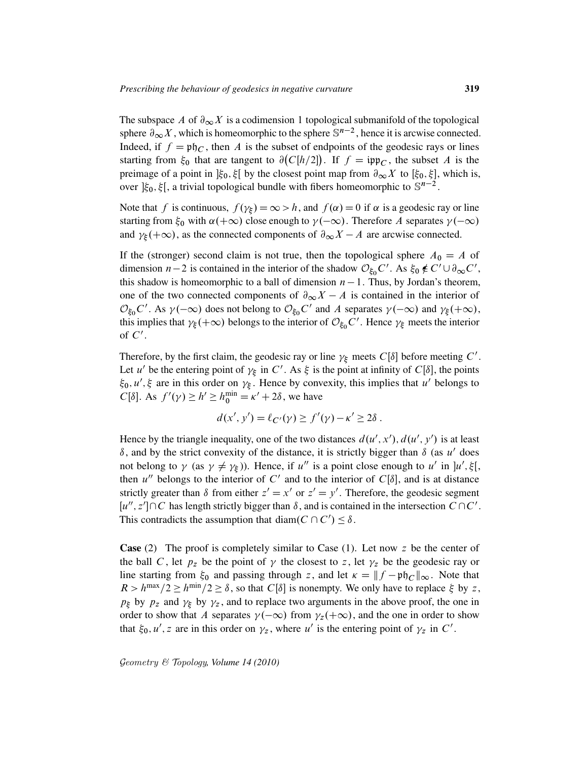The subspace $A$ of $\partial_\infty X$ is a codimension 1 topological submanifold of the topological sphere $\partial_\infty X$, which is homeomorphic to the sphere $\mathbb{S}^{n-2}$, hence it is arcwise connected. Indeed, if $f = \mathfrak{ph}_C$, then $A$ is the subset of endpoints of the geodesic rays or lines starting from $\xi_0$ that are tangent to $\partial\big(C[h/2]\big)$. If $f = \mathfrak{ipp}_C$, the subset $A$ is the preimage of a point in $]\xi_0, \xi[$ by the closest point map from $\partial_\infty X$ to $[\xi_0, \xi]$, which is, over $]\xi_0, \xi[$, a trivial topological bundle with fibers homeomorphic to $\mathbb{S}^{n-2}$.

Note that $f$ is continuous, $f(\gamma_\xi) = \infty > h$, and $f(\alpha) = 0$ if $\alpha$ is a geodesic ray or line starting from $\xi_0$ with $\alpha(+\infty)$ close enough to $\gamma(-\infty)$. Therefore $A$ separates $\gamma(-\infty)$ and $\gamma_\xi(+\infty)$, as the connected components of $\partial_\infty X - A$ are arcwise connected.

If the (stronger) second claim is not true, then the topological sphere $A_0 = A$ of dimension $n-2$ is contained in the interior of the shadow $\mathcal{O}_{\xi_0} C'$. As $\xi_0 \notin C' \cup \partial_\infty C'$, this shadow is homeomorphic to a ball of dimension $n-1$. Thus, by Jordan's theorem, one of the two connected components of $\partial_\infty X - A$ is contained in the interior of $\mathcal{O}_{\xi_0} C'$. As $\gamma(-\infty)$ does not belong to $\mathcal{O}_{\xi_0} C'$ and $A$ separates $\gamma(-\infty)$ and $\gamma_\xi(+\infty)$, this implies that $\gamma_\xi(+\infty)$ belongs to the interior of $\mathcal{O}_{\xi_0} C'$. Hence $\gamma_\xi$ meets the interior of $C'$.

Therefore, by the first claim, the geodesic ray or line $\gamma_\xi$ meets $C[\delta]$ before meeting $C'$. Let $u'$ be the entering point of $\gamma_\xi$ in $C'$. As $\xi$ is the point at infinity of $C[\delta]$, the points $\xi_0, u', \xi$ are in this order on $\gamma_\xi$. Hence by convexity, this implies that $u'$ belongs to $C[\delta]$. As $f'(\gamma) \geq h' \geq h_0^{\min} = \kappa' + 2\delta$, we have

$$d(x', y') = \ell_{C'}(\gamma) \geq f'(\gamma) - \kappa' \geq 2\delta\ .$$

Hence by the triangle inequality, one of the two distances $d(u', x'), d(u', y')$ is at least $\delta$, and by the strict convexity of the distance, it is strictly bigger than $\delta$ (as $u'$ does not belong to $\gamma$ (as $\gamma \neq \gamma_\xi$)). Hence, if $u''$ is a point close enough to $u'$ in $]u', \xi[$, then $u''$ belongs to the interior of $C'$ and to the interior of $C[\delta]$, and is at distance strictly greater than $\delta$ from either $z' = x'$ or $z' = y'$. Therefore, the geodesic segment $[u'', z'] \cap C$ has length strictly bigger than $\delta$, and is contained in the intersection $C \cap C'$. This contradicts the assumption that $\operatorname{diam}(C \cap C') \leq \delta$.

**Case** (2) The proof is completely similar to Case (1). Let now $z$ be the center of the ball $C$, let $p_z$ be the point of $\gamma$ the closest to $z$, let $\gamma_z$ be the geodesic ray or line starting from $\xi_0$ and passing through $z$, and let $\kappa = \| f - \mathfrak{ph}_C \|_\infty$. Note that $R > h^{\max}/2 \geq h^{\min}/2 \geq \delta$, so that $C[\delta]$ is nonempty. We only have to replace $\xi$ by $z$, $p_\xi$ by $p_z$ and $\gamma_\xi$ by $\gamma_z$, and to replace two arguments in the above proof, the one in order to show that $A$ separates $\gamma(-\infty)$ from $\gamma_z(+\infty)$, and the one in order to show that $\xi_0, u', z$ are in this order on $\gamma_z$, where $u'$ is the entering point of $\gamma_z$ in $C'$.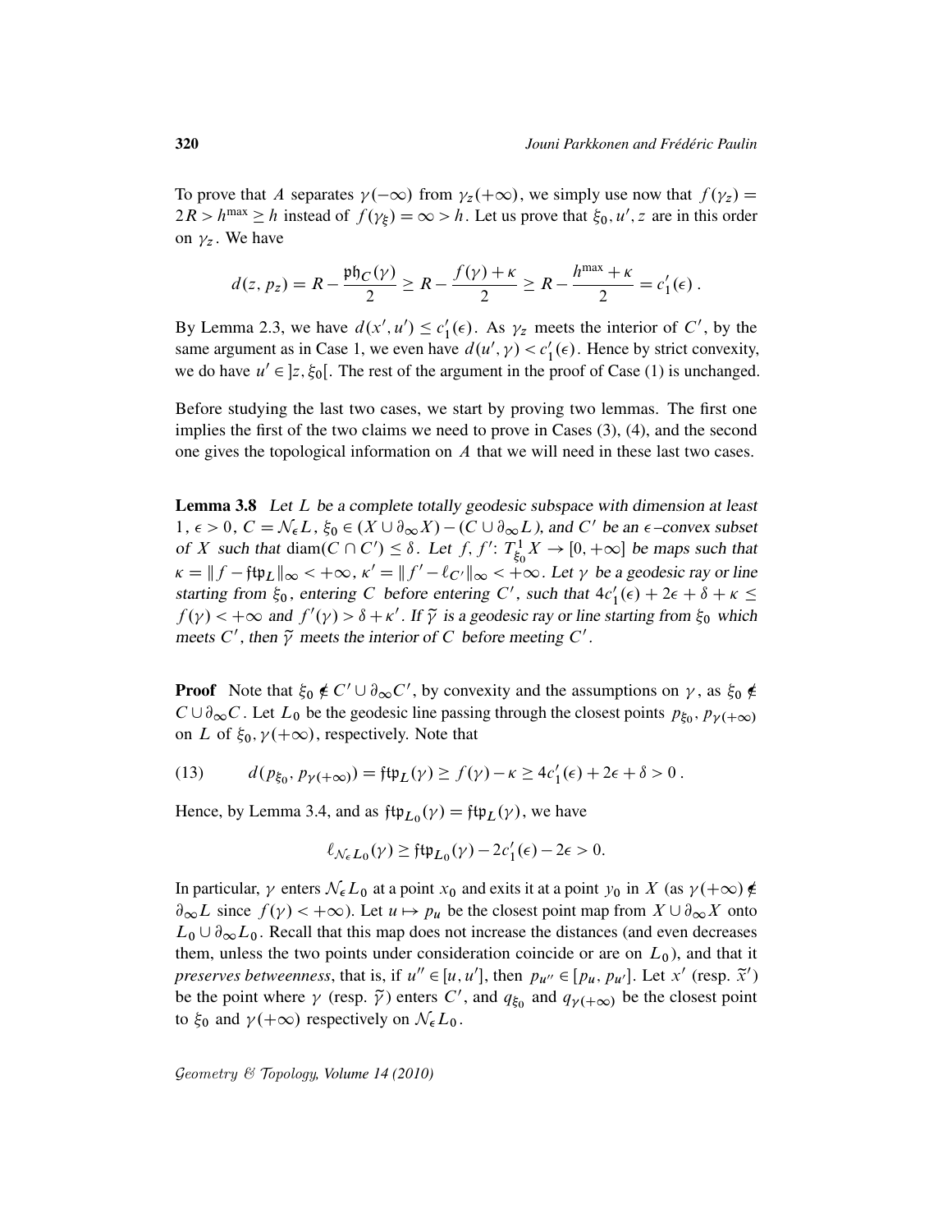To prove that $A$ separates $\gamma(-\infty)$ from $\gamma_z(+\infty)$, we simply use now that $f(\gamma_z) = 2R > h^{\max} \geq h$ instead of $f(\gamma_\xi) = \infty > h$. Let us prove that $\xi_0, u', z$ are in this order on $\gamma_z$. We have

$$d(z, p_z) = R - \frac{\mathfrak{ph}_C(\gamma)}{2} \geq R - \frac{f(\gamma) + \kappa}{2} \geq R - \frac{h^{\max} + \kappa}{2} = c_1'(\epsilon)\,.$$

By Lemma 2.3, we have $d(x', u') \leq c_1'(\epsilon)$. As $\gamma_z$ meets the interior of $C'$, by the same argument as in Case 1, we even have $d(u', \gamma) < c_1'(\epsilon)$. Hence by strict convexity, we do have $u' \in\, ]z, \xi_0[$. The rest of the argument in the proof of Case (1) is unchanged.

Before studying the last two cases, we start by proving two lemmas. The first one implies the first of the two claims we need to prove in Cases (3), (4), and the second one gives the topological information on $A$ that we will need in these last two cases.

**Lemma 3.8** *Let $L$ be a complete totally geodesic subspace with dimension at least $1$, $\epsilon > 0$, $C = \mathcal{N}_\epsilon L$, $\xi_0 \in (X \cup \partial_\infty X) - (C \cup \partial_\infty L)$, and $C'$ be an $\epsilon$–convex subset of $X$ such that $\operatorname{diam}(C \cap C') \leq \delta$. Let $f, f' \colon T^1_{\xi_0} X \to [0, +\infty]$ be maps such that $\kappa = \| f - \mathfrak{ftp}_L \|_\infty < +\infty$, $\kappa' = \| f' - \ell_{C'} \|_\infty < +\infty$. Let $\gamma$ be a geodesic ray or line starting from $\xi_0$, entering $C$ before entering $C'$, such that $4c_1'(\epsilon) + 2\epsilon + \delta + \kappa \leq f(\gamma) < +\infty$ and $f'(\gamma) > \delta + \kappa'$. If $\widetilde{\gamma}$ is a geodesic ray or line starting from $\xi_0$ which meets $C'$, then $\widetilde{\gamma}$ meets the interior of $C$ before meeting $C'$.*

**Proof** Note that $\xi_0 \notin C' \cup \partial_\infty C'$, by convexity and the assumptions on $\gamma$, as $\xi_0 \notin C \cup \partial_\infty C$. Let $L_0$ be the geodesic line passing through the closest points $p_{\xi_0}, p_{\gamma(+\infty)}$ on $L$ of $\xi_0, \gamma(+\infty)$, respectively. Note that

$$d(p_{\xi_0}, p_{\gamma(+\infty)}) = \mathfrak{ftp}_L(\gamma) \geq f(\gamma) - \kappa \geq 4c_1'(\epsilon) + 2\epsilon + \delta > 0\,. \tag{13}$$

Hence, by Lemma 3.4, and as $\mathfrak{ftp}_{L_0}(\gamma) = \mathfrak{ftp}_L(\gamma)$, we have

$$\ell_{\mathcal{N}_\epsilon L_0}(\gamma) \geq \mathfrak{ftp}_{L_0}(\gamma) - 2c_1'(\epsilon) - 2\epsilon > 0.$$

In particular, $\gamma$ enters $\mathcal{N}_\epsilon L_0$ at a point $x_0$ and exits it at a point $y_0$ in $X$ (as $\gamma(+\infty) \notin \partial_\infty L$ since $f(\gamma) < +\infty$). Let $u \mapsto p_u$ be the closest point map from $X \cup \partial_\infty X$ onto $L_0 \cup \partial_\infty L_0$. Recall that this map does not increase the distances (and even decreases them, unless the two points under consideration coincide or are on $L_0$), and that it *preserves betweenness*, that is, if $u'' \in [u, u']$, then $p_{u''} \in [p_u, p_{u'}]$. Let $x'$ (resp. $\widetilde{x}'$) be the point where $\gamma$ (resp. $\widetilde{\gamma}$) enters $C'$, and $q_{\xi_0}$ and $q_{\gamma(+\infty)}$ be the closest point to $\xi_0$ and $\gamma(+\infty)$ respectively on $\mathcal{N}_\epsilon L_0$.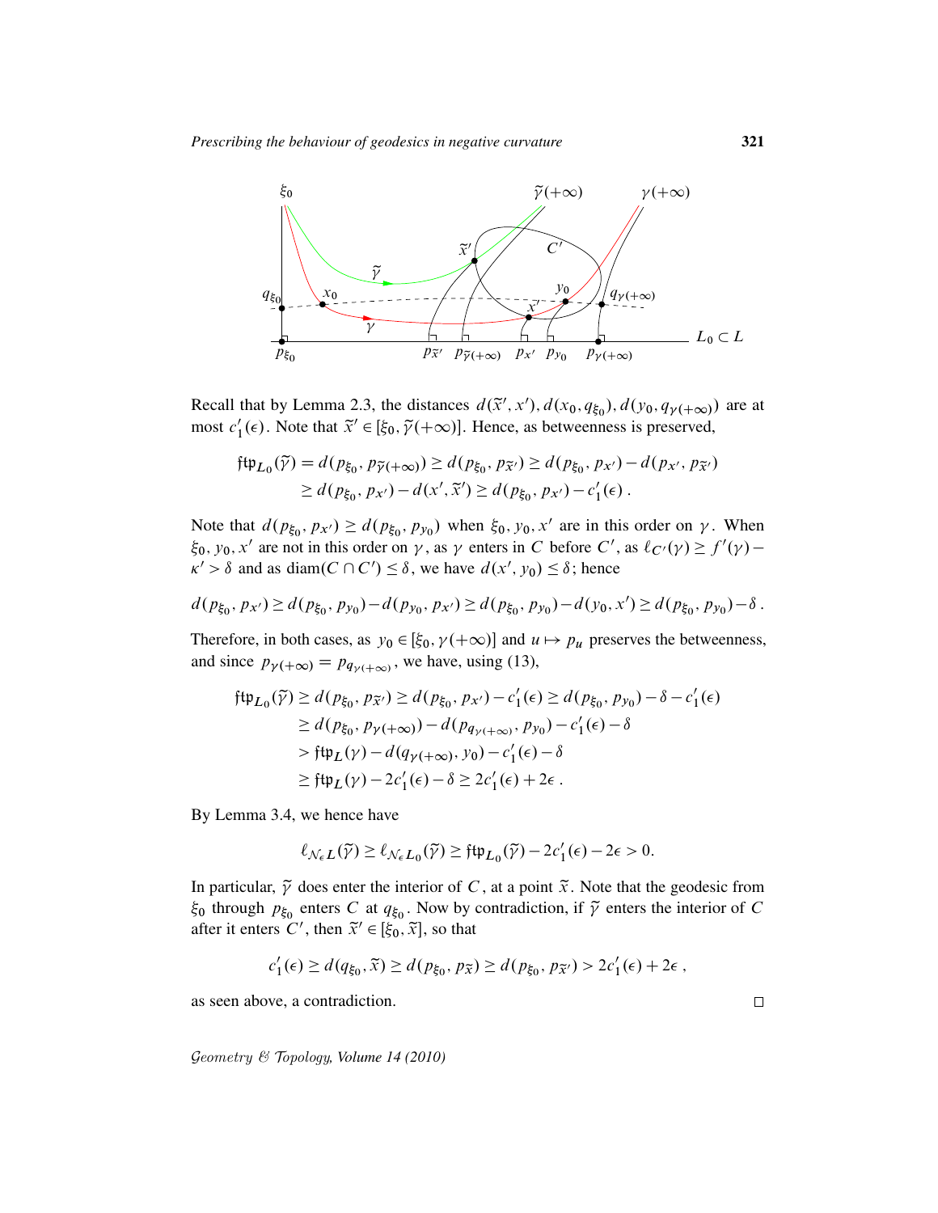Recall that by Lemma 2.3, the distances $d(\widetilde{x}', x'), d(x_0, q_{\xi_0}), d(y_0, q_{\gamma(+\infty)})$ are at most $c_1'(\epsilon)$. Note that $\widetilde{x}' \in [\xi_0, \widetilde{\gamma}(+\infty)]$. Hence, as betweenness is preserved,

$$\mathfrak{ftp}_{L_0}(\widetilde{\gamma}) = d(p_{\xi_0}, p_{\widetilde{\gamma}(+\infty)}) \geq d(p_{\xi_0}, p_{\widetilde{x}'}) \geq d(p_{\xi_0}, p_{x'}) - d(p_{x'}, p_{\widetilde{x}'})$$
$$\geq d(p_{\xi_0}, p_{x'}) - d(x', \widetilde{x}') \geq d(p_{\xi_0}, p_{x'}) - c_1'(\epsilon)\,.$$

Note that $d(p_{\xi_0}, p_{x'}) \geq d(p_{\xi_0}, p_{y_0})$ when $\xi_0, y_0, x'$ are in this order on $\gamma$. When $\xi_0, y_0, x'$ are not in this order on $\gamma$, as $\gamma$ enters in $C$ before $C'$, as $\ell_{C'}(\gamma) \geq f'(\gamma) - \kappa' > \delta$ and as $\operatorname{diam}(C \cap C') \leq \delta$, we have $d(x', y_0) \leq \delta$; hence

$$d(p_{\xi_0}, p_{x'}) \geq d(p_{\xi_0}, p_{y_0}) - d(p_{y_0}, p_{x'}) \geq d(p_{\xi_0}, p_{y_0}) - d(y_0, x') \geq d(p_{\xi_0}, p_{y_0}) - \delta\,.$$

Therefore, in both cases, as $y_0 \in [\xi_0, \gamma(+\infty)]$ and $u \mapsto p_u$ preserves the betweenness, and since $p_{\gamma(+\infty)} = p_{q_{\gamma(+\infty)}}$, we have, using (13),

$$\mathfrak{ftp}_{L_0}(\widetilde{\gamma}) \geq d(p_{\xi_0}, p_{\widetilde{x}'}) \geq d(p_{\xi_0}, p_{x'}) - c_1'(\epsilon) \geq d(p_{\xi_0}, p_{y_0}) - \delta - c_1'(\epsilon)$$
$$\geq d(p_{\xi_0}, p_{\gamma(+\infty)}) - d(p_{q_{\gamma(+\infty)}}, p_{y_0}) - c_1'(\epsilon) - \delta$$
$$> \mathfrak{ftp}_L(\gamma) - d(q_{\gamma(+\infty)}, y_0) - c_1'(\epsilon) - \delta$$
$$\geq \mathfrak{ftp}_L(\gamma) - 2c_1'(\epsilon) - \delta \geq 2c_1'(\epsilon) + 2\epsilon\,.$$

By Lemma 3.4, we hence have

$$\ell_{\mathcal{N}_\epsilon L}(\widetilde{\gamma}) \geq \ell_{\mathcal{N}_\epsilon L_0}(\widetilde{\gamma}) \geq \mathfrak{ftp}_{L_0}(\widetilde{\gamma}) - 2c_1'(\epsilon) - 2\epsilon > 0.$$

In particular, $\widetilde{\gamma}$ does enter the interior of $C$, at a point $\widetilde{x}$. Note that the geodesic from $\xi_0$ through $p_{\xi_0}$ enters $C$ at $q_{\xi_0}$. Now by contradiction, if $\widetilde{\gamma}$ enters the interior of $C$ after it enters $C'$, then $\widetilde{x}' \in [\xi_0, \widetilde{x}]$, so that

$$c_1'(\epsilon) \geq d(q_{\xi_0}, \widetilde{x}) \geq d(p_{\xi_0}, p_{\widetilde{x}}) \geq d(p_{\xi_0}, p_{\widetilde{x}'}) > 2c_1'(\epsilon) + 2\epsilon\,,$$

as seen above, a contradiction. □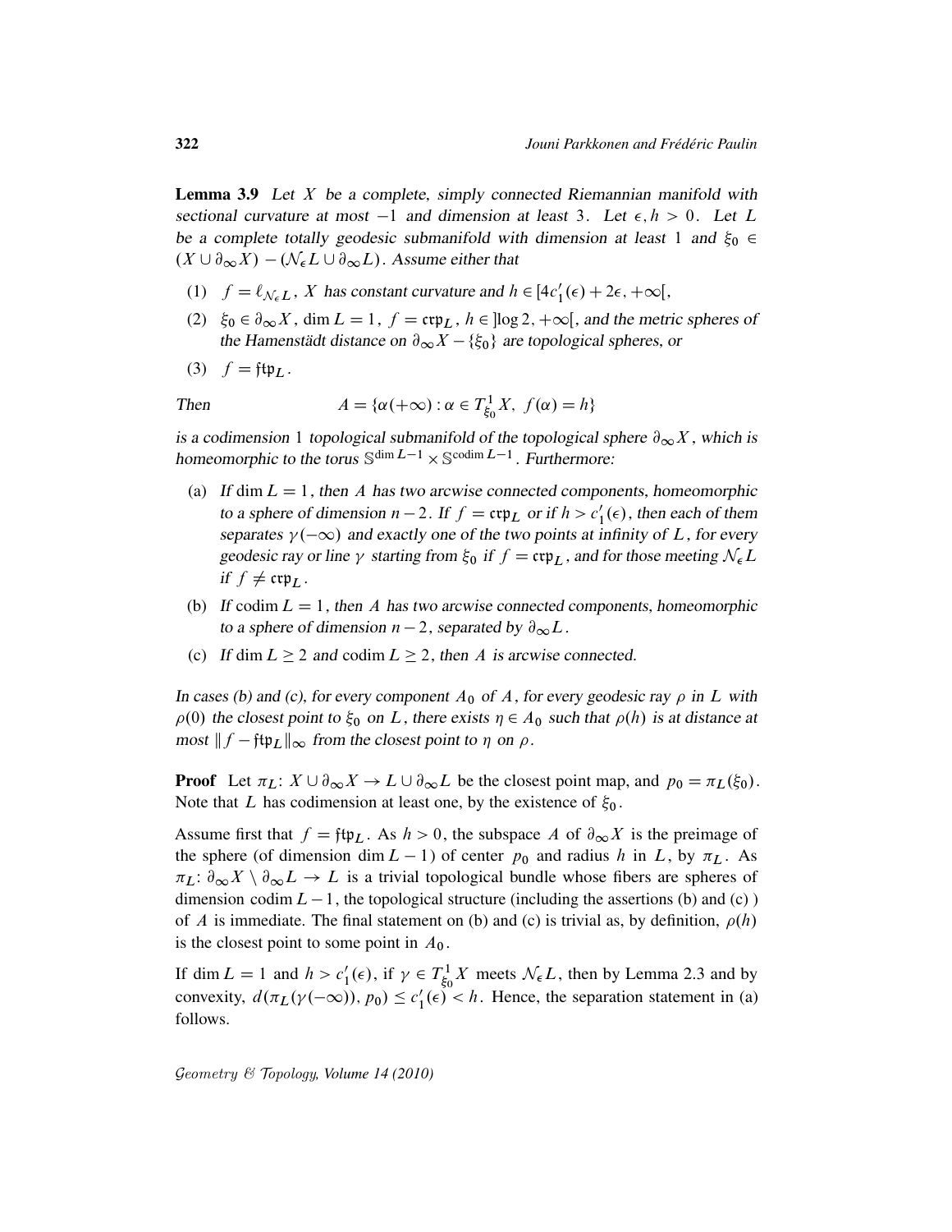**Lemma 3.9** *Let $X$ be a complete, simply connected Riemannian manifold with sectional curvature at most $-1$ and dimension at least $3$. Let $\epsilon, h > 0$. Let $L$ be a complete totally geodesic submanifold with dimension at least $1$ and $\xi_0 \in (X \cup \partial_\infty X) - (\mathcal{N}_\epsilon L \cup \partial_\infty L)$. Assume either that*

1. $f = \ell_{\mathcal{N}_\epsilon L}$, *$X$ has constant curvature and $h \in [4c_1'(\epsilon) + 2\epsilon, +\infty[$,*
2. $\xi_0 \in \partial_\infty X$, $\dim L = 1$, $f = \mathfrak{crp}_L$, $h \in ]\log 2, +\infty[$, *and the metric spheres of the Hamenstädt distance on $\partial_\infty X - \{\xi_0\}$ are topological spheres, or*
3. $f = \mathfrak{ftp}_L$.

*Then*

$$A = \{\alpha(+\infty) : \alpha \in T^1_{\xi_0} X,\ f(\alpha) = h\}$$

*is a codimension $1$ topological submanifold of the topological sphere $\partial_\infty X$, which is homeomorphic to the torus $\mathbb{S}^{\dim L - 1} \times \mathbb{S}^{\operatorname{codim} L - 1}$. Furthermore:*

- (a) *If $\dim L = 1$, then $A$ has two arcwise connected components, homeomorphic to a sphere of dimension $n-2$. If $f = \mathfrak{crp}_L$ or if $h > c_1'(\epsilon)$, then each of them separates $\gamma(-\infty)$ and exactly one of the two points at infinity of $L$, for every geodesic ray or line $\gamma$ starting from $\xi_0$ if $f = \mathfrak{crp}_L$, and for those meeting $\mathcal{N}_\epsilon L$ if $f \neq \mathfrak{crp}_L$.*
- (b) *If $\operatorname{codim} L = 1$, then $A$ has two arcwise connected components, homeomorphic to a sphere of dimension $n-2$, separated by $\partial_\infty L$.*
- (c) *If $\dim L \geq 2$ and $\operatorname{codim} L \geq 2$, then $A$ is arcwise connected.*

*In cases (b) and (c), for every component $A_0$ of $A$, for every geodesic ray $\rho$ in $L$ with $\rho(0)$ the closest point to $\xi_0$ on $L$, there exists $\eta \in A_0$ such that $\rho(h)$ is at distance at most $\| f - \mathfrak{ftp}_L \|_\infty$ from the closest point to $\eta$ on $\rho$.*

**Proof** Let $\pi_L \colon X \cup \partial_\infty X \to L \cup \partial_\infty L$ be the closest point map, and $p_0 = \pi_L(\xi_0)$. Note that $L$ has codimension at least one, by the existence of $\xi_0$.

Assume first that $f = \mathfrak{ftp}_L$. As $h > 0$, the subspace $A$ of $\partial_\infty X$ is the preimage of the sphere (of dimension $\dim L - 1$) of center $p_0$ and radius $h$ in $L$, by $\pi_L$. As $\pi_L \colon \partial_\infty X \setminus \partial_\infty L \to L$ is a trivial topological bundle whose fibers are spheres of dimension $\operatorname{codim} L - 1$, the topological structure (including the assertions (b) and (c) ) of $A$ is immediate. The final statement on (b) and (c) is trivial as, by definition, $\rho(h)$ is the closest point to some point in $A_0$.

If $\dim L = 1$ and $h > c_1'(\epsilon)$, if $\gamma \in T^1_{\xi_0} X$ meets $\mathcal{N}_\epsilon L$, then by Lemma 2.3 and by convexity, $d(\pi_L(\gamma(-\infty)), p_0) \leq c_1'(\epsilon) < h$. Hence, the separation statement in (a) follows.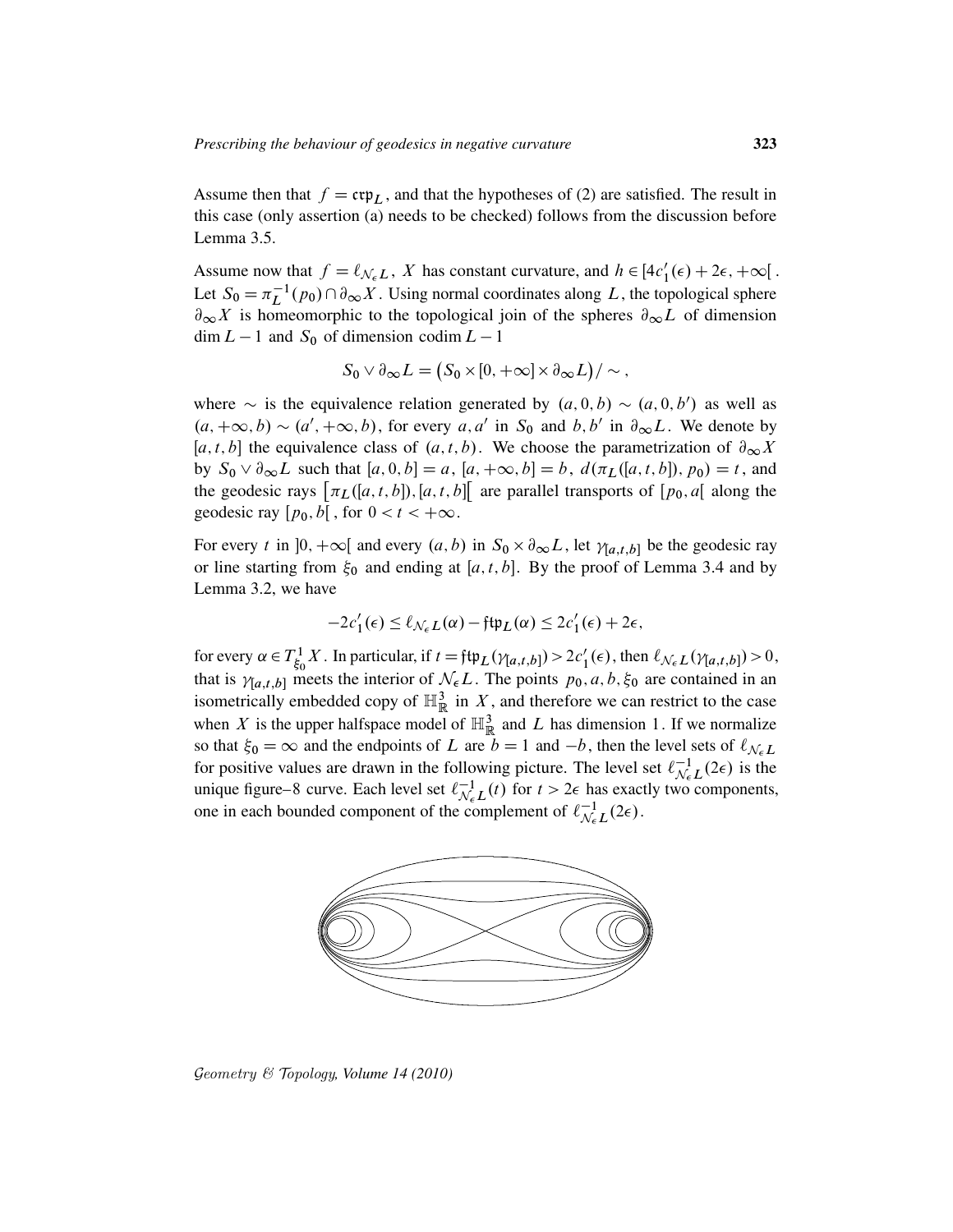Assume then that $f = \mathfrak{crp}_L$, and that the hypotheses of (2) are satisfied. The result in this case (only assertion (a) needs to be checked) follows from the discussion before Lemma 3.5.

Assume now that $f = \ell_{\mathcal{N}_\epsilon L}$, $X$ has constant curvature, and $h \in [4c_1'(\epsilon) + 2\epsilon, +\infty[$. Let $S_0 = \pi_L^{-1}(p_0) \cap \partial_\infty X$. Using normal coordinates along $L$, the topological sphere $\partial_\infty X$ is homeomorphic to the topological join of the spheres $\partial_\infty L$ of dimension $\dim L - 1$ and $S_0$ of dimension $\operatorname{codim} L - 1$

$$S_0 \vee \partial_\infty L = \big(S_0 \times [0, +\infty] \times \partial_\infty L\big)/\sim,$$

where $\sim$ is the equivalence relation generated by $(a, 0, b) \sim (a, 0, b')$ as well as $(a, +\infty, b) \sim (a', +\infty, b)$, for every $a, a'$ in $S_0$ and $b, b'$ in $\partial_\infty L$. We denote by $[a, t, b]$ the equivalence class of $(a, t, b)$. We choose the parametrization of $\partial_\infty X$ by $S_0 \vee \partial_\infty L$ such that $[a, 0, b] = a$, $[a, +\infty, b] = b$, $d(\pi_L([a, t, b]), p_0) = t$, and the geodesic rays $\big[\pi_L([a, t, b]), [a, t, b]\big[$ are parallel transports of $[p_0, a[$ along the geodesic ray $[p_0, b[$, for $0 < t < +\infty$.

For every $t$ in $]0, +\infty[$ and every $(a, b)$ in $S_0 \times \partial_\infty L$, let $\gamma_{[a,t,b]}$ be the geodesic ray or line starting from $\xi_0$ and ending at $[a, t, b]$. By the proof of Lemma 3.4 and by Lemma 3.2, we have

$$-2c_1'(\epsilon) \le \ell_{\mathcal{N}_\epsilon L}(\alpha) - \mathfrak{ftp}_L(\alpha) \le 2c_1'(\epsilon) + 2\epsilon,$$

for every $\alpha \in T^1_{\xi_0} X$. In particular, if $t = \mathfrak{ftp}_L(\gamma_{[a,t,b]}) > 2c_1'(\epsilon)$, then $\ell_{\mathcal{N}_\epsilon L}(\gamma_{[a,t,b]}) > 0$, that is $\gamma_{[a,t,b]}$ meets the interior of $\mathcal{N}_\epsilon L$. The points $p_0, a, b, \xi_0$ are contained in an isometrically embedded copy of $\mathbb{H}^3_{\mathbb{R}}$ in $X$, and therefore we can restrict to the case when $X$ is the upper halfspace model of $\mathbb{H}^3_{\mathbb{R}}$ and $L$ has dimension 1. If we normalize so that $\xi_0 = \infty$ and the endpoints of $L$ are $b = 1$ and $-b$, then the level sets of $\ell_{\mathcal{N}_\epsilon L}$ for positive values are drawn in the following picture. The level set $\ell^{-1}_{\mathcal{N}_\epsilon L}(2\epsilon)$ is the unique figure–8 curve. Each level set $\ell^{-1}_{\mathcal{N}_\epsilon L}(t)$ for $t > 2\epsilon$ has exactly two components, one in each bounded component of the complement of $\ell^{-1}_{\mathcal{N}_\epsilon L}(2\epsilon)$.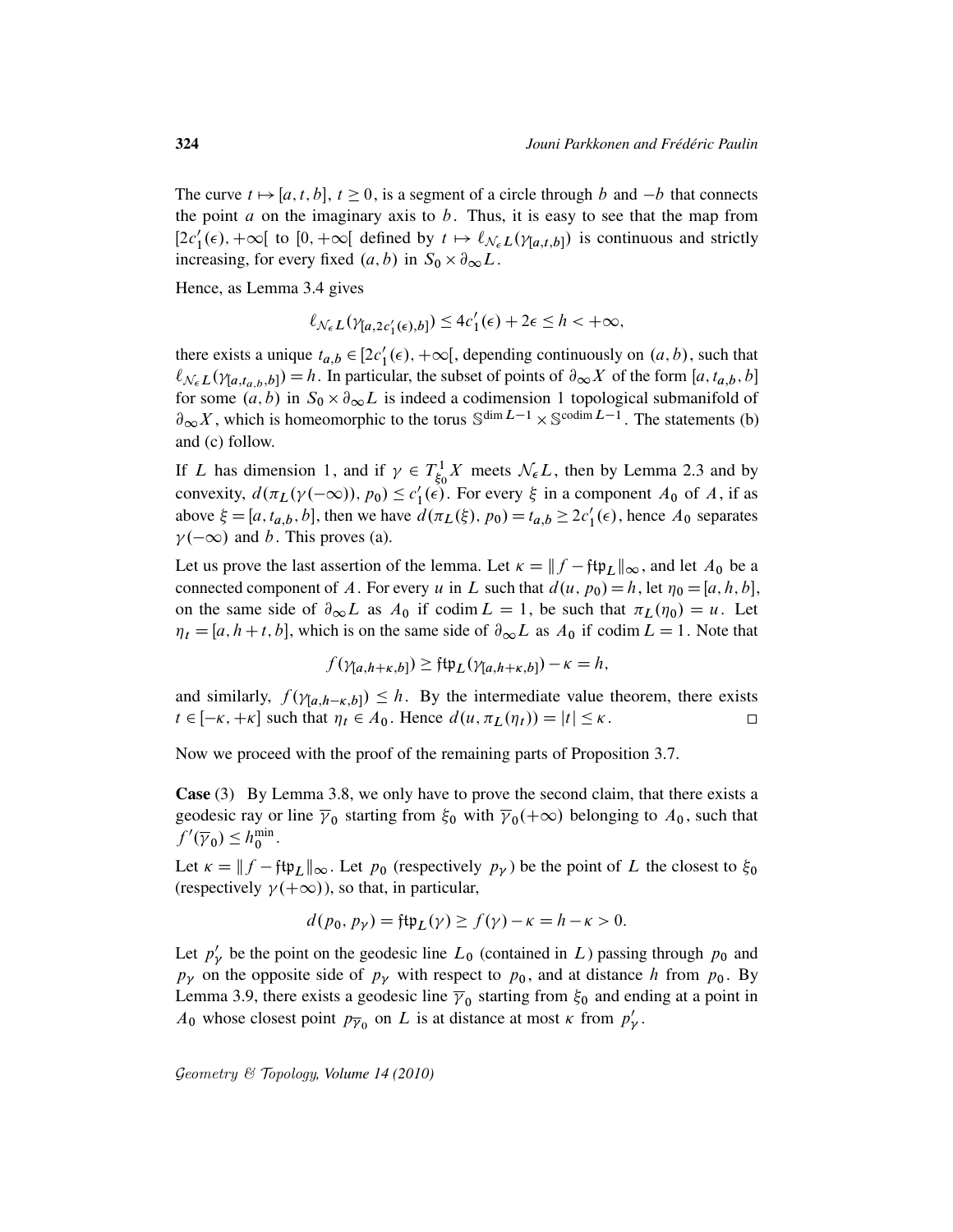The curve $t \mapsto [a, t, b]$, $t \geq 0$, is a segment of a circle through $b$ and $-b$ that connects the point $a$ on the imaginary axis to $b$. Thus, it is easy to see that the map from $[2c_1'(\epsilon), +\infty[$ to $[0, +\infty[$ defined by $t \mapsto \ell_{\mathcal{N}_\epsilon L}(\gamma_{[a,t,b]})$ is continuous and strictly increasing, for every fixed $(a, b)$ in $S_0 \times \partial_\infty L$.

Hence, as Lemma 3.4 gives

$$\ell_{\mathcal{N}_\epsilon L}(\gamma_{[a,2c_1'(\epsilon),b]}) \leq 4c_1'(\epsilon) + 2\epsilon \leq h < +\infty,$$

there exists a unique $t_{a,b} \in [2c_1'(\epsilon), +\infty[$, depending continuously on $(a, b)$, such that $\ell_{\mathcal{N}_\epsilon L}(\gamma_{[a,t_{a,b},b]}) = h$. In particular, the subset of points of $\partial_\infty X$ of the form $[a, t_{a,b}, b]$ for some $(a, b)$ in $S_0 \times \partial_\infty L$ is indeed a codimension 1 topological submanifold of $\partial_\infty X$, which is homeomorphic to the torus $\mathbb{S}^{\dim L - 1} \times \mathbb{S}^{\operatorname{codim} L - 1}$. The statements (b) and (c) follow.

If $L$ has dimension 1, and if $\gamma \in T^1_{\xi_0} X$ meets $\mathcal{N}_\epsilon L$, then by Lemma 2.3 and by convexity, $d(\pi_L(\gamma(-\infty)), p_0) \leq c_1'(\epsilon)$. For every $\xi$ in a component $A_0$ of $A$, if as above $\xi = [a, t_{a,b}, b]$, then we have $d(\pi_L(\xi), p_0) = t_{a,b} \geq 2c_1'(\epsilon)$, hence $A_0$ separates $\gamma(-\infty)$ and $b$. This proves (a).

Let us prove the last assertion of the lemma. Let $\kappa = \| f - \mathfrak{ftp}_L \|_\infty$, and let $A_0$ be a connected component of $A$. For every $u$ in $L$ such that $d(u, p_0) = h$, let $\eta_0 = [a, h, b]$, on the same side of $\partial_\infty L$ as $A_0$ if $\operatorname{codim} L = 1$, be such that $\pi_L(\eta_0) = u$. Let $\eta_t = [a, h + t, b]$, which is on the same side of $\partial_\infty L$ as $A_0$ if $\operatorname{codim} L = 1$. Note that

$$f(\gamma_{[a,h+\kappa,b]}) \geq \mathfrak{ftp}_L(\gamma_{[a,h+\kappa,b]}) - \kappa = h,$$

and similarly, $f(\gamma_{[a,h-\kappa,b]}) \leq h$. By the intermediate value theorem, there exists $t \in [-\kappa, +\kappa]$ such that $\eta_t \in A_0$. Hence $d(u, \pi_L(\eta_t)) = |t| \leq \kappa$. $\square$

Now we proceed with the proof of the remaining parts of Proposition 3.7.

**Case** (3) By Lemma 3.8, we only have to prove the second claim, that there exists a geodesic ray or line $\overline{\gamma}_0$ starting from $\xi_0$ with $\overline{\gamma}_0(+\infty)$ belonging to $A_0$, such that $f'(\overline{\gamma}_0) \leq h_0^{\min}$.

Let $\kappa = \| f - \mathfrak{ftp}_L \|_\infty$. Let $p_0$ (respectively $p_\gamma$) be the point of $L$ the closest to $\xi_0$ (respectively $\gamma(+\infty)$), so that, in particular,

$$d(p_0, p_\gamma) = \mathfrak{ftp}_L(\gamma) \geq f(\gamma) - \kappa = h - \kappa > 0.$$

Let $p_\gamma'$ be the point on the geodesic line $L_0$ (contained in $L$) passing through $p_0$ and $p_\gamma$ on the opposite side of $p_\gamma$ with respect to $p_0$, and at distance $h$ from $p_0$. By Lemma 3.9, there exists a geodesic line $\overline{\gamma}_0$ starting from $\xi_0$ and ending at a point in $A_0$ whose closest point $p_{\overline{\gamma}_0}$ on $L$ is at distance at most $\kappa$ from $p_\gamma'$.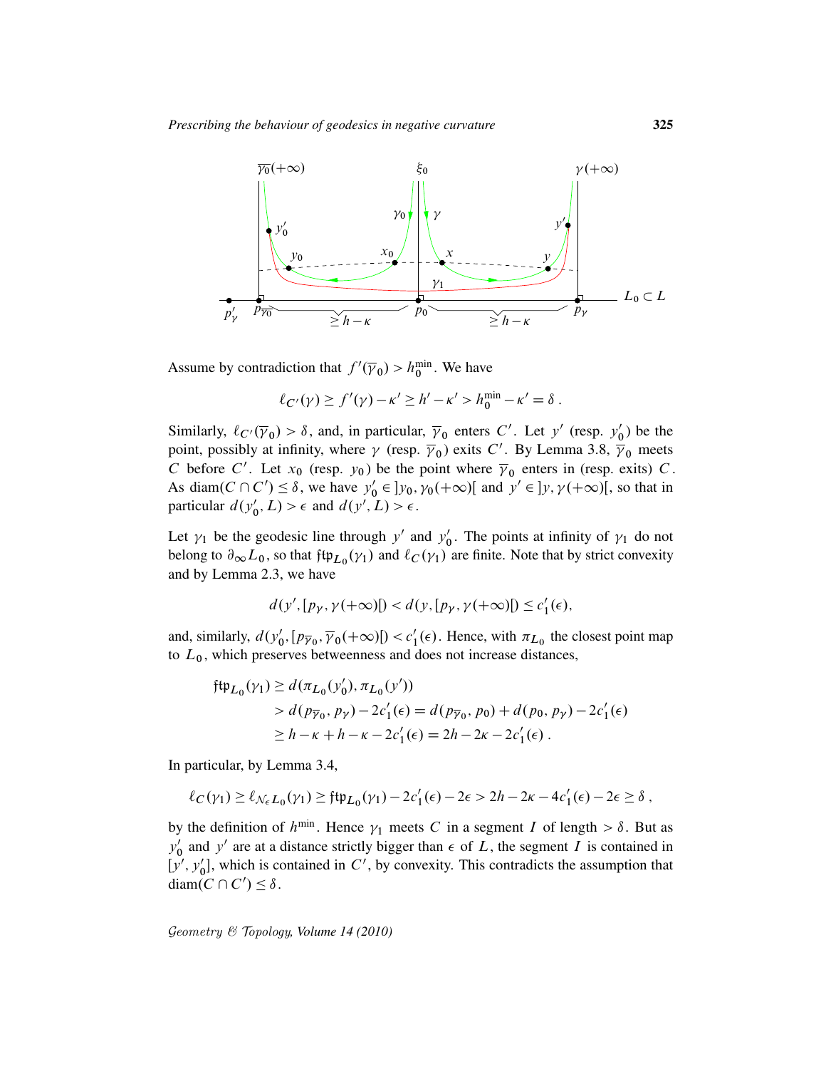Assume by contradiction that $f'(\overline{\gamma}_0) > h_0^{\min}$. We have

$$\ell_{C'}(\gamma) \geq f'(\gamma) - \kappa' \geq h' - \kappa' > h_0^{\min} - \kappa' = \delta\,.$$

Similarly, $\ell_{C'}(\overline{\gamma}_0) > \delta$, and, in particular, $\overline{\gamma}_0$ enters $C'$. Let $y'$ (resp. $y_0'$) be the point, possibly at infinity, where $\gamma$ (resp. $\overline{\gamma}_0$) exits $C'$. By Lemma 3.8, $\overline{\gamma}_0$ meets $C$ before $C'$. Let $x_0$ (resp. $y_0$) be the point where $\overline{\gamma}_0$ enters in (resp. exits) $C$. As $\operatorname{diam}(C \cap C') \leq \delta$, we have $y_0' \in \,]y_0, \gamma_0(+\infty)[$ and $y' \in \,]y, \gamma(+\infty)[$, so that in particular $d(y_0', L) > \epsilon$ and $d(y', L) > \epsilon$.

Let $\gamma_1$ be the geodesic line through $y'$ and $y_0'$. The points at infinity of $\gamma_1$ do not belong to $\partial_\infty L_0$, so that $\mathfrak{ftp}_{L_0}(\gamma_1)$ and $\ell_C(\gamma_1)$ are finite. Note that by strict convexity and by Lemma 2.3, we have

$$d(y', [p_\gamma, \gamma(+\infty)[) < d(y, [p_\gamma, \gamma(+\infty)[) \leq c_1'(\epsilon),$$

and, similarly, $d(y_0', [p_{\overline{\gamma}_0}, \overline{\gamma}_0(+\infty)[) < c_1'(\epsilon)$. Hence, with $\pi_{L_0}$ the closest point map to $L_0$, which preserves betweenness and does not increase distances,

$$\begin{aligned}
\mathfrak{ftp}_{L_0}(\gamma_1) &\geq d(\pi_{L_0}(y_0'), \pi_{L_0}(y')) \\
&> d(p_{\overline{\gamma}_0}, p_\gamma) - 2c_1'(\epsilon) = d(p_{\overline{\gamma}_0}, p_0) + d(p_0, p_\gamma) - 2c_1'(\epsilon) \\
&\geq h - \kappa + h - \kappa - 2c_1'(\epsilon) = 2h - 2\kappa - 2c_1'(\epsilon)\,.
\end{aligned}$$

In particular, by Lemma 3.4,

$$\ell_C(\gamma_1) \geq \ell_{\mathcal{N}_\epsilon L_0}(\gamma_1) \geq \mathfrak{ftp}_{L_0}(\gamma_1) - 2c_1'(\epsilon) - 2\epsilon > 2h - 2\kappa - 4c_1'(\epsilon) - 2\epsilon \geq \delta\,,$$

by the definition of $h^{\min}$. Hence $\gamma_1$ meets $C$ in a segment $I$ of length $> \delta$. But as $y_0'$ and $y'$ are at a distance strictly bigger than $\epsilon$ of $L$, the segment $I$ is contained in $[y', y_0']$, which is contained in $C'$, by convexity. This contradicts the assumption that $\operatorname{diam}(C \cap C') \leq \delta$.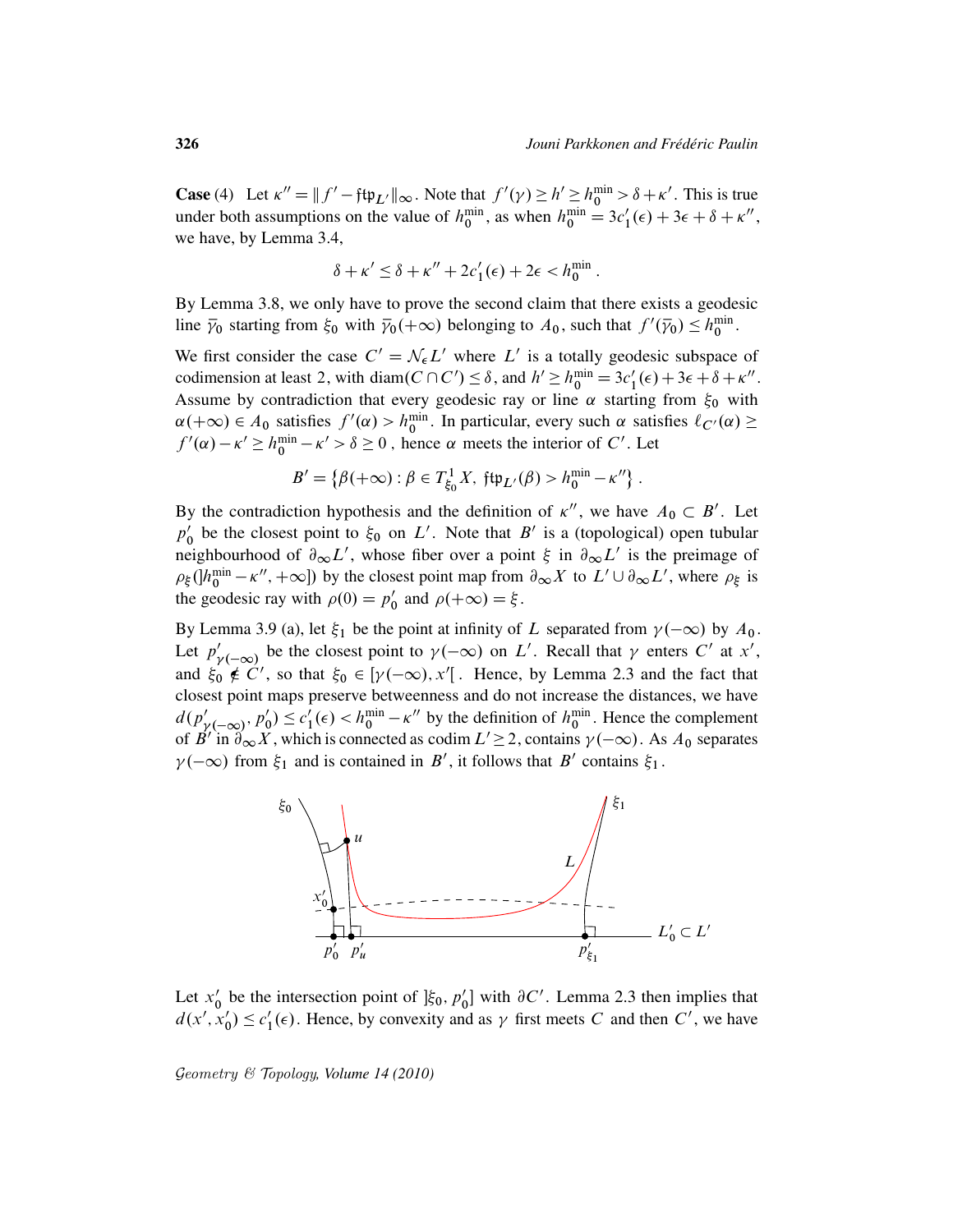**Case** (4) Let $\kappa'' = \| f' - \mathfrak{ftp}_{L'} \|_\infty$. Note that $f'(\gamma) \geq h' \geq h_0^{\min} > \delta + \kappa'$. This is true under both assumptions on the value of $h_0^{\min}$, as when $h_0^{\min} = 3c_1'(\epsilon) + 3\epsilon + \delta + \kappa''$, we have, by Lemma 3.4,

$$\delta + \kappa' \leq \delta + \kappa'' + 2c_1'(\epsilon) + 2\epsilon < h_0^{\min}.$$

By Lemma 3.8, we only have to prove the second claim that there exists a geodesic line $\overline{\gamma}_0$ starting from $\xi_0$ with $\overline{\gamma}_0(+\infty)$ belonging to $A_0$, such that $f'(\overline{\gamma}_0) \leq h_0^{\min}$.

We first consider the case $C' = \mathcal{N}_\epsilon L'$ where $L'$ is a totally geodesic subspace of codimension at least 2, with $\operatorname{diam}(C \cap C') \leq \delta$, and $h' \geq h_0^{\min} = 3c_1'(\epsilon) + 3\epsilon + \delta + \kappa''$. Assume by contradiction that every geodesic ray or line $\alpha$ starting from $\xi_0$ with $\alpha(+\infty) \in A_0$ satisfies $f'(\alpha) > h_0^{\min}$. In particular, every such $\alpha$ satisfies $\ell_{C'}(\alpha) \geq f'(\alpha) - \kappa' \geq h_0^{\min} - \kappa' > \delta \geq 0$, hence $\alpha$ meets the interior of $C'$. Let

$$B' = \{\beta(+\infty) : \beta \in T^1_{\xi_0} X,\ \mathfrak{ftp}_{L'}(\beta) > h_0^{\min} - \kappa''\}.$$

By the contradiction hypothesis and the definition of $\kappa''$, we have $A_0 \subset B'$. Let $p_0'$ be the closest point to $\xi_0$ on $L'$. Note that $B'$ is a (topological) open tubular neighbourhood of $\partial_\infty L'$, whose fiber over a point $\xi$ in $\partial_\infty L'$ is the preimage of $\rho_\xi(]h_0^{\min} - \kappa'', +\infty])$ by the closest point map from $\partial_\infty X$ to $L' \cup \partial_\infty L'$, where $\rho_\xi$ is the geodesic ray with $\rho(0) = p_0'$ and $\rho(+\infty) = \xi$.

By Lemma 3.9 (a), let $\xi_1$ be the point at infinity of $L$ separated from $\gamma(-\infty)$ by $A_0$. Let $p'_{\gamma(-\infty)}$ be the closest point to $\gamma(-\infty)$ on $L'$. Recall that $\gamma$ enters $C'$ at $x'$, and $\xi_0 \notin C'$, so that $\xi_0 \in [\gamma(-\infty), x'[$. Hence, by Lemma 2.3 and the fact that closest point maps preserve betweenness and do not increase the distances, we have $d(p'_{\gamma(-\infty)}, p_0') \leq c_1'(\epsilon) < h_0^{\min} - \kappa''$ by the definition of $h_0^{\min}$. Hence the complement of $B'$ in $\partial_\infty X$, which is connected as $\operatorname{codim} L' \geq 2$, contains $\gamma(-\infty)$. As $A_0$ separates $\gamma(-\infty)$ from $\xi_1$ and is contained in $B'$, it follows that $B'$ contains $\xi_1$.

Let $x_0'$ be the intersection point of $]\xi_0, p_0']$ with $\partial C'$. Lemma 2.3 then implies that $d(x', x_0') \leq c_1'(\epsilon)$. Hence, by convexity and as $\gamma$ first meets $C$ and then $C'$, we have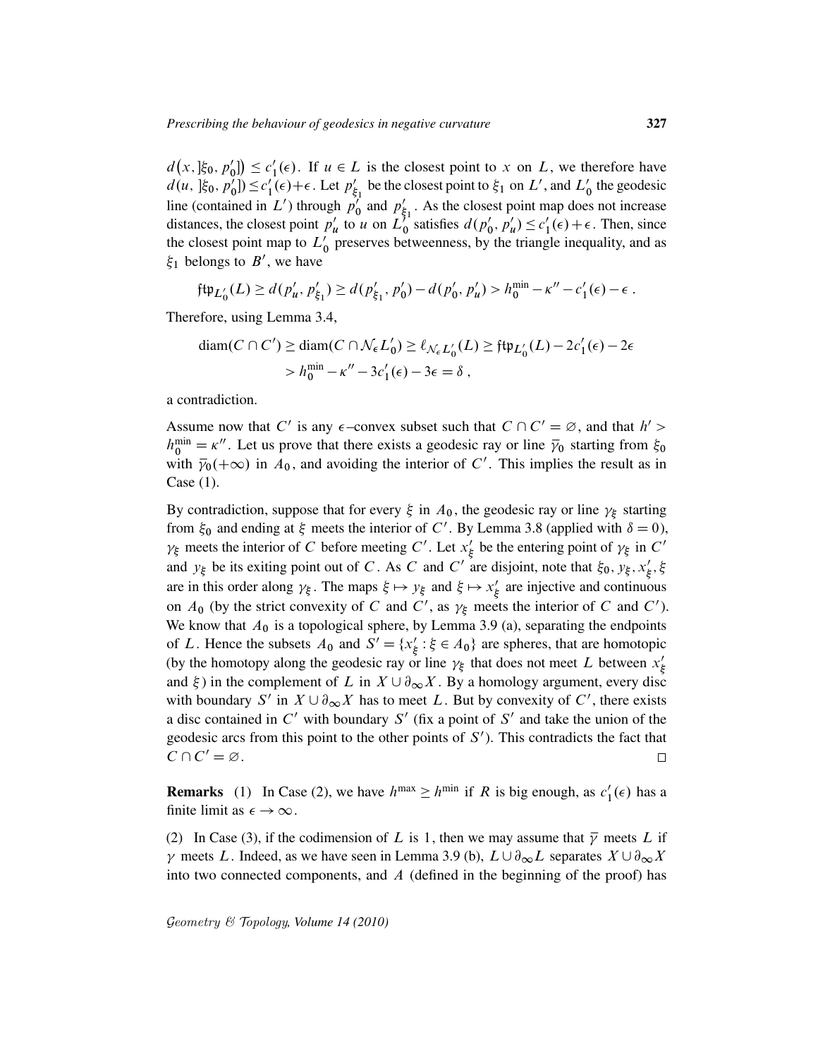$d\big(x, ]\xi_0, p'_0]\big) \le c'_1(\epsilon)$. If $u \in L$ is the closest point to $x$ on $L$, we therefore have $d(u, ]\xi_0, p'_0]) \le c'_1(\epsilon)+\epsilon$. Let $p'_{\xi_1}$ be the closest point to $\xi_1$ on $L'$, and $L'_0$ the geodesic line (contained in $L'$) through $p'_0$ and $p'_{\xi_1}$. As the closest point map does not increase distances, the closest point $p'_u$ to $u$ on $L'_0$ satisfies $d(p'_0, p'_u) \le c'_1(\epsilon)+\epsilon$. Then, since the closest point map to $L'_0$ preserves betweenness, by the triangle inequality, and as $\xi_1$ belongs to $B'$, we have

$$\mathfrak{ftp}_{L'_0}(L) \ge d(p'_u, p'_{\xi_1}) \ge d(p'_{\xi_1}, p'_0) - d(p'_0, p'_u) > h_0^{\min} - \kappa'' - c'_1(\epsilon) - \epsilon \,.$$

Therefore, using Lemma 3.4,

$$\begin{aligned}\operatorname{diam}(C \cap C') &\ge \operatorname{diam}(C \cap \mathcal{N}_\epsilon L'_0) \ge \ell_{\mathcal{N}_\epsilon L'_0}(L) \ge \mathfrak{ftp}_{L'_0}(L) - 2c'_1(\epsilon) - 2\epsilon \\ &> h_0^{\min} - \kappa'' - 3c'_1(\epsilon) - 3\epsilon = \delta \,,\end{aligned}$$

a contradiction.

Assume now that $C'$ is any $\epsilon$–convex subset such that $C \cap C' = \varnothing$, and that $h' > h_0^{\min} = \kappa''$. Let us prove that there exists a geodesic ray or line $\overline{\gamma}_0$ starting from $\xi_0$ with $\overline{\gamma}_0(+\infty)$ in $A_0$, and avoiding the interior of $C'$. This implies the result as in Case (1).

By contradiction, suppose that for every $\xi$ in $A_0$, the geodesic ray or line $\gamma_\xi$ starting from $\xi_0$ and ending at $\xi$ meets the interior of $C'$. By Lemma 3.8 (applied with $\delta = 0$), $\gamma_\xi$ meets the interior of $C$ before meeting $C'$. Let $x'_\xi$ be the entering point of $\gamma_\xi$ in $C'$ and $y_\xi$ be its exiting point out of $C$. As $C$ and $C'$ are disjoint, note that $\xi_0, y_\xi, x'_\xi, \xi$ are in this order along $\gamma_\xi$. The maps $\xi \mapsto y_\xi$ and $\xi \mapsto x'_\xi$ are injective and continuous on $A_0$ (by the strict convexity of $C$ and $C'$, as $\gamma_\xi$ meets the interior of $C$ and $C'$). We know that $A_0$ is a topological sphere, by Lemma 3.9 (a), separating the endpoints of $L$. Hence the subsets $A_0$ and $S' = \{x'_\xi : \xi \in A_0\}$ are spheres, that are homotopic (by the homotopy along the geodesic ray or line $\gamma_\xi$ that does not meet $L$ between $x'_\xi$ and $\xi$) in the complement of $L$ in $X \cup \partial_\infty X$. By a homology argument, every disc with boundary $S'$ in $X \cup \partial_\infty X$ has to meet $L$. But by convexity of $C'$, there exists a disc contained in $C'$ with boundary $S'$ (fix a point of $S'$ and take the union of the geodesic arcs from this point to the other points of $S'$). This contradicts the fact that $C \cap C' = \varnothing$. □

**Remarks** (1) In Case (2), we have $h^{\max} \ge h^{\min}$ if $R$ is big enough, as $c'_1(\epsilon)$ has a finite limit as $\epsilon \to \infty$.

(2) In Case (3), if the codimension of $L$ is 1, then we may assume that $\overline{\gamma}$ meets $L$ if $\gamma$ meets $L$. Indeed, as we have seen in Lemma 3.9 (b), $L \cup \partial_\infty L$ separates $X \cup \partial_\infty X$ into two connected components, and $A$ (defined in the beginning of the proof) has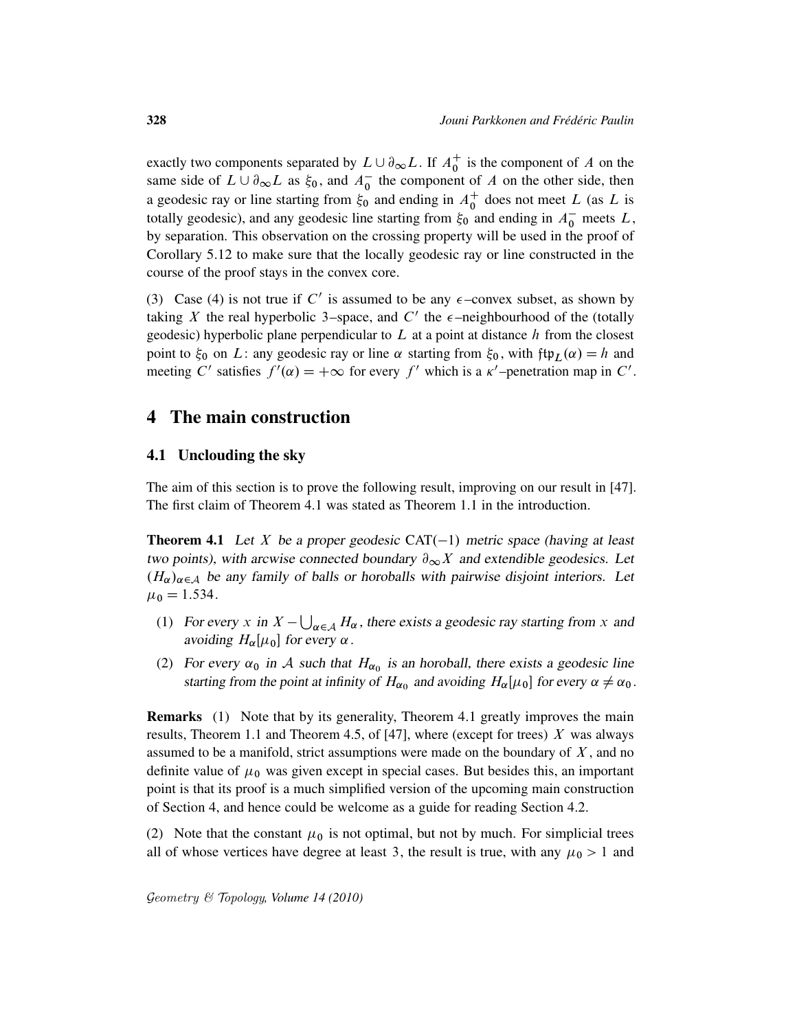exactly two components separated by $L \cup \partial_\infty L$. If $A_0^+$ is the component of $A$ on the same side of $L \cup \partial_\infty L$ as $\xi_0$, and $A_0^-$ the component of $A$ on the other side, then a geodesic ray or line starting from $\xi_0$ and ending in $A_0^+$ does not meet $L$ (as $L$ is totally geodesic), and any geodesic line starting from $\xi_0$ and ending in $A_0^-$ meets $L$, by separation. This observation on the crossing property will be used in the proof of Corollary 5.12 to make sure that the locally geodesic ray or line constructed in the course of the proof stays in the convex core.

(3) Case (4) is not true if $C'$ is assumed to be any $\epsilon$–convex subset, as shown by taking $X$ the real hyperbolic 3–space, and $C'$ the $\epsilon$–neighbourhood of the (totally geodesic) hyperbolic plane perpendicular to $L$ at a point at distance $h$ from the closest point to $\xi_0$ on $L$: any geodesic ray or line $\alpha$ starting from $\xi_0$, with $\mathfrak{ftp}_L(\alpha) = h$ and meeting $C'$ satisfies $f'(\alpha) = +\infty$ for every $f'$ which is a $\kappa'$–penetration map in $C'$.

# 4 The main construction

## 4.1 Unclouding the sky

The aim of this section is to prove the following result, improving on our result in [47]. The first claim of Theorem 4.1 was stated as Theorem 1.1 in the introduction.

**Theorem 4.1** *Let $X$ be a proper geodesic $\mathrm{CAT}(-1)$ metric space (having at least two points), with arcwise connected boundary $\partial_\infty X$ and extendible geodesics. Let $(H_\alpha)_{\alpha\in\mathcal{A}}$ be any family of balls or horoballs with pairwise disjoint interiors. Let $\mu_0 = 1.534$.*

1. *For every $x$ in $X - \bigcup_{\alpha\in\mathcal{A}} H_\alpha$, there exists a geodesic ray starting from $x$ and avoiding $H_\alpha[\mu_0]$ for every $\alpha$.*
2. *For every $\alpha_0$ in $\mathcal{A}$ such that $H_{\alpha_0}$ is an horoball, there exists a geodesic line starting from the point at infinity of $H_{\alpha_0}$ and avoiding $H_\alpha[\mu_0]$ for every $\alpha \neq \alpha_0$.*

**Remarks** (1) Note that by its generality, Theorem 4.1 greatly improves the main results, Theorem 1.1 and Theorem 4.5, of [47], where (except for trees) $X$ was always assumed to be a manifold, strict assumptions were made on the boundary of $X$, and no definite value of $\mu_0$ was given except in special cases. But besides this, an important point is that its proof is a much simplified version of the upcoming main construction of Section 4, and hence could be welcome as a guide for reading Section 4.2.

(2) Note that the constant $\mu_0$ is not optimal, but not by much. For simplicial trees all of whose vertices have degree at least 3, the result is true, with any $\mu_0 > 1$ and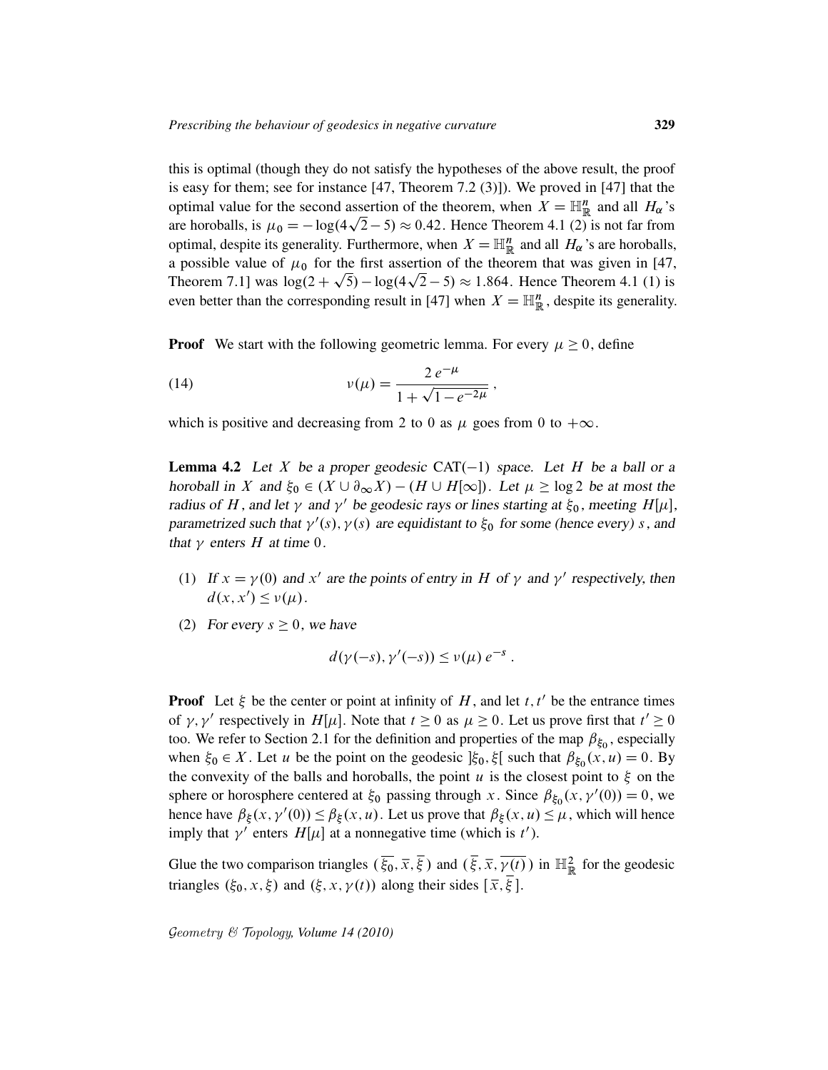this is optimal (though they do not satisfy the hypotheses of the above result, the proof is easy for them; see for instance [47, Theorem 7.2 (3)]). We proved in [47] that the optimal value for the second assertion of the theorem, when $X = \mathbb{H}^n_{\mathbb{R}}$ and all $H_\alpha$'s are horoballs, is $\mu_0 = -\log(4\sqrt{2}-5) \approx 0.42$. Hence Theorem 4.1 (2) is not far from optimal, despite its generality. Furthermore, when $X = \mathbb{H}^n_{\mathbb{R}}$ and all $H_\alpha$'s are horoballs, a possible value of $\mu_0$ for the first assertion of the theorem that was given in [47, Theorem 7.1] was $\log(2+\sqrt{5}) - \log(4\sqrt{2}-5) \approx 1.864$. Hence Theorem 4.1 (1) is even better than the corresponding result in [47] when $X = \mathbb{H}^n_{\mathbb{R}}$, despite its generality.

**Proof** We start with the following geometric lemma. For every $\mu \geq 0$, define

$$\nu(\mu) = \frac{2\, e^{-\mu}}{1 + \sqrt{1 - e^{-2\mu}}}\,, \tag{14}$$

which is positive and decreasing from 2 to 0 as $\mu$ goes from 0 to $+\infty$.

**Lemma 4.2** *Let $X$ be a proper geodesic $\mathrm{CAT}(-1)$ space. Let $H$ be a ball or a horoball in $X$ and $\xi_0 \in (X \cup \partial_\infty X) - (H \cup H[\infty])$. Let $\mu \geq \log 2$ be at most the radius of $H$, and let $\gamma$ and $\gamma'$ be geodesic rays or lines starting at $\xi_0$, meeting $H[\mu]$, parametrized such that $\gamma'(s), \gamma(s)$ are equidistant to $\xi_0$ for some (hence every) $s$, and that $\gamma$ enters $H$ at time 0.*

1. *If $x = \gamma(0)$ and $x'$ are the points of entry in $H$ of $\gamma$ and $\gamma'$ respectively, then $d(x, x') \leq \nu(\mu)$.*
2. *For every $s \geq 0$, we have*

$$d(\gamma(-s), \gamma'(-s)) \leq \nu(\mu)\, e^{-s}\,.$$

**Proof** Let $\xi$ be the center or point at infinity of $H$, and let $t, t'$ be the entrance times of $\gamma, \gamma'$ respectively in $H[\mu]$. Note that $t \geq 0$ as $\mu \geq 0$. Let us prove first that $t' \geq 0$ too. We refer to Section 2.1 for the definition and properties of the map $\beta_{\xi_0}$, especially when $\xi_0 \in X$. Let $u$ be the point on the geodesic $]\xi_0, \xi[$ such that $\beta_{\xi_0}(x, u) = 0$. By the convexity of the balls and horoballs, the point $u$ is the closest point to $\xi$ on the sphere or horosphere centered at $\xi_0$ passing through $x$. Since $\beta_{\xi_0}(x, \gamma'(0)) = 0$, we hence have $\beta_\xi(x, \gamma'(0)) \leq \beta_\xi(x, u)$. Let us prove that $\beta_\xi(x, u) \leq \mu$, which will hence imply that $\gamma'$ enters $H[\mu]$ at a nonnegative time (which is $t'$).

Glue the two comparison triangles $(\overline{\xi_0}, \overline{x}, \overline{\xi})$ and $(\overline{\xi}, \overline{x}, \overline{\gamma(t)})$ in $\mathbb{H}^2_{\mathbb{R}}$ for the geodesic triangles $(\xi_0, x, \xi)$ and $(\xi, x, \gamma(t))$ along their sides $[\overline{x}, \overline{\xi}\,]$.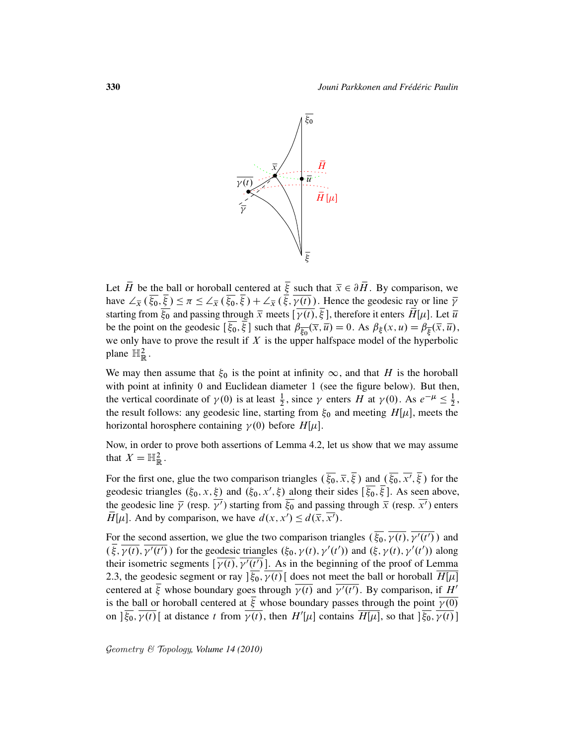Let $\bar{H}$ be the ball or horoball centered at $\bar{\xi}$ such that $\bar{x} \in \partial \bar{H}$. By comparison, we have $\angle_{\bar{x}}(\overline{\xi_0}, \bar{\xi}) \leq \pi \leq \angle_{\bar{x}}(\overline{\xi_0}, \bar{\xi}) + \angle_{\bar{x}}(\bar{\xi}, \overline{\gamma(t)})$. Hence the geodesic ray or line $\bar{\gamma}$ starting from $\overline{\xi_0}$ and passing through $\bar{x}$ meets $[\overline{\gamma(t)}, \bar{\xi}]$, therefore it enters $\bar{H}[\mu]$. Let $\bar{u}$ be the point on the geodesic $[\overline{\xi_0}, \bar{\xi}]$ such that $\beta_{\overline{\xi_0}}(\bar{x}, \bar{u}) = 0$. As $\beta_{\xi}(x, u) = \beta_{\bar{\xi}}(\bar{x}, \bar{u})$, we only have to prove the result if $X$ is the upper halfspace model of the hyperbolic plane $\mathbb{H}^2_{\mathbb{R}}$.

We may then assume that $\xi_0$ is the point at infinity $\infty$, and that $H$ is the horoball with point at infinity 0 and Euclidean diameter 1 (see the figure below). But then, the vertical coordinate of $\gamma(0)$ is at least $\frac{1}{2}$, since $\gamma$ enters $H$ at $\gamma(0)$. As $e^{-\mu} \leq \frac{1}{2}$, the result follows: any geodesic line, starting from $\xi_0$ and meeting $H[\mu]$, meets the horizontal horosphere containing $\gamma(0)$ before $H[\mu]$.

Now, in order to prove both assertions of Lemma 4.2, let us show that we may assume that $X = \mathbb{H}^2_{\mathbb{R}}$.

For the first one, glue the two comparison triangles $(\overline{\xi_0}, \bar{x}, \bar{\xi})$ and $(\overline{\xi_0}, \overline{x'}, \bar{\xi})$ for the geodesic triangles $(\xi_0, x, \xi)$ and $(\xi_0, x', \xi)$ along their sides $[\overline{\xi_0}, \bar{\xi}]$. As seen above, the geodesic line $\bar{\gamma}$ (resp. $\overline{\gamma'}$) starting from $\overline{\xi_0}$ and passing through $\bar{x}$ (resp. $\overline{x'}$) enters $\bar{H}[\mu]$. And by comparison, we have $d(x, x') \leq d(\bar{x}, \overline{x'})$.

For the second assertion, we glue the two comparison triangles $(\overline{\xi_0}, \overline{\gamma(t)}, \overline{\gamma'(t')})$ and $(\bar{\xi}, \overline{\gamma(t)}, \overline{\gamma'(t')})$ for the geodesic triangles $(\xi_0, \gamma(t), \gamma'(t'))$ and $(\xi, \gamma(t), \gamma'(t'))$ along their isometric segments $[\overline{\gamma(t)}, \overline{\gamma'(t')}]$. As in the beginning of the proof of Lemma 2.3, the geodesic segment or ray $]\overline{\xi_0}, \overline{\gamma(t)}[$ does not meet the ball or horoball $\overline{H[\mu]}$ centered at $\bar{\xi}$ whose boundary goes through $\overline{\gamma(t)}$ and $\overline{\gamma'(t')}$. By comparison, if $H'$ is the ball or horoball centered at $\bar{\xi}$ whose boundary passes through the point $\overline{\gamma(0)}$ on $]\overline{\xi_0}, \overline{\gamma(t)}[$ at distance $t$ from $\overline{\gamma(t)}$, then $H'[\mu]$ contains $\overline{H[\mu]}$, so that $]\overline{\xi_0}, \overline{\gamma(t)}]$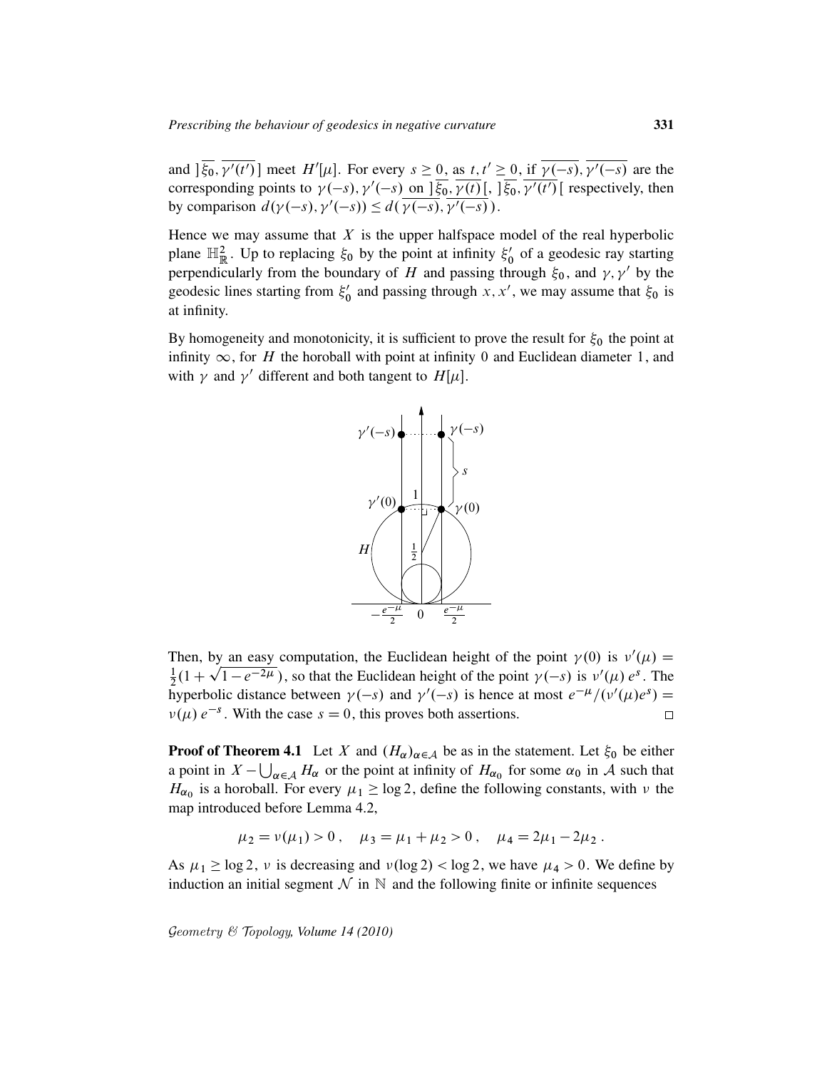and $]\overline{\xi_0}, \overline{\gamma'(t')}\,]$ meet $H'[\mu]$. For every $s \geq 0$, as $t, t' \geq 0$, if $\overline{\gamma(-s)}, \overline{\gamma'(-s)}$ are the corresponding points to $\gamma(-s), \gamma'(-s)$ on $]\overline{\xi_0}, \overline{\gamma(t)}\,[$, $]\overline{\xi_0}, \overline{\gamma'(t')}\,[$ respectively, then by comparison $d(\gamma(-s), \gamma'(-s)) \leq d(\,\overline{\gamma(-s)}, \overline{\gamma'(-s)}\,)$.

Hence we may assume that $X$ is the upper halfspace model of the real hyperbolic plane $\mathbb{H}^2_{\mathbb{R}}$. Up to replacing $\xi_0$ by the point at infinity $\xi_0'$ of a geodesic ray starting perpendicularly from the boundary of $H$ and passing through $\xi_0$, and $\gamma, \gamma'$ by the geodesic lines starting from $\xi_0'$ and passing through $x, x'$, we may assume that $\xi_0$ is at infinity.

By homogeneity and monotonicity, it is sufficient to prove the result for $\xi_0$ the point at infinity $\infty$, for $H$ the horoball with point at infinity 0 and Euclidean diameter 1, and with $\gamma$ and $\gamma'$ different and both tangent to $H[\mu]$.

Then, by an easy computation, the Euclidean height of the point $\gamma(0)$ is $\nu'(\mu) = \frac{1}{2}(1 + \sqrt{1 - e^{-2\mu}}\,)$, so that the Euclidean height of the point $\gamma(-s)$ is $\nu'(\mu)\, e^{s}$. The hyperbolic distance between $\gamma(-s)$ and $\gamma'(-s)$ is hence at most $e^{-\mu}/(\nu'(\mu) e^{s}) = \nu(\mu)\, e^{-s}$. With the case $s = 0$, this proves both assertions. $\square$

**Proof of Theorem 4.1** Let $X$ and $(H_\alpha)_{\alpha \in \mathcal{A}}$ be as in the statement. Let $\xi_0$ be either a point in $X - \bigcup_{\alpha \in \mathcal{A}} H_\alpha$ or the point at infinity of $H_{\alpha_0}$ for some $\alpha_0$ in $\mathcal{A}$ such that $H_{\alpha_0}$ is a horoball. For every $\mu_1 \geq \log 2$, define the following constants, with $\nu$ the map introduced before Lemma 4.2,

$$\mu_2 = \nu(\mu_1) > 0\,, \quad \mu_3 = \mu_1 + \mu_2 > 0\,, \quad \mu_4 = 2\mu_1 - 2\mu_2\,.$$

As $\mu_1 \geq \log 2$, $\nu$ is decreasing and $\nu(\log 2) < \log 2$, we have $\mu_4 > 0$. We define by induction an initial segment $\mathcal{N}$ in $\mathbb{N}$ and the following finite or infinite sequences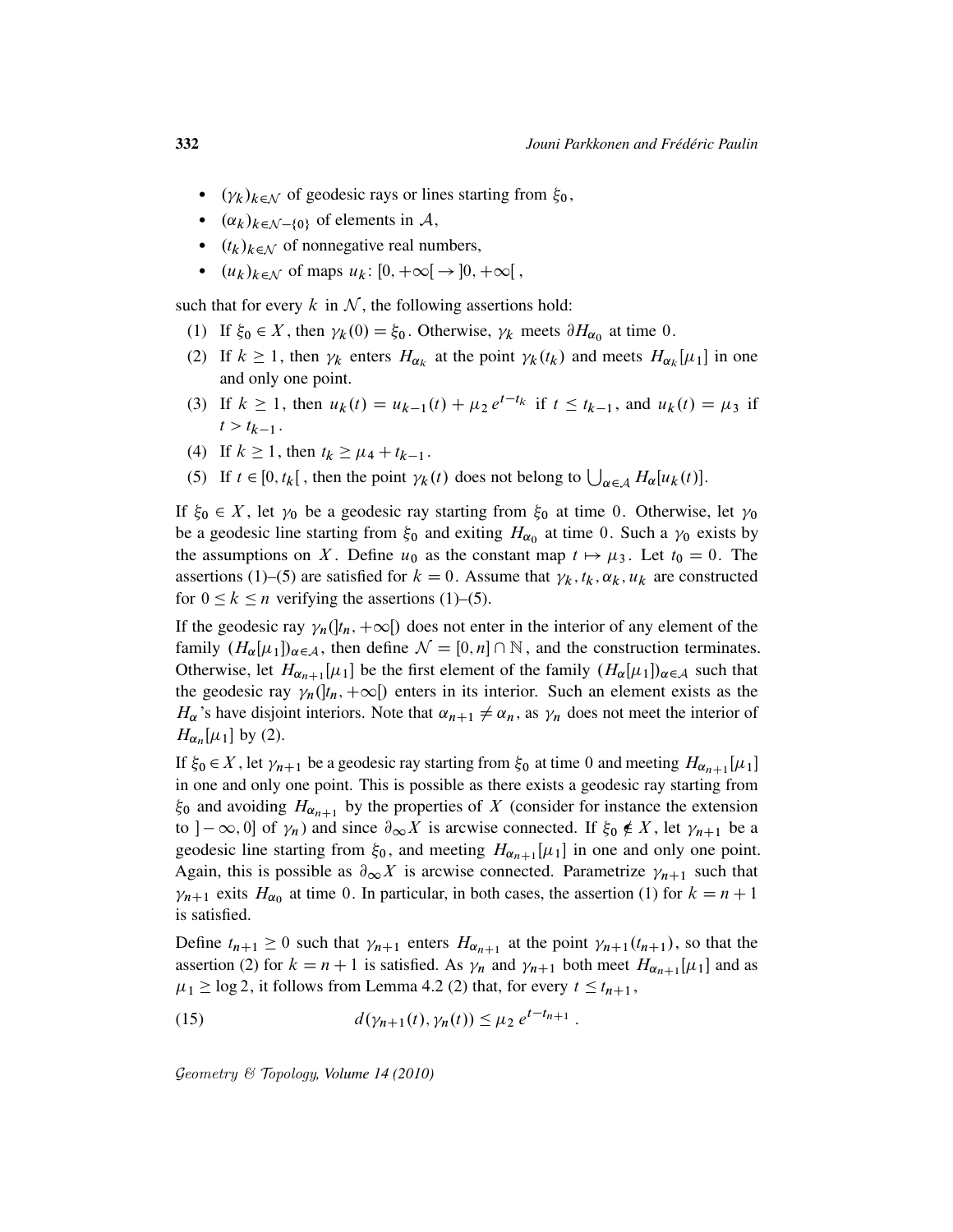- $(\gamma_k)_{k\in\mathcal{N}}$ of geodesic rays or lines starting from $\xi_0$,
- $(\alpha_k)_{k\in\mathcal{N}-\{0\}}$ of elements in $\mathcal{A}$,
- $(t_k)_{k\in\mathcal{N}}$ of nonnegative real numbers,
- $(u_k)_{k\in\mathcal{N}}$ of maps $u_k\colon [0,+\infty[\,\to\,]0,+\infty[$ ,

such that for every $k$ in $\mathcal{N}$, the following assertions hold:

(1) If $\xi_0 \in X$, then $\gamma_k(0) = \xi_0$. Otherwise, $\gamma_k$ meets $\partial H_{\alpha_0}$ at time $0$.

(2) If $k \geq 1$, then $\gamma_k$ enters $H_{\alpha_k}$ at the point $\gamma_k(t_k)$ and meets $H_{\alpha_k}[\mu_1]$ in one and only one point.

(3) If $k \geq 1$, then $u_k(t) = u_{k-1}(t) + \mu_2\, e^{t-t_k}$ if $t \leq t_{k-1}$, and $u_k(t) = \mu_3$ if $t > t_{k-1}$.

(4) If $k \geq 1$, then $t_k \geq \mu_4 + t_{k-1}$.

(5) If $t \in [0, t_k[$ , then the point $\gamma_k(t)$ does not belong to $\bigcup_{\alpha\in\mathcal{A}} H_\alpha[u_k(t)]$.

If $\xi_0 \in X$, let $\gamma_0$ be a geodesic ray starting from $\xi_0$ at time $0$. Otherwise, let $\gamma_0$ be a geodesic line starting from $\xi_0$ and exiting $H_{\alpha_0}$ at time $0$. Such a $\gamma_0$ exists by the assumptions on $X$. Define $u_0$ as the constant map $t \mapsto \mu_3$. Let $t_0 = 0$. The assertions (1)–(5) are satisfied for $k = 0$. Assume that $\gamma_k, t_k, \alpha_k, u_k$ are constructed for $0 \leq k \leq n$ verifying the assertions (1)–(5).

If the geodesic ray $\gamma_n(]t_n, +\infty[)$ does not enter in the interior of any element of the family $(H_\alpha[\mu_1])_{\alpha\in\mathcal{A}}$, then define $\mathcal{N} = [0, n] \cap \mathbb{N}$, and the construction terminates. Otherwise, let $H_{\alpha_{n+1}}[\mu_1]$ be the first element of the family $(H_\alpha[\mu_1])_{\alpha\in\mathcal{A}}$ such that the geodesic ray $\gamma_n(]t_n, +\infty[)$ enters in its interior. Such an element exists as the $H_\alpha$'s have disjoint interiors. Note that $\alpha_{n+1} \neq \alpha_n$, as $\gamma_n$ does not meet the interior of $H_{\alpha_n}[\mu_1]$ by (2).

If $\xi_0 \in X$, let $\gamma_{n+1}$ be a geodesic ray starting from $\xi_0$ at time $0$ and meeting $H_{\alpha_{n+1}}[\mu_1]$ in one and only one point. This is possible as there exists a geodesic ray starting from $\xi_0$ and avoiding $H_{\alpha_{n+1}}$ by the properties of $X$ (consider for instance the extension to $]-\infty, 0]$ of $\gamma_n$) and since $\partial_\infty X$ is arcwise connected. If $\xi_0 \notin X$, let $\gamma_{n+1}$ be a geodesic line starting from $\xi_0$, and meeting $H_{\alpha_{n+1}}[\mu_1]$ in one and only one point. Again, this is possible as $\partial_\infty X$ is arcwise connected. Parametrize $\gamma_{n+1}$ such that $\gamma_{n+1}$ exits $H_{\alpha_0}$ at time $0$. In particular, in both cases, the assertion (1) for $k = n+1$ is satisfied.

Define $t_{n+1} \geq 0$ such that $\gamma_{n+1}$ enters $H_{\alpha_{n+1}}$ at the point $\gamma_{n+1}(t_{n+1})$, so that the assertion (2) for $k = n+1$ is satisfied. As $\gamma_n$ and $\gamma_{n+1}$ both meet $H_{\alpha_{n+1}}[\mu_1]$ and as $\mu_1 \geq \log 2$, it follows from Lemma 4.2 (2) that, for every $t \leq t_{n+1}$,

$$d(\gamma_{n+1}(t), \gamma_n(t)) \leq \mu_2\, e^{t-t_{n+1}}\ . \tag{15}$$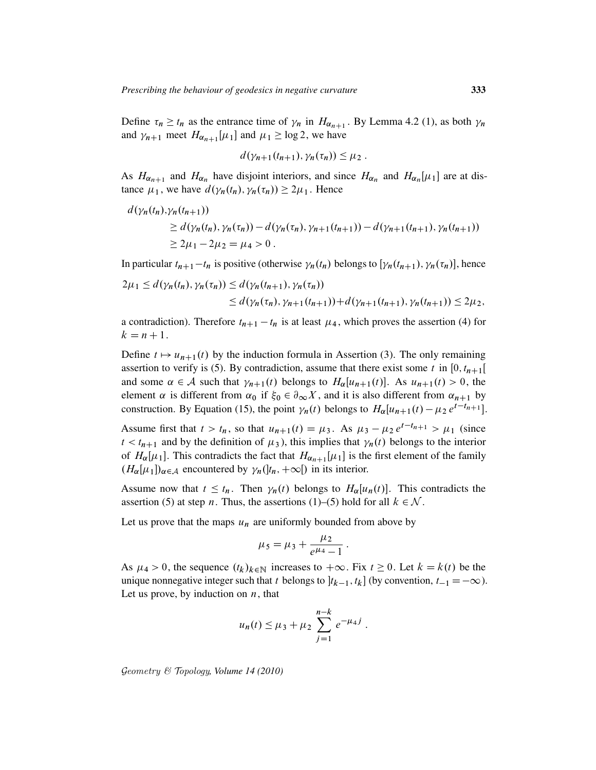Define $\tau_n \geq t_n$ as the entrance time of $\gamma_n$ in $H_{\alpha_{n+1}}$. By Lemma 4.2 (1), as both $\gamma_n$ and $\gamma_{n+1}$ meet $H_{\alpha_{n+1}}[\mu_1]$ and $\mu_1 \geq \log 2$, we have

$$d(\gamma_{n+1}(t_{n+1}), \gamma_n(\tau_n)) \leq \mu_2 \ .$$

As $H_{\alpha_{n+1}}$ and $H_{\alpha_n}$ have disjoint interiors, and since $H_{\alpha_n}$ and $H_{\alpha_n}[\mu_1]$ are at distance $\mu_1$, we have $d(\gamma_n(t_n), \gamma_n(\tau_n)) \geq 2\mu_1$. Hence

$$\begin{aligned} d(\gamma_n(t_n), &\gamma_n(t_{n+1})) \\ &\geq d(\gamma_n(t_n), \gamma_n(\tau_n)) - d(\gamma_n(\tau_n), \gamma_{n+1}(t_{n+1})) - d(\gamma_{n+1}(t_{n+1}), \gamma_n(t_{n+1})) \\ &\geq 2\mu_1 - 2\mu_2 = \mu_4 > 0 \ . \end{aligned}$$

In particular $t_{n+1} - t_n$ is positive (otherwise $\gamma_n(t_n)$ belongs to $[\gamma_n(t_{n+1}), \gamma_n(\tau_n)]$, hence

$$\begin{aligned} 2\mu_1 \leq d(\gamma_n(t_n), \gamma_n(\tau_n)) &\leq d(\gamma_n(t_{n+1}), \gamma_n(\tau_n)) \\ &\leq d(\gamma_n(\tau_n), \gamma_{n+1}(t_{n+1})) + d(\gamma_{n+1}(t_{n+1}), \gamma_n(t_{n+1})) \leq 2\mu_2, \end{aligned}$$

a contradiction). Therefore $t_{n+1} - t_n$ is at least $\mu_4$, which proves the assertion (4) for $k = n+1$.

Define $t \mapsto u_{n+1}(t)$ by the induction formula in Assertion (3). The only remaining assertion to verify is (5). By contradiction, assume that there exist some $t$ in $[0, t_{n+1}[$ and some $\alpha \in \mathcal{A}$ such that $\gamma_{n+1}(t)$ belongs to $H_\alpha[u_{n+1}(t)]$. As $u_{n+1}(t) > 0$, the element $\alpha$ is different from $\alpha_0$ if $\xi_0 \in \partial_\infty X$, and it is also different from $\alpha_{n+1}$ by construction. By Equation (15), the point $\gamma_n(t)$ belongs to $H_\alpha[u_{n+1}(t) - \mu_2\, e^{t - t_{n+1}}]$.

Assume first that $t > t_n$, so that $u_{n+1}(t) = \mu_3$. As $\mu_3 - \mu_2\, e^{t - t_{n+1}} > \mu_1$ (since $t < t_{n+1}$ and by the definition of $\mu_3$), this implies that $\gamma_n(t)$ belongs to the interior of $H_\alpha[\mu_1]$. This contradicts the fact that $H_{\alpha_{n+1}}[\mu_1]$ is the first element of the family $(H_\alpha[\mu_1])_{\alpha \in \mathcal{A}}$ encountered by $\gamma_n(]t_n, +\infty[)$ in its interior.

Assume now that $t \leq t_n$. Then $\gamma_n(t)$ belongs to $H_\alpha[u_n(t)]$. This contradicts the assertion (5) at step $n$. Thus, the assertions (1)–(5) hold for all $k \in \mathcal{N}$.

Let us prove that the maps $u_n$ are uniformly bounded from above by

$$\mu_5 = \mu_3 + \frac{\mu_2}{e^{\mu_4} - 1} \ .$$

As $\mu_4 > 0$, the sequence $(t_k)_{k \in \mathbb{N}}$ increases to $+\infty$. Fix $t \geq 0$. Let $k = k(t)$ be the unique nonnegative integer such that $t$ belongs to $]t_{k-1}, t_k]$ (by convention, $t_{-1} = -\infty$). Let us prove, by induction on $n$, that

$$u_n(t) \leq \mu_3 + \mu_2 \sum_{j=1}^{n-k} e^{-\mu_4 j} \ .$$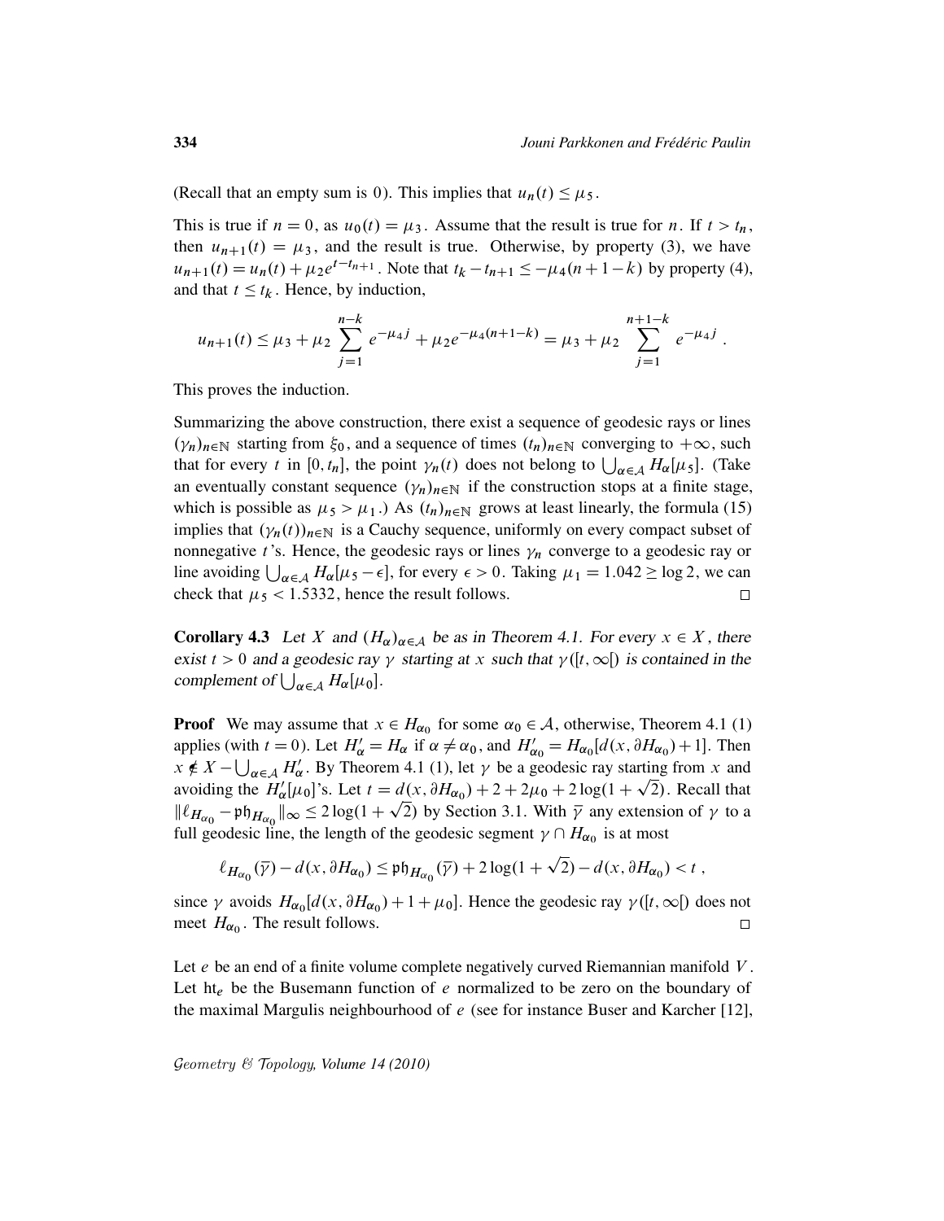(Recall that an empty sum is 0). This implies that $u_n(t) \leq \mu_5$.

This is true if $n = 0$, as $u_0(t) = \mu_3$. Assume that the result is true for $n$. If $t > t_n$, then $u_{n+1}(t) = \mu_3$, and the result is true. Otherwise, by property (3), we have $u_{n+1}(t) = u_n(t) + \mu_2 e^{t - t_{n+1}}$. Note that $t_k - t_{n+1} \leq -\mu_4(n+1-k)$ by property (4), and that $t \leq t_k$. Hence, by induction,

$$u_{n+1}(t) \leq \mu_3 + \mu_2 \sum_{j=1}^{n-k} e^{-\mu_4 j} + \mu_2 e^{-\mu_4(n+1-k)} = \mu_3 + \mu_2 \sum_{j=1}^{n+1-k} e^{-\mu_4 j} .$$

This proves the induction.

Summarizing the above construction, there exist a sequence of geodesic rays or lines $(\gamma_n)_{n\in\mathbb{N}}$ starting from $\xi_0$, and a sequence of times $(t_n)_{n\in\mathbb{N}}$ converging to $+\infty$, such that for every $t$ in $[0, t_n]$, the point $\gamma_n(t)$ does not belong to $\bigcup_{\alpha\in\mathcal{A}} H_\alpha[\mu_5]$. (Take an eventually constant sequence $(\gamma_n)_{n\in\mathbb{N}}$ if the construction stops at a finite stage, which is possible as $\mu_5 > \mu_1$.) As $(t_n)_{n\in\mathbb{N}}$ grows at least linearly, the formula (15) implies that $(\gamma_n(t))_{n\in\mathbb{N}}$ is a Cauchy sequence, uniformly on every compact subset of nonnegative $t$'s. Hence, the geodesic rays or lines $\gamma_n$ converge to a geodesic ray or line avoiding $\bigcup_{\alpha\in\mathcal{A}} H_\alpha[\mu_5 - \epsilon]$, for every $\epsilon > 0$. Taking $\mu_1 = 1.042 \geq \log 2$, we can check that $\mu_5 < 1.5332$, hence the result follows. □

**Corollary 4.3** *Let $X$ and $(H_\alpha)_{\alpha\in\mathcal{A}}$ be as in Theorem 4.1. For every $x \in X$, there exist $t > 0$ and a geodesic ray $\gamma$ starting at $x$ such that $\gamma([t, \infty[)$ is contained in the complement of $\bigcup_{\alpha\in\mathcal{A}} H_\alpha[\mu_0]$.*

**Proof** We may assume that $x \in H_{\alpha_0}$ for some $\alpha_0 \in \mathcal{A}$, otherwise, Theorem 4.1 (1) applies (with $t = 0$). Let $H'_\alpha = H_\alpha$ if $\alpha \neq \alpha_0$, and $H'_{\alpha_0} = H_{\alpha_0}[d(x, \partial H_{\alpha_0}) + 1]$. Then $x \notin X - \bigcup_{\alpha\in\mathcal{A}} H'_\alpha$. By Theorem 4.1 (1), let $\gamma$ be a geodesic ray starting from $x$ and avoiding the $H'_\alpha[\mu_0]$'s. Let $t = d(x, \partial H_{\alpha_0}) + 2 + 2\mu_0 + 2\log(1+\sqrt{2})$. Recall that $\|\ell_{H_{\alpha_0}} - \mathfrak{ph}_{H_{\alpha_0}}\|_\infty \leq 2\log(1+\sqrt{2})$ by Section 3.1. With $\overline{\gamma}$ any extension of $\gamma$ to a full geodesic line, the length of the geodesic segment $\gamma \cap H_{\alpha_0}$ is at most

$$\ell_{H_{\alpha_0}}(\overline{\gamma}) - d(x, \partial H_{\alpha_0}) \leq \mathfrak{ph}_{H_{\alpha_0}}(\overline{\gamma}) + 2\log(1+\sqrt{2}) - d(x, \partial H_{\alpha_0}) < t ,$$

since $\gamma$ avoids $H_{\alpha_0}[d(x, \partial H_{\alpha_0}) + 1 + \mu_0]$. Hence the geodesic ray $\gamma([t, \infty[)$ does not meet $H_{\alpha_0}$. The result follows. □

Let $e$ be an end of a finite volume complete negatively curved Riemannian manifold $V$. Let $\mathrm{ht}_e$ be the Busemann function of $e$ normalized to be zero on the boundary of the maximal Margulis neighbourhood of $e$ (see for instance Buser and Karcher [12],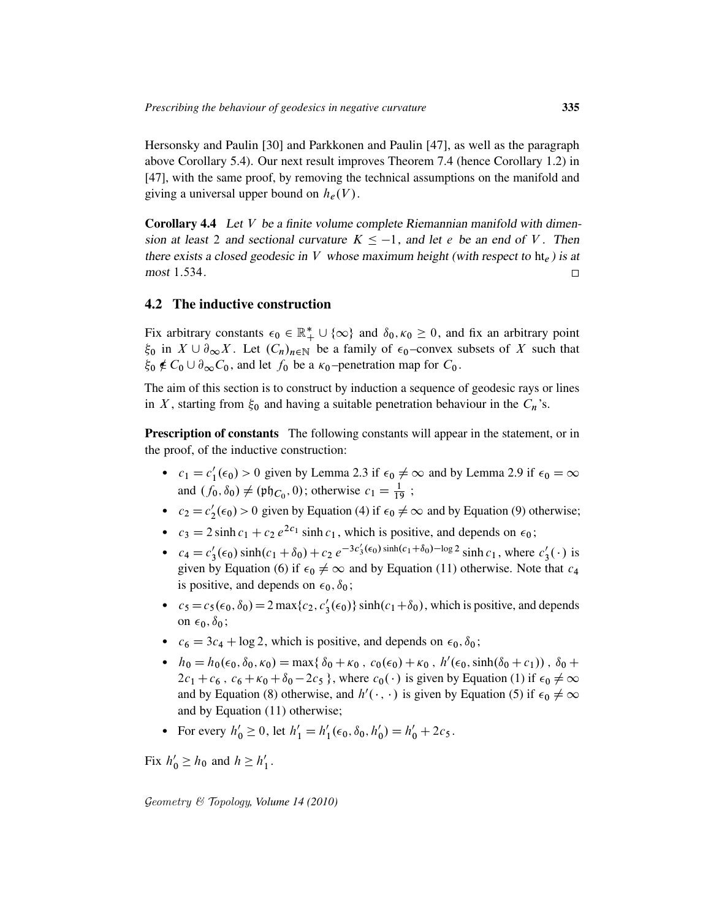Hersonsky and Paulin [30] and Parkkonen and Paulin [47], as well as the paragraph above Corollary 5.4). Our next result improves Theorem 7.4 (hence Corollary 1.2) in [47], with the same proof, by removing the technical assumptions on the manifold and giving a universal upper bound on $h_e(V)$.

**Corollary 4.4** *Let $V$ be a finite volume complete Riemannian manifold with dimension at least 2 and sectional curvature $K \leq -1$, and let $e$ be an end of $V$. Then there exists a closed geodesic in $V$ whose maximum height (with respect to $\mathrm{ht}_e$) is at most 1.534.* □

## 4.2 The inductive construction

Fix arbitrary constants $\epsilon_0 \in \mathbb{R}_+^* \cup \{\infty\}$ and $\delta_0, \kappa_0 \geq 0$, and fix an arbitrary point $\xi_0$ in $X \cup \partial_\infty X$. Let $(C_n)_{n\in\mathbb{N}}$ be a family of $\epsilon_0$–convex subsets of $X$ such that $\xi_0 \notin C_0 \cup \partial_\infty C_0$, and let $f_0$ be a $\kappa_0$–penetration map for $C_0$.

The aim of this section is to construct by induction a sequence of geodesic rays or lines in $X$, starting from $\xi_0$ and having a suitable penetration behaviour in the $C_n$'s.

**Prescription of constants** The following constants will appear in the statement, or in the proof, of the inductive construction:

- $c_1 = c_1'(\epsilon_0) > 0$ given by Lemma 2.3 if $\epsilon_0 \neq \infty$ and by Lemma 2.9 if $\epsilon_0 = \infty$ and $(f_0, \delta_0) \neq (\mathfrak{ph}_{C_0}, 0)$; otherwise $c_1 = \frac{1}{19}$ ;
- $c_2 = c_2'(\epsilon_0) > 0$ given by Equation (4) if $\epsilon_0 \neq \infty$ and by Equation (9) otherwise;
- $c_3 = 2\sinh c_1 + c_2\, e^{2c_1} \sinh c_1$, which is positive, and depends on $\epsilon_0$;
- $c_4 = c_3'(\epsilon_0)\sinh(c_1+\delta_0) + c_2\, e^{-3c_3'(\epsilon_0)\sinh(c_1+\delta_0)-\log 2} \sinh c_1$, where $c_3'(\cdot)$ is given by Equation (6) if $\epsilon_0 \neq \infty$ and by Equation (11) otherwise. Note that $c_4$ is positive, and depends on $\epsilon_0, \delta_0$;
- $c_5 = c_5(\epsilon_0, \delta_0) = 2\max\{c_2, c_3'(\epsilon_0)\}\sinh(c_1+\delta_0)$, which is positive, and depends on $\epsilon_0, \delta_0$;
- $c_6 = 3c_4 + \log 2$, which is positive, and depends on $\epsilon_0, \delta_0$;
- $h_0 = h_0(\epsilon_0, \delta_0, \kappa_0) = \max\{\, \delta_0 + \kappa_0 \,,\ c_0(\epsilon_0) + \kappa_0 \,,\ h'(\epsilon_0, \sinh(\delta_0 + c_1)) \,,\ \delta_0 + 2c_1 + c_6 \,,\ c_6 + \kappa_0 + \delta_0 - 2c_5 \,\}$, where $c_0(\cdot)$ is given by Equation (1) if $\epsilon_0 \neq \infty$ and by Equation (8) otherwise, and $h'(\cdot\,,\cdot)$ is given by Equation (5) if $\epsilon_0 \neq \infty$ and by Equation (11) otherwise;
- For every $h_0' \geq 0$, let $h_1' = h_1'(\epsilon_0, \delta_0, h_0') = h_0' + 2c_5$.

Fix $h_0' \geq h_0$ and $h \geq h_1'$.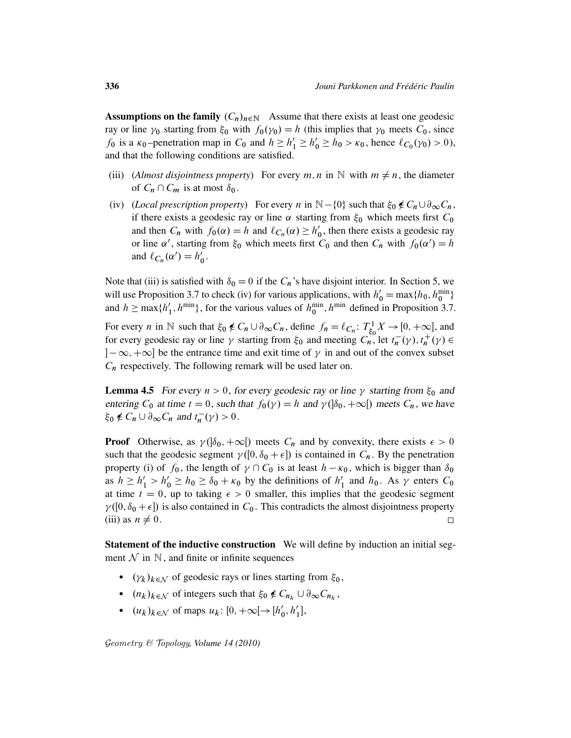**Assumptions on the family** $(C_n)_{n\in\mathbb{N}}$ Assume that there exists at least one geodesic ray or line $\gamma_0$ starting from $\xi_0$ with $f_0(\gamma_0) = h$ (this implies that $\gamma_0$ meets $C_0$, since $f_0$ is a $\kappa_0$–penetration map in $C_0$ and $h \geq h'_1 \geq h'_0 \geq h_0 > \kappa_0$, hence $\ell_{C_0}(\gamma_0) > 0$), and that the following conditions are satisfied.

- (iii) (*Almost disjointness property*) For every $m, n$ in $\mathbb{N}$ with $m \neq n$, the diameter of $C_n \cap C_m$ is at most $\delta_0$.
- (iv) (*Local prescription property*) For every $n$ in $\mathbb{N} - \{0\}$ such that $\xi_0 \notin C_n \cup \partial_\infty C_n$, if there exists a geodesic ray or line $\alpha$ starting from $\xi_0$ which meets first $C_0$ and then $C_n$ with $f_0(\alpha) = h$ and $\ell_{C_n}(\alpha) \geq h'_0$, then there exists a geodesic ray or line $\alpha'$, starting from $\xi_0$ which meets first $C_0$ and then $C_n$ with $f_0(\alpha') = h$ and $\ell_{C_n}(\alpha') = h'_0$.

Note that (iii) is satisfied with $\delta_0 = 0$ if the $C_n$'s have disjoint interior. In Section 5, we will use Proposition 3.7 to check (iv) for various applications, with $h'_0 = \max\{h_0, h_0^{\min}\}$ and $h \geq \max\{h'_1, h^{\min}\}$, for the various values of $h_0^{\min}, h^{\min}$ defined in Proposition 3.7.

For every $n$ in $\mathbb{N}$ such that $\xi_0 \notin C_n \cup \partial_\infty C_n$, define $f_n = \ell_{C_n}\colon T^1_{\xi_0} X \to [0, +\infty]$, and for every geodesic ray or line $\gamma$ starting from $\xi_0$ and meeting $C_n$, let $t_n^-(\gamma), t_n^+(\gamma) \in\, ]-\infty, +\infty]$ be the entrance time and exit time of $\gamma$ in and out of the convex subset $C_n$ respectively. The following remark will be used later on.

**Lemma 4.5** *For every $n > 0$, for every geodesic ray or line $\gamma$ starting from $\xi_0$ and entering $C_0$ at time $t = 0$, such that $f_0(\gamma) = h$ and $\gamma(]\delta_0, +\infty[)$ meets $C_n$, we have $\xi_0 \notin C_n \cup \partial_\infty C_n$ and $t_n^-(\gamma) > 0$.*

**Proof** Otherwise, as $\gamma(]\delta_0, +\infty[)$ meets $C_n$ and by convexity, there exists $\epsilon > 0$ such that the geodesic segment $\gamma([0, \delta_0 + \epsilon])$ is contained in $C_n$. By the penetration property (i) of $f_0$, the length of $\gamma \cap C_0$ is at least $h - \kappa_0$, which is bigger than $\delta_0$ as $h \geq h'_1 > h'_0 \geq h_0 \geq \delta_0 + \kappa_0$ by the definitions of $h'_1$ and $h_0$. As $\gamma$ enters $C_0$ at time $t = 0$, up to taking $\epsilon > 0$ smaller, this implies that the geodesic segment $\gamma([0, \delta_0 + \epsilon])$ is also contained in $C_0$. This contradicts the almost disjointness property (iii) as $n \neq 0$. □

**Statement of the inductive construction** We will define by induction an initial segment $\mathcal{N}$ in $\mathbb{N}$, and finite or infinite sequences

- $(\gamma_k)_{k\in\mathcal{N}}$ of geodesic rays or lines starting from $\xi_0$,
- $(n_k)_{k\in\mathcal{N}}$ of integers such that $\xi_0 \notin C_{n_k} \cup \partial_\infty C_{n_k}$,
- $(u_k)_{k\in\mathcal{N}}$ of maps $u_k\colon [0, +\infty[\, \to [h'_0, h'_1]$,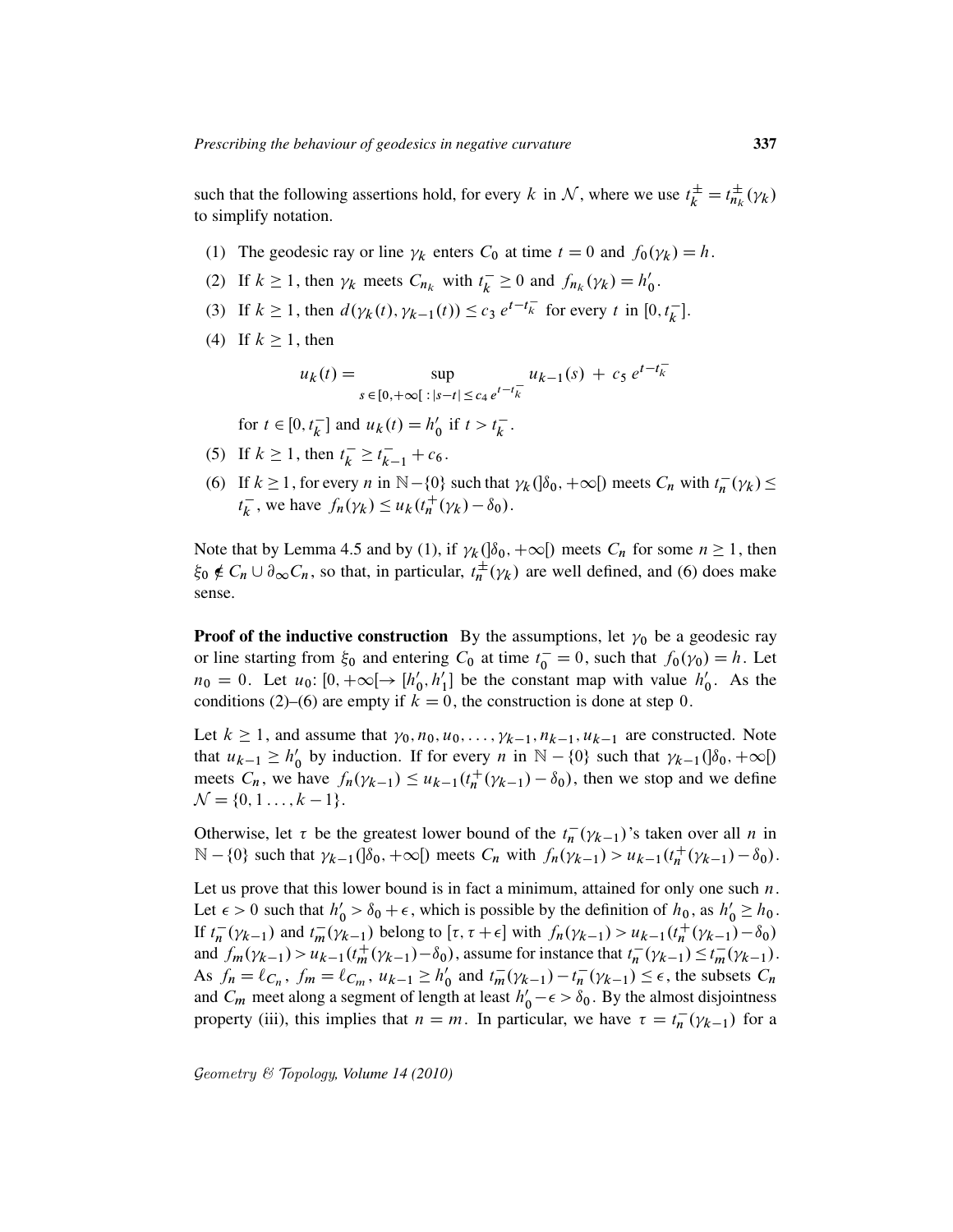such that the following assertions hold, for every $k$ in $\mathcal{N}$, where we use $t_k^{\pm} = t_{n_k}^{\pm}(\gamma_k)$ to simplify notation.

1. The geodesic ray or line $\gamma_k$ enters $C_0$ at time $t = 0$ and $f_0(\gamma_k) = h$.
2. If $k \geq 1$, then $\gamma_k$ meets $C_{n_k}$ with $t_k^- \geq 0$ and $f_{n_k}(\gamma_k) = h'_0$.
3. If $k \geq 1$, then $d(\gamma_k(t), \gamma_{k-1}(t)) \leq c_3\, e^{t - t_k^-}$ for every $t$ in $[0, t_k^-]$.
4. If $k \geq 1$, then
$$u_k(t) = \sup_{s\,\in\,[0,+\infty[\;:\;|s-t|\,\leq\, c_4\, e^{t-t_k^-}} u_{k-1}(s) \;+\; c_5\, e^{t-t_k^-}$$
for $t \in [0, t_k^-]$ and $u_k(t) = h'_0$ if $t > t_k^-$.
5. If $k \geq 1$, then $t_k^- \geq t_{k-1}^- + c_6$.
6. If $k \geq 1$, for every $n$ in $\mathbb{N} - \{0\}$ such that $\gamma_k(]\delta_0, +\infty[)$ meets $C_n$ with $t_n^-(\gamma_k) \leq t_k^-$, we have $f_n(\gamma_k) \leq u_k(t_n^+(\gamma_k) - \delta_0)$.

Note that by Lemma 4.5 and by (1), if $\gamma_k(]\delta_0, +\infty[)$ meets $C_n$ for some $n \geq 1$, then $\xi_0 \notin C_n \cup \partial_\infty C_n$, so that, in particular, $t_n^{\pm}(\gamma_k)$ are well defined, and (6) does make sense.

**Proof of the inductive construction** By the assumptions, let $\gamma_0$ be a geodesic ray or line starting from $\xi_0$ and entering $C_0$ at time $t_0^- = 0$, such that $f_0(\gamma_0) = h$. Let $n_0 = 0$. Let $u_0\colon [0, +\infty[ \to [h'_0, h'_1]$ be the constant map with value $h'_0$. As the conditions (2)–(6) are empty if $k = 0$, the construction is done at step $0$.

Let $k \geq 1$, and assume that $\gamma_0, n_0, u_0, \ldots, \gamma_{k-1}, n_{k-1}, u_{k-1}$ are constructed. Note that $u_{k-1} \geq h'_0$ by induction. If for every $n$ in $\mathbb{N} - \{0\}$ such that $\gamma_{k-1}(]\delta_0, +\infty[)$ meets $C_n$, we have $f_n(\gamma_{k-1}) \leq u_{k-1}(t_n^+(\gamma_{k-1}) - \delta_0)$, then we stop and we define $\mathcal{N} = \{0, 1 \ldots, k-1\}$.

Otherwise, let $\tau$ be the greatest lower bound of the $t_n^-(\gamma_{k-1})$'s taken over all $n$ in $\mathbb{N} - \{0\}$ such that $\gamma_{k-1}(]\delta_0, +\infty[)$ meets $C_n$ with $f_n(\gamma_{k-1}) > u_{k-1}(t_n^+(\gamma_{k-1}) - \delta_0)$.

Let us prove that this lower bound is in fact a minimum, attained for only one such $n$. Let $\epsilon > 0$ such that $h'_0 > \delta_0 + \epsilon$, which is possible by the definition of $h_0$, as $h'_0 \geq h_0$. If $t_n^-(\gamma_{k-1})$ and $t_m^-(\gamma_{k-1})$ belong to $[\tau, \tau + \epsilon]$ with $f_n(\gamma_{k-1}) > u_{k-1}(t_n^+(\gamma_{k-1}) - \delta_0)$ and $f_m(\gamma_{k-1}) > u_{k-1}(t_m^+(\gamma_{k-1}) - \delta_0)$, assume for instance that $t_n^-(\gamma_{k-1}) \leq t_m^-(\gamma_{k-1})$. As $f_n = \ell_{C_n}$, $f_m = \ell_{C_m}$, $u_{k-1} \geq h'_0$ and $t_m^-(\gamma_{k-1}) - t_n^-(\gamma_{k-1}) \leq \epsilon$, the subsets $C_n$ and $C_m$ meet along a segment of length at least $h'_0 - \epsilon > \delta_0$. By the almost disjointness property (iii), this implies that $n = m$. In particular, we have $\tau = t_n^-(\gamma_{k-1})$ for a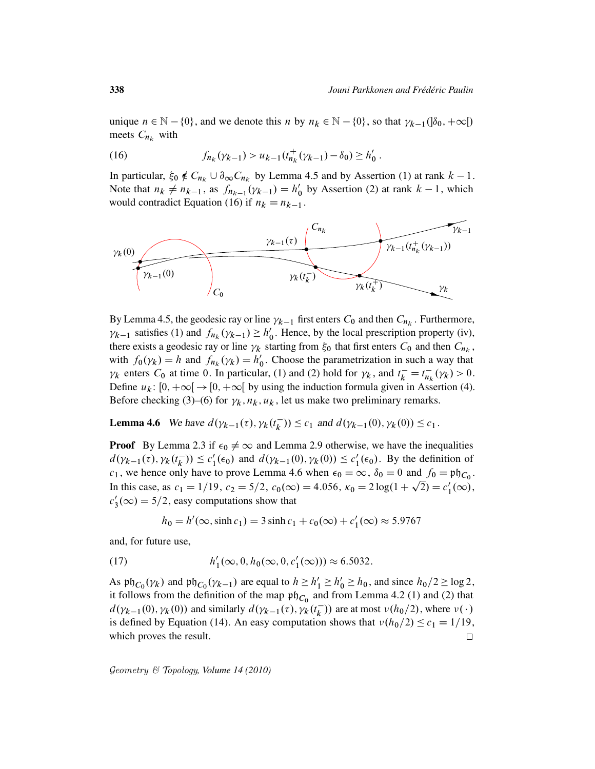unique $n \in \mathbb{N} - \{0\}$, and we denote this $n$ by $n_k \in \mathbb{N} - \{0\}$, so that $\gamma_{k-1}(]\delta_0, +\infty[)$ meets $C_{n_k}$ with

$$f_{n_k}(\gamma_{k-1}) > u_{k-1}(t^+_{n_k}(\gamma_{k-1}) - \delta_0) \geq h'_0\,. \tag{16}$$

In particular, $\xi_0 \notin C_{n_k} \cup \partial_\infty C_{n_k}$ by Lemma 4.5 and by Assertion (1) at rank $k-1$. Note that $n_k \neq n_{k-1}$, as $f_{n_{k-1}}(\gamma_{k-1}) = h'_0$ by Assertion (2) at rank $k-1$, which would contradict Equation (16) if $n_k = n_{k-1}$.

By Lemma 4.5, the geodesic ray or line $\gamma_{k-1}$ first enters $C_0$ and then $C_{n_k}$. Furthermore, $\gamma_{k-1}$ satisfies (1) and $f_{n_k}(\gamma_{k-1}) \geq h'_0$. Hence, by the local prescription property (iv), there exists a geodesic ray or line $\gamma_k$ starting from $\xi_0$ that first enters $C_0$ and then $C_{n_k}$, with $f_0(\gamma_k) = h$ and $f_{n_k}(\gamma_k) = h'_0$. Choose the parametrization in such a way that $\gamma_k$ enters $C_0$ at time $0$. In particular, (1) and (2) hold for $\gamma_k$, and $t^-_k = t^-_{n_k}(\gamma_k) > 0$. Define $u_k \colon [0, +\infty[ \to [0, +\infty[$ by using the induction formula given in Assertion (4). Before checking (3)–(6) for $\gamma_k, n_k, u_k$, let us make two preliminary remarks.

**Lemma 4.6** *We have $d(\gamma_{k-1}(\tau), \gamma_k(t^-_k)) \leq c_1$ and $d(\gamma_{k-1}(0), \gamma_k(0)) \leq c_1$.*

**Proof** By Lemma 2.3 if $\epsilon_0 \neq \infty$ and Lemma 2.9 otherwise, we have the inequalities $d(\gamma_{k-1}(\tau), \gamma_k(t^-_k)) \leq c'_1(\epsilon_0)$ and $d(\gamma_{k-1}(0), \gamma_k(0)) \leq c'_1(\epsilon_0)$. By the definition of $c_1$, we hence only have to prove Lemma 4.6 when $\epsilon_0 = \infty$, $\delta_0 = 0$ and $f_0 = \mathfrak{ph}_{C_0}$. In this case, as $c_1 = 1/19$, $c_2 = 5/2$, $c_0(\infty) = 4.056$, $\kappa_0 = 2\log(1+\sqrt{2}) = c'_1(\infty)$, $c'_3(\infty) = 5/2$, easy computations show that

$$h_0 = h'(\infty, \sinh c_1) = 3\sinh c_1 + c_0(\infty) + c'_1(\infty) \approx 5.9767$$

and, for future use,

$$h'_1(\infty, 0, h_0(\infty, 0, c'_1(\infty))) \approx 6.5032. \tag{17}$$

As $\mathfrak{ph}_{C_0}(\gamma_k)$ and $\mathfrak{ph}_{C_0}(\gamma_{k-1})$ are equal to $h \geq h'_1 \geq h'_0 \geq h_0$, and since $h_0/2 \geq \log 2$, it follows from the definition of the map $\mathfrak{ph}_{C_0}$ and from Lemma 4.2 (1) and (2) that $d(\gamma_{k-1}(0), \gamma_k(0))$ and similarly $d(\gamma_{k-1}(\tau), \gamma_k(t^-_k))$ are at most $\nu(h_0/2)$, where $\nu(\cdot)$ is defined by Equation (14). An easy computation shows that $\nu(h_0/2) \leq c_1 = 1/19$, which proves the result. □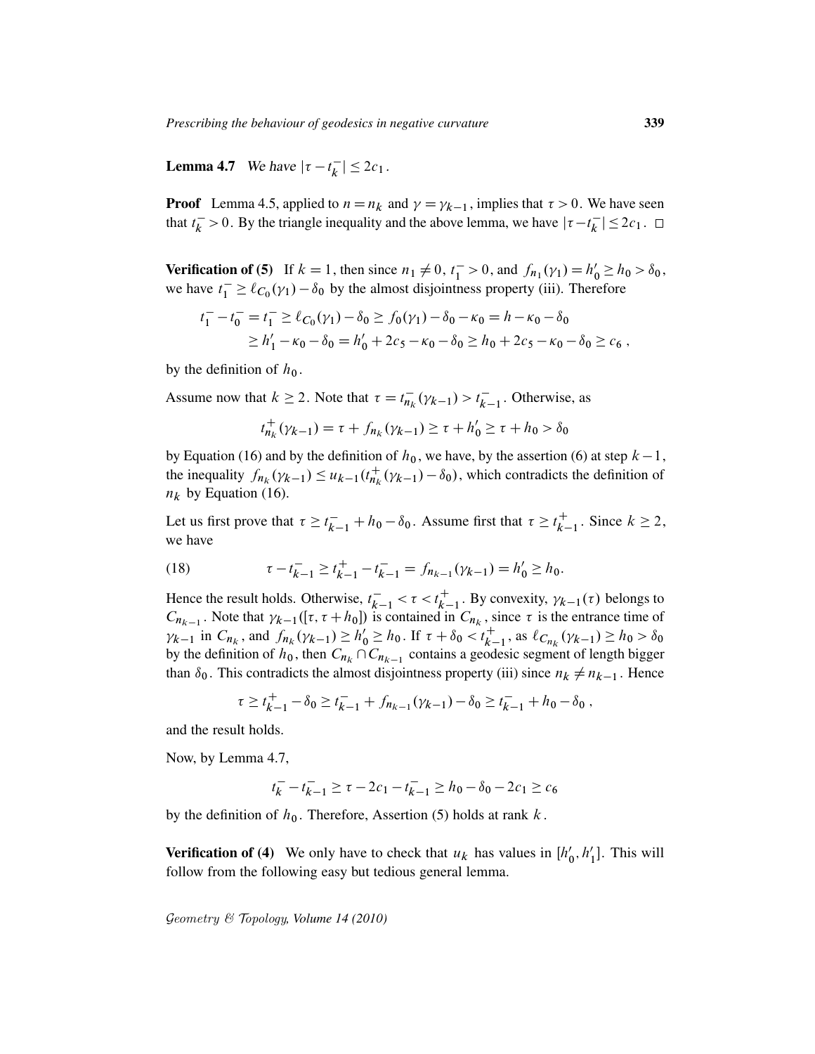**Lemma 4.7** *We have* $|\tau - t_k^-| \leq 2c_1$.

**Proof** Lemma 4.5, applied to $n = n_k$ and $\gamma = \gamma_{k-1}$, implies that $\tau > 0$. We have seen that $t_k^- > 0$. By the triangle inequality and the above lemma, we have $|\tau - t_k^-| \leq 2c_1$. □

**Verification of (5)** If $k = 1$, then since $n_1 \neq 0$, $t_1^- > 0$, and $f_{n_1}(\gamma_1) = h_0' \geq h_0 > \delta_0$, we have $t_1^- \geq \ell_{C_0}(\gamma_1) - \delta_0$ by the almost disjointness property (iii). Therefore

$$
\begin{aligned}
t_1^- - t_0^- = t_1^- &\geq \ell_{C_0}(\gamma_1) - \delta_0 \geq f_0(\gamma_1) - \delta_0 - \kappa_0 = h - \kappa_0 - \delta_0 \\
&\geq h_1' - \kappa_0 - \delta_0 = h_0' + 2c_5 - \kappa_0 - \delta_0 \geq h_0 + 2c_5 - \kappa_0 - \delta_0 \geq c_6 ,
\end{aligned}
$$

by the definition of $h_0$.

Assume now that $k \geq 2$. Note that $\tau = t_{n_k}^-(\gamma_{k-1}) > t_{k-1}^-$. Otherwise, as

$$t_{n_k}^+(\gamma_{k-1}) = \tau + f_{n_k}(\gamma_{k-1}) \geq \tau + h_0' \geq \tau + h_0 > \delta_0$$

by Equation (16) and by the definition of $h_0$, we have, by the assertion (6) at step $k-1$, the inequality $f_{n_k}(\gamma_{k-1}) \leq u_{k-1}(t_{n_k}^+(\gamma_{k-1}) - \delta_0)$, which contradicts the definition of $n_k$ by Equation (16).

Let us first prove that $\tau \geq t_{k-1}^- + h_0 - \delta_0$. Assume first that $\tau \geq t_{k-1}^+$. Since $k \geq 2$, we have

$$\tau - t_{k-1}^- \geq t_{k-1}^+ - t_{k-1}^- = f_{n_{k-1}}(\gamma_{k-1}) = h_0' \geq h_0. \tag{18}$$

Hence the result holds. Otherwise, $t_{k-1}^- < \tau < t_{k-1}^+$. By convexity, $\gamma_{k-1}(\tau)$ belongs to $C_{n_{k-1}}$. Note that $\gamma_{k-1}([\tau, \tau + h_0])$ is contained in $C_{n_k}$, since $\tau$ is the entrance time of $\gamma_{k-1}$ in $C_{n_k}$, and $f_{n_k}(\gamma_{k-1}) \geq h_0' \geq h_0$. If $\tau + \delta_0 < t_{k-1}^+$, as $\ell_{C_{n_k}}(\gamma_{k-1}) \geq h_0 > \delta_0$ by the definition of $h_0$, then $C_{n_k} \cap C_{n_{k-1}}$ contains a geodesic segment of length bigger than $\delta_0$. This contradicts the almost disjointness property (iii) since $n_k \neq n_{k-1}$. Hence

$$\tau \geq t_{k-1}^+ - \delta_0 \geq t_{k-1}^- + f_{n_{k-1}}(\gamma_{k-1}) - \delta_0 \geq t_{k-1}^- + h_0 - \delta_0 ,$$

and the result holds.

Now, by Lemma 4.7,

$$t_k^- - t_{k-1}^- \geq \tau - 2c_1 - t_{k-1}^- \geq h_0 - \delta_0 - 2c_1 \geq c_6$$

by the definition of $h_0$. Therefore, Assertion (5) holds at rank $k$.

**Verification of (4)** We only have to check that $u_k$ has values in $[h_0', h_1']$. This will follow from the following easy but tedious general lemma.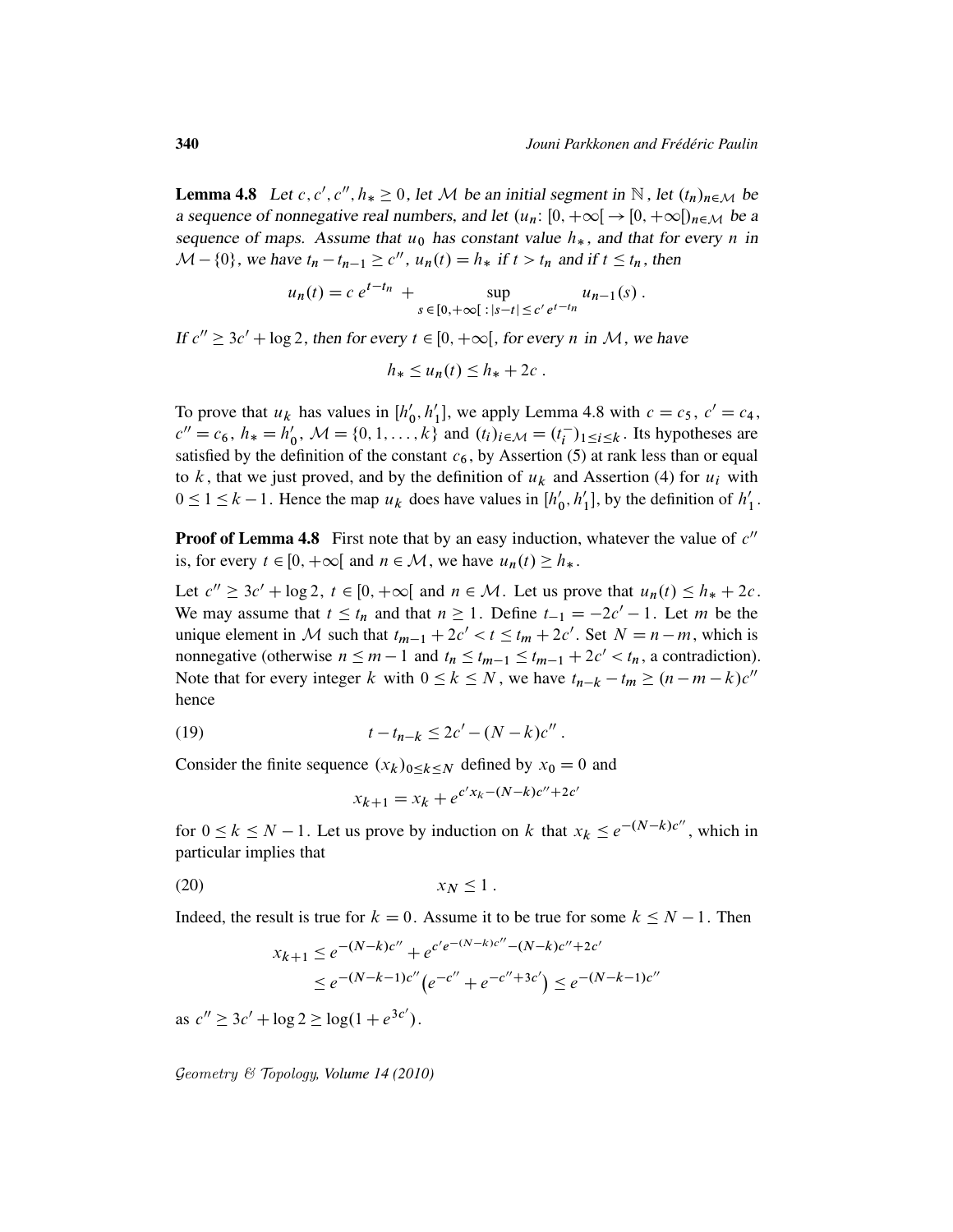**Lemma 4.8** *Let $c, c', c'', h_* \geq 0$, let $\mathcal{M}$ be an initial segment in $\mathbb{N}$, let $(t_n)_{n\in\mathcal{M}}$ be a sequence of nonnegative real numbers, and let $(u_n\colon [0,+\infty[ \to [0,+\infty[)_{n\in\mathcal{M}}$ be a sequence of maps. Assume that $u_0$ has constant value $h_*$, and that for every $n$ in $\mathcal{M}-\{0\}$, we have $t_n - t_{n-1} \geq c''$, $u_n(t) = h_*$ if $t > t_n$ and if $t \leq t_n$, then*

$$u_n(t) = c\, e^{t-t_n} + \sup_{s\,\in\,[0,+\infty[\;:\;|s-t|\,\leq\, c'\, e^{t-t_n}} u_{n-1}(s)\;.$$

*If $c'' \geq 3c' + \log 2$, then for every $t \in [0,+\infty[$, for every $n$ in $\mathcal{M}$, we have*

$$h_* \leq u_n(t) \leq h_* + 2c\;.$$

To prove that $u_k$ has values in $[h'_0, h'_1]$, we apply Lemma 4.8 with $c = c_5$, $c' = c_4$, $c'' = c_6$, $h_* = h'_0$, $\mathcal{M} = \{0, 1, \dots, k\}$ and $(t_i)_{i\in\mathcal{M}} = (t_i^-)_{1\leq i\leq k}$. Its hypotheses are satisfied by the definition of the constant $c_6$, by Assertion (5) at rank less than or equal to $k$, that we just proved, and by the definition of $u_k$ and Assertion (4) for $u_i$ with $0 \leq 1 \leq k-1$. Hence the map $u_k$ does have values in $[h'_0, h'_1]$, by the definition of $h'_1$.

**Proof of Lemma 4.8** First note that by an easy induction, whatever the value of $c''$ is, for every $t \in [0,+\infty[$ and $n \in \mathcal{M}$, we have $u_n(t) \geq h_*$.

Let $c'' \geq 3c' + \log 2$, $t \in [0,+\infty[$ and $n \in \mathcal{M}$. Let us prove that $u_n(t) \leq h_* + 2c$. We may assume that $t \leq t_n$ and that $n \geq 1$. Define $t_{-1} = -2c' - 1$. Let $m$ be the unique element in $\mathcal{M}$ such that $t_{m-1} + 2c' < t \leq t_m + 2c'$. Set $N = n - m$, which is nonnegative (otherwise $n \leq m-1$ and $t_n \leq t_{m-1} \leq t_{m-1} + 2c' < t_n$, a contradiction). Note that for every integer $k$ with $0 \leq k \leq N$, we have $t_{n-k} - t_m \geq (n-m-k)c''$ hence

$$t - t_{n-k} \leq 2c' - (N-k)c''\;. \tag{19}$$

Consider the finite sequence $(x_k)_{0\leq k\leq N}$ defined by $x_0 = 0$ and

$$x_{k+1} = x_k + e^{c' x_k - (N-k)c'' + 2c'}$$

for $0 \leq k \leq N-1$. Let us prove by induction on $k$ that $x_k \leq e^{-(N-k)c''}$, which in particular implies that

$$x_N \leq 1\;. \tag{20}$$

Indeed, the result is true for $k = 0$. Assume it to be true for some $k \leq N-1$. Then

$$\begin{aligned}
x_{k+1} &\leq e^{-(N-k)c''} + e^{c' e^{-(N-k)c''} - (N-k)c'' + 2c'}\\
&\leq e^{-(N-k-1)c''}\big(e^{-c''} + e^{-c'' + 3c'}\big) \leq e^{-(N-k-1)c''}
\end{aligned}$$

as $c'' \geq 3c' + \log 2 \geq \log(1 + e^{3c'})$.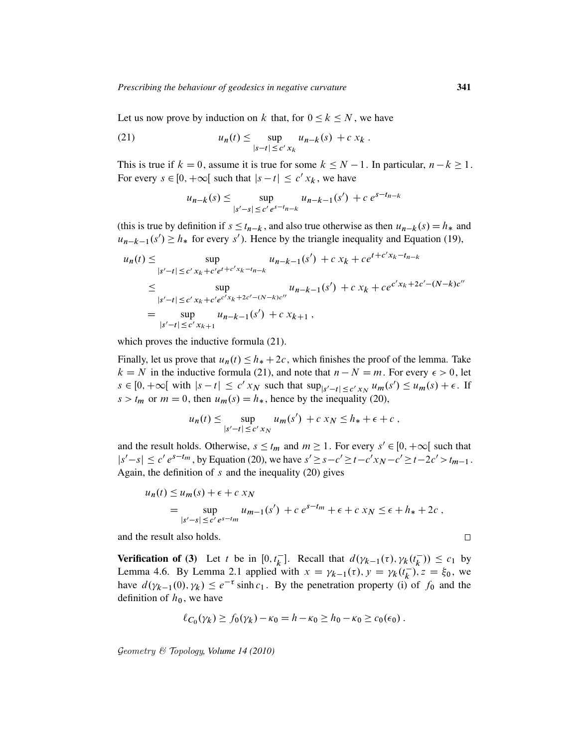Let us now prove by induction on $k$ that, for $0 \le k \le N$, we have

$$u_n(t) \le \sup_{|s-t| \le c' x_k} u_{n-k}(s) + c\, x_k \,. \tag{21}$$

This is true if $k = 0$, assume it is true for some $k \le N-1$. In particular, $n-k \ge 1$. For every $s \in [0, +\infty[$ such that $|s-t| \le c' x_k$, we have

$$u_{n-k}(s) \le \sup_{|s'-s| \le c' e^{s-t_{n-k}}} u_{n-k-1}(s') + c\, e^{s-t_{n-k}}$$

(this is true by definition if $s \le t_{n-k}$, and also true otherwise as then $u_{n-k}(s) = h_*$ and $u_{n-k-1}(s') \ge h_*$ for every $s'$). Hence by the triangle inequality and Equation (19),

$$\begin{aligned}
u_n(t) &\le \sup_{|s'-t| \le c' x_k + c' e^{t+c'x_k - t_{n-k}}} u_{n-k-1}(s') + c\, x_k + c e^{t+c'x_k - t_{n-k}} \\
&\le \sup_{|s'-t| \le c' x_k + c' e^{c'x_k + 2c' - (N-k)c''}} u_{n-k-1}(s') + c\, x_k + c e^{c'x_k + 2c' - (N-k)c''} \\
&= \sup_{|s'-t| \le c' x_{k+1}} u_{n-k-1}(s') + c\, x_{k+1} \,,
\end{aligned}$$

which proves the inductive formula (21).

Finally, let us prove that $u_n(t) \le h_* + 2c$, which finishes the proof of the lemma. Take $k = N$ in the inductive formula (21), and note that $n - N = m$. For every $\epsilon > 0$, let $s \in [0, +\infty[$ with $|s-t| \le c' x_N$ such that $\sup_{|s'-t| \le c' x_N} u_m(s') \le u_m(s) + \epsilon$. If $s > t_m$ or $m = 0$, then $u_m(s) = h_*$, hence by the inequality (20),

$$u_n(t) \le \sup_{|s'-t| \le c' x_N} u_m(s') + c\, x_N \le h_* + \epsilon + c \,,$$

and the result holds. Otherwise, $s \le t_m$ and $m \ge 1$. For every $s' \in [0, +\infty[$ such that $|s'-s| \le c' e^{s-t_m}$, by Equation (20), we have $s' \ge s - c' \ge t - c' x_N - c' \ge t - 2c' > t_{m-1}$. Again, the definition of $s$ and the inequality (20) gives

$$\begin{aligned}
u_n(t) &\le u_m(s) + \epsilon + c\, x_N \\
&= \sup_{|s'-s| \le c' e^{s-t_m}} u_{m-1}(s') + c\, e^{s-t_m} + \epsilon + c\, x_N \le \epsilon + h_* + 2c \,,
\end{aligned}$$

and the result also holds. $\square$

**Verification of (3)** Let $t$ be in $[0, t_k^-]$. Recall that $d(\gamma_{k-1}(\tau), \gamma_k(t_k^-)) \le c_1$ by Lemma 4.6. By Lemma 2.1 applied with $x = \gamma_{k-1}(\tau), y = \gamma_k(t_k^-), z = \xi_0$, we have $d(\gamma_{k-1}(0), \gamma_k) \le e^{-\tau} \sinh c_1$. By the penetration property (i) of $f_0$ and the definition of $h_0$, we have

$$\ell_{C_0}(\gamma_k) \ge f_0(\gamma_k) - \kappa_0 = h - \kappa_0 \ge h_0 - \kappa_0 \ge c_0(\epsilon_0) \,.$$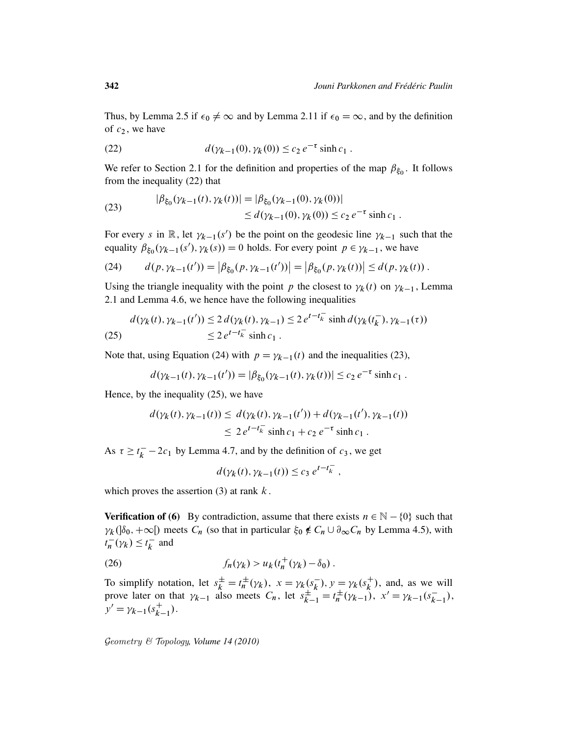Thus, by Lemma 2.5 if $\epsilon_0 \neq \infty$ and by Lemma 2.11 if $\epsilon_0 = \infty$, and by the definition of $c_2$, we have

$$d(\gamma_{k-1}(0), \gamma_k(0)) \leq c_2\, e^{-\tau} \sinh c_1 \ . \tag{22}$$

We refer to Section 2.1 for the definition and properties of the map $\beta_{\xi_0}$. It follows from the inequality (22) that

$$\begin{aligned} |\beta_{\xi_0}(\gamma_{k-1}(t), \gamma_k(t))| &= |\beta_{\xi_0}(\gamma_{k-1}(0), \gamma_k(0))| \\ &\leq d(\gamma_{k-1}(0), \gamma_k(0)) \leq c_2\, e^{-\tau} \sinh c_1 \ . \end{aligned} \tag{23}$$

For every $s$ in $\mathbb{R}$, let $\gamma_{k-1}(s')$ be the point on the geodesic line $\gamma_{k-1}$ such that the equality $\beta_{\xi_0}(\gamma_{k-1}(s'), \gamma_k(s)) = 0$ holds. For every point $p \in \gamma_{k-1}$, we have

$$d(p, \gamma_{k-1}(t')) = \big|\beta_{\xi_0}(p, \gamma_{k-1}(t'))\big| = \big|\beta_{\xi_0}(p, \gamma_k(t))\big| \leq d(p, \gamma_k(t)) \ . \tag{24}$$

Using the triangle inequality with the point $p$ the closest to $\gamma_k(t)$ on $\gamma_{k-1}$, Lemma 2.1 and Lemma 4.6, we hence have the following inequalities

$$\begin{aligned} d(\gamma_k(t), \gamma_{k-1}(t')) &\leq 2\, d(\gamma_k(t), \gamma_{k-1}) \leq 2\, e^{t - t_k^-} \sinh d(\gamma_k(t_k^-), \gamma_{k-1}(\tau)) \\ &\leq 2\, e^{t - t_k^-} \sinh c_1 \ . \end{aligned} \tag{25}$$

Note that, using Equation (24) with $p = \gamma_{k-1}(t)$ and the inequalities (23),

$$d(\gamma_{k-1}(t), \gamma_{k-1}(t')) = |\beta_{\xi_0}(\gamma_{k-1}(t), \gamma_k(t))| \leq c_2\, e^{-\tau} \sinh c_1 \ .$$

Hence, by the inequality (25), we have

$$\begin{aligned} d(\gamma_k(t), \gamma_{k-1}(t)) &\leq\ d(\gamma_k(t), \gamma_{k-1}(t')) + d(\gamma_{k-1}(t'), \gamma_{k-1}(t)) \\ &\leq\ 2\, e^{t - t_k^-} \sinh c_1 + c_2\, e^{-\tau} \sinh c_1 \ . \end{aligned}$$

As $\tau \geq t_k^- - 2c_1$ by Lemma 4.7, and by the definition of $c_3$, we get

$$d(\gamma_k(t), \gamma_{k-1}(t)) \leq c_3\, e^{t - t_k^-} \ ,$$

which proves the assertion (3) at rank $k$.

**Verification of (6)** By contradiction, assume that there exists $n \in \mathbb{N} - \{0\}$ such that $\gamma_k(]\delta_0, +\infty[)$ meets $C_n$ (so that in particular $\xi_0 \notin C_n \cup \partial_\infty C_n$ by Lemma 4.5), with $t_n^-(\gamma_k) \leq t_k^-$ and

$$f_n(\gamma_k) > u_k(t_n^+(\gamma_k) - \delta_0) \ . \tag{26}$$

To simplify notation, let $s_k^{\pm} = t_n^{\pm}(\gamma_k)$, $x = \gamma_k(s_k^-)$, $y = \gamma_k(s_k^+)$, and, as we will prove later on that $\gamma_{k-1}$ also meets $C_n$, let $s_{k-1}^{\pm} = t_n^{\pm}(\gamma_{k-1})$, $x' = \gamma_{k-1}(s_{k-1}^-)$, $y' = \gamma_{k-1}(s_{k-1}^+)$.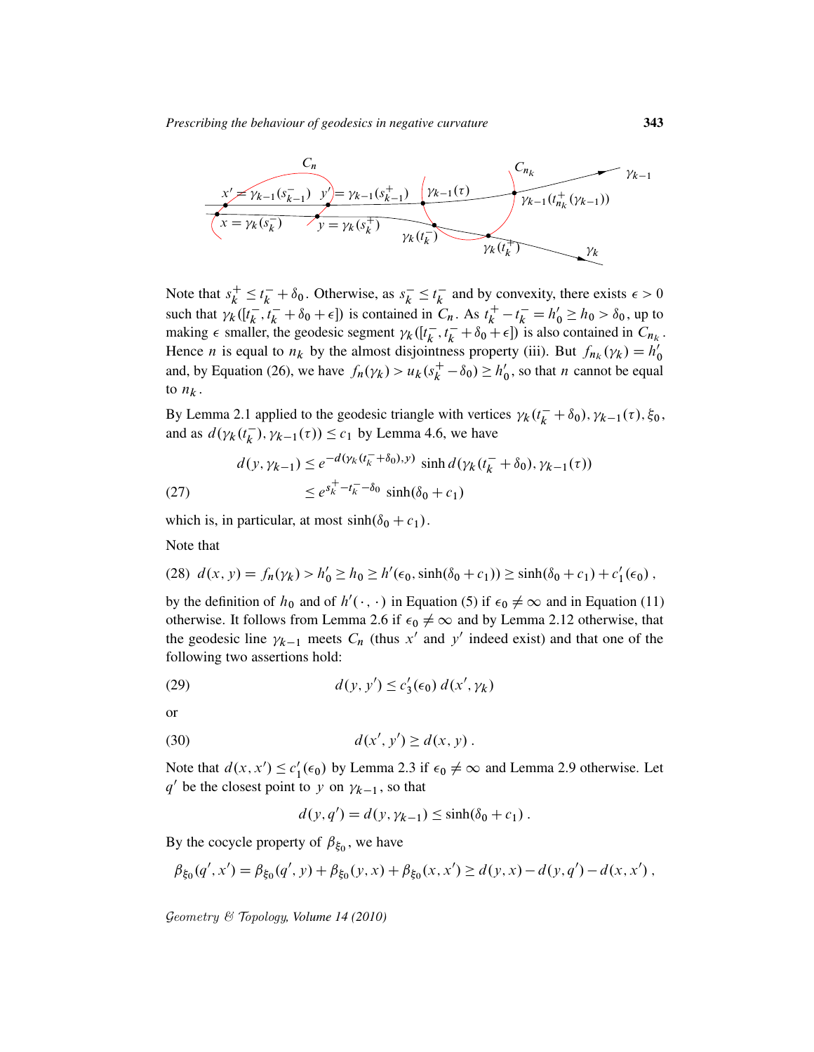Note that $s_k^+ \leq t_k^- + \delta_0$. Otherwise, as $s_k^- \leq t_k^-$ and by convexity, there exists $\epsilon > 0$ such that $\gamma_k([t_k^-, t_k^- + \delta_0 + \epsilon])$ is contained in $C_n$. As $t_k^+ - t_k^- = h_0' \geq h_0 > \delta_0$, up to making $\epsilon$ smaller, the geodesic segment $\gamma_k([t_k^-, t_k^- + \delta_0 + \epsilon])$ is also contained in $C_{n_k}$. Hence $n$ is equal to $n_k$ by the almost disjointness property (iii). But $f_{n_k}(\gamma_k) = h_0'$ and, by Equation (26), we have $f_n(\gamma_k) > u_k(s_k^+ - \delta_0) \geq h_0'$, so that $n$ cannot be equal to $n_k$.

By Lemma 2.1 applied to the geodesic triangle with vertices $\gamma_k(t_k^- + \delta_0), \gamma_{k-1}(\tau), \xi_0$, and as $d(\gamma_k(t_k^-), \gamma_{k-1}(\tau)) \leq c_1$ by Lemma 4.6, we have

$$
\begin{aligned}
d(y, \gamma_{k-1}) &\leq e^{-d(\gamma_k(t_k^- + \delta_0), y)} \sinh d(\gamma_k(t_k^- + \delta_0), \gamma_{k-1}(\tau)) \\
&\leq e^{s_k^+ - t_k^- - \delta_0} \sinh(\delta_0 + c_1) \qquad (27)
\end{aligned}
$$

which is, in particular, at most $\sinh(\delta_0 + c_1)$.

Note that

$$
(28) \quad d(x, y) = f_n(\gamma_k) > h_0' \geq h_0 \geq h'(\epsilon_0, \sinh(\delta_0 + c_1)) \geq \sinh(\delta_0 + c_1) + c_1'(\epsilon_0)\,,
$$

by the definition of $h_0$ and of $h'(\cdot\,,\cdot)$ in Equation (5) if $\epsilon_0 \neq \infty$ and in Equation (11) otherwise. It follows from Lemma 2.6 if $\epsilon_0 \neq \infty$ and by Lemma 2.12 otherwise, that the geodesic line $\gamma_{k-1}$ meets $C_n$ (thus $x'$ and $y'$ indeed exist) and that one of the following two assertions hold:

$$
(29) \qquad d(y, y') \leq c_3'(\epsilon_0)\, d(x', \gamma_k)
$$

or

$$
(30) \qquad d(x', y') \geq d(x, y)\,.
$$

Note that $d(x, x') \leq c_1'(\epsilon_0)$ by Lemma 2.3 if $\epsilon_0 \neq \infty$ and Lemma 2.9 otherwise. Let $q'$ be the closest point to $y$ on $\gamma_{k-1}$, so that

$$
d(y, q') = d(y, \gamma_{k-1}) \leq \sinh(\delta_0 + c_1)\,.
$$

By the cocycle property of $\beta_{\xi_0}$, we have

$$
\beta_{\xi_0}(q', x') = \beta_{\xi_0}(q', y) + \beta_{\xi_0}(y, x) + \beta_{\xi_0}(x, x') \geq d(y, x) - d(y, q') - d(x, x')\,,
$$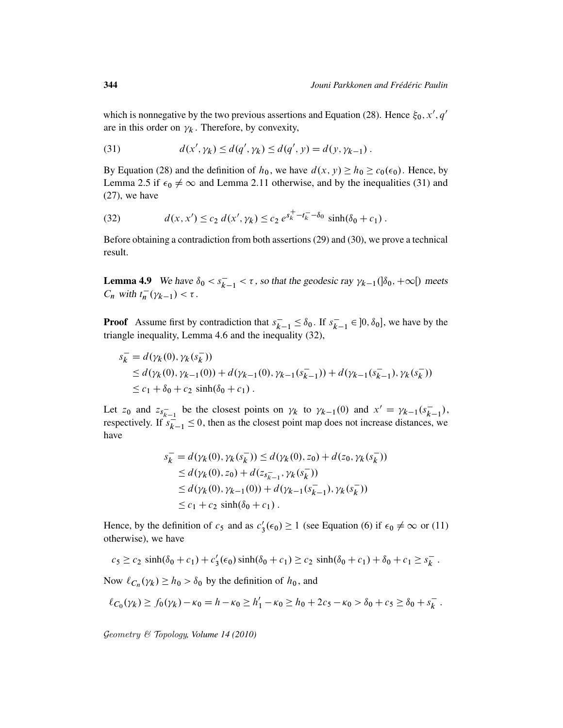which is nonnegative by the two previous assertions and Equation (28). Hence $\xi_0, x', q'$ are in this order on $\gamma_k$. Therefore, by convexity,

$$d(x', \gamma_k) \leq d(q', \gamma_k) \leq d(q', y) = d(y, \gamma_{k-1})\,. \tag{31}$$

By Equation (28) and the definition of $h_0$, we have $d(x, y) \geq h_0 \geq c_0(\epsilon_0)$. Hence, by Lemma 2.5 if $\epsilon_0 \neq \infty$ and Lemma 2.11 otherwise, and by the inequalities (31) and (27), we have

$$d(x, x') \leq c_2\, d(x', \gamma_k) \leq c_2\, e^{s_k^+ - t_k^- - \delta_0} \sinh(\delta_0 + c_1)\,. \tag{32}$$

Before obtaining a contradiction from both assertions (29) and (30), we prove a technical result.

**Lemma 4.9** *We have $\delta_0 < s_{k-1}^- < \tau$, so that the geodesic ray $\gamma_{k-1}(]\delta_0, +\infty[)$ meets $C_n$ with $t_n^-(\gamma_{k-1}) < \tau$.*

**Proof** Assume first by contradiction that $s_{k-1}^- \leq \delta_0$. If $s_{k-1}^- \in ]0, \delta_0]$, we have by the triangle inequality, Lemma 4.6 and the inequality (32),

$$\begin{aligned}
s_k^- &= d(\gamma_k(0), \gamma_k(s_k^-)) \\
&\leq d(\gamma_k(0), \gamma_{k-1}(0)) + d(\gamma_{k-1}(0), \gamma_{k-1}(s_{k-1}^-)) + d(\gamma_{k-1}(s_{k-1}^-), \gamma_k(s_k^-)) \\
&\leq c_1 + \delta_0 + c_2 \sinh(\delta_0 + c_1)\,.
\end{aligned}$$

Let $z_0$ and $z_{s_{k-1}^-}$ be the closest points on $\gamma_k$ to $\gamma_{k-1}(0)$ and $x' = \gamma_{k-1}(s_{k-1}^-)$, respectively. If $s_{k-1}^- \leq 0$, then as the closest point map does not increase distances, we have

$$\begin{aligned}
s_k^- = d(\gamma_k(0), \gamma_k(s_k^-)) &\leq d(\gamma_k(0), z_0) + d(z_0, \gamma_k(s_k^-)) \\
&\leq d(\gamma_k(0), z_0) + d(z_{s_{k-1}^-}, \gamma_k(s_k^-)) \\
&\leq d(\gamma_k(0), \gamma_{k-1}(0)) + d(\gamma_{k-1}(s_{k-1}^-), \gamma_k(s_k^-)) \\
&\leq c_1 + c_2 \sinh(\delta_0 + c_1)\,.
\end{aligned}$$

Hence, by the definition of $c_5$ and as $c_3'(\epsilon_0) \geq 1$ (see Equation (6) if $\epsilon_0 \neq \infty$ or (11) otherwise), we have

$$c_5 \geq c_2 \sinh(\delta_0 + c_1) + c_3'(\epsilon_0) \sinh(\delta_0 + c_1) \geq c_2 \sinh(\delta_0 + c_1) + \delta_0 + c_1 \geq s_k^-\,.$$

Now $\ell_{C_n}(\gamma_k) \geq h_0 > \delta_0$ by the definition of $h_0$, and

$$\ell_{C_0}(\gamma_k) \geq f_0(\gamma_k) - \kappa_0 = h - \kappa_0 \geq h_1' - \kappa_0 \geq h_0 + 2c_5 - \kappa_0 > \delta_0 + c_5 \geq \delta_0 + s_k^-\,.$$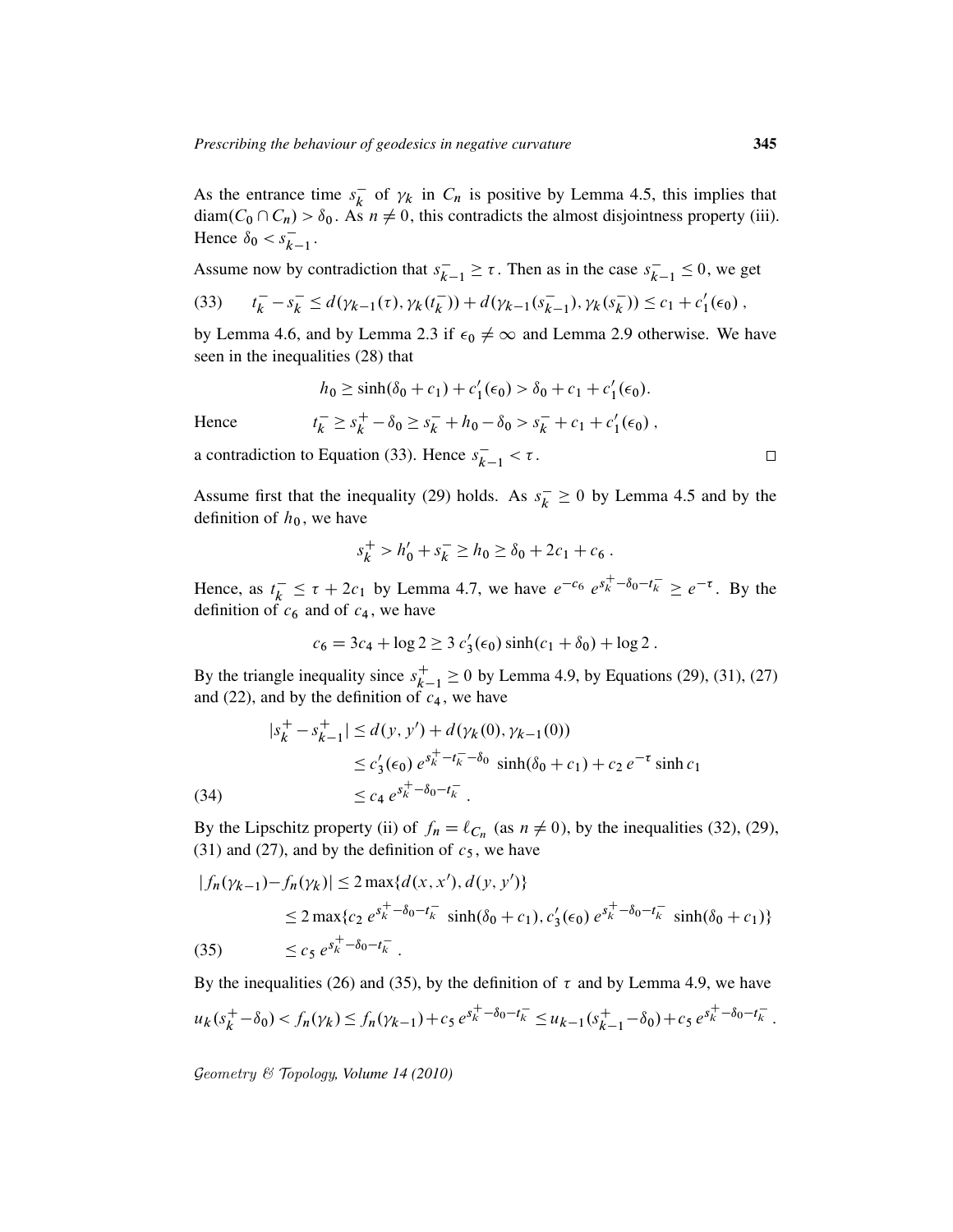As the entrance time $s_k^-$ of $\gamma_k$ in $C_n$ is positive by Lemma 4.5, this implies that $\mathrm{diam}(C_0 \cap C_n) > \delta_0$. As $n \neq 0$, this contradicts the almost disjointness property (iii). Hence $\delta_0 < s_{k-1}^-$.

Assume now by contradiction that $s_{k-1}^- \geq \tau$. Then as in the case $s_{k-1}^- \leq 0$, we get

$$t_k^- - s_k^- \leq d(\gamma_{k-1}(\tau), \gamma_k(t_k^-)) + d(\gamma_{k-1}(s_{k-1}^-), \gamma_k(s_k^-)) \leq c_1 + c_1'(\epsilon_0)\,, \tag{33}$$

by Lemma 4.6, and by Lemma 2.3 if $\epsilon_0 \neq \infty$ and Lemma 2.9 otherwise. We have seen in the inequalities (28) that

$$h_0 \geq \sinh(\delta_0 + c_1) + c_1'(\epsilon_0) > \delta_0 + c_1 + c_1'(\epsilon_0).$$

Hence
$$t_k^- \geq s_k^+ - \delta_0 \geq s_k^- + h_0 - \delta_0 > s_k^- + c_1 + c_1'(\epsilon_0)\,,$$

a contradiction to Equation (33). Hence $s_{k-1}^- < \tau$. □

Assume first that the inequality (29) holds. As $s_k^- \geq 0$ by Lemma 4.5 and by the definition of $h_0$, we have

$$s_k^+ > h_0' + s_k^- \geq h_0 \geq \delta_0 + 2c_1 + c_6\,.$$

Hence, as $t_k^- \leq \tau + 2c_1$ by Lemma 4.7, we have $e^{-c_6}\, e^{s_k^+ - \delta_0 - t_k^-} \geq e^{-\tau}$. By the definition of $c_6$ and of $c_4$, we have

$$c_6 = 3c_4 + \log 2 \geq 3\, c_3'(\epsilon_0) \sinh(c_1 + \delta_0) + \log 2\,.$$

By the triangle inequality since $s_{k-1}^+ \geq 0$ by Lemma 4.9, by Equations (29), (31), (27) and (22), and by the definition of $c_4$, we have

$$\begin{aligned}
|s_k^+ - s_{k-1}^+| &\leq d(y, y') + d(\gamma_k(0), \gamma_{k-1}(0)) \\
&\leq c_3'(\epsilon_0)\, e^{s_k^+ - t_k^- - \delta_0} \sinh(\delta_0 + c_1) + c_2\, e^{-\tau} \sinh c_1 \\
&\leq c_4\, e^{s_k^+ - \delta_0 - t_k^-}\,.
\end{aligned} \tag{34}$$

By the Lipschitz property (ii) of $f_n = \ell_{C_n}$ (as $n \neq 0$), by the inequalities (32), (29), (31) and (27), and by the definition of $c_5$, we have

$$\begin{aligned}
|f_n(\gamma_{k-1}) - f_n(\gamma_k)| &\leq 2 \max\{d(x, x'), d(y, y')\} \\
&\leq 2 \max\{c_2\, e^{s_k^+ - \delta_0 - t_k^-} \sinh(\delta_0 + c_1), c_3'(\epsilon_0)\, e^{s_k^+ - \delta_0 - t_k^-} \sinh(\delta_0 + c_1)\} \\
&\leq c_5\, e^{s_k^+ - \delta_0 - t_k^-}\,.
\end{aligned} \tag{35}$$

By the inequalities (26) and (35), by the definition of $\tau$ and by Lemma 4.9, we have

$$u_k(s_k^+ - \delta_0) < f_n(\gamma_k) \leq f_n(\gamma_{k-1}) + c_5\, e^{s_k^+ - \delta_0 - t_k^-} \leq u_{k-1}(s_{k-1}^+ - \delta_0) + c_5\, e^{s_k^+ - \delta_0 - t_k^-}\,.$$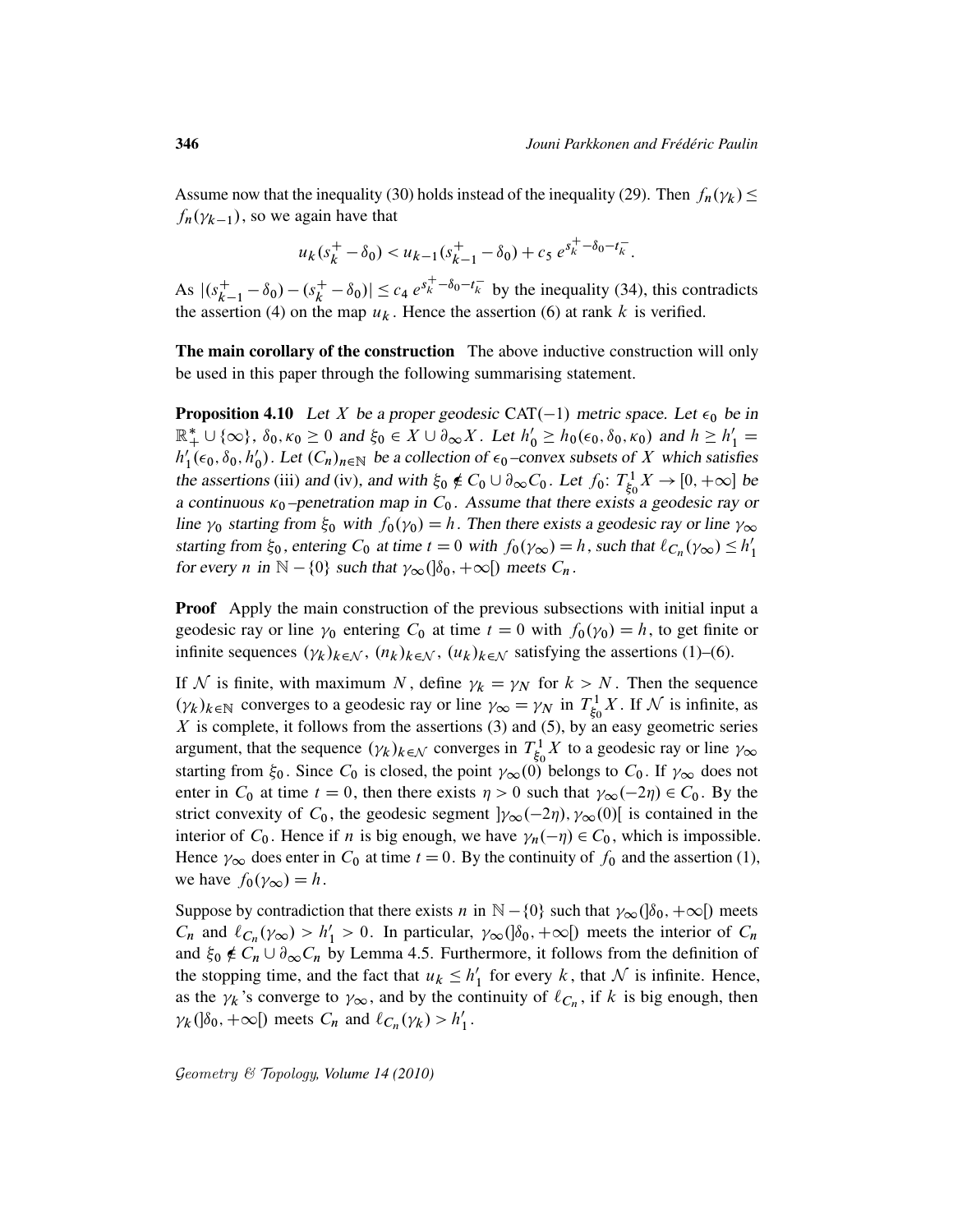Assume now that the inequality (30) holds instead of the inequality (29). Then $f_n(\gamma_k) \le f_n(\gamma_{k-1})$, so we again have that

$$u_k(s_k^+ - \delta_0) < u_{k-1}(s_{k-1}^+ - \delta_0) + c_5\, e^{s_k^+ - \delta_0 - t_k^-}.$$

As $|(s_{k-1}^+ - \delta_0) - (s_k^+ - \delta_0)| \le c_4\, e^{s_k^+ - \delta_0 - t_k^-}$ by the inequality (34), this contradicts the assertion (4) on the map $u_k$. Hence the assertion (6) at rank $k$ is verified.

**The main corollary of the construction** The above inductive construction will only be used in this paper through the following summarising statement.

**Proposition 4.10** *Let $X$ be a proper geodesic $\mathrm{CAT}(-1)$ metric space. Let $\epsilon_0$ be in $\mathbb{R}_+^* \cup \{\infty\}$, $\delta_0, \kappa_0 \ge 0$ and $\xi_0 \in X \cup \partial_\infty X$. Let $h'_0 \ge h_0(\epsilon_0, \delta_0, \kappa_0)$ and $h \ge h'_1 = h'_1(\epsilon_0, \delta_0, h'_0)$. Let $(C_n)_{n\in\mathbb{N}}$ be a collection of $\epsilon_0$–convex subsets of $X$ which satisfies the assertions* (iii) *and* (iv)*, and with $\xi_0 \notin C_0 \cup \partial_\infty C_0$. Let $f_0\colon T^1_{\xi_0}X \to [0, +\infty]$ be a continuous $\kappa_0$–penetration map in $C_0$. Assume that there exists a geodesic ray or line $\gamma_0$ starting from $\xi_0$ with $f_0(\gamma_0) = h$. Then there exists a geodesic ray or line $\gamma_\infty$ starting from $\xi_0$, entering $C_0$ at time $t = 0$ with $f_0(\gamma_\infty) = h$, such that $\ell_{C_n}(\gamma_\infty) \le h'_1$ for every $n$ in $\mathbb{N} - \{0\}$ such that $\gamma_\infty(]\delta_0, +\infty[)$ meets $C_n$.*

**Proof** Apply the main construction of the previous subsections with initial input a geodesic ray or line $\gamma_0$ entering $C_0$ at time $t = 0$ with $f_0(\gamma_0) = h$, to get finite or infinite sequences $(\gamma_k)_{k\in\mathcal{N}}$, $(n_k)_{k\in\mathcal{N}}$, $(u_k)_{k\in\mathcal{N}}$ satisfying the assertions (1)–(6).

If $\mathcal{N}$ is finite, with maximum $N$, define $\gamma_k = \gamma_N$ for $k > N$. Then the sequence $(\gamma_k)_{k\in\mathbb{N}}$ converges to a geodesic ray or line $\gamma_\infty = \gamma_N$ in $T^1_{\xi_0}X$. If $\mathcal{N}$ is infinite, as $X$ is complete, it follows from the assertions (3) and (5), by an easy geometric series argument, that the sequence $(\gamma_k)_{k\in\mathcal{N}}$ converges in $T^1_{\xi_0}X$ to a geodesic ray or line $\gamma_\infty$ starting from $\xi_0$. Since $C_0$ is closed, the point $\gamma_\infty(0)$ belongs to $C_0$. If $\gamma_\infty$ does not enter in $C_0$ at time $t = 0$, then there exists $\eta > 0$ such that $\gamma_\infty(-2\eta) \in C_0$. By the strict convexity of $C_0$, the geodesic segment $]\gamma_\infty(-2\eta), \gamma_\infty(0)[$ is contained in the interior of $C_0$. Hence if $n$ is big enough, we have $\gamma_n(-\eta) \in C_0$, which is impossible. Hence $\gamma_\infty$ does enter in $C_0$ at time $t = 0$. By the continuity of $f_0$ and the assertion (1), we have $f_0(\gamma_\infty) = h$.

Suppose by contradiction that there exists $n$ in $\mathbb{N} - \{0\}$ such that $\gamma_\infty(]\delta_0, +\infty[)$ meets $C_n$ and $\ell_{C_n}(\gamma_\infty) > h'_1 > 0$. In particular, $\gamma_\infty(]\delta_0, +\infty[)$ meets the interior of $C_n$ and $\xi_0 \notin C_n \cup \partial_\infty C_n$ by Lemma 4.5. Furthermore, it follows from the definition of the stopping time, and the fact that $u_k \le h'_1$ for every $k$, that $\mathcal{N}$ is infinite. Hence, as the $\gamma_k$'s converge to $\gamma_\infty$, and by the continuity of $\ell_{C_n}$, if $k$ is big enough, then $\gamma_k(]\delta_0, +\infty[)$ meets $C_n$ and $\ell_{C_n}(\gamma_k) > h'_1$.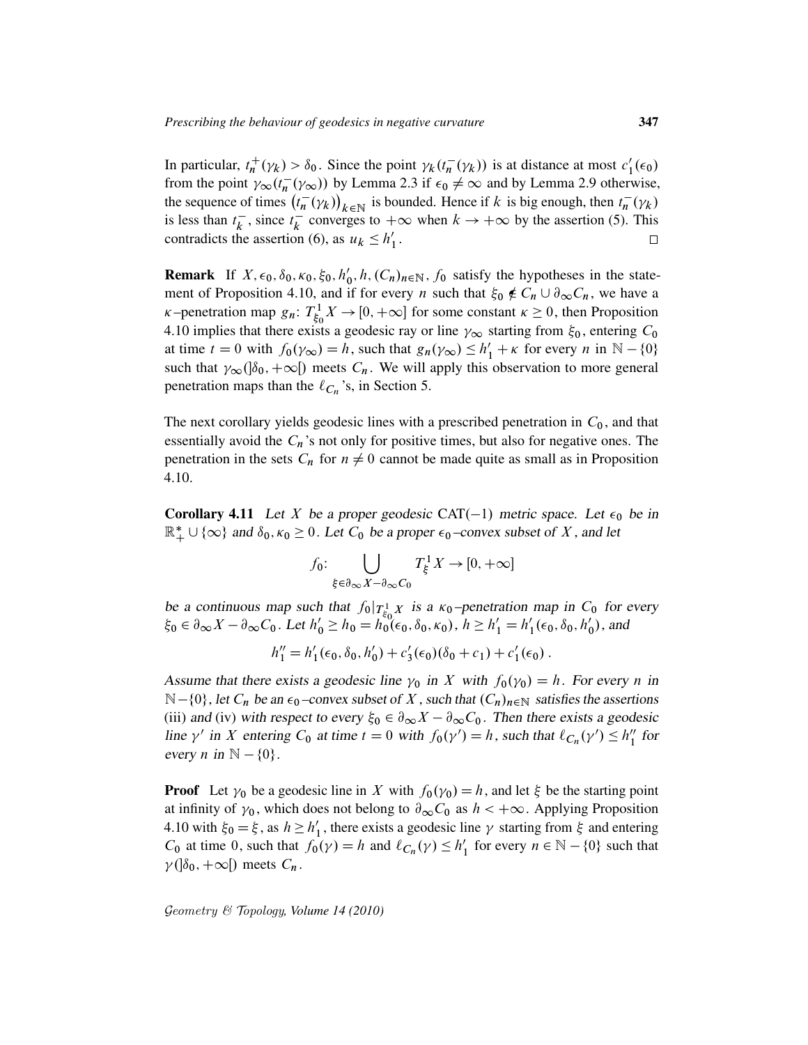In particular, $t_n^+(\gamma_k) > \delta_0$. Since the point $\gamma_k(t_n^-(\gamma_k))$ is at distance at most $c_1'(\epsilon_0)$ from the point $\gamma_\infty(t_n^-(\gamma_\infty))$ by Lemma 2.3 if $\epsilon_0 \neq \infty$ and by Lemma 2.9 otherwise, the sequence of times $\big(t_n^-(\gamma_k)\big)_{k\in\mathbb{N}}$ is bounded. Hence if $k$ is big enough, then $t_n^-(\gamma_k)$ is less than $t_k^-$, since $t_k^-$ converges to $+\infty$ when $k \to +\infty$ by the assertion (5). This contradicts the assertion (6), as $u_k \leq h_1'$. □

**Remark** If $X, \epsilon_0, \delta_0, \kappa_0, \xi_0, h_0', h, (C_n)_{n\in\mathbb{N}}, f_0$ satisfy the hypotheses in the statement of Proposition 4.10, and if for every $n$ such that $\xi_0 \notin C_n \cup \partial_\infty C_n$, we have a $\kappa$–penetration map $g_n\colon T^1_{\xi_0}X \to [0,+\infty]$ for some constant $\kappa \geq 0$, then Proposition 4.10 implies that there exists a geodesic ray or line $\gamma_\infty$ starting from $\xi_0$, entering $C_0$ at time $t = 0$ with $f_0(\gamma_\infty) = h$, such that $g_n(\gamma_\infty) \leq h_1' + \kappa$ for every $n$ in $\mathbb{N} - \{0\}$ such that $\gamma_\infty(]\delta_0, +\infty[)$ meets $C_n$. We will apply this observation to more general penetration maps than the $\ell_{C_n}$'s, in Section 5.

The next corollary yields geodesic lines with a prescribed penetration in $C_0$, and that essentially avoid the $C_n$'s not only for positive times, but also for negative ones. The penetration in the sets $C_n$ for $n \neq 0$ cannot be made quite as small as in Proposition 4.10.

**Corollary 4.11** *Let $X$ be a proper geodesic* CAT$(-1)$ *metric space. Let $\epsilon_0$ be in $\mathbb{R}_+^* \cup \{\infty\}$ and $\delta_0, \kappa_0 \geq 0$. Let $C_0$ be a proper $\epsilon_0$–convex subset of $X$, and let*

$$f_0\colon \bigcup_{\xi\in\partial_\infty X - \partial_\infty C_0} T^1_\xi X \to [0,+\infty]$$

*be a continuous map such that $f_0|_{T^1_{\xi_0}X}$ is a $\kappa_0$–penetration map in $C_0$ for every $\xi_0 \in \partial_\infty X - \partial_\infty C_0$. Let $h_0' \geq h_0 = h_0(\epsilon_0, \delta_0, \kappa_0)$, $h \geq h_1' = h_1'(\epsilon_0, \delta_0, h_0')$, and*

$$h_1'' = h_1'(\epsilon_0, \delta_0, h_0') + c_3'(\epsilon_0)(\delta_0 + c_1) + c_1'(\epsilon_0)\,.$$

*Assume that there exists a geodesic line $\gamma_0$ in $X$ with $f_0(\gamma_0) = h$. For every $n$ in $\mathbb{N} - \{0\}$, let $C_n$ be an $\epsilon_0$–convex subset of $X$, such that $(C_n)_{n\in\mathbb{N}}$ satisfies the assertions* (iii) *and* (iv) *with respect to every $\xi_0 \in \partial_\infty X - \partial_\infty C_0$. Then there exists a geodesic line $\gamma'$ in $X$ entering $C_0$ at time $t = 0$ with $f_0(\gamma') = h$, such that $\ell_{C_n}(\gamma') \leq h_1''$ for every $n$ in $\mathbb{N} - \{0\}$.*

**Proof** Let $\gamma_0$ be a geodesic line in $X$ with $f_0(\gamma_0) = h$, and let $\xi$ be the starting point at infinity of $\gamma_0$, which does not belong to $\partial_\infty C_0$ as $h < +\infty$. Applying Proposition 4.10 with $\xi_0 = \xi$, as $h \geq h_1'$, there exists a geodesic line $\gamma$ starting from $\xi$ and entering $C_0$ at time 0, such that $f_0(\gamma) = h$ and $\ell_{C_n}(\gamma) \leq h_1'$ for every $n \in \mathbb{N} - \{0\}$ such that $\gamma(]\delta_0, +\infty[)$ meets $C_n$.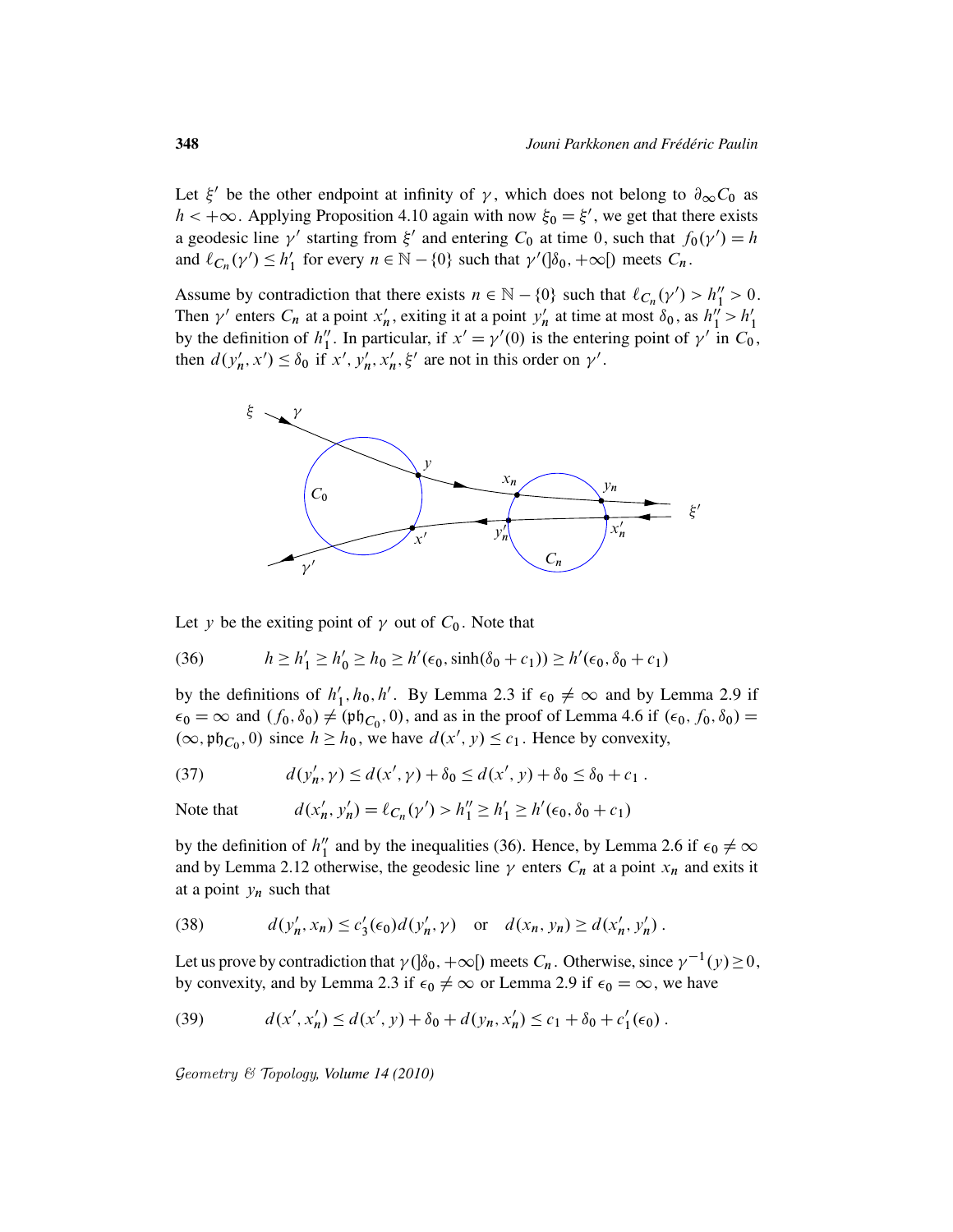Let $\xi'$ be the other endpoint at infinity of $\gamma$, which does not belong to $\partial_\infty C_0$ as $h < +\infty$. Applying Proposition 4.10 again with now $\xi_0 = \xi'$, we get that there exists a geodesic line $\gamma'$ starting from $\xi'$ and entering $C_0$ at time $0$, such that $f_0(\gamma') = h$ and $\ell_{C_n}(\gamma') \leq h'_1$ for every $n \in \mathbb{N} - \{0\}$ such that $\gamma'(]\delta_0, +\infty[)$ meets $C_n$.

Assume by contradiction that there exists $n \in \mathbb{N} - \{0\}$ such that $\ell_{C_n}(\gamma') > h''_1 > 0$. Then $\gamma'$ enters $C_n$ at a point $x'_n$, exiting it at a point $y'_n$ at time at most $\delta_0$, as $h''_1 > h'_1$ by the definition of $h''_1$. In particular, if $x' = \gamma'(0)$ is the entering point of $\gamma'$ in $C_0$, then $d(y'_n, x') \leq \delta_0$ if $x', y'_n, x'_n, \xi'$ are not in this order on $\gamma'$.

Let $y$ be the exiting point of $\gamma$ out of $C_0$. Note that

$$h \geq h'_1 \geq h'_0 \geq h_0 \geq h'(\epsilon_0, \sinh(\delta_0 + c_1)) \geq h'(\epsilon_0, \delta_0 + c_1) \tag{36}$$

by the definitions of $h'_1, h_0, h'$. By Lemma 2.3 if $\epsilon_0 \neq \infty$ and by Lemma 2.9 if $\epsilon_0 = \infty$ and $(f_0, \delta_0) \neq (\mathfrak{ph}_{C_0}, 0)$, and as in the proof of Lemma 4.6 if $(\epsilon_0, f_0, \delta_0) = (\infty, \mathfrak{ph}_{C_0}, 0)$ since $h \geq h_0$, we have $d(x', y) \leq c_1$. Hence by convexity,

$$d(y'_n, \gamma) \leq d(x', \gamma) + \delta_0 \leq d(x', y) + \delta_0 \leq \delta_0 + c_1 \,. \tag{37}$$

Note that $\qquad d(x'_n, y'_n) = \ell_{C_n}(\gamma') > h''_1 \geq h'_1 \geq h'(\epsilon_0, \delta_0 + c_1)$

by the definition of $h''_1$ and by the inequalities (36). Hence, by Lemma 2.6 if $\epsilon_0 \neq \infty$ and by Lemma 2.12 otherwise, the geodesic line $\gamma$ enters $C_n$ at a point $x_n$ and exits it at a point $y_n$ such that

$$d(y'_n, x_n) \leq c'_3(\epsilon_0) d(y'_n, \gamma) \quad \text{or} \quad d(x_n, y_n) \geq d(x'_n, y'_n) \,. \tag{38}$$

Let us prove by contradiction that $\gamma(]\delta_0, +\infty[)$ meets $C_n$. Otherwise, since $\gamma^{-1}(y) \geq 0$, by convexity, and by Lemma 2.3 if $\epsilon_0 \neq \infty$ or Lemma 2.9 if $\epsilon_0 = \infty$, we have

$$d(x', x'_n) \leq d(x', y) + \delta_0 + d(y_n, x'_n) \leq c_1 + \delta_0 + c'_1(\epsilon_0) \,. \tag{39}$$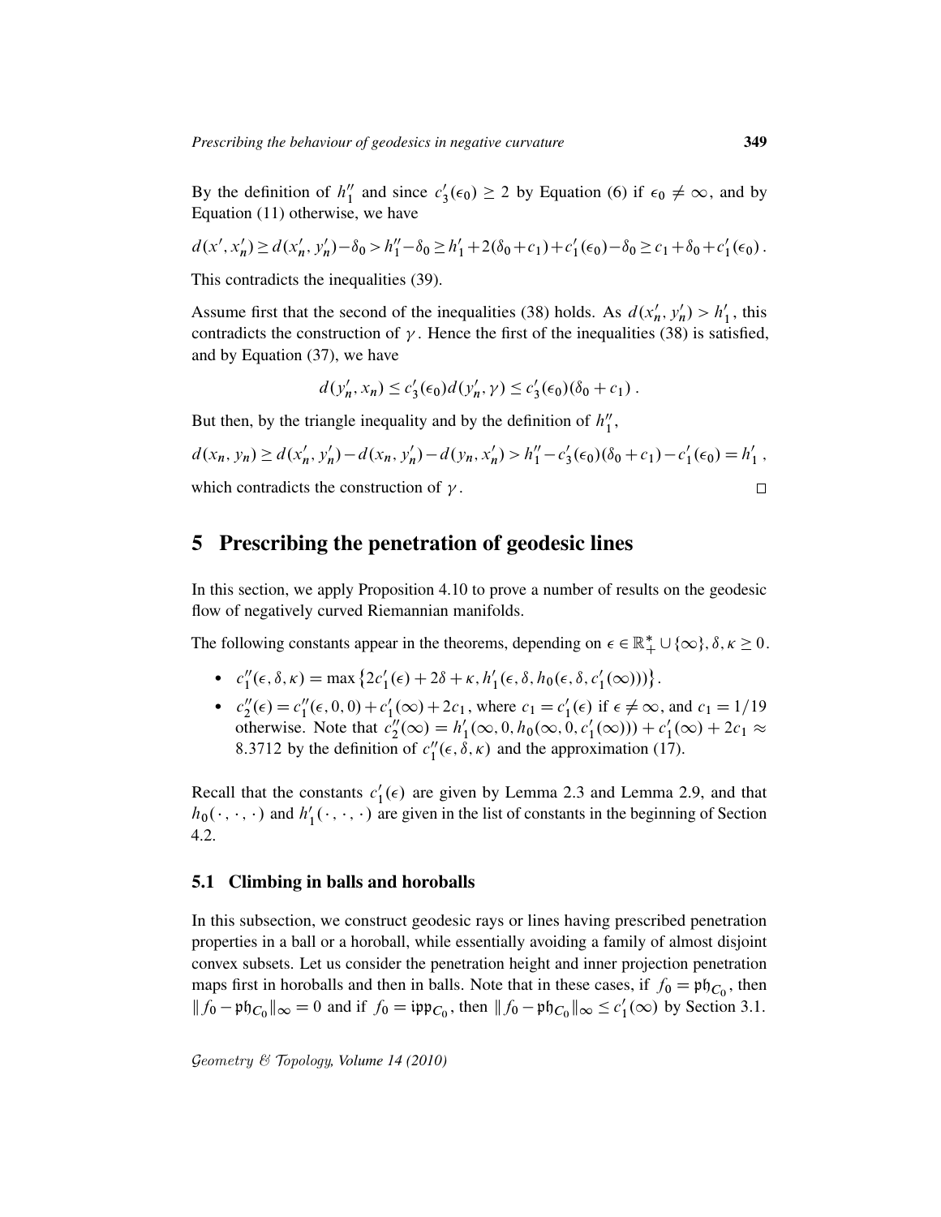By the definition of $h_1''$ and since $c_3'(\epsilon_0) \geq 2$ by Equation (6) if $\epsilon_0 \neq \infty$, and by Equation (11) otherwise, we have

$$d(x', x_n') \geq d(x_n', y_n') - \delta_0 > h_1'' - \delta_0 \geq h_1' + 2(\delta_0 + c_1) + c_1'(\epsilon_0) - \delta_0 \geq c_1 + \delta_0 + c_1'(\epsilon_0)\,.$$

This contradicts the inequalities (39).

Assume first that the second of the inequalities (38) holds. As $d(x_n', y_n') > h_1'$, this contradicts the construction of $\gamma$. Hence the first of the inequalities (38) is satisfied, and by Equation (37), we have

$$d(y_n', x_n) \leq c_3'(\epsilon_0) d(y_n', \gamma) \leq c_3'(\epsilon_0)(\delta_0 + c_1)\,.$$

But then, by the triangle inequality and by the definition of $h_1''$,

$$d(x_n, y_n) \geq d(x_n', y_n') - d(x_n, y_n') - d(y_n, x_n') > h_1'' - c_3'(\epsilon_0)(\delta_0 + c_1) - c_1'(\epsilon_0) = h_1'\,,$$

which contradicts the construction of $\gamma$. □

## 5 Prescribing the penetration of geodesic lines

In this section, we apply Proposition 4.10 to prove a number of results on the geodesic flow of negatively curved Riemannian manifolds.

The following constants appear in the theorems, depending on $\epsilon \in \mathbb{R}_+^* \cup \{\infty\}, \delta, \kappa \geq 0$.

- $c_1''(\epsilon, \delta, \kappa) = \max\left\{2c_1'(\epsilon) + 2\delta + \kappa, h_1'(\epsilon, \delta, h_0(\epsilon, \delta, c_1'(\infty)))\right\}$.
- $c_2''(\epsilon) = c_1''(\epsilon, 0, 0) + c_1'(\infty) + 2c_1$, where $c_1 = c_1'(\epsilon)$ if $\epsilon \neq \infty$, and $c_1 = 1/19$ otherwise. Note that $c_2''(\infty) = h_1'(\infty, 0, h_0(\infty, 0, c_1'(\infty))) + c_1'(\infty) + 2c_1 \approx 8.3712$ by the definition of $c_1''(\epsilon, \delta, \kappa)$ and the approximation (17).

Recall that the constants $c_1'(\epsilon)$ are given by Lemma 2.3 and Lemma 2.9, and that $h_0(\cdot,\cdot,\cdot)$ and $h_1'(\cdot,\cdot,\cdot)$ are given in the list of constants in the beginning of Section 4.2.

### 5.1 Climbing in balls and horoballs

In this subsection, we construct geodesic rays or lines having prescribed penetration properties in a ball or a horoball, while essentially avoiding a family of almost disjoint convex subsets. Let us consider the penetration height and inner projection penetration maps first in horoballs and then in balls. Note that in these cases, if $f_0 = \mathfrak{ph}_{C_0}$, then $\| f_0 - \mathfrak{ph}_{C_0}\|_\infty = 0$ and if $f_0 = \mathfrak{ipp}_{C_0}$, then $\| f_0 - \mathfrak{ph}_{C_0}\|_\infty \leq c_1'(\infty)$ by Section 3.1.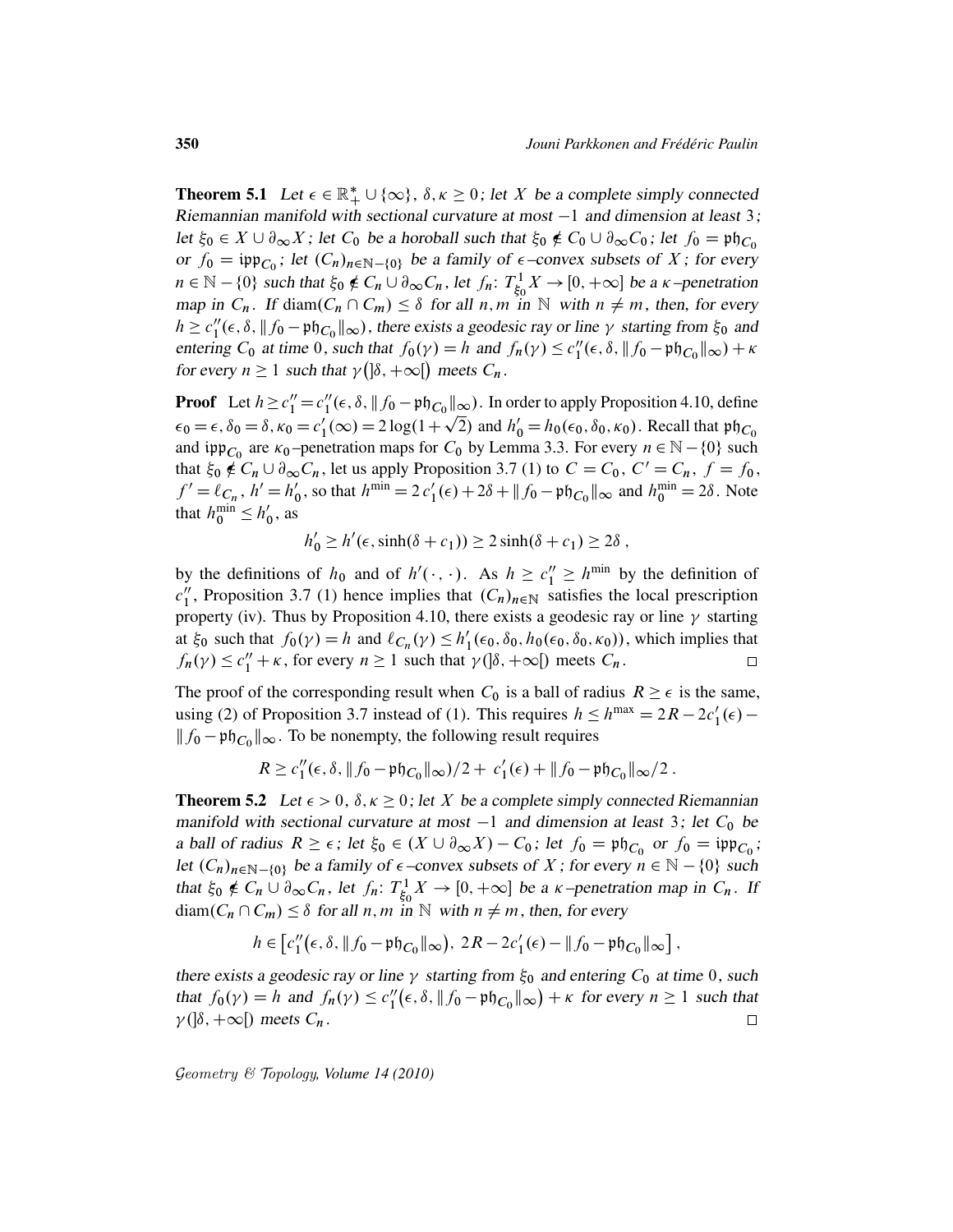**Theorem 5.1** *Let $\epsilon \in \mathbb{R}_+^* \cup \{\infty\}$, $\delta, \kappa \geq 0$; let $X$ be a complete simply connected Riemannian manifold with sectional curvature at most $-1$ and dimension at least 3; let $\xi_0 \in X \cup \partial_\infty X$; let $C_0$ be a horoball such that $\xi_0 \notin C_0 \cup \partial_\infty C_0$; let $f_0 = \mathfrak{ph}_{C_0}$ or $f_0 = \mathfrak{ipp}_{C_0}$; let $(C_n)_{n \in \mathbb{N}-\{0\}}$ be a family of $\epsilon$–convex subsets of $X$; for every $n \in \mathbb{N}-\{0\}$ such that $\xi_0 \notin C_n \cup \partial_\infty C_n$, let $f_n\colon T^1_{\xi_0} X \to [0, +\infty]$ be a $\kappa$–penetration map in $C_n$. If $\operatorname{diam}(C_n \cap C_m) \leq \delta$ for all $n, m$ in $\mathbb{N}$ with $n \neq m$, then, for every $h \geq c_1''(\epsilon, \delta, \|f_0 - \mathfrak{ph}_{C_0}\|_\infty)$, there exists a geodesic ray or line $\gamma$ starting from $\xi_0$ and entering $C_0$ at time 0, such that $f_0(\gamma) = h$ and $f_n(\gamma) \leq c_1''(\epsilon, \delta, \|f_0 - \mathfrak{ph}_{C_0}\|_\infty) + \kappa$ for every $n \geq 1$ such that $\gamma(]\delta, +\infty[)$ meets $C_n$.*

**Proof** Let $h \geq c_1'' = c_1''(\epsilon, \delta, \|f_0 - \mathfrak{ph}_{C_0}\|_\infty)$. In order to apply Proposition 4.10, define $\epsilon_0 = \epsilon$, $\delta_0 = \delta$, $\kappa_0 = c_1'(\infty) = 2\log(1+\sqrt{2})$ and $h_0' = h_0(\epsilon_0, \delta_0, \kappa_0)$. Recall that $\mathfrak{ph}_{C_0}$ and $\mathfrak{ipp}_{C_0}$ are $\kappa_0$–penetration maps for $C_0$ by Lemma 3.3. For every $n \in \mathbb{N}-\{0\}$ such that $\xi_0 \notin C_n \cup \partial_\infty C_n$, let us apply Proposition 3.7 (1) to $C = C_0$, $C' = C_n$, $f = f_0$, $f' = \ell_{C_n}$, $h' = h_0'$, so that $h^{\min} = 2\,c_1'(\epsilon) + 2\delta + \|f_0 - \mathfrak{ph}_{C_0}\|_\infty$ and $h_0^{\min} = 2\delta$. Note that $h_0^{\min} \leq h_0'$, as

$$h_0' \geq h'(\epsilon, \sinh(\delta + c_1)) \geq 2\sinh(\delta + c_1) \geq 2\delta\,,$$

by the definitions of $h_0$ and of $h'(\cdot,\cdot)$. As $h \geq c_1'' \geq h^{\min}$ by the definition of $c_1''$, Proposition 3.7 (1) hence implies that $(C_n)_{n\in\mathbb{N}}$ satisfies the local prescription property (iv). Thus by Proposition 4.10, there exists a geodesic ray or line $\gamma$ starting at $\xi_0$ such that $f_0(\gamma) = h$ and $\ell_{C_n}(\gamma) \leq h_1'(\epsilon_0, \delta_0, h_0(\epsilon_0, \delta_0, \kappa_0))$, which implies that $f_n(\gamma) \leq c_1'' + \kappa$, for every $n \geq 1$ such that $\gamma(]\delta, +\infty[)$ meets $C_n$. $\square$

The proof of the corresponding result when $C_0$ is a ball of radius $R \geq \epsilon$ is the same, using (2) of Proposition 3.7 instead of (1). This requires $h \leq h^{\max} = 2R - 2c_1'(\epsilon) - \|f_0 - \mathfrak{ph}_{C_0}\|_\infty$. To be nonempty, the following result requires

$$R \geq c_1''(\epsilon, \delta, \|f_0 - \mathfrak{ph}_{C_0}\|_\infty)/2 + c_1'(\epsilon) + \|f_0 - \mathfrak{ph}_{C_0}\|_\infty/2\,.$$

**Theorem 5.2** *Let $\epsilon > 0$, $\delta, \kappa \geq 0$; let $X$ be a complete simply connected Riemannian manifold with sectional curvature at most $-1$ and dimension at least 3; let $C_0$ be a ball of radius $R \geq \epsilon$; let $\xi_0 \in (X \cup \partial_\infty X) - C_0$; let $f_0 = \mathfrak{ph}_{C_0}$ or $f_0 = \mathfrak{ipp}_{C_0}$; let $(C_n)_{n\in\mathbb{N}-\{0\}}$ be a family of $\epsilon$–convex subsets of $X$; for every $n \in \mathbb{N}-\{0\}$ such that $\xi_0 \notin C_n \cup \partial_\infty C_n$, let $f_n\colon T^1_{\xi_0} X \to [0, +\infty]$ be a $\kappa$–penetration map in $C_n$. If $\operatorname{diam}(C_n \cap C_m) \leq \delta$ for all $n, m$ in $\mathbb{N}$ with $n \neq m$, then, for every*

$$h \in \big[c_1''\big(\epsilon, \delta, \|f_0 - \mathfrak{ph}_{C_0}\|_\infty\big),\ 2R - 2c_1'(\epsilon) - \|f_0 - \mathfrak{ph}_{C_0}\|_\infty\big]\,,$$

*there exists a geodesic ray or line $\gamma$ starting from $\xi_0$ and entering $C_0$ at time 0, such that $f_0(\gamma) = h$ and $f_n(\gamma) \leq c_1''\big(\epsilon, \delta, \|f_0 - \mathfrak{ph}_{C_0}\|_\infty\big) + \kappa$ for every $n \geq 1$ such that $\gamma(]\delta, +\infty[)$ meets $C_n$.* $\square$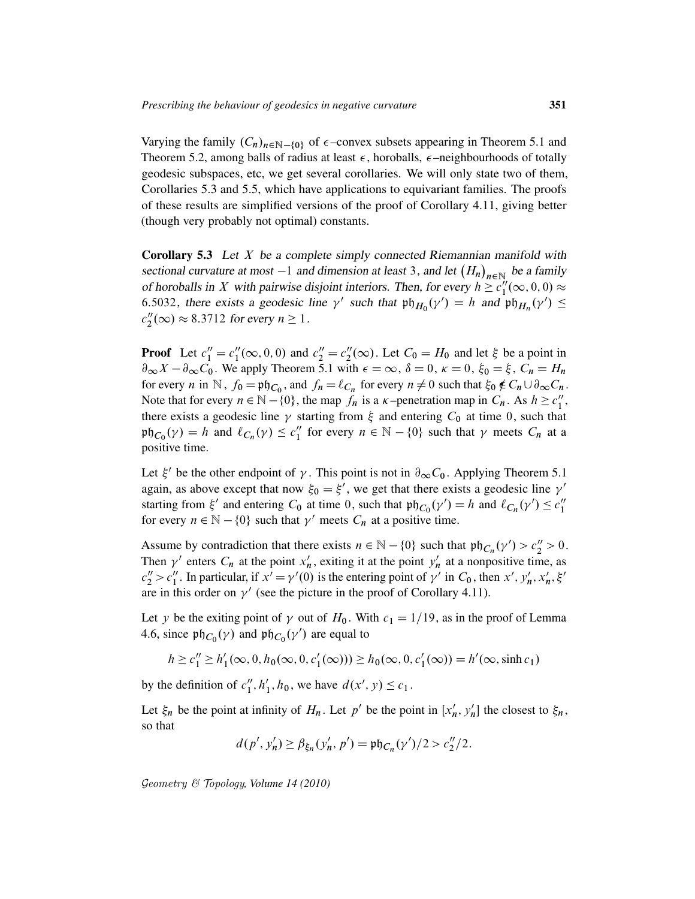Varying the family $(C_n)_{n\in\mathbb{N}-\{0\}}$ of $\epsilon$–convex subsets appearing in Theorem 5.1 and Theorem 5.2, among balls of radius at least $\epsilon$, horoballs, $\epsilon$–neighbourhoods of totally geodesic subspaces, etc, we get several corollaries. We will only state two of them, Corollaries 5.3 and 5.5, which have applications to equivariant families. The proofs of these results are simplified versions of the proof of Corollary 4.11, giving better (though very probably not optimal) constants.

**Corollary 5.3** *Let $X$ be a complete simply connected Riemannian manifold with sectional curvature at most $-1$ and dimension at least 3, and let $(H_n)_{n\in\mathbb{N}}$ be a family of horoballs in $X$ with pairwise disjoint interiors. Then, for every $h \geq c_1''(\infty,0,0) \approx 6.5032$, there exists a geodesic line $\gamma'$ such that $\mathfrak{ph}_{H_0}(\gamma') = h$ and $\mathfrak{ph}_{H_n}(\gamma') \leq c_2''(\infty) \approx 8.3712$ for every $n \geq 1$.*

**Proof** Let $c_1'' = c_1''(\infty,0,0)$ and $c_2'' = c_2''(\infty)$. Let $C_0 = H_0$ and let $\xi$ be a point in $\partial_\infty X - \partial_\infty C_0$. We apply Theorem 5.1 with $\epsilon = \infty$, $\delta = 0$, $\kappa = 0$, $\xi_0 = \xi$, $C_n = H_n$ for every $n$ in $\mathbb{N}$, $f_0 = \mathfrak{ph}_{C_0}$, and $f_n = \ell_{C_n}$ for every $n \neq 0$ such that $\xi_0 \notin C_n \cup \partial_\infty C_n$. Note that for every $n \in \mathbb{N} - \{0\}$, the map $f_n$ is a $\kappa$–penetration map in $C_n$. As $h \geq c_1''$, there exists a geodesic line $\gamma$ starting from $\xi$ and entering $C_0$ at time 0, such that $\mathfrak{ph}_{C_0}(\gamma) = h$ and $\ell_{C_n}(\gamma) \leq c_1''$ for every $n \in \mathbb{N} - \{0\}$ such that $\gamma$ meets $C_n$ at a positive time.

Let $\xi'$ be the other endpoint of $\gamma$. This point is not in $\partial_\infty C_0$. Applying Theorem 5.1 again, as above except that now $\xi_0 = \xi'$, we get that there exists a geodesic line $\gamma'$ starting from $\xi'$ and entering $C_0$ at time 0, such that $\mathfrak{ph}_{C_0}(\gamma') = h$ and $\ell_{C_n}(\gamma') \leq c_1''$ for every $n \in \mathbb{N} - \{0\}$ such that $\gamma'$ meets $C_n$ at a positive time.

Assume by contradiction that there exists $n \in \mathbb{N} - \{0\}$ such that $\mathfrak{ph}_{C_n}(\gamma') > c_2'' > 0$. Then $\gamma'$ enters $C_n$ at the point $x_n'$, exiting it at the point $y_n'$ at a nonpositive time, as $c_2'' > c_1''$. In particular, if $x' = \gamma'(0)$ is the entering point of $\gamma'$ in $C_0$, then $x', y_n', x_n', \xi'$ are in this order on $\gamma'$ (see the picture in the proof of Corollary 4.11).

Let $y$ be the exiting point of $\gamma$ out of $H_0$. With $c_1 = 1/19$, as in the proof of Lemma 4.6, since $\mathfrak{ph}_{C_0}(\gamma)$ and $\mathfrak{ph}_{C_0}(\gamma')$ are equal to

$$h \geq c_1'' \geq h_1'(\infty,0,h_0(\infty,0,c_1'(\infty))) \geq h_0(\infty,0,c_1'(\infty)) = h'(\infty,\sinh c_1)$$

by the definition of $c_1'', h_1', h_0$, we have $d(x',y) \leq c_1$.

Let $\xi_n$ be the point at infinity of $H_n$. Let $p'$ be the point in $[x_n', y_n']$ the closest to $\xi_n$, so that

$$d(p', y_n') \geq \beta_{\xi_n}(y_n', p') = \mathfrak{ph}_{C_n}(\gamma')/2 > c_2''/2.$$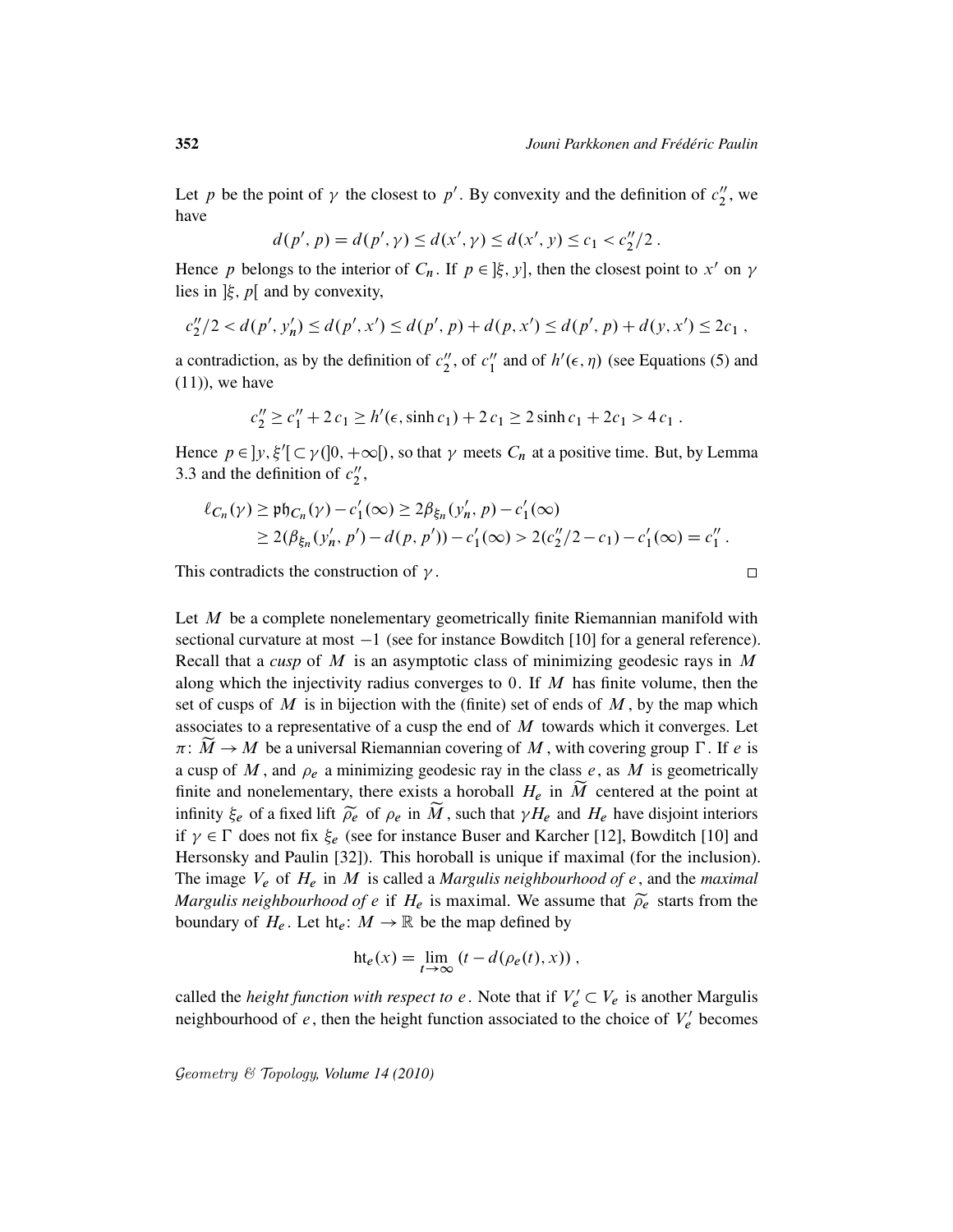Let $p$ be the point of $\gamma$ the closest to $p'$. By convexity and the definition of $c_2''$, we have

$$d(p', p) = d(p', \gamma) \leq d(x', \gamma) \leq d(x', y) \leq c_1 < c_2''/2\,.$$

Hence $p$ belongs to the interior of $C_n$. If $p \in \,]\xi, y]$, then the closest point to $x'$ on $\gamma$ lies in $]\xi, p[$ and by convexity,

$$c_2''/2 < d(p', y_n') \leq d(p', x') \leq d(p', p) + d(p, x') \leq d(p', p) + d(y, x') \leq 2c_1\,,$$

a contradiction, as by the definition of $c_2''$, of $c_1''$ and of $h'(\epsilon, \eta)$ (see Equations (5) and (11)), we have

$$c_2'' \geq c_1'' + 2\,c_1 \geq h'(\epsilon, \sinh c_1) + 2\,c_1 \geq 2\sinh c_1 + 2c_1 > 4\,c_1\,.$$

Hence $p \in \,]y, \xi'[\, \subset \gamma(]0, +\infty[)$, so that $\gamma$ meets $C_n$ at a positive time. But, by Lemma 3.3 and the definition of $c_2''$,

$$\begin{aligned}\ell_{C_n}(\gamma) &\geq \mathfrak{ph}_{C_n}(\gamma) - c_1'(\infty) \geq 2\beta_{\xi_n}(y_n', p) - c_1'(\infty)\\ &\geq 2(\beta_{\xi_n}(y_n', p') - d(p, p')) - c_1'(\infty) > 2(c_2''/2 - c_1) - c_1'(\infty) = c_1''\,.\end{aligned}$$

This contradicts the construction of $\gamma$. $\square$

Let $M$ be a complete nonelementary geometrically finite Riemannian manifold with sectional curvature at most $-1$ (see for instance Bowditch [10] for a general reference). Recall that a *cusp* of $M$ is an asymptotic class of minimizing geodesic rays in $M$ along which the injectivity radius converges to $0$. If $M$ has finite volume, then the set of cusps of $M$ is in bijection with the (finite) set of ends of $M$, by the map which associates to a representative of a cusp the end of $M$ towards which it converges. Let $\pi\colon \widetilde{M} \to M$ be a universal Riemannian covering of $M$, with covering group $\Gamma$. If $e$ is a cusp of $M$, and $\rho_e$ a minimizing geodesic ray in the class $e$, as $M$ is geometrically finite and nonelementary, there exists a horoball $H_e$ in $\widetilde{M}$ centered at the point at infinity $\xi_e$ of a fixed lift $\widetilde{\rho_e}$ of $\rho_e$ in $\widetilde{M}$, such that $\gamma H_e$ and $H_e$ have disjoint interiors if $\gamma \in \Gamma$ does not fix $\xi_e$ (see for instance Buser and Karcher [12], Bowditch [10] and Hersonsky and Paulin [32]). This horoball is unique if maximal (for the inclusion). The image $V_e$ of $H_e$ in $M$ is called a *Margulis neighbourhood of* $e$, and the *maximal Margulis neighbourhood of* $e$ if $H_e$ is maximal. We assume that $\widetilde{\rho_e}$ starts from the boundary of $H_e$. Let $\mathrm{ht}_e\colon M \to \mathbb{R}$ be the map defined by

$$\mathrm{ht}_e(x) = \lim_{t\to\infty} (t - d(\rho_e(t), x))\,,$$

called the *height function with respect to* $e$. Note that if $V_e' \subset V_e$ is another Margulis neighbourhood of $e$, then the height function associated to the choice of $V_e'$ becomes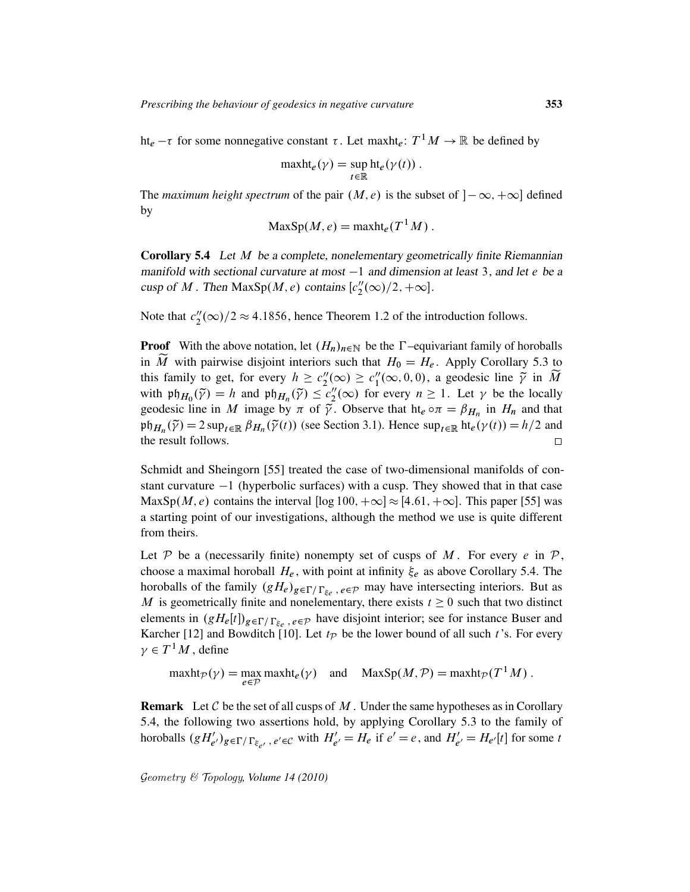$\mathrm{ht}_e - \tau$ for some nonnegative constant $\tau$. Let $\mathrm{maxht}_e \colon T^1 M \to \mathbb{R}$ be defined by

$$\mathrm{maxht}_e(\gamma) = \sup_{t \in \mathbb{R}} \mathrm{ht}_e(\gamma(t)) .$$

The *maximum height spectrum* of the pair $(M, e)$ is the subset of $]-\infty, +\infty]$ defined by

$$\mathrm{MaxSp}(M, e) = \mathrm{maxht}_e(T^1 M) .$$

**Corollary 5.4** *Let $M$ be a complete, nonelementary geometrically finite Riemannian manifold with sectional curvature at most $-1$ and dimension at least 3, and let $e$ be a cusp of $M$. Then $\mathrm{MaxSp}(M, e)$ contains $[c_2''(\infty)/2, +\infty]$.*

Note that $c_2''(\infty)/2 \approx 4.1856$, hence Theorem 1.2 of the introduction follows.

**Proof** With the above notation, let $(H_n)_{n \in \mathbb{N}}$ be the $\Gamma$–equivariant family of horoballs in $\widetilde{M}$ with pairwise disjoint interiors such that $H_0 = H_e$. Apply Corollary 5.3 to this family to get, for every $h \geq c_2''(\infty) \geq c_1''(\infty, 0, 0)$, a geodesic line $\widetilde{\gamma}$ in $\widetilde{M}$ with $\mathfrak{ph}_{H_0}(\widetilde{\gamma}) = h$ and $\mathfrak{ph}_{H_n}(\widetilde{\gamma}) \leq c_2''(\infty)$ for every $n \geq 1$. Let $\gamma$ be the locally geodesic line in $M$ image by $\pi$ of $\widetilde{\gamma}$. Observe that $\mathrm{ht}_e \circ \pi = \beta_{H_n}$ in $H_n$ and that $\mathfrak{ph}_{H_n}(\widetilde{\gamma}) = 2 \sup_{t \in \mathbb{R}} \beta_{H_n}(\widetilde{\gamma}(t))$ (see Section 3.1). Hence $\sup_{t \in \mathbb{R}} \mathrm{ht}_e(\gamma(t)) = h/2$ and the result follows. $\square$

Schmidt and Sheingorn [55] treated the case of two-dimensional manifolds of constant curvature $-1$ (hyperbolic surfaces) with a cusp. They showed that in that case $\mathrm{MaxSp}(M, e)$ contains the interval $[\log 100, +\infty] \approx [4.61, +\infty]$. This paper [55] was a starting point of our investigations, although the method we use is quite different from theirs.

Let $\mathcal{P}$ be a (necessarily finite) nonempty set of cusps of $M$. For every $e$ in $\mathcal{P}$, choose a maximal horoball $H_e$, with point at infinity $\xi_e$ as above Corollary 5.4. The horoballs of the family $(gH_e)_{g \in \Gamma/\Gamma_{\xi_e}, e \in \mathcal{P}}$ may have intersecting interiors. But as $M$ is geometrically finite and nonelementary, there exists $t \geq 0$ such that two distinct elements in $(gH_e[t])_{g \in \Gamma/\Gamma_{\xi_e}, e \in \mathcal{P}}$ have disjoint interior; see for instance Buser and Karcher [12] and Bowditch [10]. Let $t_{\mathcal{P}}$ be the lower bound of all such $t$'s. For every $\gamma \in T^1 M$, define

$$\mathrm{maxht}_{\mathcal{P}}(\gamma) = \max_{e \in \mathcal{P}} \mathrm{maxht}_e(\gamma) \quad \text{and} \quad \mathrm{MaxSp}(M, \mathcal{P}) = \mathrm{maxht}_{\mathcal{P}}(T^1 M) .$$

**Remark** Let $\mathcal{C}$ be the set of all cusps of $M$. Under the same hypotheses as in Corollary 5.4, the following two assertions hold, by applying Corollary 5.3 to the family of horoballs $(gH'_{e'})_{g \in \Gamma/\Gamma_{\xi_{e'}}, e' \in \mathcal{C}}$ with $H'_{e'} = H_e$ if $e' = e$, and $H'_{e'} = H_{e'}[t]$ for some $t$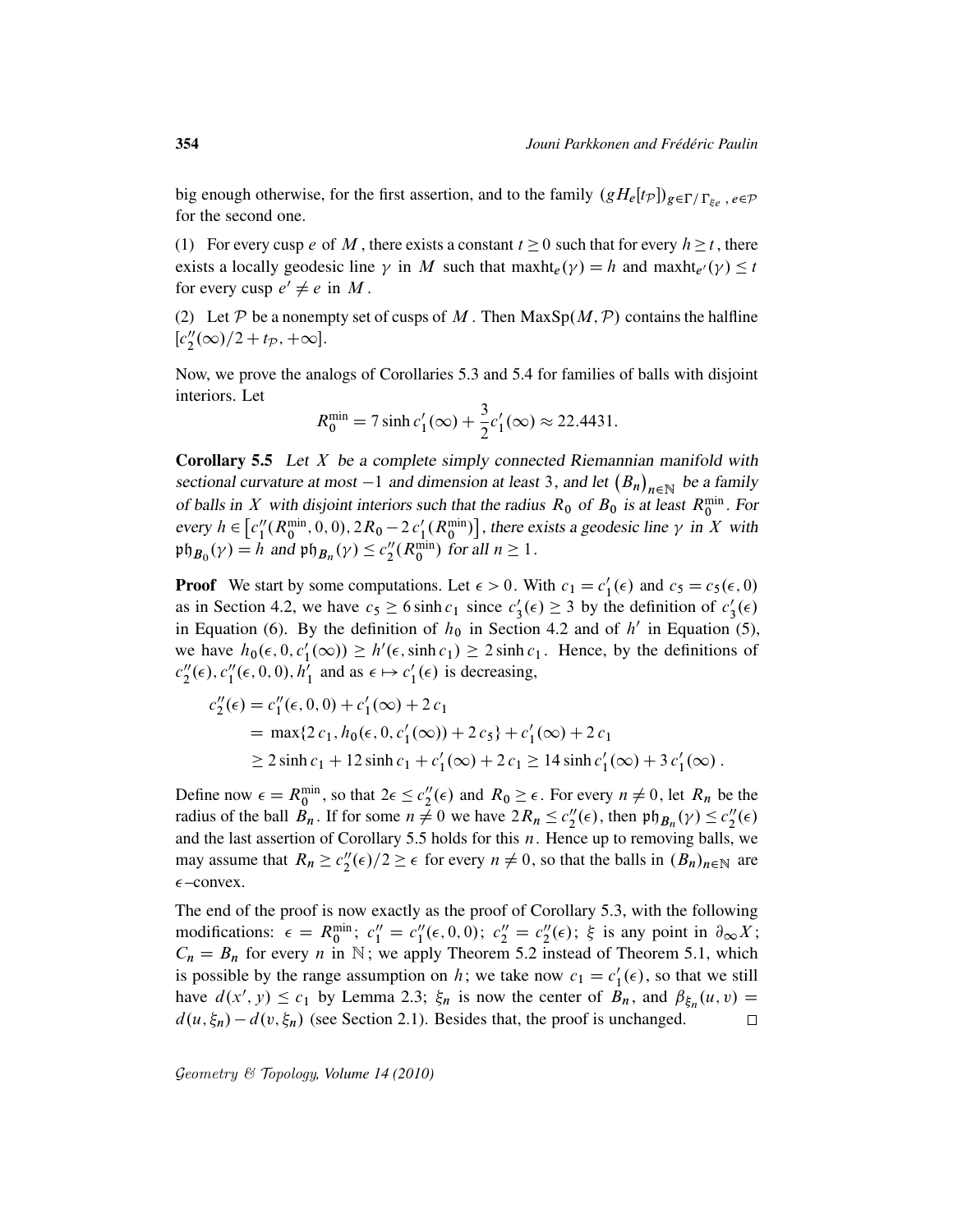big enough otherwise, for the first assertion, and to the family $(gH_e[t_{\mathcal{P}}])_{g\in\Gamma/\Gamma_{\xi_e},\, e\in\mathcal{P}}$ for the second one.

(1) For every cusp $e$ of $M$, there exists a constant $t \geq 0$ such that for every $h \geq t$, there exists a locally geodesic line $\gamma$ in $M$ such that $\operatorname{maxht}_e(\gamma) = h$ and $\operatorname{maxht}_{e'}(\gamma) \leq t$ for every cusp $e' \neq e$ in $M$.

(2) Let $\mathcal{P}$ be a nonempty set of cusps of $M$. Then $\operatorname{MaxSp}(M, \mathcal{P})$ contains the halfline $[c_2''(\infty)/2 + t_{\mathcal{P}}, +\infty]$.

Now, we prove the analogs of Corollaries 5.3 and 5.4 for families of balls with disjoint interiors. Let

$$R_0^{\min} = 7 \sinh c_1'(\infty) + \frac{3}{2} c_1'(\infty) \approx 22.4431.$$

**Corollary 5.5** *Let $X$ be a complete simply connected Riemannian manifold with sectional curvature at most $-1$ and dimension at least 3, and let $(B_n)_{n\in\mathbb{N}}$ be a family of balls in $X$ with disjoint interiors such that the radius $R_0$ of $B_0$ is at least $R_0^{\min}$. For every $h \in \left[c_1''(R_0^{\min}, 0, 0), 2R_0 - 2\,c_1'(R_0^{\min})\right]$, there exists a geodesic line $\gamma$ in $X$ with $\mathfrak{ph}_{B_0}(\gamma) = h$ and $\mathfrak{ph}_{B_n}(\gamma) \leq c_2''(R_0^{\min})$ for all $n \geq 1$.*

**Proof** We start by some computations. Let $\epsilon > 0$. With $c_1 = c_1'(\epsilon)$ and $c_5 = c_5(\epsilon, 0)$ as in Section 4.2, we have $c_5 \geq 6 \sinh c_1$ since $c_3'(\epsilon) \geq 3$ by the definition of $c_3'(\epsilon)$ in Equation (6). By the definition of $h_0$ in Section 4.2 and of $h'$ in Equation (5), we have $h_0(\epsilon, 0, c_1'(\infty)) \geq h'(\epsilon, \sinh c_1) \geq 2 \sinh c_1$. Hence, by the definitions of $c_2''(\epsilon), c_1''(\epsilon, 0, 0), h_1'$ and as $\epsilon \mapsto c_1'(\epsilon)$ is decreasing,

$$\begin{aligned}
c_2''(\epsilon) &= c_1''(\epsilon, 0, 0) + c_1'(\infty) + 2\,c_1 \\
&= \max\{2\,c_1, h_0(\epsilon, 0, c_1'(\infty)) + 2\,c_5\} + c_1'(\infty) + 2\,c_1 \\
&\geq 2 \sinh c_1 + 12 \sinh c_1 + c_1'(\infty) + 2\,c_1 \geq 14 \sinh c_1'(\infty) + 3\,c_1'(\infty)\,.
\end{aligned}$$

Define now $\epsilon = R_0^{\min}$, so that $2\epsilon \leq c_2''(\epsilon)$ and $R_0 \geq \epsilon$. For every $n \neq 0$, let $R_n$ be the radius of the ball $B_n$. If for some $n \neq 0$ we have $2R_n \leq c_2''(\epsilon)$, then $\mathfrak{ph}_{B_n}(\gamma) \leq c_2''(\epsilon)$ and the last assertion of Corollary 5.5 holds for this $n$. Hence up to removing balls, we may assume that $R_n \geq c_2''(\epsilon)/2 \geq \epsilon$ for every $n \neq 0$, so that the balls in $(B_n)_{n\in\mathbb{N}}$ are $\epsilon$–convex.

The end of the proof is now exactly as the proof of Corollary 5.3, with the following modifications: $\epsilon = R_0^{\min}$; $c_1'' = c_1''(\epsilon, 0, 0)$; $c_2'' = c_2''(\epsilon)$; $\xi$ is any point in $\partial_\infty X$; $C_n = B_n$ for every $n$ in $\mathbb{N}$; we apply Theorem 5.2 instead of Theorem 5.1, which is possible by the range assumption on $h$; we take now $c_1 = c_1'(\epsilon)$, so that we still have $d(x', y) \leq c_1$ by Lemma 2.3; $\xi_n$ is now the center of $B_n$, and $\beta_{\xi_n}(u, v) = d(u, \xi_n) - d(v, \xi_n)$ (see Section 2.1). Besides that, the proof is unchanged. $\square$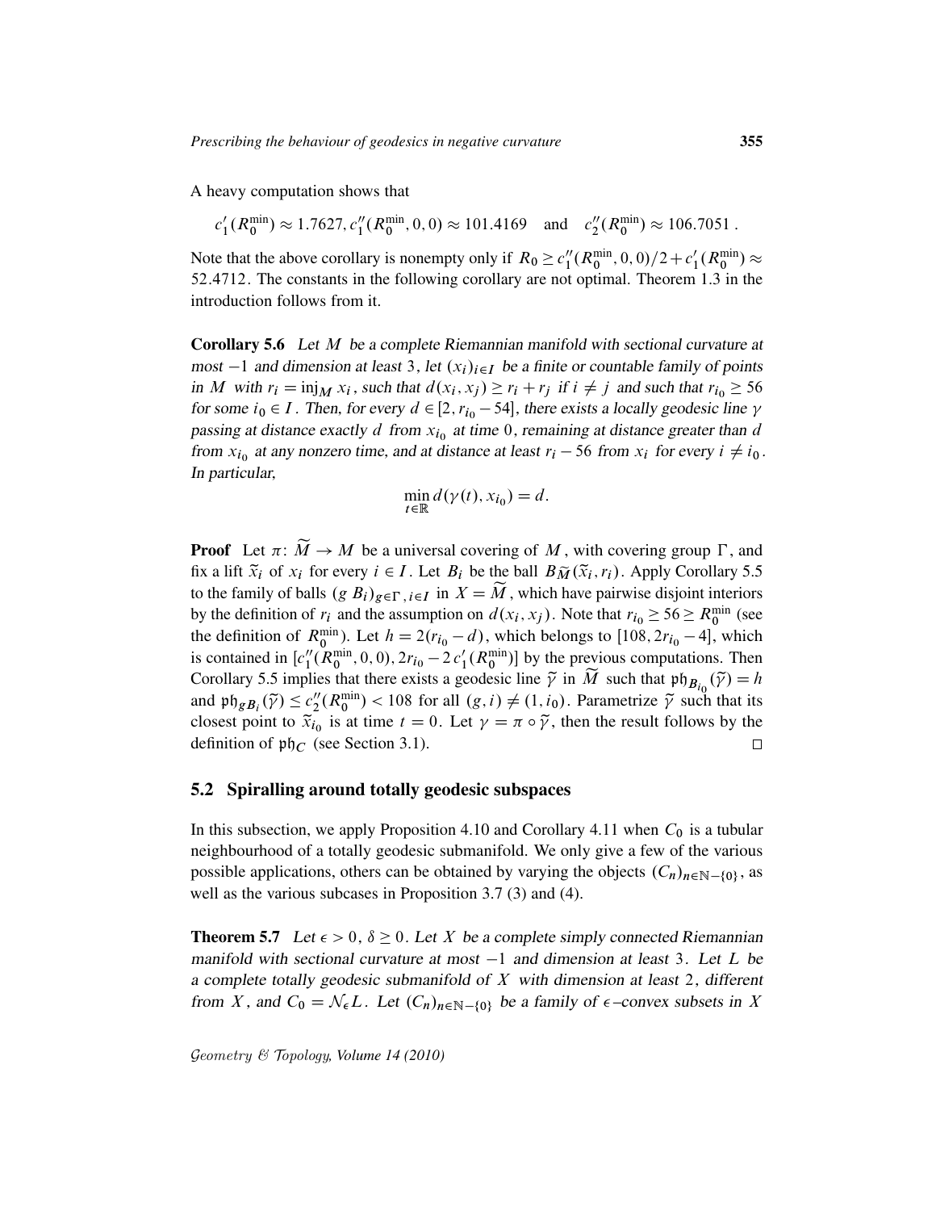A heavy computation shows that

$$c_1'(R_0^{\min}) \approx 1.7627, c_1''(R_0^{\min}, 0, 0) \approx 101.4169 \quad \text{and} \quad c_2''(R_0^{\min}) \approx 106.7051 .$$

Note that the above corollary is nonempty only if $R_0 \geq c_1''(R_0^{\min}, 0, 0)/2 + c_1'(R_0^{\min}) \approx 52.4712$. The constants in the following corollary are not optimal. Theorem 1.3 in the introduction follows from it.

**Corollary 5.6** *Let $M$ be a complete Riemannian manifold with sectional curvature at most $-1$ and dimension at least 3, let $(x_i)_{i\in I}$ be a finite or countable family of points in $M$ with $r_i = \operatorname{inj}_M x_i$, such that $d(x_i, x_j) \geq r_i + r_j$ if $i \neq j$ and such that $r_{i_0} \geq 56$ for some $i_0 \in I$. Then, for every $d \in [2, r_{i_0} - 54]$, there exists a locally geodesic line $\gamma$ passing at distance exactly $d$ from $x_{i_0}$ at time 0, remaining at distance greater than $d$ from $x_{i_0}$ at any nonzero time, and at distance at least $r_i - 56$ from $x_i$ for every $i \neq i_0$. In particular,*

$$\min_{t\in\mathbb{R}} d(\gamma(t), x_{i_0}) = d.$$

**Proof** Let $\pi\colon \widetilde{M} \to M$ be a universal covering of $M$, with covering group $\Gamma$, and fix a lift $\widetilde{x}_i$ of $x_i$ for every $i \in I$. Let $B_i$ be the ball $B_{\widetilde{M}}(\widetilde{x}_i, r_i)$. Apply Corollary 5.5 to the family of balls $(g\, B_i)_{g\in\Gamma,\, i\in I}$ in $X = \widetilde{M}$, which have pairwise disjoint interiors by the definition of $r_i$ and the assumption on $d(x_i, x_j)$. Note that $r_{i_0} \geq 56 \geq R_0^{\min}$ (see the definition of $R_0^{\min}$). Let $h = 2(r_{i_0} - d)$, which belongs to $[108, 2r_{i_0} - 4]$, which is contained in $[c_1''(R_0^{\min}, 0, 0), 2r_{i_0} - 2\, c_1'(R_0^{\min})]$ by the previous computations. Then Corollary 5.5 implies that there exists a geodesic line $\widetilde{\gamma}$ in $\widetilde{M}$ such that $\mathfrak{ph}_{B_{i_0}}(\widetilde{\gamma}) = h$ and $\mathfrak{ph}_{gB_i}(\widetilde{\gamma}) \leq c_2''(R_0^{\min}) < 108$ for all $(g, i) \neq (1, i_0)$. Parametrize $\widetilde{\gamma}$ such that its closest point to $\widetilde{x}_{i_0}$ is at time $t = 0$. Let $\gamma = \pi \circ \widetilde{\gamma}$, then the result follows by the definition of $\mathfrak{ph}_C$ (see Section 3.1). $\square$

## 5.2 Spiralling around totally geodesic subspaces

In this subsection, we apply Proposition 4.10 and Corollary 4.11 when $C_0$ is a tubular neighbourhood of a totally geodesic submanifold. We only give a few of the various possible applications, others can be obtained by varying the objects $(C_n)_{n\in\mathbb{N}-\{0\}}$, as well as the various subcases in Proposition 3.7 (3) and (4).

**Theorem 5.7** *Let $\epsilon > 0$, $\delta \geq 0$. Let $X$ be a complete simply connected Riemannian manifold with sectional curvature at most $-1$ and dimension at least 3. Let $L$ be a complete totally geodesic submanifold of $X$ with dimension at least 2, different from $X$, and $C_0 = \mathcal{N}_\epsilon L$. Let $(C_n)_{n\in\mathbb{N}-\{0\}}$ be a family of $\epsilon$–convex subsets in $X$*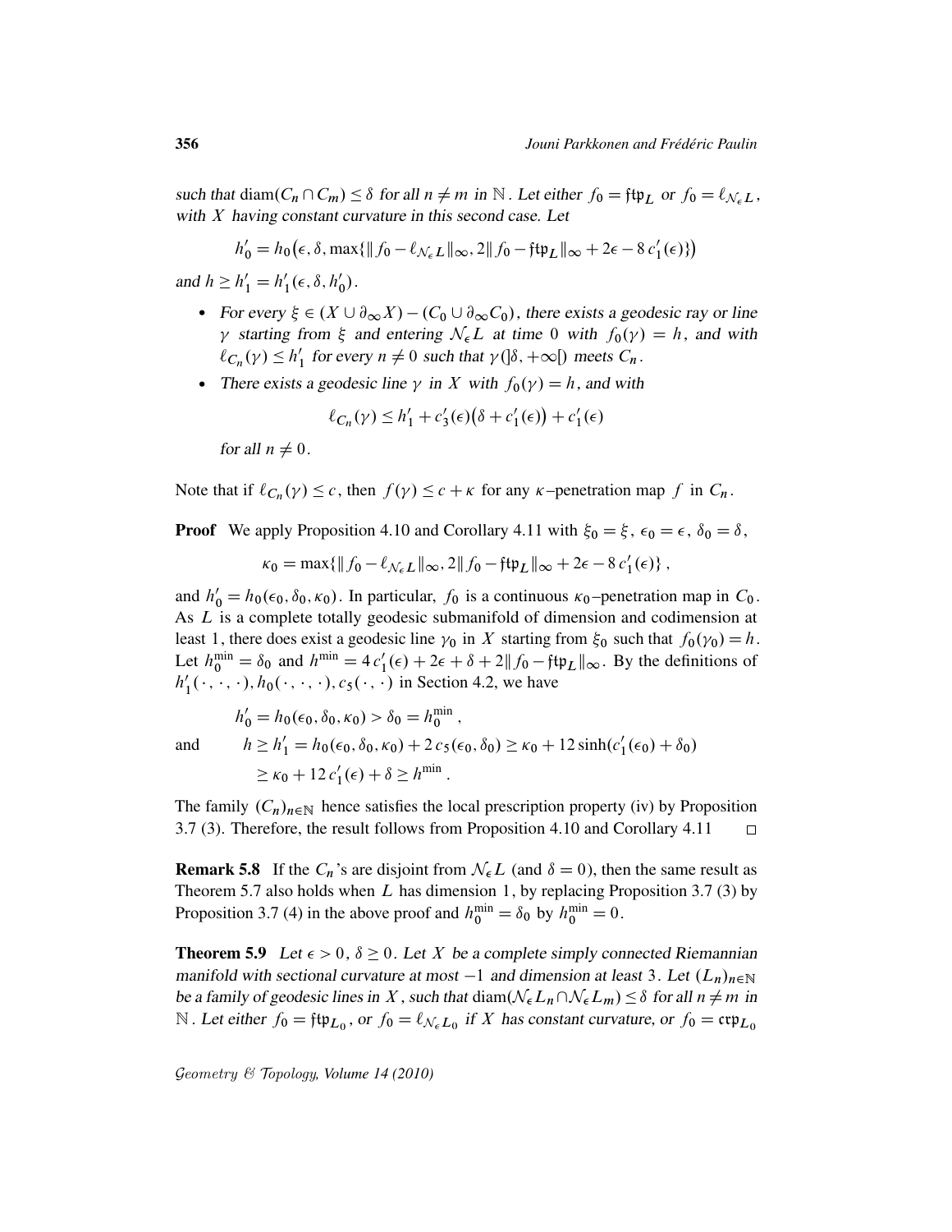such that $\operatorname{diam}(C_n \cap C_m) \leq \delta$ for all $n \neq m$ in $\mathbb{N}$. Let either $f_0 = \mathfrak{ftp}_L$ or $f_0 = \ell_{\mathcal{N}_\epsilon L}$, with $X$ having constant curvature in this second case. Let

$$h'_0 = h_0\big(\epsilon, \delta, \max\{\|f_0 - \ell_{\mathcal{N}_\epsilon L}\|_\infty, 2\|f_0 - \mathfrak{ftp}_L\|_\infty + 2\epsilon - 8\,c'_1(\epsilon)\}\big)$$

and $h \geq h'_1 = h'_1(\epsilon, \delta, h'_0)$.

- For every $\xi \in (X \cup \partial_\infty X) - (C_0 \cup \partial_\infty C_0)$, there exists a geodesic ray or line $\gamma$ starting from $\xi$ and entering $\mathcal{N}_\epsilon L$ at time 0 with $f_0(\gamma) = h$, and with $\ell_{C_n}(\gamma) \leq h'_1$ for every $n \neq 0$ such that $\gamma(]\delta, +\infty[)$ meets $C_n$.
- There exists a geodesic line $\gamma$ in $X$ with $f_0(\gamma) = h$, and with

$$\ell_{C_n}(\gamma) \leq h'_1 + c'_3(\epsilon)\big(\delta + c'_1(\epsilon)\big) + c'_1(\epsilon)$$

for all $n \neq 0$.

Note that if $\ell_{C_n}(\gamma) \leq c$, then $f(\gamma) \leq c + \kappa$ for any $\kappa$–penetration map $f$ in $C_n$.

**Proof** We apply Proposition 4.10 and Corollary 4.11 with $\xi_0 = \xi$, $\epsilon_0 = \epsilon$, $\delta_0 = \delta$,

$$\kappa_0 = \max\{\|f_0 - \ell_{\mathcal{N}_\epsilon L}\|_\infty, 2\|f_0 - \mathfrak{ftp}_L\|_\infty + 2\epsilon - 8\,c'_1(\epsilon)\}\,,$$

and $h'_0 = h_0(\epsilon_0, \delta_0, \kappa_0)$. In particular, $f_0$ is a continuous $\kappa_0$–penetration map in $C_0$. As $L$ is a complete totally geodesic submanifold of dimension and codimension at least 1, there does exist a geodesic line $\gamma_0$ in $X$ starting from $\xi_0$ such that $f_0(\gamma_0) = h$. Let $h_0^{\min} = \delta_0$ and $h^{\min} = 4\,c'_1(\epsilon) + 2\epsilon + \delta + 2\|f_0 - \mathfrak{ftp}_L\|_\infty$. By the definitions of $h'_1(\cdot,\cdot,\cdot), h_0(\cdot,\cdot,\cdot), c_5(\cdot,\cdot)$ in Section 4.2, we have

$$h'_0 = h_0(\epsilon_0, \delta_0, \kappa_0) > \delta_0 = h_0^{\min}\,,$$

and

$$h \geq h'_1 = h_0(\epsilon_0, \delta_0, \kappa_0) + 2\,c_5(\epsilon_0, \delta_0) \geq \kappa_0 + 12\sinh(c'_1(\epsilon_0) + \delta_0)$$
$$\geq \kappa_0 + 12\,c'_1(\epsilon) + \delta \geq h^{\min}\,.$$

The family $(C_n)_{n \in \mathbb{N}}$ hence satisfies the local prescription property (iv) by Proposition 3.7 (3). Therefore, the result follows from Proposition 4.10 and Corollary 4.11 $\square$

**Remark 5.8** If the $C_n$'s are disjoint from $\mathcal{N}_\epsilon L$ (and $\delta = 0$), then the same result as Theorem 5.7 also holds when $L$ has dimension 1, by replacing Proposition 3.7 (3) by Proposition 3.7 (4) in the above proof and $h_0^{\min} = \delta_0$ by $h_0^{\min} = 0$.

**Theorem 5.9** *Let $\epsilon > 0$, $\delta \geq 0$. Let $X$ be a complete simply connected Riemannian manifold with sectional curvature at most $-1$ and dimension at least 3. Let $(L_n)_{n \in \mathbb{N}}$ be a family of geodesic lines in $X$, such that $\operatorname{diam}(\mathcal{N}_\epsilon L_n \cap \mathcal{N}_\epsilon L_m) \leq \delta$ for all $n \neq m$ in $\mathbb{N}$. Let either $f_0 = \mathfrak{ftp}_{L_0}$, or $f_0 = \ell_{\mathcal{N}_\epsilon L_0}$ if $X$ has constant curvature, or $f_0 = \mathfrak{crp}_{L_0}$*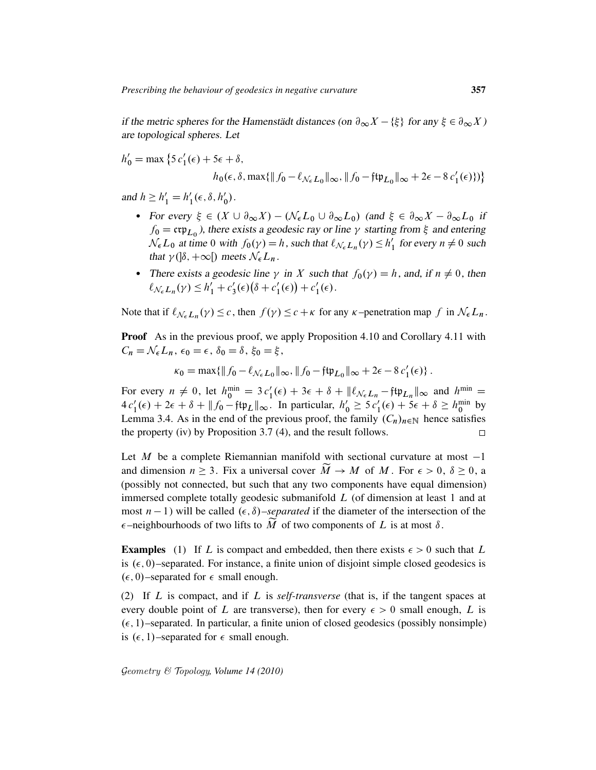*if the metric spheres for the Hamenstädt distances (on $\partial_\infty X - \{\xi\}$ for any $\xi \in \partial_\infty X$ ) are topological spheres. Let*

$$h'_0 = \max\big\{5\,c'_1(\epsilon) + 5\epsilon + \delta,\\ h_0(\epsilon, \delta, \max\{\|f_0 - \ell_{\mathcal{N}_\epsilon L_0}\|_\infty, \|f_0 - \mathfrak{ftp}_{L_0}\|_\infty + 2\epsilon - 8\,c'_1(\epsilon)\})\big\}$$

*and $h \geq h'_1 = h'_1(\epsilon, \delta, h'_0)$.*

- *For every $\xi \in (X \cup \partial_\infty X) - (\mathcal{N}_\epsilon L_0 \cup \partial_\infty L_0)$ (and $\xi \in \partial_\infty X - \partial_\infty L_0$ if $f_0 = \mathfrak{crp}_{L_0}$ ), there exists a geodesic ray or line $\gamma$ starting from $\xi$ and entering $\mathcal{N}_\epsilon L_0$ at time 0 with $f_0(\gamma) = h$, such that $\ell_{\mathcal{N}_\epsilon L_n}(\gamma) \leq h'_1$ for every $n \neq 0$ such that $\gamma(]\delta, +\infty[)$ meets $\mathcal{N}_\epsilon L_n$.*
- *There exists a geodesic line $\gamma$ in $X$ such that $f_0(\gamma) = h$, and, if $n \neq 0$, then $\ell_{\mathcal{N}_\epsilon L_n}(\gamma) \leq h'_1 + c'_3(\epsilon)\big(\delta + c'_1(\epsilon)\big) + c'_1(\epsilon)$.*

Note that if $\ell_{\mathcal{N}_\epsilon L_n}(\gamma) \leq c$, then $f(\gamma) \leq c + \kappa$ for any $\kappa$–penetration map $f$ in $\mathcal{N}_\epsilon L_n$.

**Proof** As in the previous proof, we apply Proposition 4.10 and Corollary 4.11 with $C_n = \mathcal{N}_\epsilon L_n$, $\epsilon_0 = \epsilon$, $\delta_0 = \delta$, $\xi_0 = \xi$,

$$\kappa_0 = \max\{\|f_0 - \ell_{\mathcal{N}_\epsilon L_0}\|_\infty, \|f_0 - \mathfrak{ftp}_{L_0}\|_\infty + 2\epsilon - 8\,c'_1(\epsilon)\}\,.$$

For every $n \neq 0$, let $h_0^{\min} = 3\,c'_1(\epsilon) + 3\epsilon + \delta + \|\ell_{\mathcal{N}_\epsilon L_n} - \mathfrak{ftp}_{L_n}\|_\infty$ and $h^{\min} = 4\,c'_1(\epsilon) + 2\epsilon + \delta + \|f_0 - \mathfrak{ftp}_L\|_\infty$. In particular, $h'_0 \geq 5\,c'_1(\epsilon) + 5\epsilon + \delta \geq h_0^{\min}$ by Lemma 3.4. As in the end of the previous proof, the family $(C_n)_{n\in\mathbb{N}}$ hence satisfies the property (iv) by Proposition 3.7 (4), and the result follows. $\square$

Let $M$ be a complete Riemannian manifold with sectional curvature at most $-1$ and dimension $n \geq 3$. Fix a universal cover $\widetilde{M} \to M$ of $M$. For $\epsilon > 0$, $\delta \geq 0$, a (possibly not connected, but such that any two components have equal dimension) immersed complete totally geodesic submanifold $L$ (of dimension at least 1 and at most $n-1$) will be called $(\epsilon, \delta)$*–separated* if the diameter of the intersection of the $\epsilon$–neighbourhoods of two lifts to $\widetilde{M}$ of two components of $L$ is at most $\delta$.

**Examples** (1) If $L$ is compact and embedded, then there exists $\epsilon > 0$ such that $L$ is $(\epsilon, 0)$–separated. For instance, a finite union of disjoint simple closed geodesics is $(\epsilon, 0)$–separated for $\epsilon$ small enough.

(2) If $L$ is compact, and if $L$ is *self-transverse* (that is, if the tangent spaces at every double point of $L$ are transverse), then for every $\epsilon > 0$ small enough, $L$ is $(\epsilon, 1)$–separated. In particular, a finite union of closed geodesics (possibly nonsimple) is $(\epsilon, 1)$–separated for $\epsilon$ small enough.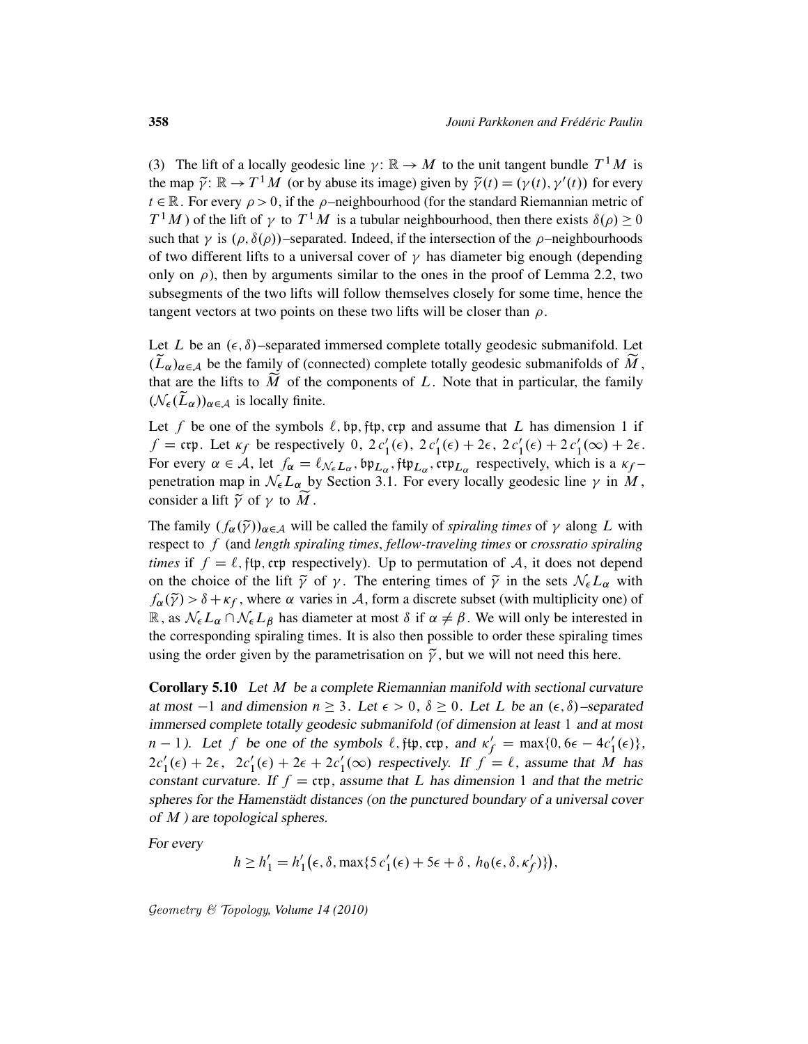(3) The lift of a locally geodesic line $\gamma\colon \mathbb{R} \to M$ to the unit tangent bundle $T^1M$ is the map $\widetilde{\gamma}\colon \mathbb{R} \to T^1M$ (or by abuse its image) given by $\widetilde{\gamma}(t) = (\gamma(t), \gamma'(t))$ for every $t \in \mathbb{R}$. For every $\rho > 0$, if the $\rho$–neighbourhood (for the standard Riemannian metric of $T^1M$) of the lift of $\gamma$ to $T^1M$ is a tubular neighbourhood, then there exists $\delta(\rho) \geq 0$ such that $\gamma$ is $(\rho, \delta(\rho))$–separated. Indeed, if the intersection of the $\rho$–neighbourhoods of two different lifts to a universal cover of $\gamma$ has diameter big enough (depending only on $\rho$), then by arguments similar to the ones in the proof of Lemma 2.2, two subsegments of the two lifts will follow themselves closely for some time, hence the tangent vectors at two points on these two lifts will be closer than $\rho$.

Let $L$ be an $(\epsilon, \delta)$–separated immersed complete totally geodesic submanifold. Let $(\widetilde{L}_\alpha)_{\alpha \in \mathcal{A}}$ be the family of (connected) complete totally geodesic submanifolds of $\widetilde{M}$, that are the lifts to $\widetilde{M}$ of the components of $L$. Note that in particular, the family $(\mathcal{N}_\epsilon(\widetilde{L}_\alpha))_{\alpha \in \mathcal{A}}$ is locally finite.

Let $f$ be one of the symbols $\ell, \mathfrak{bp}, \mathfrak{ftp}, \mathfrak{crp}$ and assume that $L$ has dimension 1 if $f = \mathfrak{crp}$. Let $\kappa_f$ be respectively $0,\ 2\,c_1'(\epsilon),\ 2\,c_1'(\epsilon) + 2\epsilon,\ 2\,c_1'(\epsilon) + 2\,c_1'(\infty) + 2\epsilon$. For every $\alpha \in \mathcal{A}$, let $f_\alpha = \ell_{\mathcal{N}_\epsilon L_\alpha}, \mathfrak{bp}_{L_\alpha}, \mathfrak{ftp}_{L_\alpha}, \mathfrak{crp}_{L_\alpha}$ respectively, which is a $\kappa_f$–penetration map in $\mathcal{N}_\epsilon L_\alpha$ by Section 3.1. For every locally geodesic line $\gamma$ in $M$, consider a lift $\widetilde{\gamma}$ of $\gamma$ to $\widetilde{M}$.

The family $(f_\alpha(\widetilde{\gamma}))_{\alpha \in \mathcal{A}}$ will be called the family of *spiraling times* of $\gamma$ along $L$ with respect to $f$ (and *length spiraling times*, *fellow-traveling times* or *crossratio spiraling times* if $f = \ell, \mathfrak{ftp}, \mathfrak{crp}$ respectively). Up to permutation of $\mathcal{A}$, it does not depend on the choice of the lift $\widetilde{\gamma}$ of $\gamma$. The entering times of $\widetilde{\gamma}$ in the sets $\mathcal{N}_\epsilon L_\alpha$ with $f_\alpha(\widetilde{\gamma}) > \delta + \kappa_f$, where $\alpha$ varies in $\mathcal{A}$, form a discrete subset (with multiplicity one) of $\mathbb{R}$, as $\mathcal{N}_\epsilon L_\alpha \cap \mathcal{N}_\epsilon L_\beta$ has diameter at most $\delta$ if $\alpha \neq \beta$. We will only be interested in the corresponding spiraling times. It is also then possible to order these spiraling times using the order given by the parametrisation on $\widetilde{\gamma}$, but we will not need this here.

**Corollary 5.10** *Let $M$ be a complete Riemannian manifold with sectional curvature at most $-1$ and dimension $n \geq 3$. Let $\epsilon > 0$, $\delta \geq 0$. Let $L$ be an $(\epsilon, \delta)$–separated immersed complete totally geodesic submanifold (of dimension at least 1 and at most $n-1$). Let $f$ be one of the symbols $\ell, \mathfrak{ftp}, \mathfrak{crp}$, and $\kappa_f' = \max\{0, 6\epsilon - 4c_1'(\epsilon)\}$, $2c_1'(\epsilon) + 2\epsilon$, $\ 2c_1'(\epsilon) + 2\epsilon + 2c_1'(\infty)$ respectively. If $f = \ell$, assume that $M$ has constant curvature. If $f = \mathfrak{crp}$, assume that $L$ has dimension 1 and that the metric spheres for the Hamenstädt distances (on the punctured boundary of a universal cover of $M$) are topological spheres.*

*For every*

$$h \geq h_1' = h_1'\big(\epsilon, \delta, \max\{5\,c_1'(\epsilon) + 5\epsilon + \delta\,,\ h_0(\epsilon, \delta, \kappa_f')\}\big),$$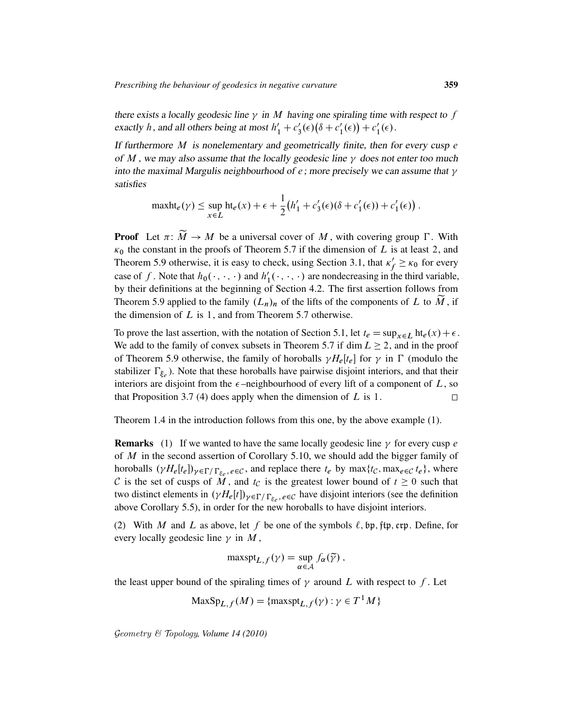*there exists a locally geodesic line $\gamma$ in $M$ having one spiraling time with respect to $f$ exactly $h$, and all others being at most $h'_1 + c'_3(\epsilon)\big(\delta + c'_1(\epsilon)\big) + c'_1(\epsilon)$.*

*If furthermore $M$ is nonelementary and geometrically finite, then for every cusp $e$ of $M$, we may also assume that the locally geodesic line $\gamma$ does not enter too much into the maximal Margulis neighbourhood of $e$; more precisely we can assume that $\gamma$ satisfies*

$$\mathrm{maxht}_e(\gamma) \leq \sup_{x \in L} \mathrm{ht}_e(x) + \epsilon + \frac{1}{2}\big(h'_1 + c'_3(\epsilon)(\delta + c'_1(\epsilon)) + c'_1(\epsilon)\big)\,.$$

**Proof** Let $\pi\colon \widetilde{M} \to M$ be a universal cover of $M$, with covering group $\Gamma$. With $\kappa_0$ the constant in the proofs of Theorem 5.7 if the dimension of $L$ is at least 2, and Theorem 5.9 otherwise, it is easy to check, using Section 3.1, that $\kappa'_f \geq \kappa_0$ for every case of $f$. Note that $h_0(\cdot,\cdot,\cdot)$ and $h'_1(\cdot,\cdot,\cdot)$ are nondecreasing in the third variable, by their definitions at the beginning of Section 4.2. The first assertion follows from Theorem 5.9 applied to the family $(L_n)_n$ of the lifts of the components of $L$ to $\widetilde{M}$, if the dimension of $L$ is 1, and from Theorem 5.7 otherwise.

To prove the last assertion, with the notation of Section 5.1, let $t_e = \sup_{x\in L} \mathrm{ht}_e(x) + \epsilon$. We add to the family of convex subsets in Theorem 5.7 if $\dim L \geq 2$, and in the proof of Theorem 5.9 otherwise, the family of horoballs $\gamma H_e[t_e]$ for $\gamma$ in $\Gamma$ (modulo the stabilizer $\Gamma_{\xi_e}$). Note that these horoballs have pairwise disjoint interiors, and that their interiors are disjoint from the $\epsilon$–neighbourhood of every lift of a component of $L$, so that Proposition 3.7 (4) does apply when the dimension of $L$ is 1. $\square$

Theorem 1.4 in the introduction follows from this one, by the above example (1).

**Remarks** (1) If we wanted to have the same locally geodesic line $\gamma$ for every cusp $e$ of $M$ in the second assertion of Corollary 5.10, we should add the bigger family of horoballs $(\gamma H_e[t_e])_{\gamma\in\Gamma/\Gamma_{\xi_e},\, e\in\mathcal{C}}$, and replace there $t_e$ by $\max\{t_{\mathcal{C}}, \max_{e\in\mathcal{C}} t_e\}$, where $\mathcal{C}$ is the set of cusps of $M$, and $t_{\mathcal{C}}$ is the greatest lower bound of $t \geq 0$ such that two distinct elements in $(\gamma H_e[t])_{\gamma\in\Gamma/\Gamma_{\xi_e},\, e\in\mathcal{C}}$ have disjoint interiors (see the definition above Corollary 5.5), in order for the new horoballs to have disjoint interiors.

(2) With $M$ and $L$ as above, let $f$ be one of the symbols $\ell, \mathfrak{bp}, \mathfrak{ftp}, \mathfrak{crp}$. Define, for every locally geodesic line $\gamma$ in $M$,

$$\mathrm{maxspt}_{L,f}(\gamma) = \sup_{\alpha\in\mathcal{A}} f_\alpha(\widetilde{\gamma})\,,$$

the least upper bound of the spiraling times of $\gamma$ around $L$ with respect to $f$. Let

$$\mathrm{MaxSp}_{L,f}(M) = \{\mathrm{maxspt}_{L,f}(\gamma) : \gamma \in T^1M\}$$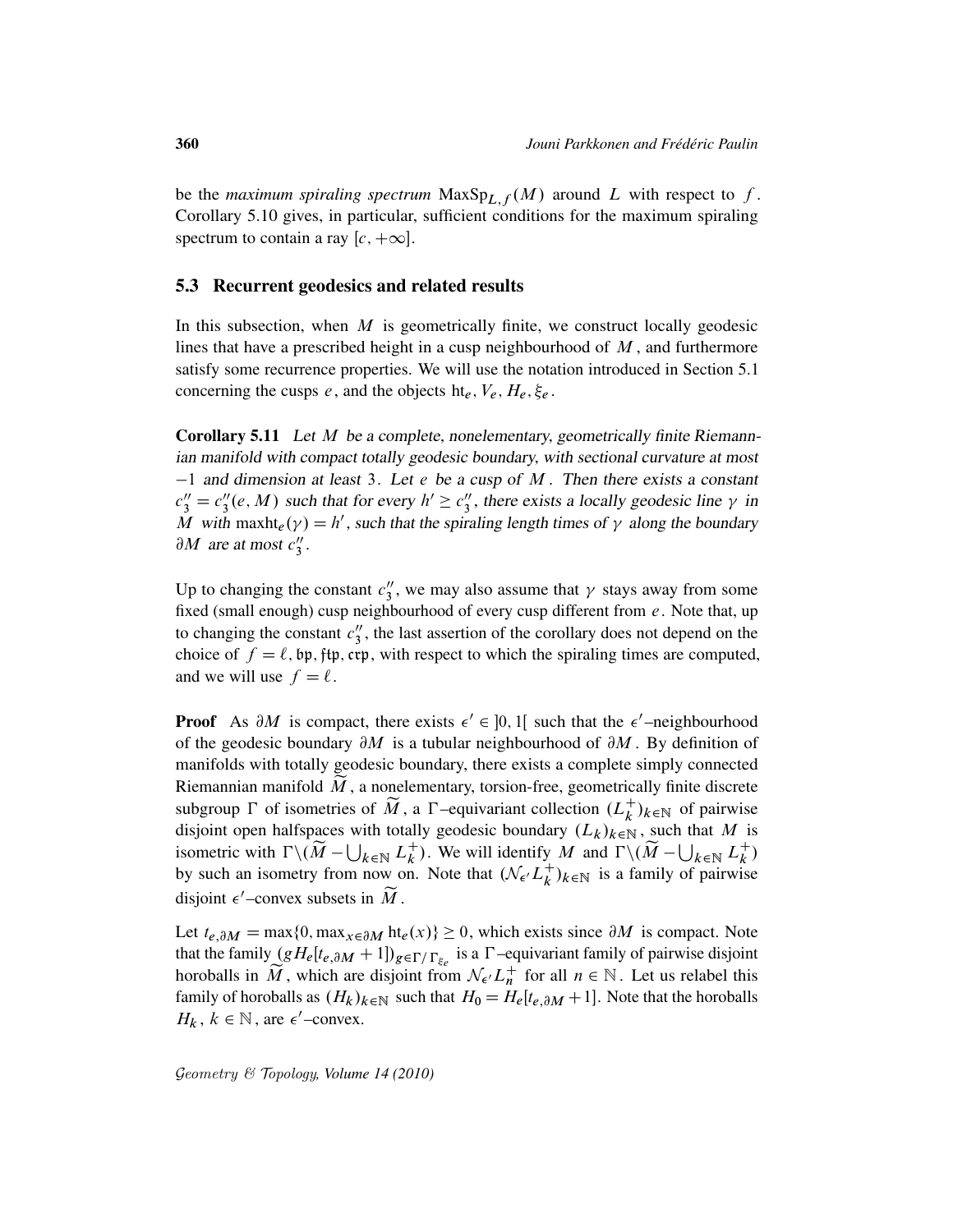be the *maximum spiraling spectrum* $\mathrm{MaxSp}_{L,f}(M)$ around $L$ with respect to $f$. Corollary 5.10 gives, in particular, sufficient conditions for the maximum spiraling spectrum to contain a ray $[c, +\infty]$.

### 5.3 Recurrent geodesics and related results

In this subsection, when $M$ is geometrically finite, we construct locally geodesic lines that have a prescribed height in a cusp neighbourhood of $M$, and furthermore satisfy some recurrence properties. We will use the notation introduced in Section 5.1 concerning the cusps $e$, and the objects $\mathrm{ht}_e, V_e, H_e, \xi_e$.

**Corollary 5.11** *Let $M$ be a complete, nonelementary, geometrically finite Riemannian manifold with compact totally geodesic boundary, with sectional curvature at most $-1$ and dimension at least 3. Let $e$ be a cusp of $M$. Then there exists a constant $c_3'' = c_3''(e, M)$ such that for every $h' \geq c_3''$, there exists a locally geodesic line $\gamma$ in $M$ with $\mathrm{maxht}_e(\gamma) = h'$, such that the spiraling length times of $\gamma$ along the boundary $\partial M$ are at most $c_3''$.*

Up to changing the constant $c_3''$, we may also assume that $\gamma$ stays away from some fixed (small enough) cusp neighbourhood of every cusp different from $e$. Note that, up to changing the constant $c_3''$, the last assertion of the corollary does not depend on the choice of $f = \ell, \mathfrak{bp}, \mathfrak{ftp}, \mathfrak{crp}$, with respect to which the spiraling times are computed, and we will use $f = \ell$.

**Proof** As $\partial M$ is compact, there exists $\epsilon' \in ]0,1[$ such that the $\epsilon'$–neighbourhood of the geodesic boundary $\partial M$ is a tubular neighbourhood of $\partial M$. By definition of manifolds with totally geodesic boundary, there exists a complete simply connected Riemannian manifold $\widetilde{M}$, a nonelementary, torsion-free, geometrically finite discrete subgroup $\Gamma$ of isometries of $\widetilde{M}$, a $\Gamma$–equivariant collection $(L_k^+)_{k\in\mathbb{N}}$ of pairwise disjoint open halfspaces with totally geodesic boundary $(L_k)_{k\in\mathbb{N}}$, such that $M$ is isometric with $\Gamma\backslash(\widetilde{M} - \bigcup_{k\in\mathbb{N}} L_k^+)$. We will identify $M$ and $\Gamma\backslash(\widetilde{M} - \bigcup_{k\in\mathbb{N}} L_k^+)$ by such an isometry from now on. Note that $(\mathcal{N}_{\epsilon'} L_k^+)_{k\in\mathbb{N}}$ is a family of pairwise disjoint $\epsilon'$–convex subsets in $\widetilde{M}$.

Let $t_{e,\partial M} = \max\{0, \max_{x\in\partial M} \mathrm{ht}_e(x)\} \geq 0$, which exists since $\partial M$ is compact. Note that the family $(gH_e[t_{e,\partial M} + 1])_{g\in\Gamma/\Gamma_{\xi_e}}$ is a $\Gamma$–equivariant family of pairwise disjoint horoballs in $\widetilde{M}$, which are disjoint from $\mathcal{N}_{\epsilon'} L_n^+$ for all $n \in \mathbb{N}$. Let us relabel this family of horoballs as $(H_k)_{k\in\mathbb{N}}$ such that $H_0 = H_e[t_{e,\partial M} + 1]$. Note that the horoballs $H_k$, $k \in \mathbb{N}$, are $\epsilon'$–convex.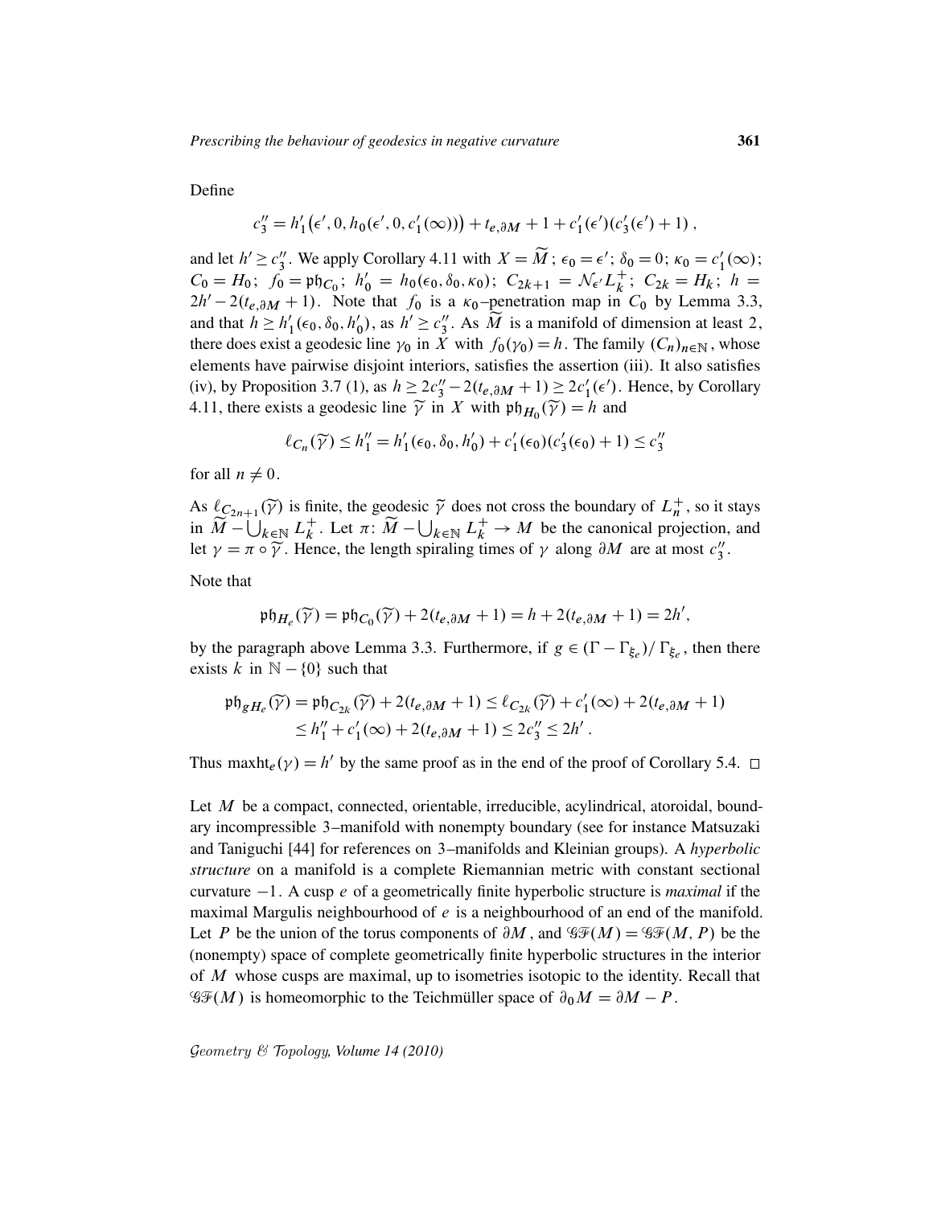Define

$$c_3'' = h_1'\big(\epsilon', 0, h_0(\epsilon', 0, c_1'(\infty))\big) + t_{e,\partial M} + 1 + c_1'(\epsilon')(c_3'(\epsilon') + 1)\,,$$

and let $h' \geq c_3''$. We apply Corollary 4.11 with $X = \widetilde{M}$; $\epsilon_0 = \epsilon'$; $\delta_0 = 0$; $\kappa_0 = c_1'(\infty)$; $C_0 = H_0$; $f_0 = \mathfrak{ph}_{C_0}$; $h_0' = h_0(\epsilon_0, \delta_0, \kappa_0)$; $C_{2k+1} = \mathcal{N}_{\epsilon'} L_k^+$; $C_{2k} = H_k$; $h = 2h' - 2(t_{e,\partial M} + 1)$. Note that $f_0$ is a $\kappa_0$–penetration map in $C_0$ by Lemma 3.3, and that $h \geq h_1'(\epsilon_0, \delta_0, h_0')$, as $h' \geq c_3''$. As $\widetilde{M}$ is a manifold of dimension at least 2, there does exist a geodesic line $\gamma_0$ in $X$ with $f_0(\gamma_0) = h$. The family $(C_n)_{n\in\mathbb{N}}$, whose elements have pairwise disjoint interiors, satisfies the assertion (iii). It also satisfies (iv), by Proposition 3.7 (1), as $h \geq 2c_3'' - 2(t_{e,\partial M} + 1) \geq 2c_1'(\epsilon')$. Hence, by Corollary 4.11, there exists a geodesic line $\widetilde{\gamma}$ in $X$ with $\mathfrak{ph}_{H_0}(\widetilde{\gamma}) = h$ and

$$\ell_{C_n}(\widetilde{\gamma}) \leq h_1'' = h_1'(\epsilon_0, \delta_0, h_0') + c_1'(\epsilon_0)(c_3'(\epsilon_0) + 1) \leq c_3''$$

for all $n \neq 0$.

As $\ell_{C_{2n+1}}(\widetilde{\gamma})$ is finite, the geodesic $\widetilde{\gamma}$ does not cross the boundary of $L_n^+$, so it stays in $\widetilde{M} - \bigcup_{k\in\mathbb{N}} L_k^+$. Let $\pi\colon \widetilde{M} - \bigcup_{k\in\mathbb{N}} L_k^+ \to M$ be the canonical projection, and let $\gamma = \pi \circ \widetilde{\gamma}$. Hence, the length spiraling times of $\gamma$ along $\partial M$ are at most $c_3''$.

Note that

$$\mathfrak{ph}_{H_e}(\widetilde{\gamma}) = \mathfrak{ph}_{C_0}(\widetilde{\gamma}) + 2(t_{e,\partial M} + 1) = h + 2(t_{e,\partial M} + 1) = 2h',$$

by the paragraph above Lemma 3.3. Furthermore, if $g \in (\Gamma - \Gamma_{\xi_e})/\Gamma_{\xi_e}$, then there exists $k$ in $\mathbb{N} - \{0\}$ such that

$$\begin{aligned}\mathfrak{ph}_{gH_e}(\widetilde{\gamma}) &= \mathfrak{ph}_{C_{2k}}(\widetilde{\gamma}) + 2(t_{e,\partial M} + 1) \leq \ell_{C_{2k}}(\widetilde{\gamma}) + c_1'(\infty) + 2(t_{e,\partial M} + 1)\\ &\leq h_1'' + c_1'(\infty) + 2(t_{e,\partial M} + 1) \leq 2c_3'' \leq 2h'\,.\end{aligned}$$

Thus $\mathrm{maxht}_e(\gamma) = h'$ by the same proof as in the end of the proof of Corollary 5.4. □

Let $M$ be a compact, connected, orientable, irreducible, acylindrical, atoroidal, boundary incompressible 3–manifold with nonempty boundary (see for instance Matsuzaki and Taniguchi [44] for references on 3–manifolds and Kleinian groups). A *hyperbolic structure* on a manifold is a complete Riemannian metric with constant sectional curvature $-1$. A cusp $e$ of a geometrically finite hyperbolic structure is *maximal* if the maximal Margulis neighbourhood of $e$ is a neighbourhood of an end of the manifold. Let $P$ be the union of the torus components of $\partial M$, and $\mathcal{GF}(M) = \mathcal{GF}(M, P)$ be the (nonempty) space of complete geometrically finite hyperbolic structures in the interior of $M$ whose cusps are maximal, up to isometries isotopic to the identity. Recall that $\mathcal{GF}(M)$ is homeomorphic to the Teichmüller space of $\partial_0 M = \partial M - P$.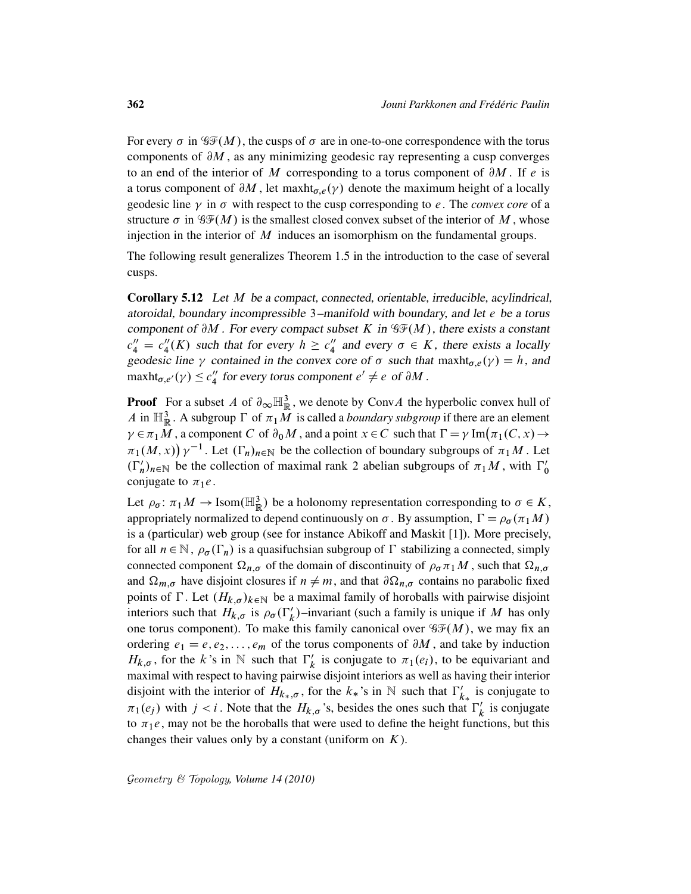For every $\sigma$ in $\mathcal{GF}(M)$, the cusps of $\sigma$ are in one-to-one correspondence with the torus components of $\partial M$, as any minimizing geodesic ray representing a cusp converges to an end of the interior of $M$ corresponding to a torus component of $\partial M$. If $e$ is a torus component of $\partial M$, let $\mathrm{maxht}_{\sigma,e}(\gamma)$ denote the maximum height of a locally geodesic line $\gamma$ in $\sigma$ with respect to the cusp corresponding to $e$. The *convex core* of a structure $\sigma$ in $\mathcal{GF}(M)$ is the smallest closed convex subset of the interior of $M$, whose injection in the interior of $M$ induces an isomorphism on the fundamental groups.

The following result generalizes Theorem 1.5 in the introduction to the case of several cusps.

**Corollary 5.12** *Let $M$ be a compact, connected, orientable, irreducible, acylindrical, atoroidal, boundary incompressible 3–manifold with boundary, and let $e$ be a torus component of $\partial M$. For every compact subset $K$ in $\mathcal{GF}(M)$, there exists a constant $c_4'' = c_4''(K)$ such that for every $h \geq c_4''$ and every $\sigma \in K$, there exists a locally geodesic line $\gamma$ contained in the convex core of $\sigma$ such that $\mathrm{maxht}_{\sigma,e}(\gamma) = h$, and $\mathrm{maxht}_{\sigma,e'}(\gamma) \leq c_4''$ for every torus component $e' \neq e$ of $\partial M$.*

**Proof** For a subset $A$ of $\partial_\infty \mathbb{H}^3_{\mathbb{R}}$, we denote by $\mathrm{Conv}A$ the hyperbolic convex hull of $A$ in $\mathbb{H}^3_{\mathbb{R}}$. A subgroup $\Gamma$ of $\pi_1 M$ is called a *boundary subgroup* if there are an element $\gamma \in \pi_1 M$, a component $C$ of $\partial_0 M$, and a point $x \in C$ such that $\Gamma = \gamma\, \mathrm{Im}\big(\pi_1(C,x) \to \pi_1(M,x)\big)\, \gamma^{-1}$. Let $(\Gamma_n)_{n\in\mathbb{N}}$ be the collection of boundary subgroups of $\pi_1 M$. Let $(\Gamma_n')_{n\in\mathbb{N}}$ be the collection of maximal rank 2 abelian subgroups of $\pi_1 M$, with $\Gamma_0'$ conjugate to $\pi_1 e$.

Let $\rho_\sigma \colon \pi_1 M \to \mathrm{Isom}(\mathbb{H}^3_{\mathbb{R}})$ be a holonomy representation corresponding to $\sigma \in K$, appropriately normalized to depend continuously on $\sigma$. By assumption, $\Gamma = \rho_\sigma(\pi_1 M)$ is a (particular) web group (see for instance Abikoff and Maskit [1]). More precisely, for all $n \in \mathbb{N}$, $\rho_\sigma(\Gamma_n)$ is a quasifuchsian subgroup of $\Gamma$ stabilizing a connected, simply connected component $\Omega_{n,\sigma}$ of the domain of discontinuity of $\rho_\sigma \pi_1 M$, such that $\Omega_{n,\sigma}$ and $\Omega_{m,\sigma}$ have disjoint closures if $n \neq m$, and that $\partial\Omega_{n,\sigma}$ contains no parabolic fixed points of $\Gamma$. Let $(H_{k,\sigma})_{k\in\mathbb{N}}$ be a maximal family of horoballs with pairwise disjoint interiors such that $H_{k,\sigma}$ is $\rho_\sigma(\Gamma_k')$–invariant (such a family is unique if $M$ has only one torus component). To make this family canonical over $\mathcal{GF}(M)$, we may fix an ordering $e_1 = e, e_2, \dots, e_m$ of the torus components of $\partial M$, and take by induction $H_{k,\sigma}$, for the $k$'s in $\mathbb{N}$ such that $\Gamma_k'$ is conjugate to $\pi_1(e_i)$, to be equivariant and maximal with respect to having pairwise disjoint interiors as well as having their interior disjoint with the interior of $H_{k_*,\sigma}$, for the $k_*$'s in $\mathbb{N}$ such that $\Gamma_{k_*}'$ is conjugate to $\pi_1(e_j)$ with $j < i$. Note that the $H_{k,\sigma}$'s, besides the ones such that $\Gamma_k'$ is conjugate to $\pi_1 e$, may not be the horoballs that were used to define the height functions, but this changes their values only by a constant (uniform on $K$).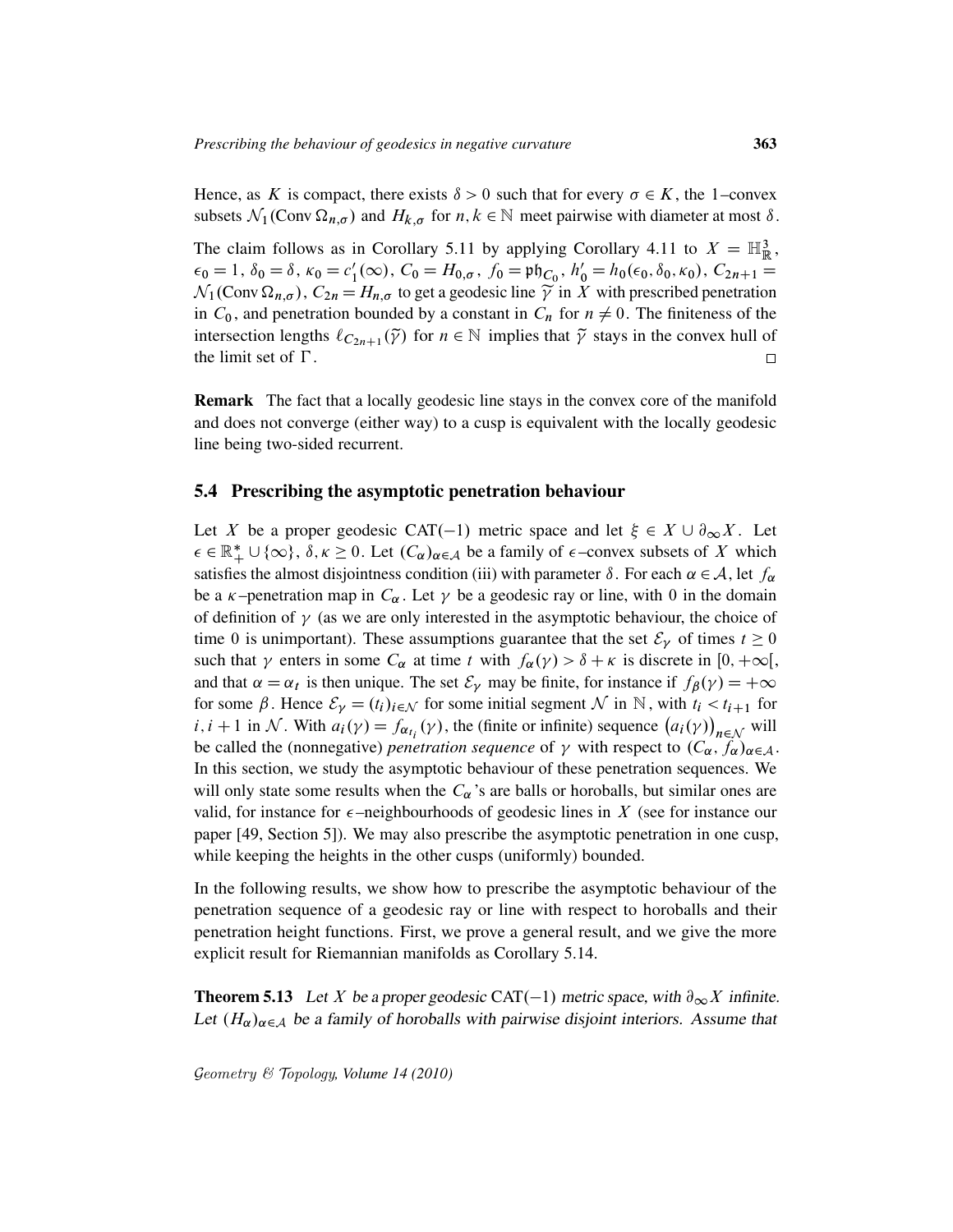Hence, as $K$ is compact, there exists $\delta > 0$ such that for every $\sigma \in K$, the 1–convex subsets $\mathcal{N}_1(\operatorname{Conv}\Omega_{n,\sigma})$ and $H_{k,\sigma}$ for $n, k \in \mathbb{N}$ meet pairwise with diameter at most $\delta$.

The claim follows as in Corollary 5.11 by applying Corollary 4.11 to $X = \mathbb{H}^3_{\mathbb{R}}$, $\epsilon_0 = 1$, $\delta_0 = \delta$, $\kappa_0 = c_1'(\infty)$, $C_0 = H_{0,\sigma}$, $f_0 = \mathfrak{ph}_{C_0}$, $h_0' = h_0(\epsilon_0, \delta_0, \kappa_0)$, $C_{2n+1} = \mathcal{N}_1(\operatorname{Conv}\Omega_{n,\sigma})$, $C_{2n} = H_{n,\sigma}$ to get a geodesic line $\widetilde{\gamma}$ in $X$ with prescribed penetration in $C_0$, and penetration bounded by a constant in $C_n$ for $n \neq 0$. The finiteness of the intersection lengths $\ell_{C_{2n+1}}(\widetilde{\gamma})$ for $n \in \mathbb{N}$ implies that $\widetilde{\gamma}$ stays in the convex hull of the limit set of $\Gamma$. □

**Remark** The fact that a locally geodesic line stays in the convex core of the manifold and does not converge (either way) to a cusp is equivalent with the locally geodesic line being two-sided recurrent.

### 5.4 Prescribing the asymptotic penetration behaviour

Let $X$ be a proper geodesic CAT$(-1)$ metric space and let $\xi \in X \cup \partial_\infty X$. Let $\epsilon \in \mathbb{R}_+^* \cup \{\infty\}$, $\delta, \kappa \geq 0$. Let $(C_\alpha)_{\alpha\in\mathcal{A}}$ be a family of $\epsilon$–convex subsets of $X$ which satisfies the almost disjointness condition (iii) with parameter $\delta$. For each $\alpha \in \mathcal{A}$, let $f_\alpha$ be a $\kappa$–penetration map in $C_\alpha$. Let $\gamma$ be a geodesic ray or line, with 0 in the domain of definition of $\gamma$ (as we are only interested in the asymptotic behaviour, the choice of time 0 is unimportant). These assumptions guarantee that the set $\mathcal{E}_\gamma$ of times $t \geq 0$ such that $\gamma$ enters in some $C_\alpha$ at time $t$ with $f_\alpha(\gamma) > \delta + \kappa$ is discrete in $[0, +\infty[$, and that $\alpha = \alpha_t$ is then unique. The set $\mathcal{E}_\gamma$ may be finite, for instance if $f_\beta(\gamma) = +\infty$ for some $\beta$. Hence $\mathcal{E}_\gamma = (t_i)_{i\in\mathcal{N}}$ for some initial segment $\mathcal{N}$ in $\mathbb{N}$, with $t_i < t_{i+1}$ for $i, i+1$ in $\mathcal{N}$. With $a_i(\gamma) = f_{\alpha_{t_i}}(\gamma)$, the (finite or infinite) sequence $\big(a_i(\gamma)\big)_{n\in\mathcal{N}}$ will be called the (nonnegative) *penetration sequence* of $\gamma$ with respect to $(C_\alpha, f_\alpha)_{\alpha\in\mathcal{A}}$. In this section, we study the asymptotic behaviour of these penetration sequences. We will only state some results when the $C_\alpha$'s are balls or horoballs, but similar ones are valid, for instance for $\epsilon$–neighbourhoods of geodesic lines in $X$ (see for instance our paper [49, Section 5]). We may also prescribe the asymptotic penetration in one cusp, while keeping the heights in the other cusps (uniformly) bounded.

In the following results, we show how to prescribe the asymptotic behaviour of the penetration sequence of a geodesic ray or line with respect to horoballs and their penetration height functions. First, we prove a general result, and we give the more explicit result for Riemannian manifolds as Corollary 5.14.

**Theorem 5.13** *Let $X$ be a proper geodesic CAT$(-1)$ metric space, with $\partial_\infty X$ infinite. Let $(H_\alpha)_{\alpha\in\mathcal{A}}$ be a family of horoballs with pairwise disjoint interiors. Assume that*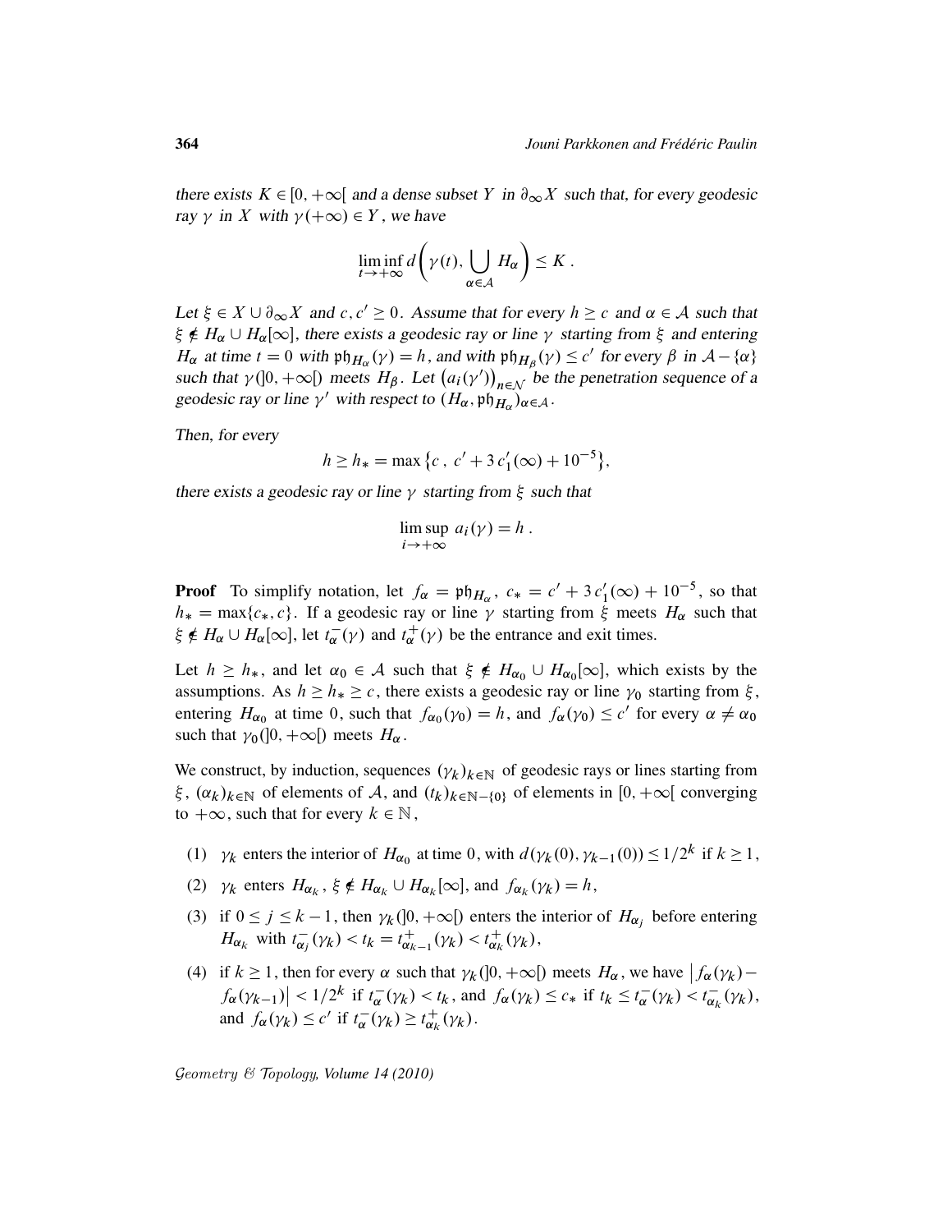there exists $K \in [0, +\infty[$ and a dense subset $Y$ in $\partial_\infty X$ such that, for every geodesic ray $\gamma$ in $X$ with $\gamma(+\infty) \in Y$, we have

$$\liminf_{t \to +\infty} d\left(\gamma(t), \bigcup_{\alpha \in \mathcal{A}} H_\alpha\right) \leq K \,.$$

Let $\xi \in X \cup \partial_\infty X$ and $c, c' \geq 0$. Assume that for every $h \geq c$ and $\alpha \in \mathcal{A}$ such that $\xi \notin H_\alpha \cup H_\alpha[\infty]$, there exists a geodesic ray or line $\gamma$ starting from $\xi$ and entering $H_\alpha$ at time $t = 0$ with $\mathfrak{ph}_{H_\alpha}(\gamma) = h$, and with $\mathfrak{ph}_{H_\beta}(\gamma) \leq c'$ for every $\beta$ in $\mathcal{A} - \{\alpha\}$ such that $\gamma(]0, +\infty[)$ meets $H_\beta$. Let $\big(a_i(\gamma')\big)_{n \in \mathcal{N}}$ be the penetration sequence of a geodesic ray or line $\gamma'$ with respect to $(H_\alpha, \mathfrak{ph}_{H_\alpha})_{\alpha \in \mathcal{A}}$.

Then, for every

$$h \geq h_* = \max\left\{c\,,\; c' + 3\,c_1'(\infty) + 10^{-5}\right\},$$

there exists a geodesic ray or line $\gamma$ starting from $\xi$ such that

$$\limsup_{i \to +\infty} a_i(\gamma) = h \,.$$

**Proof** To simplify notation, let $f_\alpha = \mathfrak{ph}_{H_\alpha}$, $c_* = c' + 3\,c_1'(\infty) + 10^{-5}$, so that $h_* = \max\{c_*, c\}$. If a geodesic ray or line $\gamma$ starting from $\xi$ meets $H_\alpha$ such that $\xi \notin H_\alpha \cup H_\alpha[\infty]$, let $t_\alpha^-(\gamma)$ and $t_\alpha^+(\gamma)$ be the entrance and exit times.

Let $h \geq h_*$, and let $\alpha_0 \in \mathcal{A}$ such that $\xi \notin H_{\alpha_0} \cup H_{\alpha_0}[\infty]$, which exists by the assumptions. As $h \geq h_* \geq c$, there exists a geodesic ray or line $\gamma_0$ starting from $\xi$, entering $H_{\alpha_0}$ at time $0$, such that $f_{\alpha_0}(\gamma_0) = h$, and $f_\alpha(\gamma_0) \leq c'$ for every $\alpha \neq \alpha_0$ such that $\gamma_0(]0, +\infty[)$ meets $H_\alpha$.

We construct, by induction, sequences $(\gamma_k)_{k \in \mathbb{N}}$ of geodesic rays or lines starting from $\xi$, $(\alpha_k)_{k \in \mathbb{N}}$ of elements of $\mathcal{A}$, and $(t_k)_{k \in \mathbb{N} - \{0\}}$ of elements in $[0, +\infty[$ converging to $+\infty$, such that for every $k \in \mathbb{N}$,

1. $\gamma_k$ enters the interior of $H_{\alpha_0}$ at time $0$, with $d(\gamma_k(0), \gamma_{k-1}(0)) \leq 1/2^k$ if $k \geq 1$,
2. $\gamma_k$ enters $H_{\alpha_k}$, $\xi \notin H_{\alpha_k} \cup H_{\alpha_k}[\infty]$, and $f_{\alpha_k}(\gamma_k) = h$,
3. if $0 \leq j \leq k-1$, then $\gamma_k(]0, +\infty[)$ enters the interior of $H_{\alpha_j}$ before entering $H_{\alpha_k}$ with $t_{\alpha_j}^-(\gamma_k) < t_k = t_{\alpha_{k-1}}^+(\gamma_k) < t_{\alpha_k}^+(\gamma_k)$,
4. if $k \geq 1$, then for every $\alpha$ such that $\gamma_k(]0, +\infty[)$ meets $H_\alpha$, we have $\big|f_\alpha(\gamma_k) - f_\alpha(\gamma_{k-1})\big| < 1/2^k$ if $t_\alpha^-(\gamma_k) < t_k$, and $f_\alpha(\gamma_k) \leq c_*$ if $t_k \leq t_\alpha^-(\gamma_k) < t_{\alpha_k}^-(\gamma_k)$, and $f_\alpha(\gamma_k) \leq c'$ if $t_\alpha^-(\gamma_k) \geq t_{\alpha_k}^+(\gamma_k)$.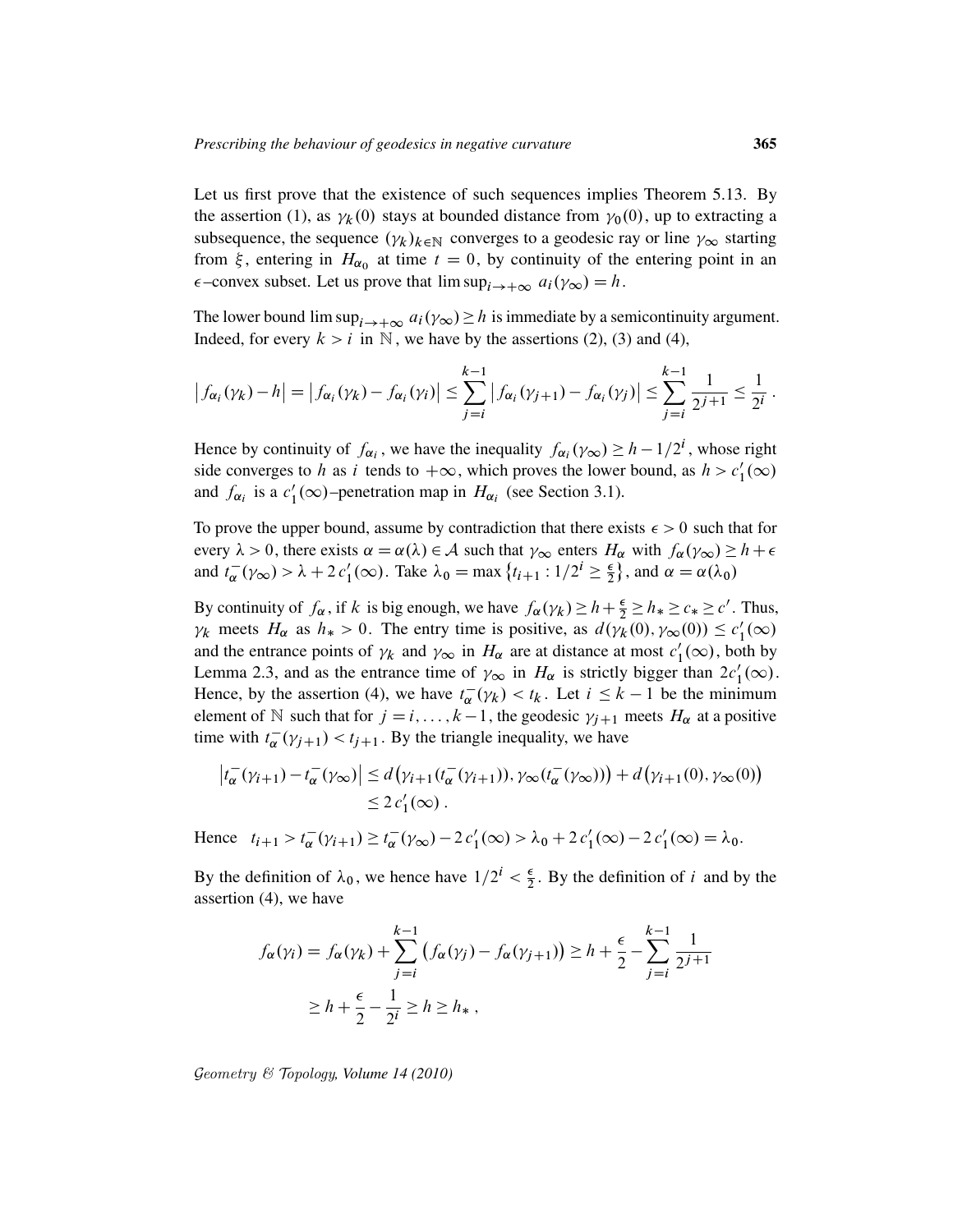Let us first prove that the existence of such sequences implies Theorem 5.13. By the assertion (1), as $\gamma_k(0)$ stays at bounded distance from $\gamma_0(0)$, up to extracting a subsequence, the sequence $(\gamma_k)_{k\in\mathbb{N}}$ converges to a geodesic ray or line $\gamma_\infty$ starting from $\xi$, entering in $H_{\alpha_0}$ at time $t = 0$, by continuity of the entering point in an $\epsilon$–convex subset. Let us prove that $\limsup_{i\to+\infty} a_i(\gamma_\infty) = h$.

The lower bound $\limsup_{i\to+\infty} a_i(\gamma_\infty) \geq h$ is immediate by a semicontinuity argument. Indeed, for every $k > i$ in $\mathbb{N}$, we have by the assertions (2), (3) and (4),

$$\big| f_{\alpha_i}(\gamma_k) - h \big| = \big| f_{\alpha_i}(\gamma_k) - f_{\alpha_i}(\gamma_i) \big| \leq \sum_{j=i}^{k-1} \big| f_{\alpha_i}(\gamma_{j+1}) - f_{\alpha_i}(\gamma_j) \big| \leq \sum_{j=i}^{k-1} \frac{1}{2^{j+1}} \leq \frac{1}{2^i} \, .$$

Hence by continuity of $f_{\alpha_i}$, we have the inequality $f_{\alpha_i}(\gamma_\infty) \geq h - 1/2^i$, whose right side converges to $h$ as $i$ tends to $+\infty$, which proves the lower bound, as $h > c_1'(\infty)$ and $f_{\alpha_i}$ is a $c_1'(\infty)$–penetration map in $H_{\alpha_i}$ (see Section 3.1).

To prove the upper bound, assume by contradiction that there exists $\epsilon > 0$ such that for every $\lambda > 0$, there exists $\alpha = \alpha(\lambda) \in \mathcal{A}$ such that $\gamma_\infty$ enters $H_\alpha$ with $f_\alpha(\gamma_\infty) \geq h + \epsilon$ and $t_\alpha^-(\gamma_\infty) > \lambda + 2\,c_1'(\infty)$. Take $\lambda_0 = \max\{t_{i+1} : 1/2^i \geq \frac{\epsilon}{2}\}$, and $\alpha = \alpha(\lambda_0)$

By continuity of $f_\alpha$, if $k$ is big enough, we have $f_\alpha(\gamma_k) \geq h + \frac{\epsilon}{2} \geq h_* \geq c_* \geq c'$. Thus, $\gamma_k$ meets $H_\alpha$ as $h_* > 0$. The entry time is positive, as $d(\gamma_k(0), \gamma_\infty(0)) \leq c_1'(\infty)$ and the entrance points of $\gamma_k$ and $\gamma_\infty$ in $H_\alpha$ are at distance at most $c_1'(\infty)$, both by Lemma 2.3, and as the entrance time of $\gamma_\infty$ in $H_\alpha$ is strictly bigger than $2c_1'(\infty)$. Hence, by the assertion (4), we have $t_\alpha^-(\gamma_k) < t_k$. Let $i \leq k-1$ be the minimum element of $\mathbb{N}$ such that for $j = i, \ldots, k-1$, the geodesic $\gamma_{j+1}$ meets $H_\alpha$ at a positive time with $t_\alpha^-(\gamma_{j+1}) < t_{j+1}$. By the triangle inequality, we have

$$\begin{aligned}
\big| t_\alpha^-(\gamma_{i+1}) - t_\alpha^-(\gamma_\infty) \big| &\leq d\big(\gamma_{i+1}(t_\alpha^-(\gamma_{i+1})), \gamma_\infty(t_\alpha^-(\gamma_\infty))\big) + d\big(\gamma_{i+1}(0), \gamma_\infty(0)\big) \\
&\leq 2\,c_1'(\infty) \, .
\end{aligned}$$

Hence $\quad t_{i+1} > t_\alpha^-(\gamma_{i+1}) \geq t_\alpha^-(\gamma_\infty) - 2\,c_1'(\infty) > \lambda_0 + 2\,c_1'(\infty) - 2\,c_1'(\infty) = \lambda_0$.

By the definition of $\lambda_0$, we hence have $1/2^i < \frac{\epsilon}{2}$. By the definition of $i$ and by the assertion (4), we have

$$\begin{aligned}
f_\alpha(\gamma_i) = f_\alpha(\gamma_k) + \sum_{j=i}^{k-1} \big( f_\alpha(\gamma_j) - f_\alpha(\gamma_{j+1}) \big) &\geq h + \frac{\epsilon}{2} - \sum_{j=i}^{k-1} \frac{1}{2^{j+1}} \\
&\geq h + \frac{\epsilon}{2} - \frac{1}{2^i} \geq h \geq h_* \, ,
\end{aligned}$$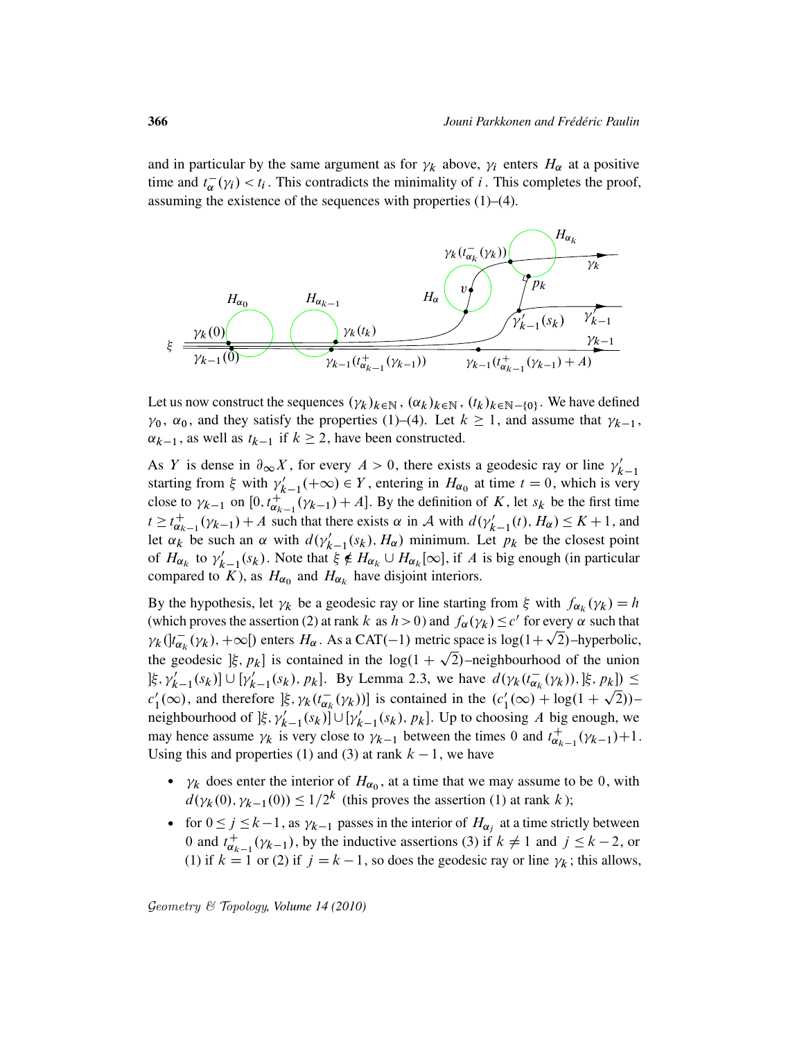and in particular by the same argument as for $\gamma_k$ above, $\gamma_i$ enters $H_\alpha$ at a positive time and $t^-_\alpha(\gamma_i) < t_i$. This contradicts the minimality of $i$. This completes the proof, assuming the existence of the sequences with properties (1)–(4).

Let us now construct the sequences $(\gamma_k)_{k\in\mathbb{N}}$, $(\alpha_k)_{k\in\mathbb{N}}$, $(t_k)_{k\in\mathbb{N}-\{0\}}$. We have defined $\gamma_0$, $\alpha_0$, and they satisfy the properties (1)–(4). Let $k \geq 1$, and assume that $\gamma_{k-1}$, $\alpha_{k-1}$, as well as $t_{k-1}$ if $k \geq 2$, have been constructed.

As $Y$ is dense in $\partial_\infty X$, for every $A > 0$, there exists a geodesic ray or line $\gamma'_{k-1}$ starting from $\xi$ with $\gamma'_{k-1}(+\infty) \in Y$, entering in $H_{\alpha_0}$ at time $t = 0$, which is very close to $\gamma_{k-1}$ on $[0, t^+_{\alpha_{k-1}}(\gamma_{k-1}) + A]$. By the definition of $K$, let $s_k$ be the first time $t \geq t^+_{\alpha_{k-1}}(\gamma_{k-1}) + A$ such that there exists $\alpha$ in $\mathcal{A}$ with $d(\gamma'_{k-1}(t), H_\alpha) \leq K+1$, and let $\alpha_k$ be such an $\alpha$ with $d(\gamma'_{k-1}(s_k), H_\alpha)$ minimum. Let $p_k$ be the closest point of $H_{\alpha_k}$ to $\gamma'_{k-1}(s_k)$. Note that $\xi \notin H_{\alpha_k} \cup H_{\alpha_k}[\infty]$, if $A$ is big enough (in particular compared to $K$), as $H_{\alpha_0}$ and $H_{\alpha_k}$ have disjoint interiors.

By the hypothesis, let $\gamma_k$ be a geodesic ray or line starting from $\xi$ with $f_{\alpha_k}(\gamma_k) = h$ (which proves the assertion (2) at rank $k$ as $h > 0$) and $f_\alpha(\gamma_k) \leq c'$ for every $\alpha$ such that $\gamma_k(]t^-_{\alpha_k}(\gamma_k), +\infty[)$ enters $H_\alpha$. As a CAT$(-1)$ metric space is $\log(1+\sqrt{2})$–hyperbolic, the geodesic $]\xi, p_k]$ is contained in the $\log(1+\sqrt{2})$–neighbourhood of the union $]\xi, \gamma'_{k-1}(s_k)] \cup [\gamma'_{k-1}(s_k), p_k]$. By Lemma 2.3, we have $d(\gamma_k(t^-_{\alpha_k}(\gamma_k)), ]\xi, p_k]) \leq c'_1(\infty)$, and therefore $]\xi, \gamma_k(t^-_{\alpha_k}(\gamma_k))]$ is contained in the $(c'_1(\infty) + \log(1+\sqrt{2}))$–neighbourhood of $]\xi, \gamma'_{k-1}(s_k)] \cup [\gamma'_{k-1}(s_k), p_k]$. Up to choosing $A$ big enough, we may hence assume $\gamma_k$ is very close to $\gamma_{k-1}$ between the times $0$ and $t^+_{\alpha_{k-1}}(\gamma_{k-1})+1$. Using this and properties (1) and (3) at rank $k-1$, we have

- $\gamma_k$ does enter the interior of $H_{\alpha_0}$, at a time that we may assume to be $0$, with $d(\gamma_k(0), \gamma_{k-1}(0)) \leq 1/2^k$ (this proves the assertion (1) at rank $k$);
- for $0 \leq j \leq k-1$, as $\gamma_{k-1}$ passes in the interior of $H_{\alpha_j}$ at a time strictly between $0$ and $t^+_{\alpha_{k-1}}(\gamma_{k-1})$, by the inductive assertions (3) if $k \neq 1$ and $j \leq k-2$, or (1) if $k = 1$ or (2) if $j = k-1$, so does the geodesic ray or line $\gamma_k$; this allows,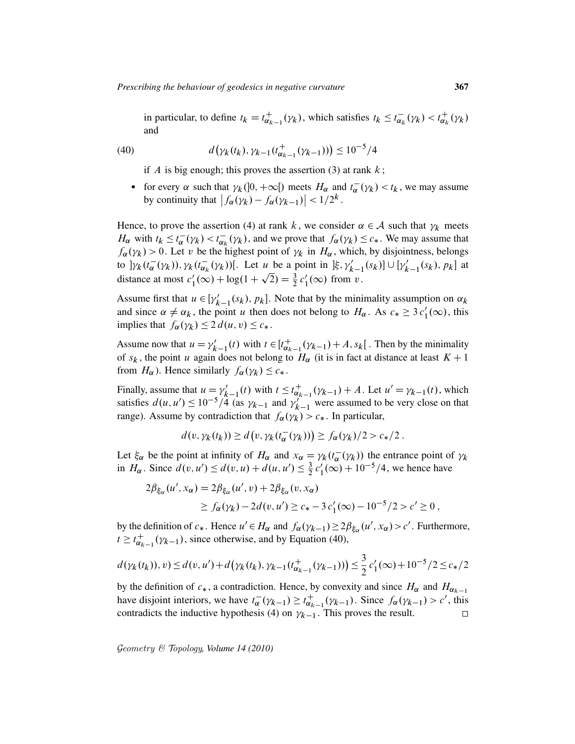in particular, to define $t_k = t^+_{\alpha_{k-1}}(\gamma_k)$, which satisfies $t_k \le t^-_{\alpha_k}(\gamma_k) < t^+_{\alpha_k}(\gamma_k)$ and

$$d\big(\gamma_k(t_k), \gamma_{k-1}(t^+_{\alpha_{k-1}}(\gamma_{k-1}))\big) \le 10^{-5}/4 \tag{40}$$

if $A$ is big enough; this proves the assertion (3) at rank $k$;

- for every $\alpha$ such that $\gamma_k(]0, +\infty[)$ meets $H_\alpha$ and $t^-_\alpha(\gamma_k) < t_k$, we may assume by continuity that $\big|f_\alpha(\gamma_k) - f_\alpha(\gamma_{k-1})\big| < 1/2^k$.

Hence, to prove the assertion (4) at rank $k$, we consider $\alpha \in \mathcal{A}$ such that $\gamma_k$ meets $H_\alpha$ with $t_k \le t^-_\alpha(\gamma_k) < t^-_{\alpha_k}(\gamma_k)$, and we prove that $f_\alpha(\gamma_k) \le c_*$. We may assume that $f_\alpha(\gamma_k) > 0$. Let $v$ be the highest point of $\gamma_k$ in $H_\alpha$, which, by disjointness, belongs to $]\gamma_k(t^-_\alpha(\gamma_k)), \gamma_k(t^-_{\alpha_k}(\gamma_k))[$. Let $u$ be a point in $]\xi, \gamma'_{k-1}(s_k)] \cup [\gamma'_{k-1}(s_k), p_k]$ at distance at most $c'_1(\infty) + \log(1+\sqrt{2}) = \frac{3}{2}\, c'_1(\infty)$ from $v$.

Assume first that $u \in [\gamma'_{k-1}(s_k), p_k]$. Note that by the minimality assumption on $\alpha_k$ and since $\alpha \ne \alpha_k$, the point $u$ then does not belong to $H_\alpha$. As $c_* \ge 3\,c'_1(\infty)$, this implies that $f_\alpha(\gamma_k) \le 2\,d(u,v) \le c_*$.

Assume now that $u = \gamma'_{k-1}(t)$ with $t \in [t^+_{\alpha_{k-1}}(\gamma_{k-1}) + A, s_k[$. Then by the minimality of $s_k$, the point $u$ again does not belong to $H_\alpha$ (it is in fact at distance at least $K+1$ from $H_\alpha$). Hence similarly $f_\alpha(\gamma_k) \le c_*$.

Finally, assume that $u = \gamma'_{k-1}(t)$ with $t \le t^+_{\alpha_{k-1}}(\gamma_{k-1}) + A$. Let $u' = \gamma_{k-1}(t)$, which satisfies $d(u,u') \le 10^{-5}/4$ (as $\gamma_{k-1}$ and $\gamma'_{k-1}$ were assumed to be very close on that range). Assume by contradiction that $f_\alpha(\gamma_k) > c_*$. In particular,

$$d(v, \gamma_k(t_k)) \ge d\big(v, \gamma_k(t^-_\alpha(\gamma_k))\big) \ge f_\alpha(\gamma_k)/2 > c_*/2\,.$$

Let $\xi_\alpha$ be the point at infinity of $H_\alpha$ and $x_\alpha = \gamma_k(t^-_\alpha(\gamma_k))$ the entrance point of $\gamma_k$ in $H_\alpha$. Since $d(v,u') \le d(v,u) + d(u,u') \le \frac{3}{2}\,c'_1(\infty) + 10^{-5}/4$, we hence have

$$\begin{aligned}
2\beta_{\xi_\alpha}(u', x_\alpha) &= 2\beta_{\xi_\alpha}(u', v) + 2\beta_{\xi_\alpha}(v, x_\alpha) \\
&\ge f_\alpha(\gamma_k) - 2d(v,u') \ge c_* - 3\,c'_1(\infty) - 10^{-5}/2 > c' \ge 0\,,
\end{aligned}$$

by the definition of $c_*$. Hence $u' \in H_\alpha$ and $f_\alpha(\gamma_{k-1}) \ge 2\beta_{\xi_\alpha}(u', x_\alpha) > c'$. Furthermore, $t \ge t^+_{\alpha_{k-1}}(\gamma_{k-1})$, since otherwise, and by Equation (40),

$$d(\gamma_k(t_k)), v) \le d(v,u') + d\big(\gamma_k(t_k), \gamma_{k-1}(t^+_{\alpha_{k-1}}(\gamma_{k-1}))\big) \le \frac{3}{2}\,c'_1(\infty) + 10^{-5}/2 \le c_*/2$$

by the definition of $c_*$, a contradiction. Hence, by convexity and since $H_\alpha$ and $H_{\alpha_{k-1}}$ have disjoint interiors, we have $t^-_\alpha(\gamma_{k-1}) \ge t^+_{\alpha_{k-1}}(\gamma_{k-1})$. Since $f_\alpha(\gamma_{k-1}) > c'$, this contradicts the inductive hypothesis (4) on $\gamma_{k-1}$. This proves the result. $\square$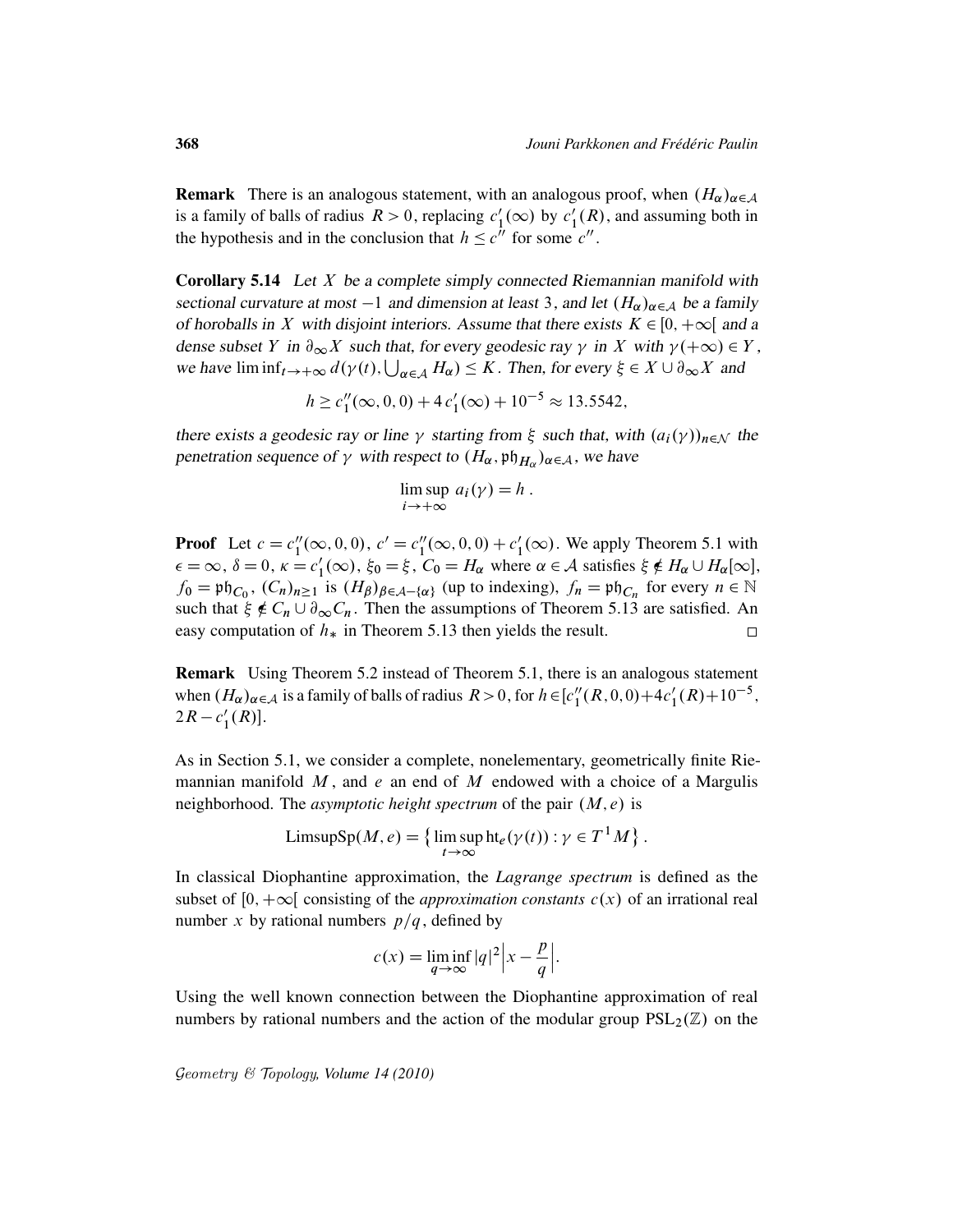**Remark** There is an analogous statement, with an analogous proof, when $(H_\alpha)_{\alpha\in\mathcal{A}}$ is a family of balls of radius $R > 0$, replacing $c_1'(\infty)$ by $c_1'(R)$, and assuming both in the hypothesis and in the conclusion that $h \leq c''$ for some $c''$.

**Corollary 5.14** *Let $X$ be a complete simply connected Riemannian manifold with sectional curvature at most $-1$ and dimension at least 3, and let $(H_\alpha)_{\alpha\in\mathcal{A}}$ be a family of horoballs in $X$ with disjoint interiors. Assume that there exists $K \in [0,+\infty[$ and a dense subset $Y$ in $\partial_\infty X$ such that, for every geodesic ray $\gamma$ in $X$ with $\gamma(+\infty) \in Y$, we have $\liminf_{t\to+\infty} d(\gamma(t), \bigcup_{\alpha\in\mathcal{A}} H_\alpha) \leq K$. Then, for every $\xi \in X \cup \partial_\infty X$ and*

$$h \geq c_1''(\infty,0,0) + 4\,c_1'(\infty) + 10^{-5} \approx 13.5542,$$

*there exists a geodesic ray or line $\gamma$ starting from $\xi$ such that, with $(a_i(\gamma))_{n\in\mathcal{N}}$ the penetration sequence of $\gamma$ with respect to $(H_\alpha, \mathfrak{ph}_{H_\alpha})_{\alpha\in\mathcal{A}}$, we have*

$$\limsup_{i\to+\infty} a_i(\gamma) = h\ .$$

**Proof** Let $c = c_1''(\infty,0,0)$, $c' = c_1''(\infty,0,0) + c_1'(\infty)$. We apply Theorem 5.1 with $\epsilon = \infty$, $\delta = 0$, $\kappa = c_1'(\infty)$, $\xi_0 = \xi$, $C_0 = H_\alpha$ where $\alpha \in \mathcal{A}$ satisfies $\xi \notin H_\alpha \cup H_\alpha[\infty]$, $f_0 = \mathfrak{ph}_{C_0}$, $(C_n)_{n\geq 1}$ is $(H_\beta)_{\beta\in\mathcal{A}-\{\alpha\}}$ (up to indexing), $f_n = \mathfrak{ph}_{C_n}$ for every $n \in \mathbb{N}$ such that $\xi \notin C_n \cup \partial_\infty C_n$. Then the assumptions of Theorem 5.13 are satisfied. An easy computation of $h_*$ in Theorem 5.13 then yields the result. $\square$

**Remark** Using Theorem 5.2 instead of Theorem 5.1, there is an analogous statement when $(H_\alpha)_{\alpha\in\mathcal{A}}$ is a family of balls of radius $R > 0$, for $h \in [c_1''(R,0,0) + 4c_1'(R) + 10^{-5}, 2R - c_1'(R)]$.

As in Section 5.1, we consider a complete, nonelementary, geometrically finite Riemannian manifold $M$, and $e$ an end of $M$ endowed with a choice of a Margulis neighborhood. The *asymptotic height spectrum* of the pair $(M,e)$ is

$$\mathrm{LimsupSp}(M,e) = \big\{ \limsup_{t\to\infty} \mathrm{ht}_e(\gamma(t)) : \gamma \in T^1M \big\}\ .$$

In classical Diophantine approximation, the *Lagrange spectrum* is defined as the subset of $[0,+\infty[$ consisting of the *approximation constants* $c(x)$ of an irrational real number $x$ by rational numbers $p/q$, defined by

$$c(x) = \liminf_{q\to\infty} |q|^2 \Big| x - \frac{p}{q} \Big|.$$

Using the well known connection between the Diophantine approximation of real numbers by rational numbers and the action of the modular group $\mathrm{PSL}_2(\mathbb{Z})$ on the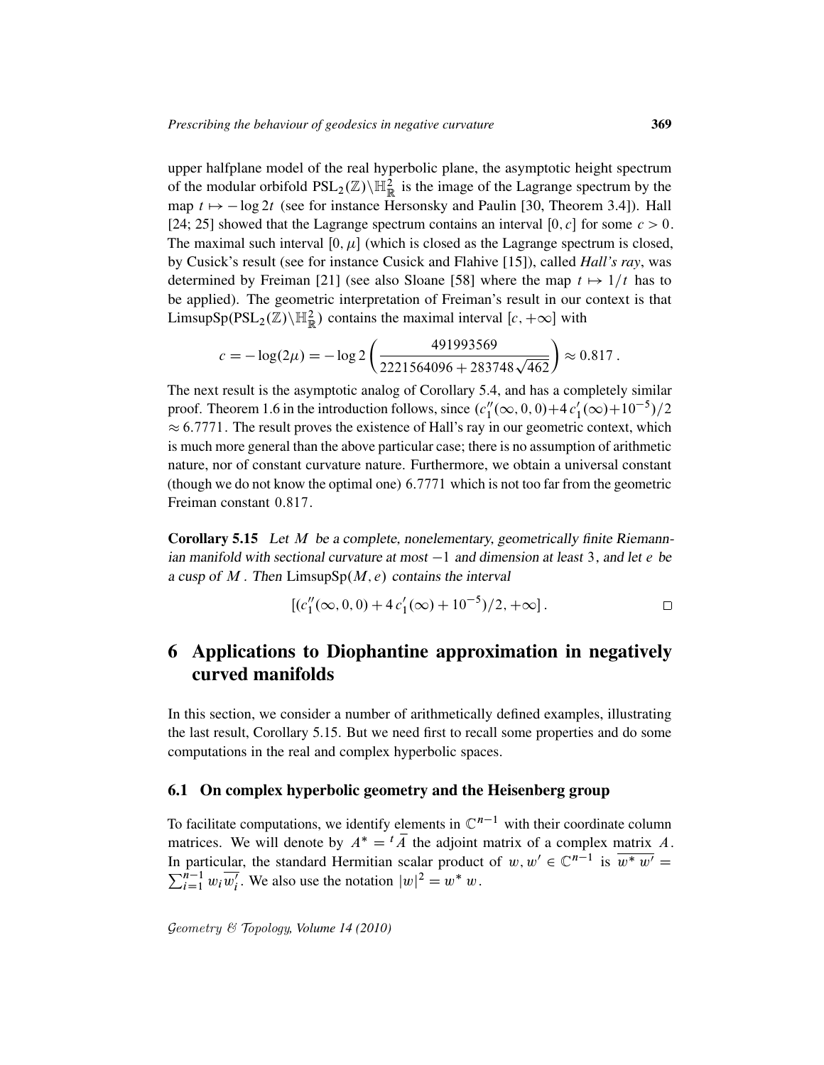upper halfplane model of the real hyperbolic plane, the asymptotic height spectrum of the modular orbifold $\mathrm{PSL}_2(\mathbb{Z})\backslash\mathbb{H}^2_{\mathbb{R}}$ is the image of the Lagrange spectrum by the map $t \mapsto -\log 2t$ (see for instance Hersonsky and Paulin [30, Theorem 3.4]). Hall [24; 25] showed that the Lagrange spectrum contains an interval $[0, c]$ for some $c > 0$. The maximal such interval $[0, \mu]$ (which is closed as the Lagrange spectrum is closed, by Cusick's result (see for instance Cusick and Flahive [15]), called *Hall's ray*, was determined by Freiman [21] (see also Sloane [58] where the map $t \mapsto 1/t$ has to be applied). The geometric interpretation of Freiman's result in our context is that $\mathrm{LimsupSp}(\mathrm{PSL}_2(\mathbb{Z})\backslash\mathbb{H}^2_{\mathbb{R}})$ contains the maximal interval $[c, +\infty]$ with

$$c = -\log(2\mu) = -\log 2\left(\frac{491993569}{2221564096 + 283748\sqrt{462}}\right) \approx 0.817\,.$$

The next result is the asymptotic analog of Corollary 5.4, and has a completely similar proof. Theorem 1.6 in the introduction follows, since $(c_1''(\infty, 0, 0)+4\,c_1'(\infty)+10^{-5})/2 \approx 6.7771$. The result proves the existence of Hall's ray in our geometric context, which is much more general than the above particular case; there is no assumption of arithmetic nature, nor of constant curvature nature. Furthermore, we obtain a universal constant (though we do not know the optimal one) $6.7771$ which is not too far from the geometric Freiman constant $0.817$.

**Corollary 5.15** *Let $M$ be a complete, nonelementary, geometrically finite Riemannian manifold with sectional curvature at most $-1$ and dimension at least $3$, and let $e$ be a cusp of $M$. Then $\mathrm{LimsupSp}(M, e)$ contains the interval*

$$[(c_1''(\infty, 0, 0) + 4\,c_1'(\infty) + 10^{-5})/2, +\infty]\,. \qquad \square$$

# 6 Applications to Diophantine approximation in negatively curved manifolds

In this section, we consider a number of arithmetically defined examples, illustrating the last result, Corollary 5.15. But we need first to recall some properties and do some computations in the real and complex hyperbolic spaces.

## 6.1 On complex hyperbolic geometry and the Heisenberg group

To facilitate computations, we identify elements in $\mathbb{C}^{n-1}$ with their coordinate column matrices. We will denote by $A^* = {}^t\overline{A}$ the adjoint matrix of a complex matrix $A$. In particular, the standard Hermitian scalar product of $w, w' \in \mathbb{C}^{n-1}$ is $\overline{w^*\,w'} = \sum_{i=1}^{n-1} w_i \overline{w_i'}$. We also use the notation $|w|^2 = w^*\,w$.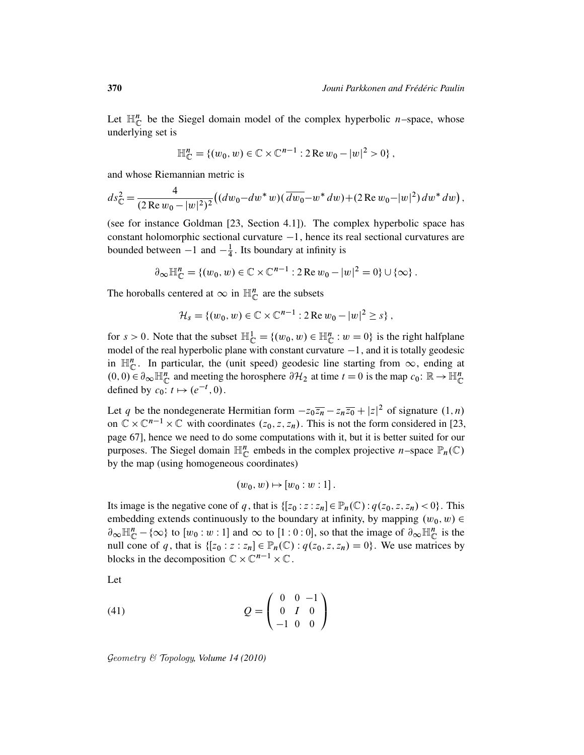Let $\mathbb{H}^n_{\mathbb{C}}$ be the Siegel domain model of the complex hyperbolic $n$–space, whose underlying set is

$$\mathbb{H}^n_{\mathbb{C}} = \{(w_0, w) \in \mathbb{C} \times \mathbb{C}^{n-1} : 2\,\mathrm{Re}\, w_0 - |w|^2 > 0\}\,,$$

and whose Riemannian metric is

$$ds^2_{\mathbb{C}} = \frac{4}{(2\,\mathrm{Re}\, w_0 - |w|^2)^2}\big((dw_0 - dw^*\, w)(\overline{dw_0} - w^*\, dw) + (2\,\mathrm{Re}\, w_0 - |w|^2)\, dw^*\, dw\big)\,,$$

(see for instance Goldman [23, Section 4.1]). The complex hyperbolic space has constant holomorphic sectional curvature $-1$, hence its real sectional curvatures are bounded between $-1$ and $-\frac{1}{4}$. Its boundary at infinity is

$$\partial_\infty \mathbb{H}^n_{\mathbb{C}} = \{(w_0, w) \in \mathbb{C} \times \mathbb{C}^{n-1} : 2\,\mathrm{Re}\, w_0 - |w|^2 = 0\} \cup \{\infty\}\,.$$

The horoballs centered at $\infty$ in $\mathbb{H}^n_{\mathbb{C}}$ are the subsets

$$\mathcal{H}_s = \{(w_0, w) \in \mathbb{C} \times \mathbb{C}^{n-1} : 2\,\mathrm{Re}\, w_0 - |w|^2 \geq s\}\,,$$

for $s > 0$. Note that the subset $\mathbb{H}^1_{\mathbb{C}} = \{(w_0, w) \in \mathbb{H}^n_{\mathbb{C}} : w = 0\}$ is the right halfplane model of the real hyperbolic plane with constant curvature $-1$, and it is totally geodesic in $\mathbb{H}^n_{\mathbb{C}}$. In particular, the (unit speed) geodesic line starting from $\infty$, ending at $(0,0) \in \partial_\infty \mathbb{H}^n_{\mathbb{C}}$ and meeting the horosphere $\partial \mathcal{H}_2$ at time $t = 0$ is the map $c_0 \colon \mathbb{R} \to \mathbb{H}^n_{\mathbb{C}}$ defined by $c_0 \colon t \mapsto (e^{-t}, 0)$.

Let $q$ be the nondegenerate Hermitian form $-z_0\overline{z_n} - z_n\overline{z_0} + |z|^2$ of signature $(1, n)$ on $\mathbb{C} \times \mathbb{C}^{n-1} \times \mathbb{C}$ with coordinates $(z_0, z, z_n)$. This is not the form considered in [23, page 67], hence we need to do some computations with it, but it is better suited for our purposes. The Siegel domain $\mathbb{H}^n_{\mathbb{C}}$ embeds in the complex projective $n$–space $\mathbb{P}_n(\mathbb{C})$ by the map (using homogeneous coordinates)

$$(w_0, w) \mapsto [w_0 : w : 1]\,.$$

Its image is the negative cone of $q$, that is $\{[z_0 : z : z_n] \in \mathbb{P}_n(\mathbb{C}) : q(z_0, z, z_n) < 0\}$. This embedding extends continuously to the boundary at infinity, by mapping $(w_0, w) \in \partial_\infty \mathbb{H}^n_{\mathbb{C}} - \{\infty\}$ to $[w_0 : w : 1]$ and $\infty$ to $[1 : 0 : 0]$, so that the image of $\partial_\infty \mathbb{H}^n_{\mathbb{C}}$ is the null cone of $q$, that is $\{[z_0 : z : z_n] \in \mathbb{P}_n(\mathbb{C}) : q(z_0, z, z_n) = 0\}$. We use matrices by blocks in the decomposition $\mathbb{C} \times \mathbb{C}^{n-1} \times \mathbb{C}$.

Let

$$Q = \begin{pmatrix} 0 & 0 & -1 \\ 0 & I & 0 \\ -1 & 0 & 0 \end{pmatrix} \tag{41}$$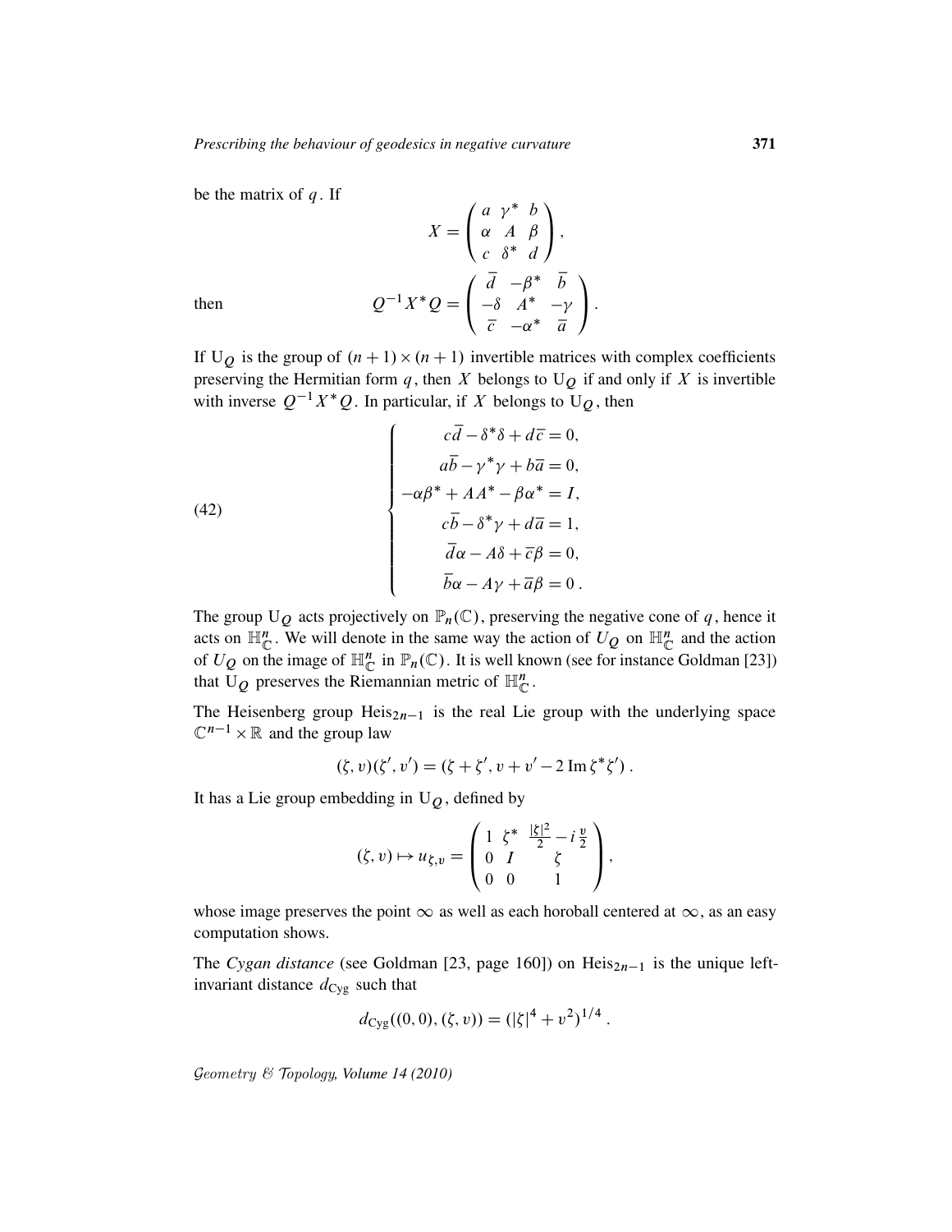be the matrix of $q$. If

$$X = \begin{pmatrix} a & \gamma^* & b \\ \alpha & A & \beta \\ c & \delta^* & d \end{pmatrix},$$

then

$$Q^{-1} X^* Q = \begin{pmatrix} \overline{d} & -\beta^* & \overline{b} \\ -\delta & A^* & -\gamma \\ \overline{c} & -\alpha^* & \overline{a} \end{pmatrix}.$$

If $\mathrm{U}_Q$ is the group of $(n+1)\times(n+1)$ invertible matrices with complex coefficients preserving the Hermitian form $q$, then $X$ belongs to $\mathrm{U}_Q$ if and only if $X$ is invertible with inverse $Q^{-1}X^*Q$. In particular, if $X$ belongs to $\mathrm{U}_Q$, then

$$\tag{42} \begin{cases} c\overline{d} - \delta^*\delta + d\overline{c} = 0, \\ a\overline{b} - \gamma^*\gamma + b\overline{a} = 0, \\ -\alpha\beta^* + AA^* - \beta\alpha^* = I, \\ c\overline{b} - \delta^*\gamma + d\overline{a} = 1, \\ \overline{d}\alpha - A\delta + \overline{c}\beta = 0, \\ \overline{b}\alpha - A\gamma + \overline{a}\beta = 0\,. \end{cases}$$

The group $\mathrm{U}_Q$ acts projectively on $\mathbb{P}_n(\mathbb{C})$, preserving the negative cone of $q$, hence it acts on $\mathbb{H}^n_{\mathbb{C}}$. We will denote in the same way the action of $U_Q$ on $\mathbb{H}^n_{\mathbb{C}}$ and the action of $U_Q$ on the image of $\mathbb{H}^n_{\mathbb{C}}$ in $\mathbb{P}_n(\mathbb{C})$. It is well known (see for instance Goldman [23]) that $\mathrm{U}_Q$ preserves the Riemannian metric of $\mathbb{H}^n_{\mathbb{C}}$.

The Heisenberg group $\mathrm{Heis}_{2n-1}$ is the real Lie group with the underlying space $\mathbb{C}^{n-1}\times\mathbb{R}$ and the group law

$$(\zeta, v)(\zeta', v') = (\zeta + \zeta', v + v' - 2\,\mathrm{Im}\,\zeta^*\zeta')\,.$$

It has a Lie group embedding in $\mathrm{U}_Q$, defined by

$$(\zeta, v) \mapsto u_{\zeta,v} = \begin{pmatrix} 1 & \zeta^* & \frac{|\zeta|^2}{2} - i\frac{v}{2} \\ 0 & I & \zeta \\ 0 & 0 & 1 \end{pmatrix},$$

whose image preserves the point $\infty$ as well as each horoball centered at $\infty$, as an easy computation shows.

The *Cygan distance* (see Goldman [23, page 160]) on $\mathrm{Heis}_{2n-1}$ is the unique left-invariant distance $d_{\mathrm{Cyg}}$ such that

$$d_{\mathrm{Cyg}}((0,0),(\zeta,v)) = (|\zeta|^4 + v^2)^{1/4}\,.$$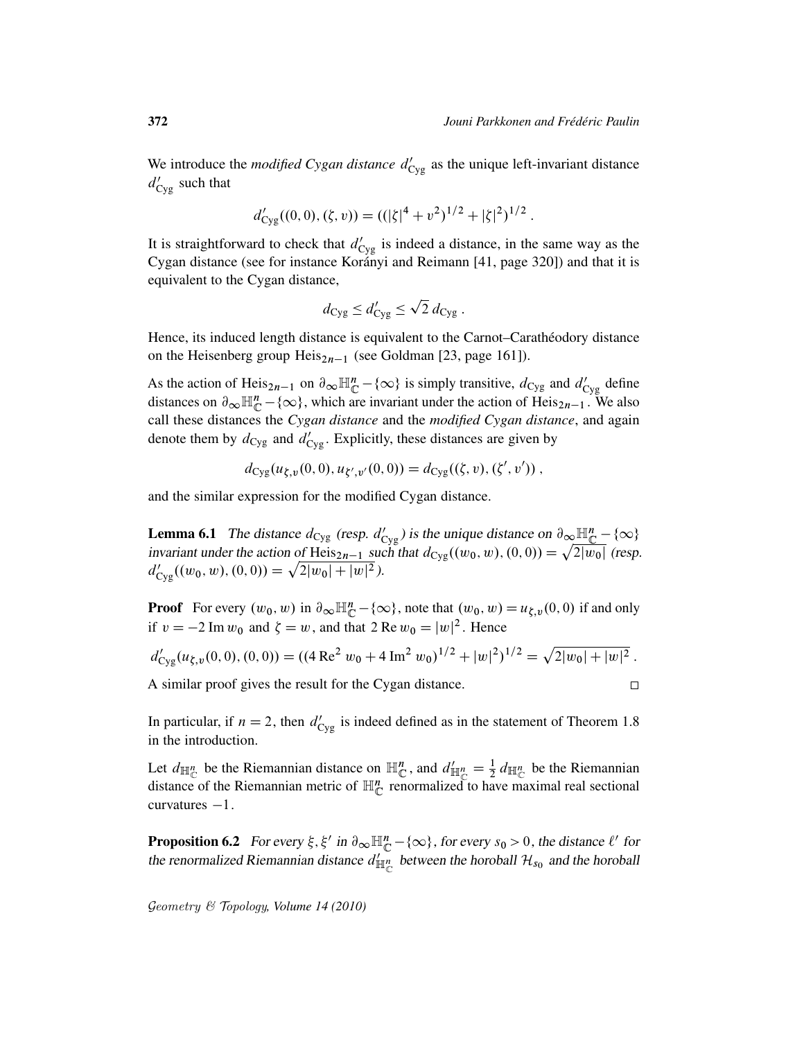We introduce the *modified Cygan distance* $d'_{\rm Cyg}$ as the unique left-invariant distance $d'_{\rm Cyg}$ such that

$$d'_{\rm Cyg}((0,0),(\zeta,v)) = ((|\zeta|^4 + v^2)^{1/2} + |\zeta|^2)^{1/2}\ .$$

It is straightforward to check that $d'_{\rm Cyg}$ is indeed a distance, in the same way as the Cygan distance (see for instance Korányi and Reimann [41, page 320]) and that it is equivalent to the Cygan distance,

$$d_{\rm Cyg} \le d'_{\rm Cyg} \le \sqrt{2}\, d_{\rm Cyg}\ .$$

Hence, its induced length distance is equivalent to the Carnot–Carathéodory distance on the Heisenberg group $\mathrm{Heis}_{2n-1}$ (see Goldman [23, page 161]).

As the action of $\mathrm{Heis}_{2n-1}$ on $\partial_\infty \mathbb{H}^n_{\mathbb{C}} - \{\infty\}$ is simply transitive, $d_{\rm Cyg}$ and $d'_{\rm Cyg}$ define distances on $\partial_\infty \mathbb{H}^n_{\mathbb{C}} - \{\infty\}$, which are invariant under the action of $\mathrm{Heis}_{2n-1}$. We also call these distances the *Cygan distance* and the *modified Cygan distance*, and again denote them by $d_{\rm Cyg}$ and $d'_{\rm Cyg}$. Explicitly, these distances are given by

$$d_{\rm Cyg}(u_{\zeta,v}(0,0), u_{\zeta',v'}(0,0)) = d_{\rm Cyg}((\zeta,v),(\zeta',v'))\ ,$$

and the similar expression for the modified Cygan distance.

**Lemma 6.1** *The distance $d_{\rm Cyg}$ (resp. $d'_{\rm Cyg}$) is the unique distance on $\partial_\infty \mathbb{H}^n_{\mathbb{C}} - \{\infty\}$ invariant under the action of $\mathrm{Heis}_{2n-1}$ such that $d_{\rm Cyg}((w_0,w),(0,0)) = \sqrt{2|w_0|}$ (resp. $d'_{\rm Cyg}((w_0,w),(0,0)) = \sqrt{2|w_0| + |w|^2}$).*

**Proof** For every $(w_0,w)$ in $\partial_\infty \mathbb{H}^n_{\mathbb{C}} - \{\infty\}$, note that $(w_0,w) = u_{\zeta,v}(0,0)$ if and only if $v = -2\,\mathrm{Im}\, w_0$ and $\zeta = w$, and that $2\,\mathrm{Re}\, w_0 = |w|^2$. Hence

$$d'_{\rm Cyg}(u_{\zeta,v}(0,0),(0,0)) = ((4\,\mathrm{Re}^2\, w_0 + 4\,\mathrm{Im}^2\, w_0)^{1/2} + |w|^2)^{1/2} = \sqrt{2|w_0| + |w|^2}\ .$$

A similar proof gives the result for the Cygan distance. $\square$

In particular, if $n = 2$, then $d'_{\rm Cyg}$ is indeed defined as in the statement of Theorem 1.8 in the introduction.

Let $d_{\mathbb{H}^n_{\mathbb{C}}}$ be the Riemannian distance on $\mathbb{H}^n_{\mathbb{C}}$, and $d'_{\mathbb{H}^n_{\mathbb{C}}} = \frac{1}{2}\, d_{\mathbb{H}^n_{\mathbb{C}}}$ be the Riemannian distance of the Riemannian metric of $\mathbb{H}^n_{\mathbb{C}}$ renormalized to have maximal real sectional curvatures $-1$.

**Proposition 6.2** *For every $\xi, \xi'$ in $\partial_\infty \mathbb{H}^n_{\mathbb{C}} - \{\infty\}$, for every $s_0 > 0$, the distance $\ell'$ for the renormalized Riemannian distance $d'_{\mathbb{H}^n_{\mathbb{C}}}$ between the horoball $\mathcal{H}_{s_0}$ and the horoball*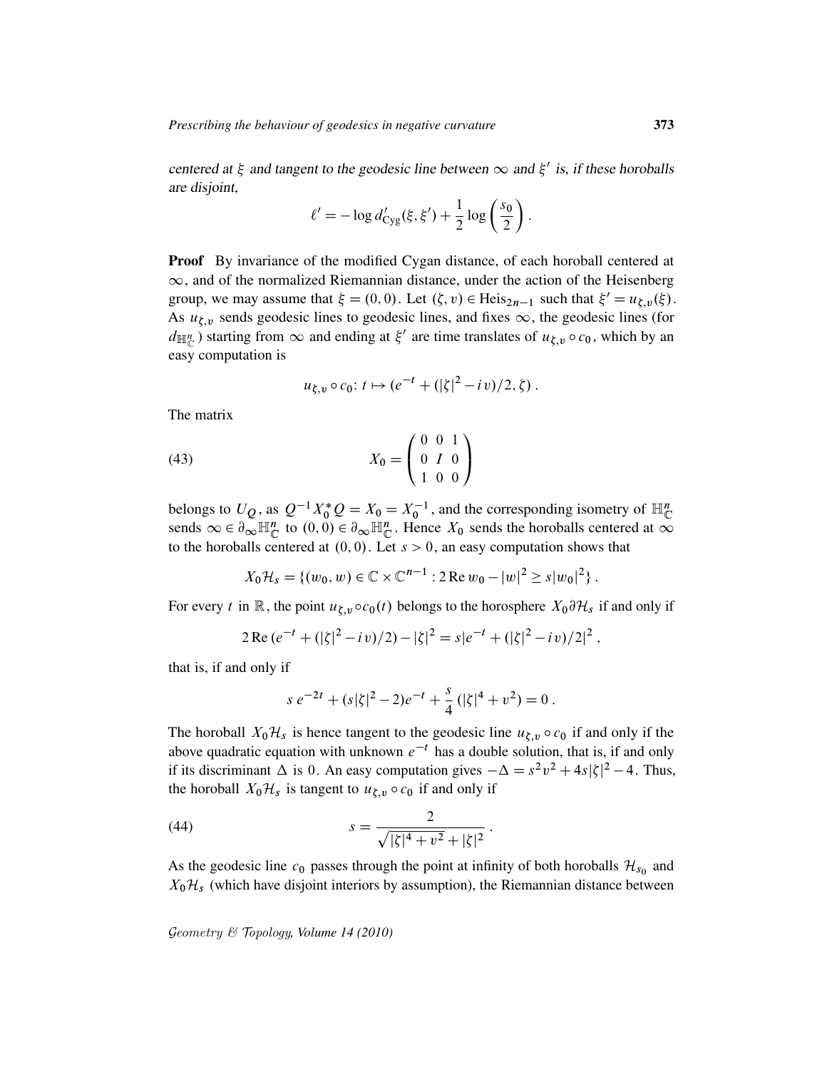centered at $\xi$ and tangent to the geodesic line between $\infty$ and $\xi'$ is, if these horoballs are disjoint,

$$\ell' = -\log d'_{\mathrm{Cyg}}(\xi, \xi') + \frac{1}{2}\log\left(\frac{s_0}{2}\right).$$

**Proof** By invariance of the modified Cygan distance, of each horoball centered at $\infty$, and of the normalized Riemannian distance, under the action of the Heisenberg group, we may assume that $\xi = (0,0)$. Let $(\zeta, v) \in \mathrm{Heis}_{2n-1}$ such that $\xi' = u_{\zeta,v}(\xi)$. As $u_{\zeta,v}$ sends geodesic lines to geodesic lines, and fixes $\infty$, the geodesic lines (for $d_{\mathbb{H}^n_{\mathbb{C}}}$) starting from $\infty$ and ending at $\xi'$ are time translates of $u_{\zeta,v} \circ c_0$, which by an easy computation is

$$u_{\zeta,v} \circ c_0 \colon t \mapsto (e^{-t} + (|\zeta|^2 - iv)/2, \zeta)\,.$$

The matrix

$$X_0 = \begin{pmatrix} 0 & 0 & 1 \\ 0 & I & 0 \\ 1 & 0 & 0 \end{pmatrix} \tag{43}$$

belongs to $U_Q$, as $Q^{-1}X_0^* Q = X_0 = X_0^{-1}$, and the corresponding isometry of $\mathbb{H}^n_{\mathbb{C}}$ sends $\infty \in \partial_\infty \mathbb{H}^n_{\mathbb{C}}$ to $(0,0) \in \partial_\infty \mathbb{H}^n_{\mathbb{C}}$. Hence $X_0$ sends the horoballs centered at $\infty$ to the horoballs centered at $(0,0)$. Let $s > 0$, an easy computation shows that

$$X_0 \mathcal{H}_s = \{(w_0, w) \in \mathbb{C} \times \mathbb{C}^{n-1} : 2\,\mathrm{Re}\, w_0 - |w|^2 \geq s|w_0|^2\}\,.$$

For every $t$ in $\mathbb{R}$, the point $u_{\zeta,v} \circ c_0(t)$ belongs to the horosphere $X_0 \partial \mathcal{H}_s$ if and only if

$$2\,\mathrm{Re}\,(e^{-t} + (|\zeta|^2 - iv)/2) - |\zeta|^2 = s|e^{-t} + (|\zeta|^2 - iv)/2|^2\,,$$

that is, if and only if

$$s\, e^{-2t} + (s|\zeta|^2 - 2)e^{-t} + \frac{s}{4}\,(|\zeta|^4 + v^2) = 0\,.$$

The horoball $X_0 \mathcal{H}_s$ is hence tangent to the geodesic line $u_{\zeta,v} \circ c_0$ if and only if the above quadratic equation with unknown $e^{-t}$ has a double solution, that is, if and only if its discriminant $\Delta$ is 0. An easy computation gives $-\Delta = s^2 v^2 + 4s|\zeta|^2 - 4$. Thus, the horoball $X_0 \mathcal{H}_s$ is tangent to $u_{\zeta,v} \circ c_0$ if and only if

$$s = \frac{2}{\sqrt{|\zeta|^4 + v^2} + |\zeta|^2}\,. \tag{44}$$

As the geodesic line $c_0$ passes through the point at infinity of both horoballs $\mathcal{H}_{s_0}$ and $X_0 \mathcal{H}_s$ (which have disjoint interiors by assumption), the Riemannian distance between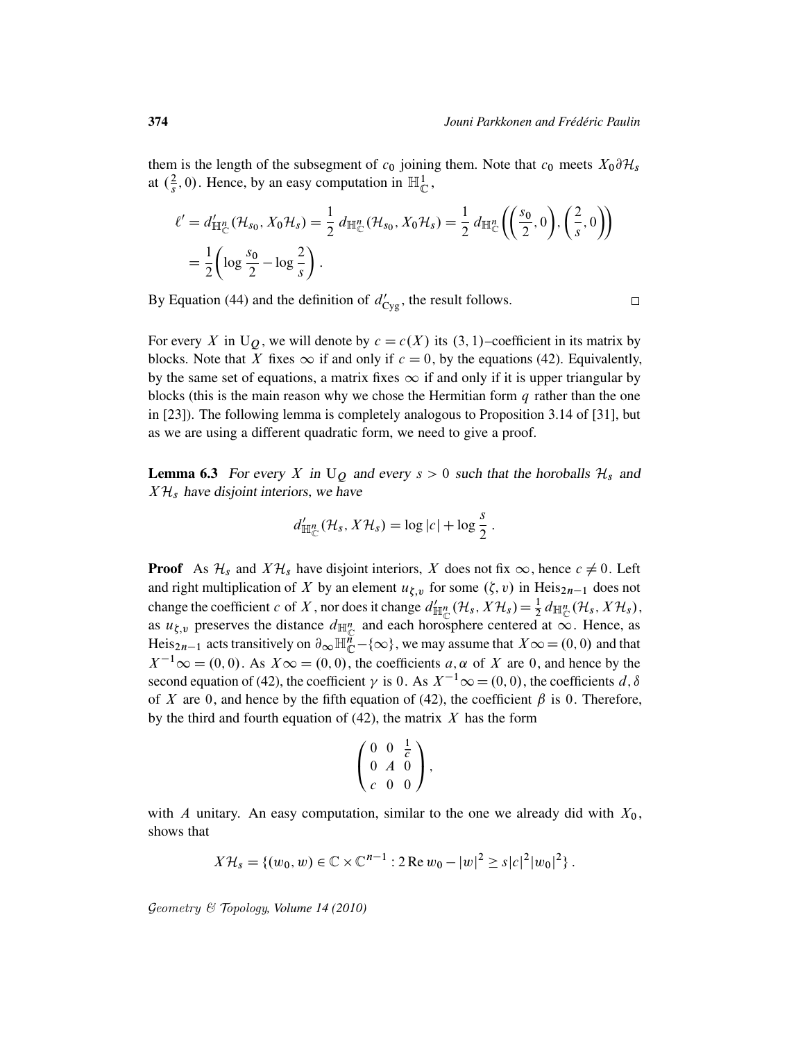them is the length of the subsegment of $c_0$ joining them. Note that $c_0$ meets $X_0\partial\mathcal{H}_s$ at $(\frac{2}{s}, 0)$. Hence, by an easy computation in $\mathbb{H}^1_{\mathbb{C}}$,

$$\ell' = d'_{\mathbb{H}^n_{\mathbb{C}}}(\mathcal{H}_{s_0}, X_0\mathcal{H}_s) = \frac{1}{2}\, d_{\mathbb{H}^n_{\mathbb{C}}}(\mathcal{H}_{s_0}, X_0\mathcal{H}_s) = \frac{1}{2}\, d_{\mathbb{H}^n_{\mathbb{C}}}\left(\left(\frac{s_0}{2}, 0\right), \left(\frac{2}{s}, 0\right)\right)$$
$$= \frac{1}{2}\left(\log\frac{s_0}{2} - \log\frac{2}{s}\right).$$

By Equation (44) and the definition of $d'_{\mathrm{Cyg}}$, the result follows. □

For every $X$ in $\mathrm{U}_Q$, we will denote by $c = c(X)$ its $(3,1)$–coefficient in its matrix by blocks. Note that $X$ fixes $\infty$ if and only if $c = 0$, by the equations (42). Equivalently, by the same set of equations, a matrix fixes $\infty$ if and only if it is upper triangular by blocks (this is the main reason why we chose the Hermitian form $q$ rather than the one in [23]). The following lemma is completely analogous to Proposition 3.14 of [31], but as we are using a different quadratic form, we need to give a proof.

**Lemma 6.3** *For every $X$ in $\mathrm{U}_Q$ and every $s > 0$ such that the horoballs $\mathcal{H}_s$ and $X\mathcal{H}_s$ have disjoint interiors, we have*

$$d'_{\mathbb{H}^n_{\mathbb{C}}}(\mathcal{H}_s, X\mathcal{H}_s) = \log|c| + \log\frac{s}{2}.$$

**Proof** As $\mathcal{H}_s$ and $X\mathcal{H}_s$ have disjoint interiors, $X$ does not fix $\infty$, hence $c \neq 0$. Left and right multiplication of $X$ by an element $u_{\zeta,v}$ for some $(\zeta, v)$ in $\mathrm{Heis}_{2n-1}$ does not change the coefficient $c$ of $X$, nor does it change $d'_{\mathbb{H}^n_{\mathbb{C}}}(\mathcal{H}_s, X\mathcal{H}_s) = \frac{1}{2}\, d_{\mathbb{H}^n_{\mathbb{C}}}(\mathcal{H}_s, X\mathcal{H}_s)$, as $u_{\zeta,v}$ preserves the distance $d_{\mathbb{H}^n_{\mathbb{C}}}$ and each horosphere centered at $\infty$. Hence, as $\mathrm{Heis}_{2n-1}$ acts transitively on $\partial_\infty\mathbb{H}^n_{\mathbb{C}} - \{\infty\}$, we may assume that $X\infty = (0,0)$ and that $X^{-1}\infty = (0,0)$. As $X\infty = (0,0)$, the coefficients $a, \alpha$ of $X$ are $0$, and hence by the second equation of (42), the coefficient $\gamma$ is $0$. As $X^{-1}\infty = (0,0)$, the coefficients $d, \delta$ of $X$ are $0$, and hence by the fifth equation of (42), the coefficient $\beta$ is $0$. Therefore, by the third and fourth equation of (42), the matrix $X$ has the form

$$\begin{pmatrix} 0 & 0 & \frac{1}{c} \\ 0 & A & 0 \\ c & 0 & 0 \end{pmatrix},$$

with $A$ unitary. An easy computation, similar to the one we already did with $X_0$, shows that

$$X\mathcal{H}_s = \{(w_0, w) \in \mathbb{C} \times \mathbb{C}^{n-1} : 2\,\mathrm{Re}\, w_0 - |w|^2 \geq s|c|^2|w_0|^2\}.$$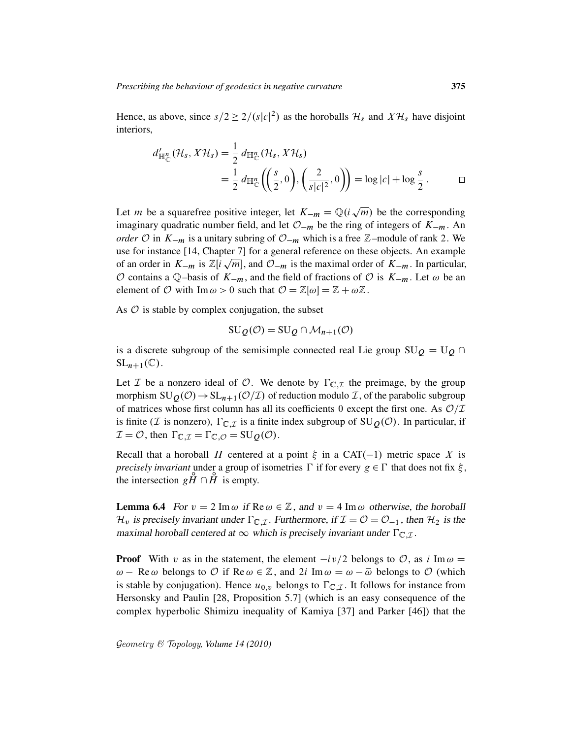Hence, as above, since $s/2 \geq 2/(s|c|^2)$ as the horoballs $\mathcal{H}_s$ and $X\mathcal{H}_s$ have disjoint interiors,

$$d'_{\mathbb{H}^n_{\mathbb{C}}}(\mathcal{H}_s, X\mathcal{H}_s) = \frac{1}{2}\, d_{\mathbb{H}^n_{\mathbb{C}}}(\mathcal{H}_s, X\mathcal{H}_s)$$
$$= \frac{1}{2}\, d_{\mathbb{H}^n_{\mathbb{C}}}\left(\left(\frac{s}{2}, 0\right), \left(\frac{2}{s|c|^2}, 0\right)\right) = \log|c| + \log\frac{s}{2}\,. \qquad \square$$

Let $m$ be a squarefree positive integer, let $K_{-m} = \mathbb{Q}(i\sqrt{m})$ be the corresponding imaginary quadratic number field, and let $\mathcal{O}_{-m}$ be the ring of integers of $K_{-m}$. An *order* $\mathcal{O}$ in $K_{-m}$ is a unitary subring of $\mathcal{O}_{-m}$ which is a free $\mathbb{Z}$–module of rank 2. We use for instance [14, Chapter 7] for a general reference on these objects. An example of an order in $K_{-m}$ is $\mathbb{Z}[i\sqrt{m}]$, and $\mathcal{O}_{-m}$ is the maximal order of $K_{-m}$. In particular, $\mathcal{O}$ contains a $\mathbb{Q}$–basis of $K_{-m}$, and the field of fractions of $\mathcal{O}$ is $K_{-m}$. Let $\omega$ be an element of $\mathcal{O}$ with $\operatorname{Im}\omega > 0$ such that $\mathcal{O} = \mathbb{Z}[\omega] = \mathbb{Z} + \omega\mathbb{Z}$.

As $\mathcal{O}$ is stable by complex conjugation, the subset

$$\mathrm{SU}_Q(\mathcal{O}) = \mathrm{SU}_Q \cap \mathcal{M}_{n+1}(\mathcal{O})$$

is a discrete subgroup of the semisimple connected real Lie group $\mathrm{SU}_Q = \mathrm{U}_Q \cap \mathrm{SL}_{n+1}(\mathbb{C})$.

Let $\mathcal{I}$ be a nonzero ideal of $\mathcal{O}$. We denote by $\Gamma_{\mathbb{C},\mathcal{I}}$ the preimage, by the group morphism $\mathrm{SU}_Q(\mathcal{O}) \to \mathrm{SL}_{n+1}(\mathcal{O}/\mathcal{I})$ of reduction modulo $\mathcal{I}$, of the parabolic subgroup of matrices whose first column has all its coefficients 0 except the first one. As $\mathcal{O}/\mathcal{I}$ is finite ($\mathcal{I}$ is nonzero), $\Gamma_{\mathbb{C},\mathcal{I}}$ is a finite index subgroup of $\mathrm{SU}_Q(\mathcal{O})$. In particular, if $\mathcal{I} = \mathcal{O}$, then $\Gamma_{\mathbb{C},\mathcal{I}} = \Gamma_{\mathbb{C},\mathcal{O}} = \mathrm{SU}_Q(\mathcal{O})$.

Recall that a horoball $H$ centered at a point $\xi$ in a CAT$(-1)$ metric space $X$ is *precisely invariant* under a group of isometries $\Gamma$ if for every $g \in \Gamma$ that does not fix $\xi$, the intersection $g\mathring{H} \cap \mathring{H}$ is empty.

**Lemma 6.4** *For $v = 2\operatorname{Im}\omega$ if $\operatorname{Re}\omega \in \mathbb{Z}$, and $v = 4\operatorname{Im}\omega$ otherwise, the horoball $\mathcal{H}_v$ is precisely invariant under $\Gamma_{\mathbb{C},\mathcal{I}}$. Furthermore, if $\mathcal{I} = \mathcal{O} = \mathcal{O}_{-1}$, then $\mathcal{H}_2$ is the maximal horoball centered at $\infty$ which is precisely invariant under $\Gamma_{\mathbb{C},\mathcal{I}}$.*

**Proof** With $v$ as in the statement, the element $-iv/2$ belongs to $\mathcal{O}$, as $i\operatorname{Im}\omega = \omega - \operatorname{Re}\omega$ belongs to $\mathcal{O}$ if $\operatorname{Re}\omega \in \mathbb{Z}$, and $2i\operatorname{Im}\omega = \omega - \overline{\omega}$ belongs to $\mathcal{O}$ (which is stable by conjugation). Hence $u_{0,v}$ belongs to $\Gamma_{\mathbb{C},\mathcal{I}}$. It follows for instance from Hersonsky and Paulin [28, Proposition 5.7] (which is an easy consequence of the complex hyperbolic Shimizu inequality of Kamiya [37] and Parker [46]) that the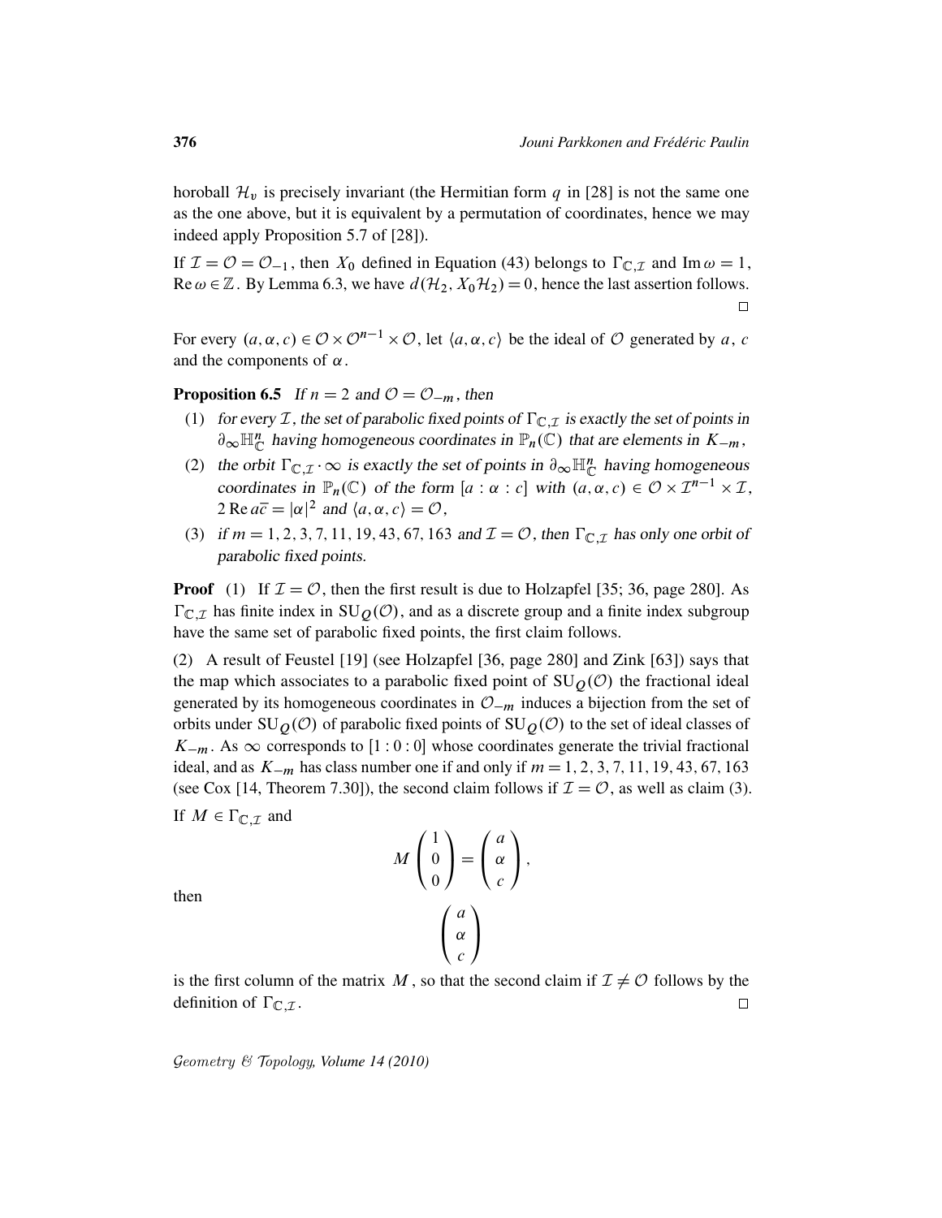horoball $\mathcal{H}_v$ is precisely invariant (the Hermitian form $q$ in [28] is not the same one as the one above, but it is equivalent by a permutation of coordinates, hence we may indeed apply Proposition 5.7 of [28]).

If $\mathcal{I} = \mathcal{O} = \mathcal{O}_{-1}$, then $X_0$ defined in Equation (43) belongs to $\Gamma_{\mathbb{C},\mathcal{I}}$ and $\operatorname{Im}\omega = 1$, $\operatorname{Re}\omega \in \mathbb{Z}$. By Lemma 6.3, we have $d(\mathcal{H}_2, X_0\mathcal{H}_2) = 0$, hence the last assertion follows. □

For every $(a, \alpha, c) \in \mathcal{O} \times \mathcal{O}^{n-1} \times \mathcal{O}$, let $\langle a, \alpha, c\rangle$ be the ideal of $\mathcal{O}$ generated by $a$, $c$ and the components of $\alpha$.

**Proposition 6.5** *If $n = 2$ and $\mathcal{O} = \mathcal{O}_{-m}$, then*

1. *for every $\mathcal{I}$, the set of parabolic fixed points of $\Gamma_{\mathbb{C},\mathcal{I}}$ is exactly the set of points in $\partial_\infty \mathbb{H}^n_{\mathbb{C}}$ having homogeneous coordinates in $\mathbb{P}_n(\mathbb{C})$ that are elements in $K_{-m}$,*
2. *the orbit $\Gamma_{\mathbb{C},\mathcal{I}} \cdot \infty$ is exactly the set of points in $\partial_\infty \mathbb{H}^n_{\mathbb{C}}$ having homogeneous coordinates in $\mathbb{P}_n(\mathbb{C})$ of the form $[a : \alpha : c]$ with $(a, \alpha, c) \in \mathcal{O} \times \mathcal{I}^{n-1} \times \mathcal{I}$, $2\operatorname{Re} a\overline{c} = |\alpha|^2$ and $\langle a, \alpha, c\rangle = \mathcal{O}$,*
3. *if $m = 1, 2, 3, 7, 11, 19, 43, 67, 163$ and $\mathcal{I} = \mathcal{O}$, then $\Gamma_{\mathbb{C},\mathcal{I}}$ has only one orbit of parabolic fixed points.*

**Proof** (1) If $\mathcal{I} = \mathcal{O}$, then the first result is due to Holzapfel [35; 36, page 280]. As $\Gamma_{\mathbb{C},\mathcal{I}}$ has finite index in $\mathrm{SU}_Q(\mathcal{O})$, and as a discrete group and a finite index subgroup have the same set of parabolic fixed points, the first claim follows.

(2) A result of Feustel [19] (see Holzapfel [36, page 280] and Zink [63]) says that the map which associates to a parabolic fixed point of $\mathrm{SU}_Q(\mathcal{O})$ the fractional ideal generated by its homogeneous coordinates in $\mathcal{O}_{-m}$ induces a bijection from the set of orbits under $\mathrm{SU}_Q(\mathcal{O})$ of parabolic fixed points of $\mathrm{SU}_Q(\mathcal{O})$ to the set of ideal classes of $K_{-m}$. As $\infty$ corresponds to $[1 : 0 : 0]$ whose coordinates generate the trivial fractional ideal, and as $K_{-m}$ has class number one if and only if $m = 1, 2, 3, 7, 11, 19, 43, 67, 163$ (see Cox [14, Theorem 7.30]), the second claim follows if $\mathcal{I} = \mathcal{O}$, as well as claim (3).

If $M \in \Gamma_{\mathbb{C},\mathcal{I}}$ and

$$M \begin{pmatrix} 1 \\ 0 \\ 0 \end{pmatrix} = \begin{pmatrix} a \\ \alpha \\ c \end{pmatrix},$$

then

$$\begin{pmatrix} a \\ \alpha \\ c \end{pmatrix}$$

is the first column of the matrix $M$, so that the second claim if $\mathcal{I} \neq \mathcal{O}$ follows by the definition of $\Gamma_{\mathbb{C},\mathcal{I}}$. □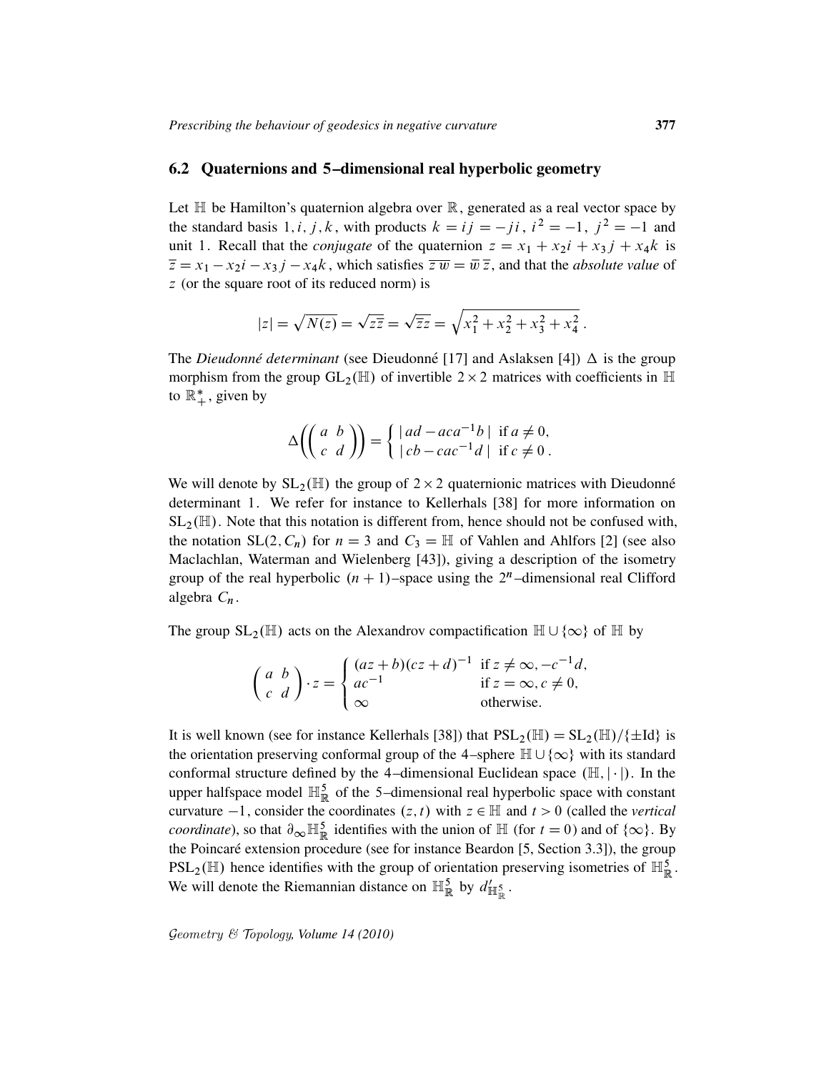## 6.2 Quaternions and 5–dimensional real hyperbolic geometry

Let $\mathbb{H}$ be Hamilton's quaternion algebra over $\mathbb{R}$, generated as a real vector space by the standard basis $1, i, j, k$, with products $k = ij = -ji$, $i^2 = -1$, $j^2 = -1$ and unit $1$. Recall that the *conjugate* of the quaternion $z = x_1 + x_2 i + x_3 j + x_4 k$ is $\overline{z} = x_1 - x_2 i - x_3 j - x_4 k$, which satisfies $\overline{z\,w} = \overline{w}\,\overline{z}$, and that the *absolute value* of $z$ (or the square root of its reduced norm) is

$$|z| = \sqrt{N(z)} = \sqrt{z\overline{z}} = \sqrt{\overline{z}z} = \sqrt{x_1^2 + x_2^2 + x_3^2 + x_4^2}\,.$$

The *Dieudonné determinant* (see Dieudonné [17] and Aslaksen [4]) $\Delta$ is the group morphism from the group $\mathrm{GL}_2(\mathbb{H})$ of invertible $2 \times 2$ matrices with coefficients in $\mathbb{H}$ to $\mathbb{R}_+^*$, given by

$$\Delta\left(\begin{pmatrix} a & b \\ c & d \end{pmatrix}\right) = \begin{cases} |\,ad - aca^{-1}b\,| & \text{if } a \neq 0, \\ |\,cb - cac^{-1}d\,| & \text{if } c \neq 0\,. \end{cases}$$

We will denote by $\mathrm{SL}_2(\mathbb{H})$ the group of $2 \times 2$ quaternionic matrices with Dieudonné determinant $1$. We refer for instance to Kellerhals [38] for more information on $\mathrm{SL}_2(\mathbb{H})$. Note that this notation is different from, hence should not be confused with, the notation $\mathrm{SL}(2, C_n)$ for $n = 3$ and $C_3 = \mathbb{H}$ of Vahlen and Ahlfors [2] (see also Maclachlan, Waterman and Wielenberg [43]), giving a description of the isometry group of the real hyperbolic $(n+1)$–space using the $2^n$–dimensional real Clifford algebra $C_n$.

The group $\mathrm{SL}_2(\mathbb{H})$ acts on the Alexandrov compactification $\mathbb{H} \cup \{\infty\}$ of $\mathbb{H}$ by

$$\begin{pmatrix} a & b \\ c & d \end{pmatrix} \cdot z = \begin{cases} (az+b)(cz+d)^{-1} & \text{if } z \neq \infty, -c^{-1}d, \\ ac^{-1} & \text{if } z = \infty, c \neq 0, \\ \infty & \text{otherwise.} \end{cases}$$

It is well known (see for instance Kellerhals [38]) that $\mathrm{PSL}_2(\mathbb{H}) = \mathrm{SL}_2(\mathbb{H})/\{\pm \mathrm{Id}\}$ is the orientation preserving conformal group of the 4–sphere $\mathbb{H} \cup \{\infty\}$ with its standard conformal structure defined by the 4–dimensional Euclidean space $(\mathbb{H}, |\cdot|)$. In the upper halfspace model $\mathbb{H}^5_{\mathbb{R}}$ of the 5–dimensional real hyperbolic space with constant curvature $-1$, consider the coordinates $(z, t)$ with $z \in \mathbb{H}$ and $t > 0$ (called the *vertical coordinate*), so that $\partial_\infty \mathbb{H}^5_{\mathbb{R}}$ identifies with the union of $\mathbb{H}$ (for $t = 0$) and of $\{\infty\}$. By the Poincaré extension procedure (see for instance Beardon [5, Section 3.3]), the group $\mathrm{PSL}_2(\mathbb{H})$ hence identifies with the group of orientation preserving isometries of $\mathbb{H}^5_{\mathbb{R}}$. We will denote the Riemannian distance on $\mathbb{H}^5_{\mathbb{R}}$ by $d'_{\mathbb{H}^5_{\mathbb{R}}}$.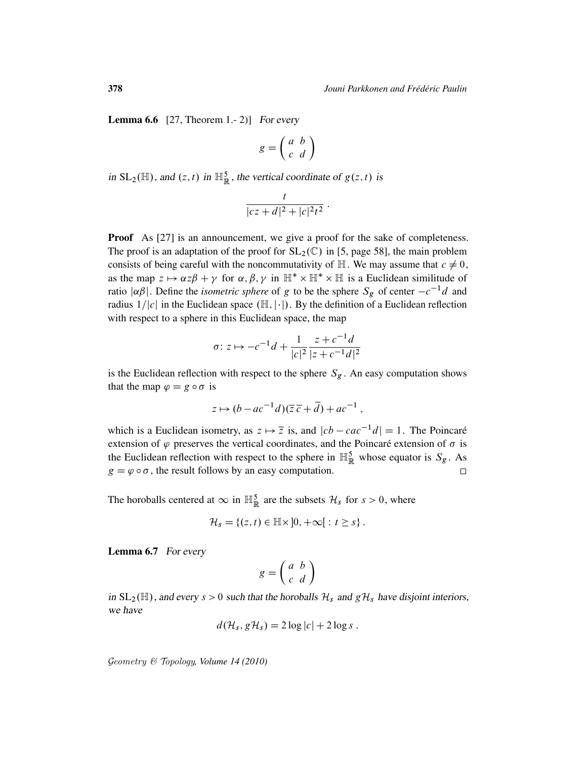**Lemma 6.6** [27, Theorem 1.- 2)] *For every*

$$g = \begin{pmatrix} a & b \\ c & d \end{pmatrix}$$

*in* $\mathrm{SL}_2(\mathbb{H})$*, and* $(z,t)$ *in* $\mathbb{H}^5_{\mathbb{R}}$*, the vertical coordinate of* $g(z,t)$ *is*

$$\frac{t}{|cz+d|^2 + |c|^2 t^2} \,.$$

**Proof** As [27] is an announcement, we give a proof for the sake of completeness. The proof is an adaptation of the proof for $\mathrm{SL}_2(\mathbb{C})$ in [5, page 58], the main problem consists of being careful with the noncommutativity of $\mathbb{H}$. We may assume that $c \neq 0$, as the map $z \mapsto \alpha z \beta + \gamma$ for $\alpha, \beta, \gamma$ in $\mathbb{H}^* \times \mathbb{H}^* \times \mathbb{H}$ is a Euclidean similitude of ratio $|\alpha\beta|$. Define the *isometric sphere* of $g$ to be the sphere $S_g$ of center $-c^{-1}d$ and radius $1/|c|$ in the Euclidean space $(\mathbb{H}, |\cdot|)$. By the definition of a Euclidean reflection with respect to a sphere in this Euclidean space, the map

$$\sigma \colon z \mapsto -c^{-1}d + \frac{1}{|c|^2}\frac{z + c^{-1}d}{|z + c^{-1}d|^2}$$

is the Euclidean reflection with respect to the sphere $S_g$. An easy computation shows that the map $\varphi = g \circ \sigma$ is

$$z \mapsto (b - ac^{-1}d)(\overline{z}\,\overline{c} + \overline{d}) + ac^{-1} \,,$$

which is a Euclidean isometry, as $z \mapsto \overline{z}$ is, and $|cb - cac^{-1}d| = 1$. The Poincaré extension of $\varphi$ preserves the vertical coordinates, and the Poincaré extension of $\sigma$ is the Euclidean reflection with respect to the sphere in $\mathbb{H}^5_{\mathbb{R}}$ whose equator is $S_g$. As $g = \varphi \circ \sigma$, the result follows by an easy computation. $\square$

The horoballs centered at $\infty$ in $\mathbb{H}^5_{\mathbb{R}}$ are the subsets $\mathcal{H}_s$ for $s > 0$, where

$$\mathcal{H}_s = \{(z,t) \in \mathbb{H} \times ]0, +\infty[ \, : \, t \geq s\} \,.$$

**Lemma 6.7** *For every*

$$g = \begin{pmatrix} a & b \\ c & d \end{pmatrix}$$

*in* $\mathrm{SL}_2(\mathbb{H})$*, and every* $s > 0$ *such that the horoballs* $\mathcal{H}_s$ *and* $g\mathcal{H}_s$ *have disjoint interiors, we have*

$$d(\mathcal{H}_s, g\mathcal{H}_s) = 2\log|c| + 2\log s \,.$$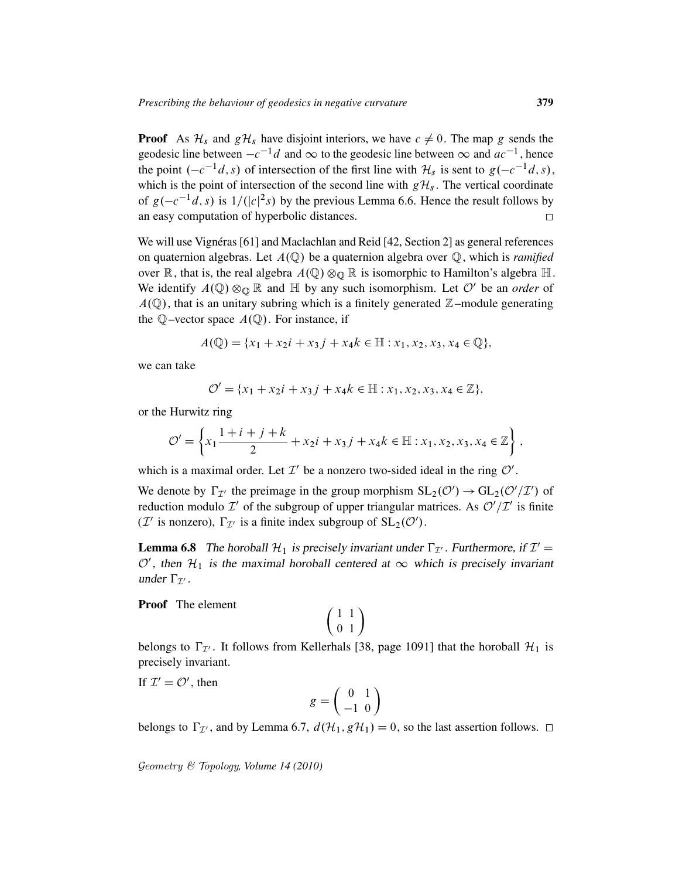**Proof** As $\mathcal{H}_s$ and $g\mathcal{H}_s$ have disjoint interiors, we have $c \neq 0$. The map $g$ sends the geodesic line between $-c^{-1}d$ and $\infty$ to the geodesic line between $\infty$ and $ac^{-1}$, hence the point $(-c^{-1}d, s)$ of intersection of the first line with $\mathcal{H}_s$ is sent to $g(-c^{-1}d, s)$, which is the point of intersection of the second line with $g\mathcal{H}_s$. The vertical coordinate of $g(-c^{-1}d, s)$ is $1/(|c|^2 s)$ by the previous Lemma 6.6. Hence the result follows by an easy computation of hyperbolic distances. □

We will use Vignéras [61] and Maclachlan and Reid [42, Section 2] as general references on quaternion algebras. Let $A(\mathbb{Q})$ be a quaternion algebra over $\mathbb{Q}$, which is *ramified* over $\mathbb{R}$, that is, the real algebra $A(\mathbb{Q}) \otimes_{\mathbb{Q}} \mathbb{R}$ is isomorphic to Hamilton's algebra $\mathbb{H}$. We identify $A(\mathbb{Q}) \otimes_{\mathbb{Q}} \mathbb{R}$ and $\mathbb{H}$ by any such isomorphism. Let $\mathcal{O}'$ be an *order* of $A(\mathbb{Q})$, that is an unitary subring which is a finitely generated $\mathbb{Z}$–module generating the $\mathbb{Q}$–vector space $A(\mathbb{Q})$. For instance, if

$$A(\mathbb{Q}) = \{x_1 + x_2 i + x_3 j + x_4 k \in \mathbb{H} : x_1, x_2, x_3, x_4 \in \mathbb{Q}\},$$

we can take

$$\mathcal{O}' = \{x_1 + x_2 i + x_3 j + x_4 k \in \mathbb{H} : x_1, x_2, x_3, x_4 \in \mathbb{Z}\},$$

or the Hurwitz ring

$$\mathcal{O}' = \left\{ x_1 \frac{1 + i + j + k}{2} + x_2 i + x_3 j + x_4 k \in \mathbb{H} : x_1, x_2, x_3, x_4 \in \mathbb{Z} \right\},$$

which is a maximal order. Let $\mathcal{I}'$ be a nonzero two-sided ideal in the ring $\mathcal{O}'$.

We denote by $\Gamma_{\mathcal{I}'}$ the preimage in the group morphism $\mathrm{SL}_2(\mathcal{O}') \to \mathrm{GL}_2(\mathcal{O}'/\mathcal{I}')$ of reduction modulo $\mathcal{I}'$ of the subgroup of upper triangular matrices. As $\mathcal{O}'/\mathcal{I}'$ is finite ($\mathcal{I}'$ is nonzero), $\Gamma_{\mathcal{I}'}$ is a finite index subgroup of $\mathrm{SL}_2(\mathcal{O}')$.

**Lemma 6.8** *The horoball $\mathcal{H}_1$ is precisely invariant under $\Gamma_{\mathcal{I}'}$. Furthermore, if $\mathcal{I}' = \mathcal{O}'$, then $\mathcal{H}_1$ is the maximal horoball centered at $\infty$ which is precisely invariant under $\Gamma_{\mathcal{I}'}$.*

**Proof** The element

$$\begin{pmatrix} 1 & 1 \\ 0 & 1 \end{pmatrix}$$

belongs to $\Gamma_{\mathcal{I}'}$. It follows from Kellerhals [38, page 1091] that the horoball $\mathcal{H}_1$ is precisely invariant.

If $\mathcal{I}' = \mathcal{O}'$, then

$$g = \begin{pmatrix} 0 & 1 \\ -1 & 0 \end{pmatrix}$$

belongs to $\Gamma_{\mathcal{I}'}$, and by Lemma 6.7, $d(\mathcal{H}_1, g\mathcal{H}_1) = 0$, so the last assertion follows. □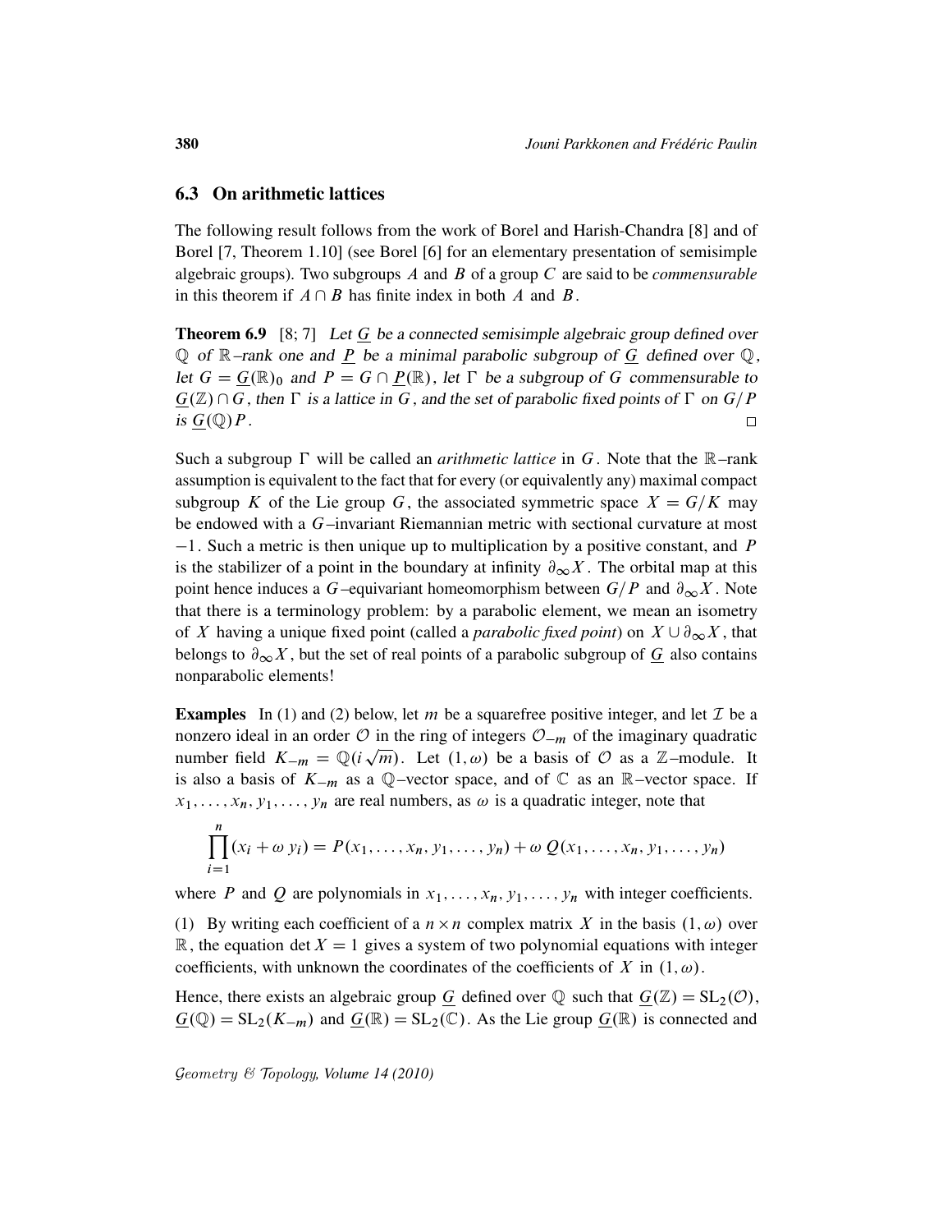### 6.3 On arithmetic lattices

The following result follows from the work of Borel and Harish-Chandra [8] and of Borel [7, Theorem 1.10] (see Borel [6] for an elementary presentation of semisimple algebraic groups). Two subgroups $A$ and $B$ of a group $C$ are said to be *commensurable* in this theorem if $A \cap B$ has finite index in both $A$ and $B$.

**Theorem 6.9** [8; 7] *Let $\underline{G}$ be a connected semisimple algebraic group defined over $\mathbb{Q}$ of $\mathbb{R}$–rank one and $\underline{P}$ be a minimal parabolic subgroup of $\underline{G}$ defined over $\mathbb{Q}$, let $G = \underline{G}(\mathbb{R})_0$ and $P = G \cap \underline{P}(\mathbb{R})$, let $\Gamma$ be a subgroup of $G$ commensurable to $\underline{G}(\mathbb{Z}) \cap G$, then $\Gamma$ is a lattice in $G$, and the set of parabolic fixed points of $\Gamma$ on $G/P$ is $\underline{G}(\mathbb{Q})P$.* □

Such a subgroup $\Gamma$ will be called an *arithmetic lattice* in $G$. Note that the $\mathbb{R}$–rank assumption is equivalent to the fact that for every (or equivalently any) maximal compact subgroup $K$ of the Lie group $G$, the associated symmetric space $X = G/K$ may be endowed with a $G$–invariant Riemannian metric with sectional curvature at most $-1$. Such a metric is then unique up to multiplication by a positive constant, and $P$ is the stabilizer of a point in the boundary at infinity $\partial_\infty X$. The orbital map at this point hence induces a $G$–equivariant homeomorphism between $G/P$ and $\partial_\infty X$. Note that there is a terminology problem: by a parabolic element, we mean an isometry of $X$ having a unique fixed point (called a *parabolic fixed point*) on $X \cup \partial_\infty X$, that belongs to $\partial_\infty X$, but the set of real points of a parabolic subgroup of $\underline{G}$ also contains nonparabolic elements!

**Examples** In (1) and (2) below, let $m$ be a squarefree positive integer, and let $\mathcal{I}$ be a nonzero ideal in an order $\mathcal{O}$ in the ring of integers $\mathcal{O}_{-m}$ of the imaginary quadratic number field $K_{-m} = \mathbb{Q}(i\sqrt{m})$. Let $(1, \omega)$ be a basis of $\mathcal{O}$ as a $\mathbb{Z}$–module. It is also a basis of $K_{-m}$ as a $\mathbb{Q}$–vector space, and of $\mathbb{C}$ as an $\mathbb{R}$–vector space. If $x_1, \dots, x_n, y_1, \dots, y_n$ are real numbers, as $\omega$ is a quadratic integer, note that

$$\prod_{i=1}^{n} (x_i + \omega\, y_i) = P(x_1, \dots, x_n, y_1, \dots, y_n) + \omega\, Q(x_1, \dots, x_n, y_1, \dots, y_n)$$

where $P$ and $Q$ are polynomials in $x_1, \dots, x_n, y_1, \dots, y_n$ with integer coefficients.

(1) By writing each coefficient of a $n \times n$ complex matrix $X$ in the basis $(1, \omega)$ over $\mathbb{R}$, the equation $\det X = 1$ gives a system of two polynomial equations with integer coefficients, with unknown the coordinates of the coefficients of $X$ in $(1, \omega)$.

Hence, there exists an algebraic group $\underline{G}$ defined over $\mathbb{Q}$ such that $\underline{G}(\mathbb{Z}) = \mathrm{SL}_2(\mathcal{O})$, $\underline{G}(\mathbb{Q}) = \mathrm{SL}_2(K_{-m})$ and $\underline{G}(\mathbb{R}) = \mathrm{SL}_2(\mathbb{C})$. As the Lie group $\underline{G}(\mathbb{R})$ is connected and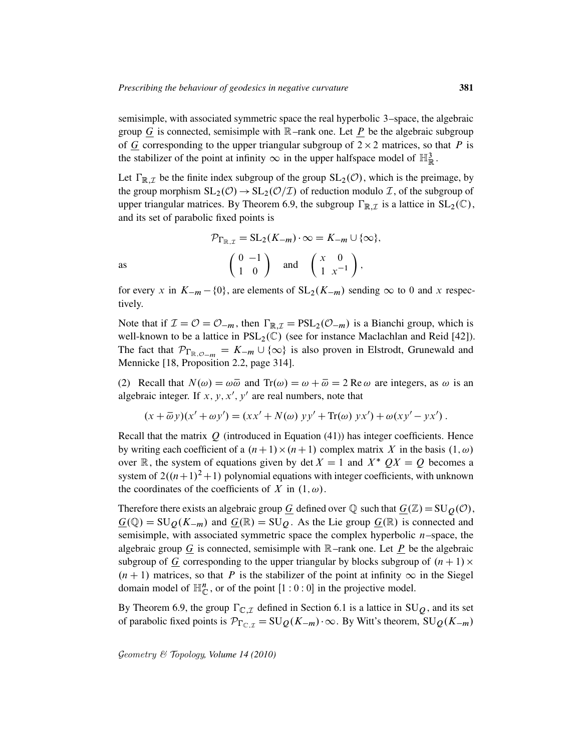semisimple, with associated symmetric space the real hyperbolic 3–space, the algebraic group $\underline{G}$ is connected, semisimple with $\mathbb{R}$–rank one. Let $\underline{P}$ be the algebraic subgroup of $\underline{G}$ corresponding to the upper triangular subgroup of $2\times 2$ matrices, so that $P$ is the stabilizer of the point at infinity $\infty$ in the upper halfspace model of $\mathbb{H}^3_{\mathbb{R}}$.

Let $\Gamma_{\mathbb{R},\mathcal{I}}$ be the finite index subgroup of the group $\mathrm{SL}_2(\mathcal{O})$, which is the preimage, by the group morphism $\mathrm{SL}_2(\mathcal{O})\to\mathrm{SL}_2(\mathcal{O}/\mathcal{I})$ of reduction modulo $\mathcal{I}$, of the subgroup of upper triangular matrices. By Theorem 6.9, the subgroup $\Gamma_{\mathbb{R},\mathcal{I}}$ is a lattice in $\mathrm{SL}_2(\mathbb{C})$, and its set of parabolic fixed points is

$$\mathcal{P}_{\Gamma_{\mathbb{R},\mathcal{I}}}=\mathrm{SL}_2(K_{-m})\cdot\infty=K_{-m}\cup\{\infty\},$$

as

$$\begin{pmatrix}0&-1\\1&0\end{pmatrix}\quad\text{and}\quad\begin{pmatrix}x&0\\1&x^{-1}\end{pmatrix},$$

for every $x$ in $K_{-m}-\{0\}$, are elements of $\mathrm{SL}_2(K_{-m})$ sending $\infty$ to 0 and $x$ respectively.

Note that if $\mathcal{I}=\mathcal{O}=\mathcal{O}_{-m}$, then $\Gamma_{\mathbb{R},\mathcal{I}}=\mathrm{PSL}_2(\mathcal{O}_{-m})$ is a Bianchi group, which is well-known to be a lattice in $\mathrm{PSL}_2(\mathbb{C})$ (see for instance Maclachlan and Reid [42]). The fact that $\mathcal{P}_{\Gamma_{\mathbb{R},\mathcal{O}_{-m}}}=K_{-m}\cup\{\infty\}$ is also proven in Elstrodt, Grunewald and Mennicke [18, Proposition 2.2, page 314].

(2) Recall that $N(\omega)=\omega\overline{\omega}$ and $\mathrm{Tr}(\omega)=\omega+\overline{\omega}=2\,\mathrm{Re}\,\omega$ are integers, as $\omega$ is an algebraic integer. If $x,y,x',y'$ are real numbers, note that

$$(x+\overline{\omega}y)(x'+\omega y')=(xx'+N(\omega)\,yy'+\mathrm{Tr}(\omega)\,yx')+\omega(xy'-yx')\,.$$

Recall that the matrix $Q$ (introduced in Equation (41)) has integer coefficients. Hence by writing each coefficient of a $(n+1)\times(n+1)$ complex matrix $X$ in the basis $(1,\omega)$ over $\mathbb{R}$, the system of equations given by $\det X=1$ and $X^*QX=Q$ becomes a system of $2((n+1)^2+1)$ polynomial equations with integer coefficients, with unknown the coordinates of the coefficients of $X$ in $(1,\omega)$.

Therefore there exists an algebraic group $\underline{G}$ defined over $\mathbb{Q}$ such that $\underline{G}(\mathbb{Z})=\mathrm{SU}_Q(\mathcal{O})$, $\underline{G}(\mathbb{Q})=\mathrm{SU}_Q(K_{-m})$ and $\underline{G}(\mathbb{R})=\mathrm{SU}_Q$. As the Lie group $\underline{G}(\mathbb{R})$ is connected and semisimple, with associated symmetric space the complex hyperbolic $n$–space, the algebraic group $\underline{G}$ is connected, semisimple with $\mathbb{R}$–rank one. Let $\underline{P}$ be the algebraic subgroup of $\underline{G}$ corresponding to the upper triangular by blocks subgroup of $(n+1)\times(n+1)$ matrices, so that $P$ is the stabilizer of the point at infinity $\infty$ in the Siegel domain model of $\mathbb{H}^n_{\mathbb{C}}$, or of the point $[1:0:0]$ in the projective model.

By Theorem 6.9, the group $\Gamma_{\mathbb{C},\mathcal{I}}$ defined in Section 6.1 is a lattice in $\mathrm{SU}_Q$, and its set of parabolic fixed points is $\mathcal{P}_{\Gamma_{\mathbb{C},\mathcal{I}}}=\mathrm{SU}_Q(K_{-m})\cdot\infty$. By Witt's theorem, $\mathrm{SU}_Q(K_{-m})$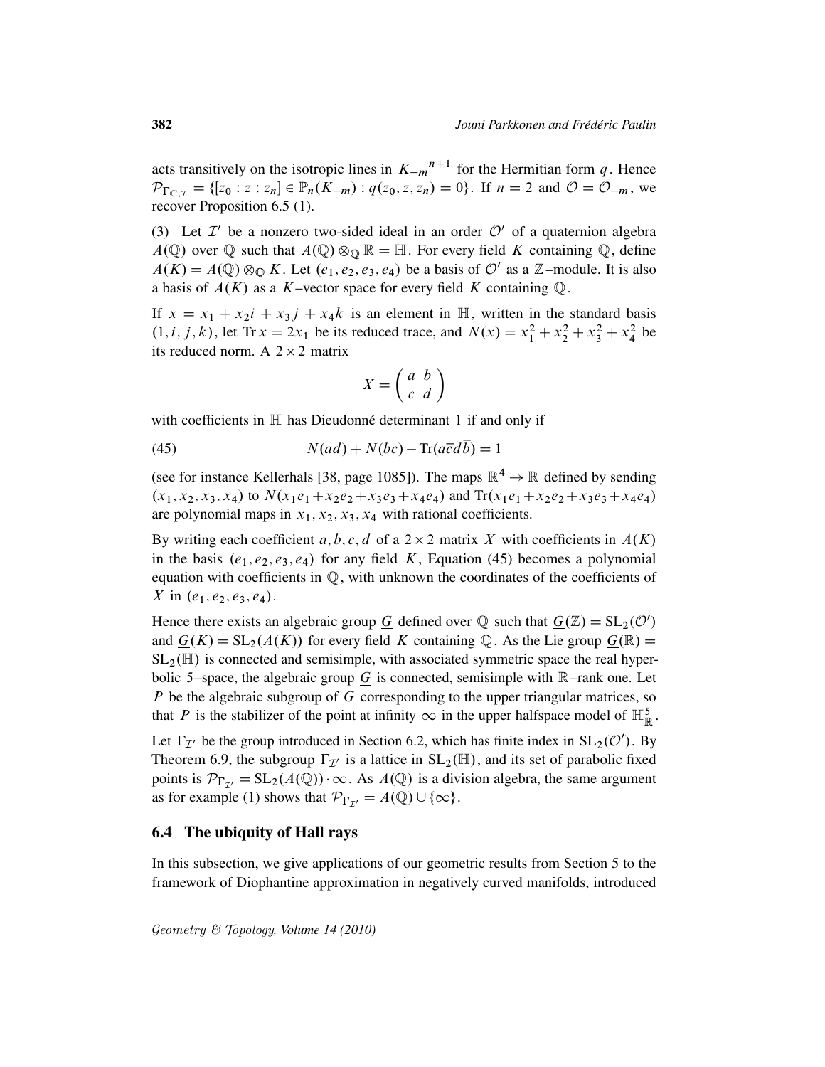acts transitively on the isotropic lines in ${K_{-m}}^{n+1}$ for the Hermitian form $q$. Hence $\mathcal{P}_{\Gamma_{\mathbb{C},\mathcal{I}}} = \{[z_0 : z : z_n] \in \mathbb{P}_n(K_{-m}) : q(z_0, z, z_n) = 0\}$. If $n = 2$ and $\mathcal{O} = \mathcal{O}_{-m}$, we recover Proposition 6.5 (1).

(3) Let $\mathcal{I}'$ be a nonzero two-sided ideal in an order $\mathcal{O}'$ of a quaternion algebra $A(\mathbb{Q})$ over $\mathbb{Q}$ such that $A(\mathbb{Q}) \otimes_{\mathbb{Q}} \mathbb{R} = \mathbb{H}$. For every field $K$ containing $\mathbb{Q}$, define $A(K) = A(\mathbb{Q}) \otimes_{\mathbb{Q}} K$. Let $(e_1, e_2, e_3, e_4)$ be a basis of $\mathcal{O}'$ as a $\mathbb{Z}$–module. It is also a basis of $A(K)$ as a $K$–vector space for every field $K$ containing $\mathbb{Q}$.

If $x = x_1 + x_2 i + x_3 j + x_4 k$ is an element in $\mathbb{H}$, written in the standard basis $(1, i, j, k)$, let $\operatorname{Tr} x = 2x_1$ be its reduced trace, and $N(x) = x_1^2 + x_2^2 + x_3^2 + x_4^2$ be its reduced norm. A $2 \times 2$ matrix

$$X = \begin{pmatrix} a & b \\ c & d \end{pmatrix}$$

with coefficients in $\mathbb{H}$ has Dieudonné determinant 1 if and only if

$$N(ad) + N(bc) - \operatorname{Tr}(a\overline{c}d\overline{b}) = 1 \tag{45}$$

(see for instance Kellerhals [38, page 1085]). The maps $\mathbb{R}^4 \to \mathbb{R}$ defined by sending $(x_1, x_2, x_3, x_4)$ to $N(x_1 e_1 + x_2 e_2 + x_3 e_3 + x_4 e_4)$ and $\operatorname{Tr}(x_1 e_1 + x_2 e_2 + x_3 e_3 + x_4 e_4)$ are polynomial maps in $x_1, x_2, x_3, x_4$ with rational coefficients.

By writing each coefficient $a, b, c, d$ of a $2 \times 2$ matrix $X$ with coefficients in $A(K)$ in the basis $(e_1, e_2, e_3, e_4)$ for any field $K$, Equation (45) becomes a polynomial equation with coefficients in $\mathbb{Q}$, with unknown the coordinates of the coefficients of $X$ in $(e_1, e_2, e_3, e_4)$.

Hence there exists an algebraic group $\underline{G}$ defined over $\mathbb{Q}$ such that $\underline{G}(\mathbb{Z}) = \operatorname{SL}_2(\mathcal{O}')$ and $\underline{G}(K) = \operatorname{SL}_2(A(K))$ for every field $K$ containing $\mathbb{Q}$. As the Lie group $\underline{G}(\mathbb{R}) = \operatorname{SL}_2(\mathbb{H})$ is connected and semisimple, with associated symmetric space the real hyperbolic 5–space, the algebraic group $\underline{G}$ is connected, semisimple with $\mathbb{R}$–rank one. Let $\underline{P}$ be the algebraic subgroup of $\underline{G}$ corresponding to the upper triangular matrices, so that $P$ is the stabilizer of the point at infinity $\infty$ in the upper halfspace model of $\mathbb{H}^5_{\mathbb{R}}$.

Let $\Gamma_{\mathcal{I}'}$ be the group introduced in Section 6.2, which has finite index in $\operatorname{SL}_2(\mathcal{O}')$. By Theorem 6.9, the subgroup $\Gamma_{\mathcal{I}'}$ is a lattice in $\operatorname{SL}_2(\mathbb{H})$, and its set of parabolic fixed points is $\mathcal{P}_{\Gamma_{\mathcal{I}'}} = \operatorname{SL}_2(A(\mathbb{Q})) \cdot \infty$. As $A(\mathbb{Q})$ is a division algebra, the same argument as for example (1) shows that $\mathcal{P}_{\Gamma_{\mathcal{I}'}} = A(\mathbb{Q}) \cup \{\infty\}$.

## 6.4 The ubiquity of Hall rays

In this subsection, we give applications of our geometric results from Section 5 to the framework of Diophantine approximation in negatively curved manifolds, introduced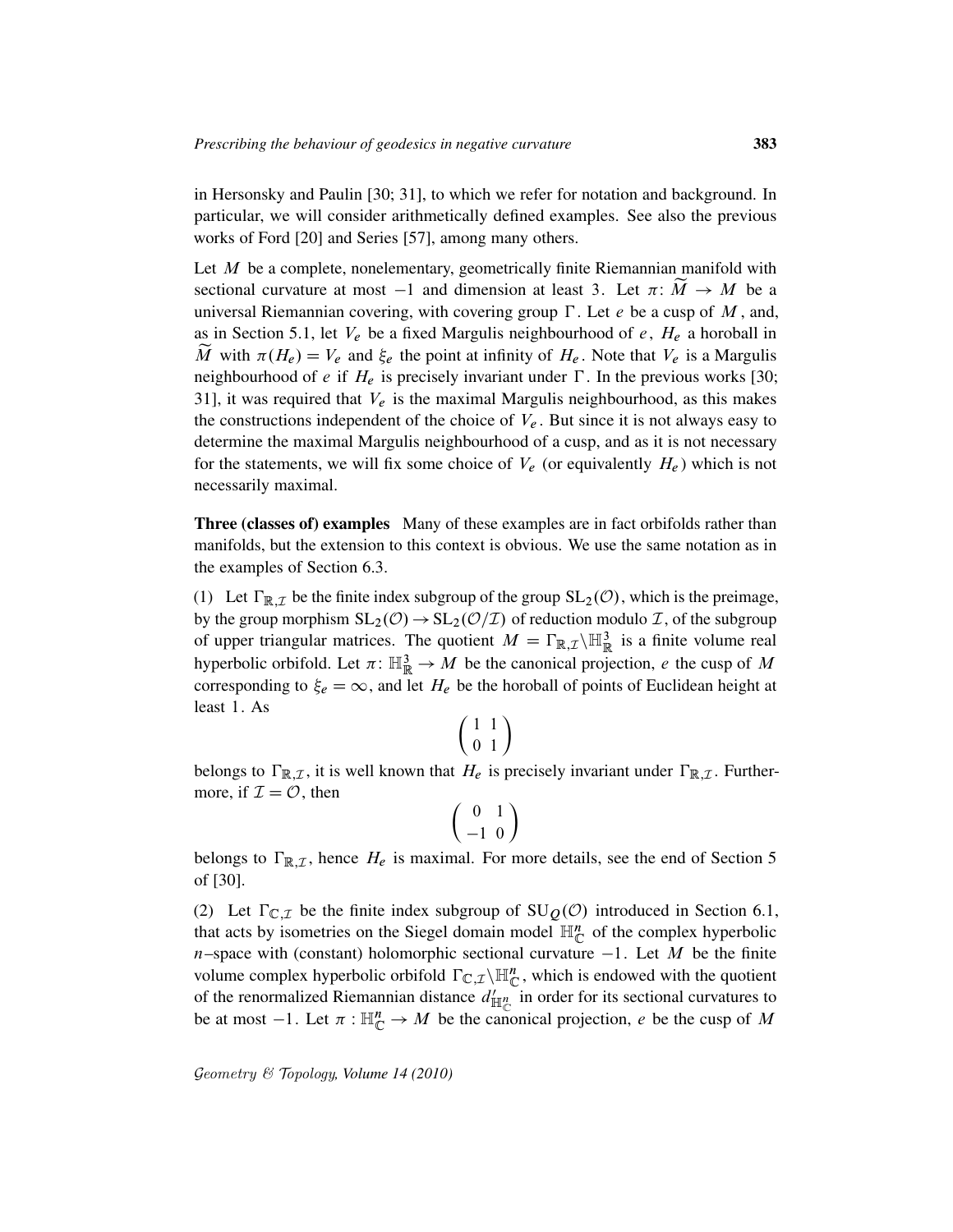in Hersonsky and Paulin [30; 31], to which we refer for notation and background. In particular, we will consider arithmetically defined examples. See also the previous works of Ford [20] and Series [57], among many others.

Let $M$ be a complete, nonelementary, geometrically finite Riemannian manifold with sectional curvature at most $-1$ and dimension at least 3. Let $\pi\colon \widetilde{M} \to M$ be a universal Riemannian covering, with covering group $\Gamma$. Let $e$ be a cusp of $M$, and, as in Section 5.1, let $V_e$ be a fixed Margulis neighbourhood of $e$, $H_e$ a horoball in $\widetilde{M}$ with $\pi(H_e) = V_e$ and $\xi_e$ the point at infinity of $H_e$. Note that $V_e$ is a Margulis neighbourhood of $e$ if $H_e$ is precisely invariant under $\Gamma$. In the previous works [30; 31], it was required that $V_e$ is the maximal Margulis neighbourhood, as this makes the constructions independent of the choice of $V_e$. But since it is not always easy to determine the maximal Margulis neighbourhood of a cusp, and as it is not necessary for the statements, we will fix some choice of $V_e$ (or equivalently $H_e$) which is not necessarily maximal.

**Three (classes of) examples** Many of these examples are in fact orbifolds rather than manifolds, but the extension to this context is obvious. We use the same notation as in the examples of Section 6.3.

(1) Let $\Gamma_{\mathbb{R},\mathcal{I}}$ be the finite index subgroup of the group $\mathrm{SL}_2(\mathcal{O})$, which is the preimage, by the group morphism $\mathrm{SL}_2(\mathcal{O}) \to \mathrm{SL}_2(\mathcal{O}/\mathcal{I})$ of reduction modulo $\mathcal{I}$, of the subgroup of upper triangular matrices. The quotient $M = \Gamma_{\mathbb{R},\mathcal{I}}\backslash\mathbb{H}^3_{\mathbb{R}}$ is a finite volume real hyperbolic orbifold. Let $\pi\colon \mathbb{H}^3_{\mathbb{R}} \to M$ be the canonical projection, $e$ the cusp of $M$ corresponding to $\xi_e = \infty$, and let $H_e$ be the horoball of points of Euclidean height at least 1. As

$$\begin{pmatrix} 1 & 1 \\ 0 & 1 \end{pmatrix}$$

belongs to $\Gamma_{\mathbb{R},\mathcal{I}}$, it is well known that $H_e$ is precisely invariant under $\Gamma_{\mathbb{R},\mathcal{I}}$. Furthermore, if $\mathcal{I} = \mathcal{O}$, then

$$\begin{pmatrix} 0 & 1 \\ -1 & 0 \end{pmatrix}$$

belongs to $\Gamma_{\mathbb{R},\mathcal{I}}$, hence $H_e$ is maximal. For more details, see the end of Section 5 of [30].

(2) Let $\Gamma_{\mathbb{C},\mathcal{I}}$ be the finite index subgroup of $\mathrm{SU}_Q(\mathcal{O})$ introduced in Section 6.1, that acts by isometries on the Siegel domain model $\mathbb{H}^n_{\mathbb{C}}$ of the complex hyperbolic $n$–space with (constant) holomorphic sectional curvature $-1$. Let $M$ be the finite volume complex hyperbolic orbifold $\Gamma_{\mathbb{C},\mathcal{I}}\backslash\mathbb{H}^n_{\mathbb{C}}$, which is endowed with the quotient of the renormalized Riemannian distance $d'_{\mathbb{H}^n_{\mathbb{C}}}$ in order for its sectional curvatures to be at most $-1$. Let $\pi : \mathbb{H}^n_{\mathbb{C}} \to M$ be the canonical projection, $e$ be the cusp of $M$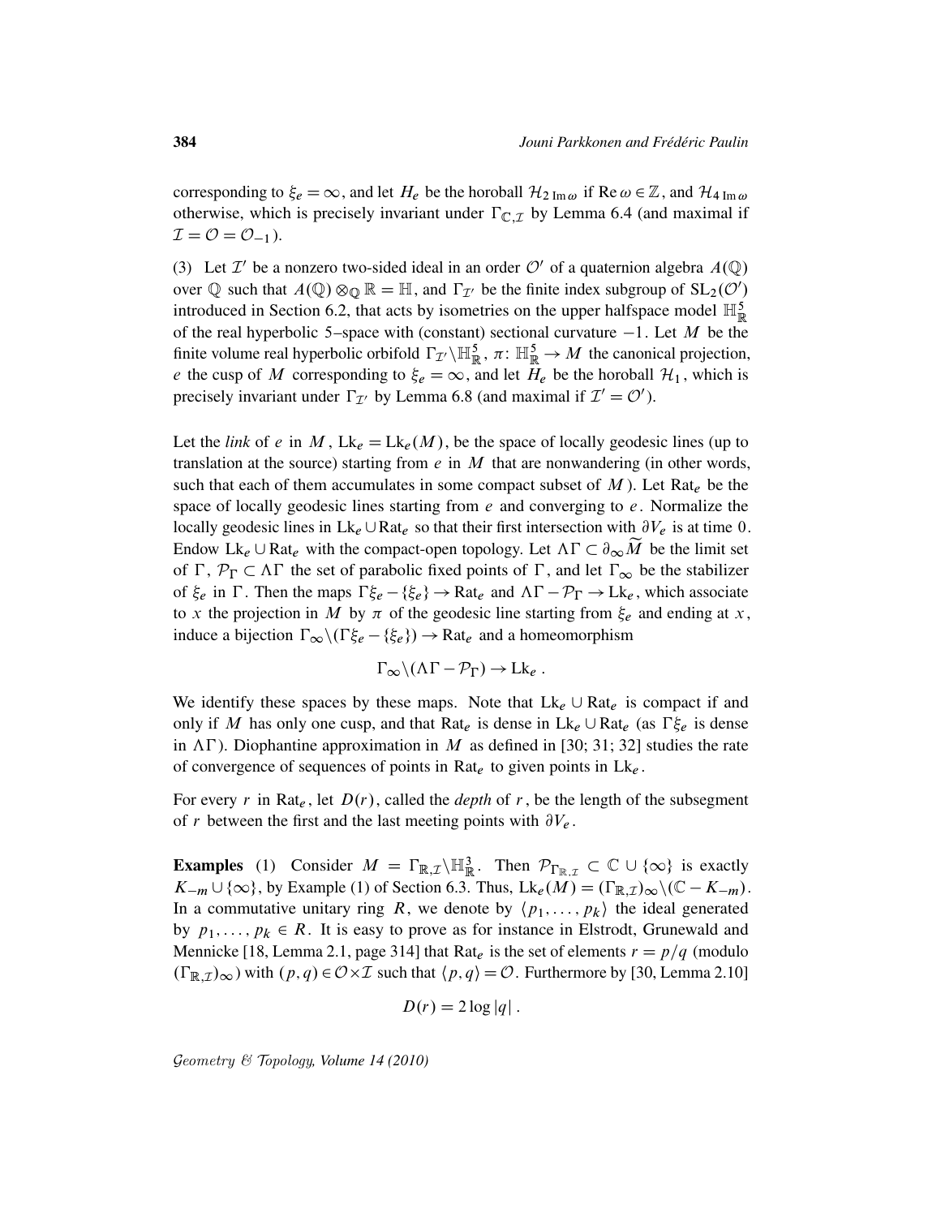corresponding to $\xi_e = \infty$, and let $H_e$ be the horoball $\mathcal{H}_{2\,\mathrm{Im}\,\omega}$ if $\mathrm{Re}\,\omega \in \mathbb{Z}$, and $\mathcal{H}_{4\,\mathrm{Im}\,\omega}$ otherwise, which is precisely invariant under $\Gamma_{\mathbb{C},\mathcal{I}}$ by Lemma 6.4 (and maximal if $\mathcal{I} = \mathcal{O} = \mathcal{O}_{-1}$).

(3) Let $\mathcal{I}'$ be a nonzero two-sided ideal in an order $\mathcal{O}'$ of a quaternion algebra $A(\mathbb{Q})$ over $\mathbb{Q}$ such that $A(\mathbb{Q}) \otimes_{\mathbb{Q}} \mathbb{R} = \mathbb{H}$, and $\Gamma_{\mathcal{I}'}$ be the finite index subgroup of $\mathrm{SL}_2(\mathcal{O}')$ introduced in Section 6.2, that acts by isometries on the upper halfspace model $\mathbb{H}^5_{\mathbb{R}}$ of the real hyperbolic 5–space with (constant) sectional curvature $-1$. Let $M$ be the finite volume real hyperbolic orbifold $\Gamma_{\mathcal{I}'}\backslash\mathbb{H}^5_{\mathbb{R}}$, $\pi\colon \mathbb{H}^5_{\mathbb{R}} \to M$ the canonical projection, $e$ the cusp of $M$ corresponding to $\xi_e = \infty$, and let $H_e$ be the horoball $\mathcal{H}_1$, which is precisely invariant under $\Gamma_{\mathcal{I}'}$ by Lemma 6.8 (and maximal if $\mathcal{I}' = \mathcal{O}'$).

Let the *link* of $e$ in $M$, $\mathrm{Lk}_e = \mathrm{Lk}_e(M)$, be the space of locally geodesic lines (up to translation at the source) starting from $e$ in $M$ that are nonwandering (in other words, such that each of them accumulates in some compact subset of $M$). Let $\mathrm{Rat}_e$ be the space of locally geodesic lines starting from $e$ and converging to $e$. Normalize the locally geodesic lines in $\mathrm{Lk}_e \cup \mathrm{Rat}_e$ so that their first intersection with $\partial V_e$ is at time 0. Endow $\mathrm{Lk}_e \cup \mathrm{Rat}_e$ with the compact-open topology. Let $\Lambda\Gamma \subset \partial_\infty \widetilde{M}$ be the limit set of $\Gamma$, $\mathcal{P}_\Gamma \subset \Lambda\Gamma$ the set of parabolic fixed points of $\Gamma$, and let $\Gamma_\infty$ be the stabilizer of $\xi_e$ in $\Gamma$. Then the maps $\Gamma\xi_e - \{\xi_e\} \to \mathrm{Rat}_e$ and $\Lambda\Gamma - \mathcal{P}_\Gamma \to \mathrm{Lk}_e$, which associate to $x$ the projection in $M$ by $\pi$ of the geodesic line starting from $\xi_e$ and ending at $x$, induce a bijection $\Gamma_\infty\backslash(\Gamma\xi_e - \{\xi_e\}) \to \mathrm{Rat}_e$ and a homeomorphism

$$\Gamma_\infty\backslash(\Lambda\Gamma - \mathcal{P}_\Gamma) \to \mathrm{Lk}_e\,.$$

We identify these spaces by these maps. Note that $\mathrm{Lk}_e \cup \mathrm{Rat}_e$ is compact if and only if $M$ has only one cusp, and that $\mathrm{Rat}_e$ is dense in $\mathrm{Lk}_e \cup \mathrm{Rat}_e$ (as $\Gamma\xi_e$ is dense in $\Lambda\Gamma$). Diophantine approximation in $M$ as defined in [30; 31; 32] studies the rate of convergence of sequences of points in $\mathrm{Rat}_e$ to given points in $\mathrm{Lk}_e$.

For every $r$ in $\mathrm{Rat}_e$, let $D(r)$, called the *depth* of $r$, be the length of the subsegment of $r$ between the first and the last meeting points with $\partial V_e$.

**Examples** (1) Consider $M = \Gamma_{\mathbb{R},\mathcal{I}}\backslash\mathbb{H}^3_{\mathbb{R}}$. Then $\mathcal{P}_{\Gamma_{\mathbb{R},\mathcal{I}}} \subset \mathbb{C} \cup \{\infty\}$ is exactly $K_{-m} \cup \{\infty\}$, by Example (1) of Section 6.3. Thus, $\mathrm{Lk}_e(M) = (\Gamma_{\mathbb{R},\mathcal{I}})_\infty\backslash(\mathbb{C} - K_{-m})$. In a commutative unitary ring $R$, we denote by $\langle p_1, \ldots, p_k\rangle$ the ideal generated by $p_1, \ldots, p_k \in R$. It is easy to prove as for instance in Elstrodt, Grunewald and Mennicke [18, Lemma 2.1, page 314] that $\mathrm{Rat}_e$ is the set of elements $r = p/q$ (modulo $(\Gamma_{\mathbb{R},\mathcal{I}})_\infty$) with $(p,q) \in \mathcal{O}\times\mathcal{I}$ such that $\langle p, q\rangle = \mathcal{O}$. Furthermore by [30, Lemma 2.10]

$$D(r) = 2\log|q|\,.$$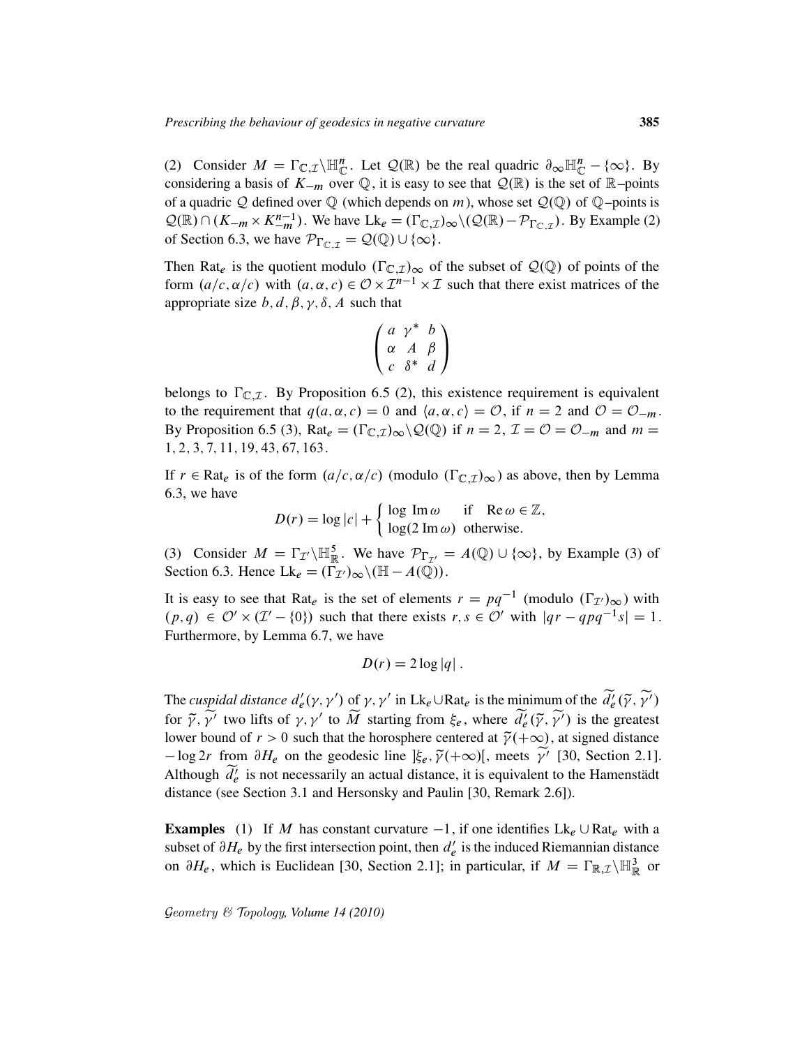(2) Consider $M = \Gamma_{\mathbb{C},\mathcal{I}}\backslash\mathbb{H}^n_{\mathbb{C}}$. Let $\mathcal{Q}(\mathbb{R})$ be the real quadric $\partial_\infty\mathbb{H}^n_{\mathbb{C}} - \{\infty\}$. By considering a basis of $K_{-m}$ over $\mathbb{Q}$, it is easy to see that $\mathcal{Q}(\mathbb{R})$ is the set of $\mathbb{R}$–points of a quadric $\mathcal{Q}$ defined over $\mathbb{Q}$ (which depends on $m$), whose set $\mathcal{Q}(\mathbb{Q})$ of $\mathbb{Q}$–points is $\mathcal{Q}(\mathbb{R}) \cap (K_{-m} \times K_{-m}^{n-1})$. We have $\mathrm{Lk}_e = (\Gamma_{\mathbb{C},\mathcal{I}})_\infty\backslash(\mathcal{Q}(\mathbb{R}) - \mathcal{P}_{\Gamma_{\mathbb{C},\mathcal{I}}})$. By Example (2) of Section 6.3, we have $\mathcal{P}_{\Gamma_{\mathbb{C},\mathcal{I}}} = \mathcal{Q}(\mathbb{Q}) \cup \{\infty\}$.

Then $\mathrm{Rat}_e$ is the quotient modulo $(\Gamma_{\mathbb{C},\mathcal{I}})_\infty$ of the subset of $\mathcal{Q}(\mathbb{Q})$ of points of the form $(a/c, \alpha/c)$ with $(a, \alpha, c) \in \mathcal{O} \times \mathcal{I}^{n-1} \times \mathcal{I}$ such that there exist matrices of the appropriate size $b, d, \beta, \gamma, \delta, A$ such that

$$\begin{pmatrix} a & \gamma^* & b \\ \alpha & A & \beta \\ c & \delta^* & d \end{pmatrix}$$

belongs to $\Gamma_{\mathbb{C},\mathcal{I}}$. By Proposition 6.5 (2), this existence requirement is equivalent to the requirement that $q(a, \alpha, c) = 0$ and $\langle a, \alpha, c\rangle = \mathcal{O}$, if $n = 2$ and $\mathcal{O} = \mathcal{O}_{-m}$. By Proposition 6.5 (3), $\mathrm{Rat}_e = (\Gamma_{\mathbb{C},\mathcal{I}})_\infty\backslash\mathcal{Q}(\mathbb{Q})$ if $n = 2$, $\mathcal{I} = \mathcal{O} = \mathcal{O}_{-m}$ and $m = 1, 2, 3, 7, 11, 19, 43, 67, 163$.

If $r \in \mathrm{Rat}_e$ is of the form $(a/c, \alpha/c)$ (modulo $(\Gamma_{\mathbb{C},\mathcal{I}})_\infty$) as above, then by Lemma 6.3, we have

$$D(r) = \log|c| + \begin{cases} \log\,\mathrm{Im}\,\omega & \text{if } \mathrm{Re}\,\omega \in \mathbb{Z}, \\ \log(2\,\mathrm{Im}\,\omega) & \text{otherwise.} \end{cases}$$

(3) Consider $M = \Gamma_{\mathcal{I}'}\backslash\mathbb{H}^5_{\mathbb{R}}$. We have $\mathcal{P}_{\Gamma_{\mathcal{I}'}} = A(\mathbb{Q}) \cup \{\infty\}$, by Example (3) of Section 6.3. Hence $\mathrm{Lk}_e = (\Gamma_{\mathcal{I}'})_\infty\backslash(\mathbb{H} - A(\mathbb{Q}))$.

It is easy to see that $\mathrm{Rat}_e$ is the set of elements $r = pq^{-1}$ (modulo $(\Gamma_{\mathcal{I}'})_\infty$) with $(p, q) \in \mathcal{O}' \times (\mathcal{I}' - \{0\})$ such that there exists $r, s \in \mathcal{O}'$ with $|qr - qpq^{-1}s| = 1$. Furthermore, by Lemma 6.7, we have

$$D(r) = 2\log|q|\,.$$

The *cuspidal distance* $d'_e(\gamma, \gamma')$ of $\gamma, \gamma'$ in $\mathrm{Lk}_e \cup \mathrm{Rat}_e$ is the minimum of the $\widetilde{d'_e}(\widetilde{\gamma}, \widetilde{\gamma'})$ for $\widetilde{\gamma}, \widetilde{\gamma'}$ two lifts of $\gamma, \gamma'$ to $\widetilde{M}$ starting from $\xi_e$, where $\widetilde{d'_e}(\widetilde{\gamma}, \widetilde{\gamma'})$ is the greatest lower bound of $r > 0$ such that the horosphere centered at $\widetilde{\gamma}(+\infty)$, at signed distance $-\log 2r$ from $\partial H_e$ on the geodesic line $]\xi_e, \widetilde{\gamma}(+\infty)[$, meets $\widetilde{\gamma'}$ [30, Section 2.1]. Although $\widetilde{d'_e}$ is not necessarily an actual distance, it is equivalent to the Hamenstädt distance (see Section 3.1 and Hersonsky and Paulin [30, Remark 2.6]).

**Examples** (1) If $M$ has constant curvature $-1$, if one identifies $\mathrm{Lk}_e \cup \mathrm{Rat}_e$ with a subset of $\partial H_e$ by the first intersection point, then $d'_e$ is the induced Riemannian distance on $\partial H_e$, which is Euclidean [30, Section 2.1]; in particular, if $M = \Gamma_{\mathbb{R},\mathcal{I}}\backslash\mathbb{H}^3_{\mathbb{R}}$ or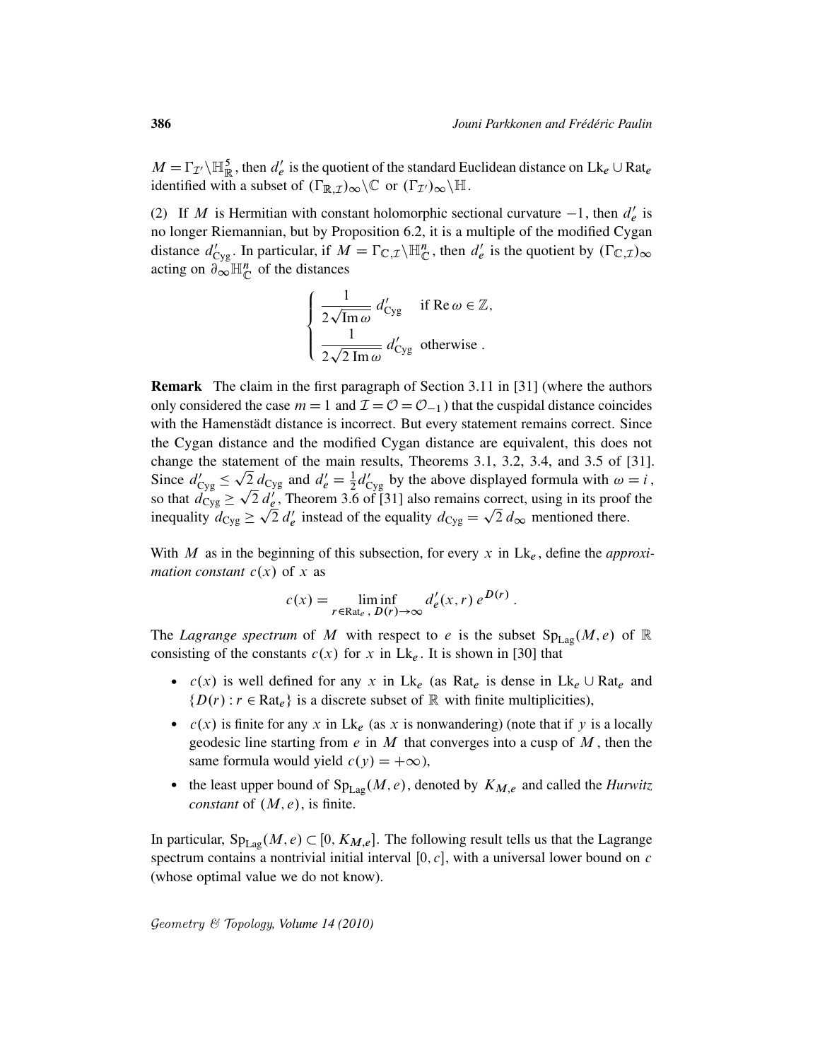$M = \Gamma_{\mathcal{I}'} \backslash \mathbb{H}^5_{\mathbb{R}}$, then $d'_e$ is the quotient of the standard Euclidean distance on $\mathrm{Lk}_e \cup \mathrm{Rat}_e$ identified with a subset of $(\Gamma_{\mathbb{R},\mathcal{I}})_\infty \backslash \mathbb{C}$ or $(\Gamma_{\mathcal{I}'})_\infty \backslash \mathbb{H}$.

(2) If $M$ is Hermitian with constant holomorphic sectional curvature $-1$, then $d'_e$ is no longer Riemannian, but by Proposition 6.2, it is a multiple of the modified Cygan distance $d'_{\mathrm{Cyg}}$. In particular, if $M = \Gamma_{\mathbb{C},\mathcal{I}} \backslash \mathbb{H}^n_{\mathbb{C}}$, then $d'_e$ is the quotient by $(\Gamma_{\mathbb{C},\mathcal{I}})_\infty$ acting on $\partial_\infty \mathbb{H}^n_{\mathbb{C}}$ of the distances

$$\begin{cases} \dfrac{1}{2\sqrt{\operatorname{Im}\omega}}\, d'_{\mathrm{Cyg}} & \text{if } \operatorname{Re}\omega \in \mathbb{Z}, \\ \dfrac{1}{2\sqrt{2\operatorname{Im}\omega}}\, d'_{\mathrm{Cyg}} & \text{otherwise .} \end{cases}$$

**Remark** The claim in the first paragraph of Section 3.11 in [31] (where the authors only considered the case $m = 1$ and $\mathcal{I} = \mathcal{O} = \mathcal{O}_{-1}$) that the cuspidal distance coincides with the Hamenstädt distance is incorrect. But every statement remains correct. Since the Cygan distance and the modified Cygan distance are equivalent, this does not change the statement of the main results, Theorems 3.1, 3.2, 3.4, and 3.5 of [31]. Since $d'_{\mathrm{Cyg}} \le \sqrt{2}\, d_{\mathrm{Cyg}}$ and $d'_e = \frac{1}{2} d'_{\mathrm{Cyg}}$ by the above displayed formula with $\omega = i$, so that $d_{\mathrm{Cyg}} \ge \sqrt{2}\, d'_e$, Theorem 3.6 of [31] also remains correct, using in its proof the inequality $d_{\mathrm{Cyg}} \ge \sqrt{2}\, d'_e$ instead of the equality $d_{\mathrm{Cyg}} = \sqrt{2}\, d_\infty$ mentioned there.

With $M$ as in the beginning of this subsection, for every $x$ in $\mathrm{Lk}_e$, define the *approximation constant* $c(x)$ of $x$ as

$$c(x) = \liminf_{r \in \mathrm{Rat}_e,\ D(r) \to \infty} d'_e(x, r)\, e^{D(r)} .$$

The *Lagrange spectrum* of $M$ with respect to $e$ is the subset $\mathrm{Sp}_{\mathrm{Lag}}(M, e)$ of $\mathbb{R}$ consisting of the constants $c(x)$ for $x$ in $\mathrm{Lk}_e$. It is shown in [30] that

- $c(x)$ is well defined for any $x$ in $\mathrm{Lk}_e$ (as $\mathrm{Rat}_e$ is dense in $\mathrm{Lk}_e \cup \mathrm{Rat}_e$ and $\{D(r) : r \in \mathrm{Rat}_e\}$ is a discrete subset of $\mathbb{R}$ with finite multiplicities),
- $c(x)$ is finite for any $x$ in $\mathrm{Lk}_e$ (as $x$ is nonwandering) (note that if $y$ is a locally geodesic line starting from $e$ in $M$ that converges into a cusp of $M$, then the same formula would yield $c(y) = +\infty$),
- the least upper bound of $\mathrm{Sp}_{\mathrm{Lag}}(M, e)$, denoted by $K_{M,e}$ and called the *Hurwitz constant* of $(M, e)$, is finite.

In particular, $\mathrm{Sp}_{\mathrm{Lag}}(M, e) \subset [0, K_{M,e}]$. The following result tells us that the Lagrange spectrum contains a nontrivial initial interval $[0, c]$, with a universal lower bound on $c$ (whose optimal value we do not know).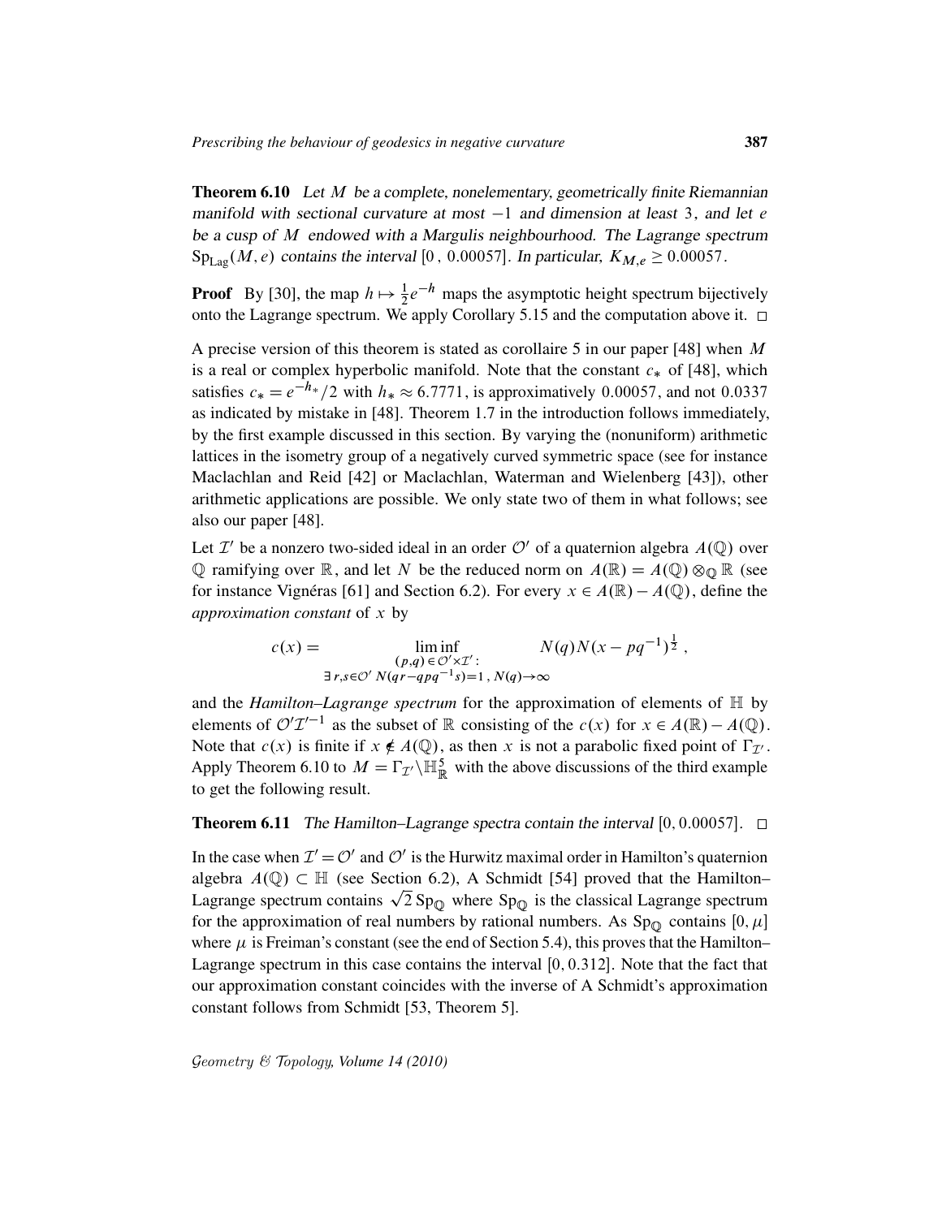**Theorem 6.10** *Let $M$ be a complete, nonelementary, geometrically finite Riemannian manifold with sectional curvature at most $-1$ and dimension at least 3, and let $e$ be a cusp of $M$ endowed with a Margulis neighbourhood. The Lagrange spectrum $\mathrm{Sp}_{\mathrm{Lag}}(M,e)$ contains the interval $[0\,,\,0.00057]$. In particular, $K_{M,e} \geq 0.00057$.*

**Proof** By [30], the map $h \mapsto \frac{1}{2}e^{-h}$ maps the asymptotic height spectrum bijectively onto the Lagrange spectrum. We apply Corollary 5.15 and the computation above it. □

A precise version of this theorem is stated as corollaire 5 in our paper [48] when $M$ is a real or complex hyperbolic manifold. Note that the constant $c_*$ of [48], which satisfies $c_* = e^{-h_*}/2$ with $h_* \approx 6.7771$, is approximatively $0.00057$, and not $0.0337$ as indicated by mistake in [48]. Theorem 1.7 in the introduction follows immediately, by the first example discussed in this section. By varying the (nonuniform) arithmetic lattices in the isometry group of a negatively curved symmetric space (see for instance Maclachlan and Reid [42] or Maclachlan, Waterman and Wielenberg [43]), other arithmetic applications are possible. We only state two of them in what follows; see also our paper [48].

Let $\mathcal{I}'$ be a nonzero two-sided ideal in an order $\mathcal{O}'$ of a quaternion algebra $A(\mathbb{Q})$ over $\mathbb{Q}$ ramifying over $\mathbb{R}$, and let $N$ be the reduced norm on $A(\mathbb{R}) = A(\mathbb{Q}) \otimes_{\mathbb{Q}} \mathbb{R}$ (see for instance Vignéras [61] and Section 6.2). For every $x \in A(\mathbb{R}) - A(\mathbb{Q})$, define the *approximation constant* of $x$ by

$$c(x) = \liminf_{\substack{(p,q)\in\mathcal{O}'\times\mathcal{I}'\,: \\ \exists\, r,s\in\mathcal{O}'\ N(qr-qpq^{-1}s)=1\,,\ N(q)\to\infty}} N(q)N(x-pq^{-1})^{\frac{1}{2}}\,,$$

and the *Hamilton–Lagrange spectrum* for the approximation of elements of $\mathbb{H}$ by elements of $\mathcal{O}'\mathcal{I}'^{-1}$ as the subset of $\mathbb{R}$ consisting of the $c(x)$ for $x \in A(\mathbb{R}) - A(\mathbb{Q})$. Note that $c(x)$ is finite if $x \notin A(\mathbb{Q})$, as then $x$ is not a parabolic fixed point of $\Gamma_{\mathcal{I}'}$. Apply Theorem 6.10 to $M = \Gamma_{\mathcal{I}'}\backslash\mathbb{H}^5_{\mathbb{R}}$ with the above discussions of the third example to get the following result.

**Theorem 6.11** *The Hamilton–Lagrange spectra contain the interval $[0, 0.00057]$.* □

In the case when $\mathcal{I}' = \mathcal{O}'$ and $\mathcal{O}'$ is the Hurwitz maximal order in Hamilton's quaternion algebra $A(\mathbb{Q}) \subset \mathbb{H}$ (see Section 6.2), A Schmidt [54] proved that the Hamilton–Lagrange spectrum contains $\sqrt{2}\,\mathrm{Sp}_{\mathbb{Q}}$ where $\mathrm{Sp}_{\mathbb{Q}}$ is the classical Lagrange spectrum for the approximation of real numbers by rational numbers. As $\mathrm{Sp}_{\mathbb{Q}}$ contains $[0, \mu]$ where $\mu$ is Freiman's constant (see the end of Section 5.4), this proves that the Hamilton–Lagrange spectrum in this case contains the interval $[0, 0.312]$. Note that the fact that our approximation constant coincides with the inverse of A Schmidt's approximation constant follows from Schmidt [53, Theorem 5].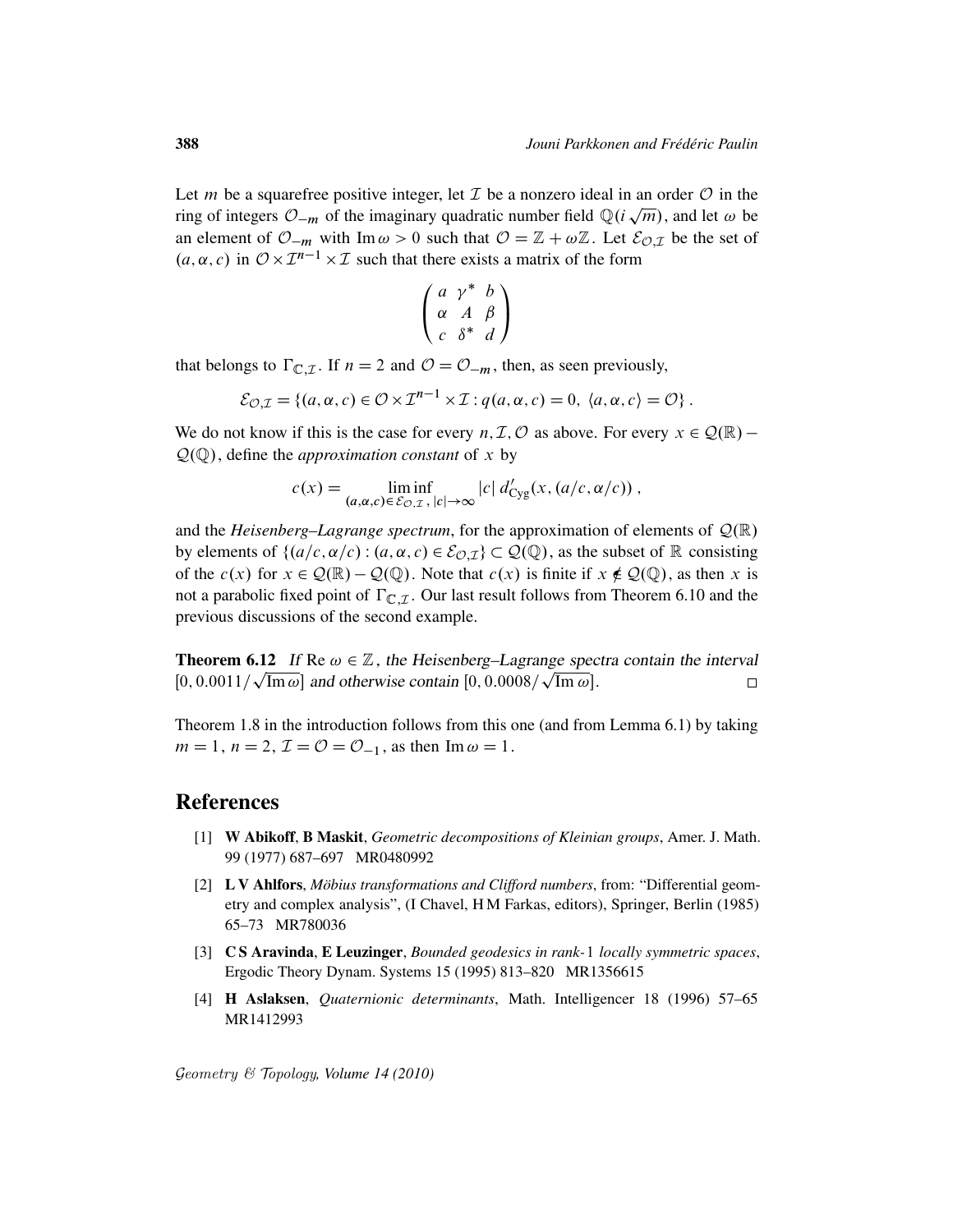Let $m$ be a squarefree positive integer, let $\mathcal{I}$ be a nonzero ideal in an order $\mathcal{O}$ in the ring of integers $\mathcal{O}_{-m}$ of the imaginary quadratic number field $\mathbb{Q}(i\sqrt{m})$, and let $\omega$ be an element of $\mathcal{O}_{-m}$ with $\operatorname{Im}\omega > 0$ such that $\mathcal{O} = \mathbb{Z} + \omega\mathbb{Z}$. Let $\mathcal{E}_{\mathcal{O},\mathcal{I}}$ be the set of $(a, \alpha, c)$ in $\mathcal{O} \times \mathcal{I}^{n-1} \times \mathcal{I}$ such that there exists a matrix of the form

$$\begin{pmatrix} a & \gamma^* & b \\ \alpha & A & \beta \\ c & \delta^* & d \end{pmatrix}$$

that belongs to $\Gamma_{\mathbb{C},\mathcal{I}}$. If $n = 2$ and $\mathcal{O} = \mathcal{O}_{-m}$, then, as seen previously,

$$\mathcal{E}_{\mathcal{O},\mathcal{I}} = \{(a, \alpha, c) \in \mathcal{O} \times \mathcal{I}^{n-1} \times \mathcal{I} : q(a, \alpha, c) = 0,\ \langle a, \alpha, c\rangle = \mathcal{O}\}\,.$$

We do not know if this is the case for every $n, \mathcal{I}, \mathcal{O}$ as above. For every $x \in \mathcal{Q}(\mathbb{R}) - \mathcal{Q}(\mathbb{Q})$, define the *approximation constant* of $x$ by

$$c(x) = \liminf_{(a,\alpha,c) \in \mathcal{E}_{\mathcal{O},\mathcal{I}},\ |c| \to \infty} |c|\ d'_{\mathrm{Cyg}}(x, (a/c, \alpha/c))\,,$$

and the *Heisenberg–Lagrange spectrum*, for the approximation of elements of $\mathcal{Q}(\mathbb{R})$ by elements of $\{(a/c, \alpha/c) : (a, \alpha, c) \in \mathcal{E}_{\mathcal{O},\mathcal{I}}\} \subset \mathcal{Q}(\mathbb{Q})$, as the subset of $\mathbb{R}$ consisting of the $c(x)$ for $x \in \mathcal{Q}(\mathbb{R}) - \mathcal{Q}(\mathbb{Q})$. Note that $c(x)$ is finite if $x \notin \mathcal{Q}(\mathbb{Q})$, as then $x$ is not a parabolic fixed point of $\Gamma_{\mathbb{C},\mathcal{I}}$. Our last result follows from Theorem 6.10 and the previous discussions of the second example.

**Theorem 6.12** *If* $\operatorname{Re}\omega \in \mathbb{Z}$*, the Heisenberg–Lagrange spectra contain the interval* $[0, 0.0011/\sqrt{\operatorname{Im}\omega}]$ *and otherwise contain* $[0, 0.0008/\sqrt{\operatorname{Im}\omega}]$. □

Theorem 1.8 in the introduction follows from this one (and from Lemma 6.1) by taking $m = 1$, $n = 2$, $\mathcal{I} = \mathcal{O} = \mathcal{O}_{-1}$, as then $\operatorname{Im}\omega = 1$.

## References

[1] **W Abikoff**, **B Maskit**, *Geometric decompositions of Kleinian groups*, Amer. J. Math. 99 (1977) 687–697 MR0480992

[2] **L V Ahlfors**, *Möbius transformations and Clifford numbers*, from: "Differential geometry and complex analysis", (I Chavel, H M Farkas, editors), Springer, Berlin (1985) 65–73 MR780036

[3] **C S Aravinda**, **E Leuzinger**, *Bounded geodesics in rank-1 locally symmetric spaces*, Ergodic Theory Dynam. Systems 15 (1995) 813–820 MR1356615

[4] **H Aslaksen**, *Quaternionic determinants*, Math. Intelligencer 18 (1996) 57–65 MR1412993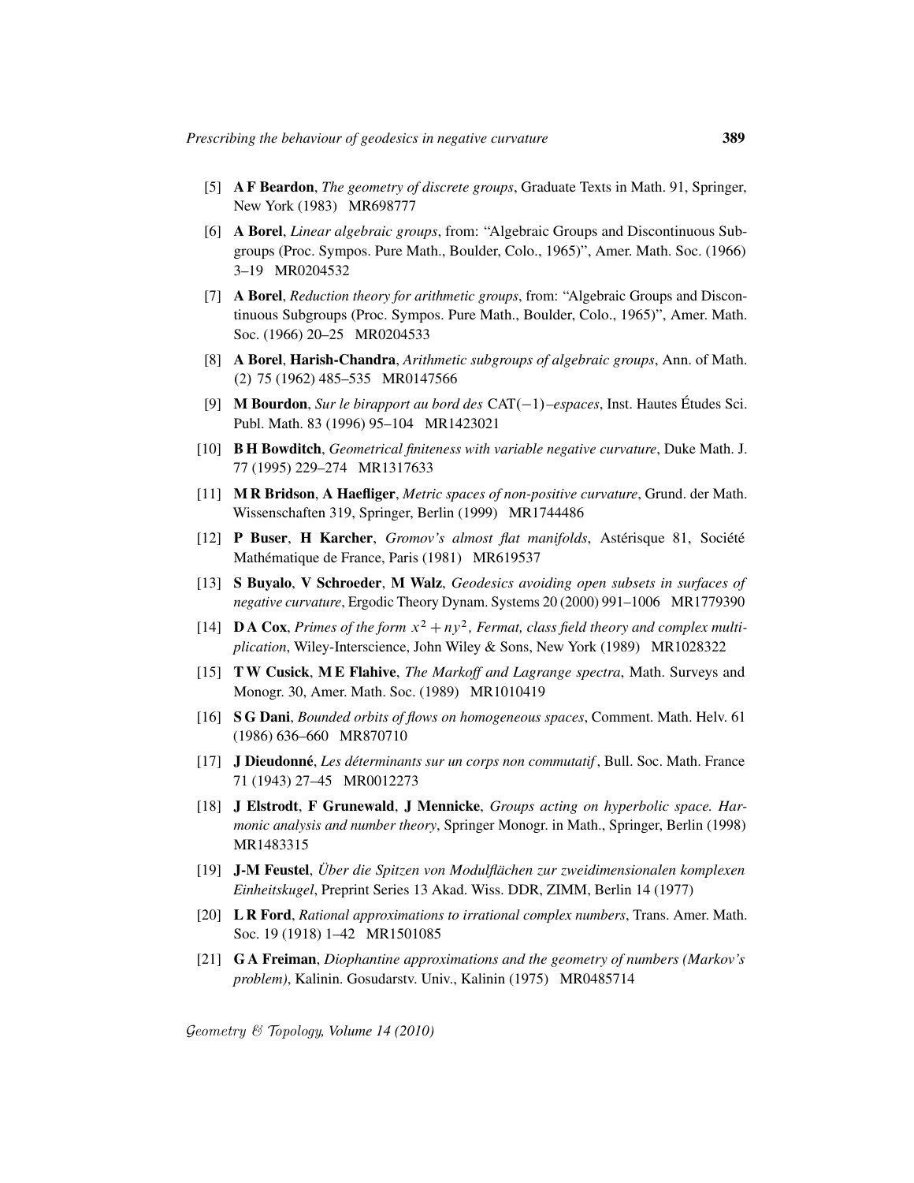[5] **A F Beardon**, *The geometry of discrete groups*, Graduate Texts in Math. 91, Springer, New York (1983) MR698777

[6] **A Borel**, *Linear algebraic groups*, from: "Algebraic Groups and Discontinuous Subgroups (Proc. Sympos. Pure Math., Boulder, Colo., 1965)", Amer. Math. Soc. (1966) 3–19 MR0204532

[7] **A Borel**, *Reduction theory for arithmetic groups*, from: "Algebraic Groups and Discontinuous Subgroups (Proc. Sympos. Pure Math., Boulder, Colo., 1965)", Amer. Math. Soc. (1966) 20–25 MR0204533

[8] **A Borel**, **Harish-Chandra**, *Arithmetic subgroups of algebraic groups*, Ann. of Math. (2) 75 (1962) 485–535 MR0147566

[9] **M Bourdon**, *Sur le birapport au bord des* CAT$(-1)$*–espaces*, Inst. Hautes Études Sci. Publ. Math. 83 (1996) 95–104 MR1423021

[10] **B H Bowditch**, *Geometrical finiteness with variable negative curvature*, Duke Math. J. 77 (1995) 229–274 MR1317633

[11] **M R Bridson**, **A Haefliger**, *Metric spaces of non-positive curvature*, Grund. der Math. Wissenschaften 319, Springer, Berlin (1999) MR1744486

[12] **P Buser**, **H Karcher**, *Gromov's almost flat manifolds*, Astérisque 81, Société Mathématique de France, Paris (1981) MR619537

[13] **S Buyalo**, **V Schroeder**, **M Walz**, *Geodesics avoiding open subsets in surfaces of negative curvature*, Ergodic Theory Dynam. Systems 20 (2000) 991–1006 MR1779390

[14] **D A Cox**, *Primes of the form $x^2 + ny^2$, Fermat, class field theory and complex multiplication*, Wiley-Interscience, John Wiley & Sons, New York (1989) MR1028322

[15] **T W Cusick**, **M E Flahive**, *The Markoff and Lagrange spectra*, Math. Surveys and Monogr. 30, Amer. Math. Soc. (1989) MR1010419

[16] **S G Dani**, *Bounded orbits of flows on homogeneous spaces*, Comment. Math. Helv. 61 (1986) 636–660 MR870710

[17] **J Dieudonné**, *Les déterminants sur un corps non commutatif*, Bull. Soc. Math. France 71 (1943) 27–45 MR0012273

[18] **J Elstrodt**, **F Grunewald**, **J Mennicke**, *Groups acting on hyperbolic space. Harmonic analysis and number theory*, Springer Monogr. in Math., Springer, Berlin (1998) MR1483315

[19] **J-M Feustel**, *Über die Spitzen von Modulflächen zur zweidimensionalen komplexen Einheitskugel*, Preprint Series 13 Akad. Wiss. DDR, ZIMM, Berlin 14 (1977)

[20] **L R Ford**, *Rational approximations to irrational complex numbers*, Trans. Amer. Math. Soc. 19 (1918) 1–42 MR1501085

[21] **G A Freiman**, *Diophantine approximations and the geometry of numbers (Markov's problem)*, Kalinin. Gosudarstv. Univ., Kalinin (1975) MR0485714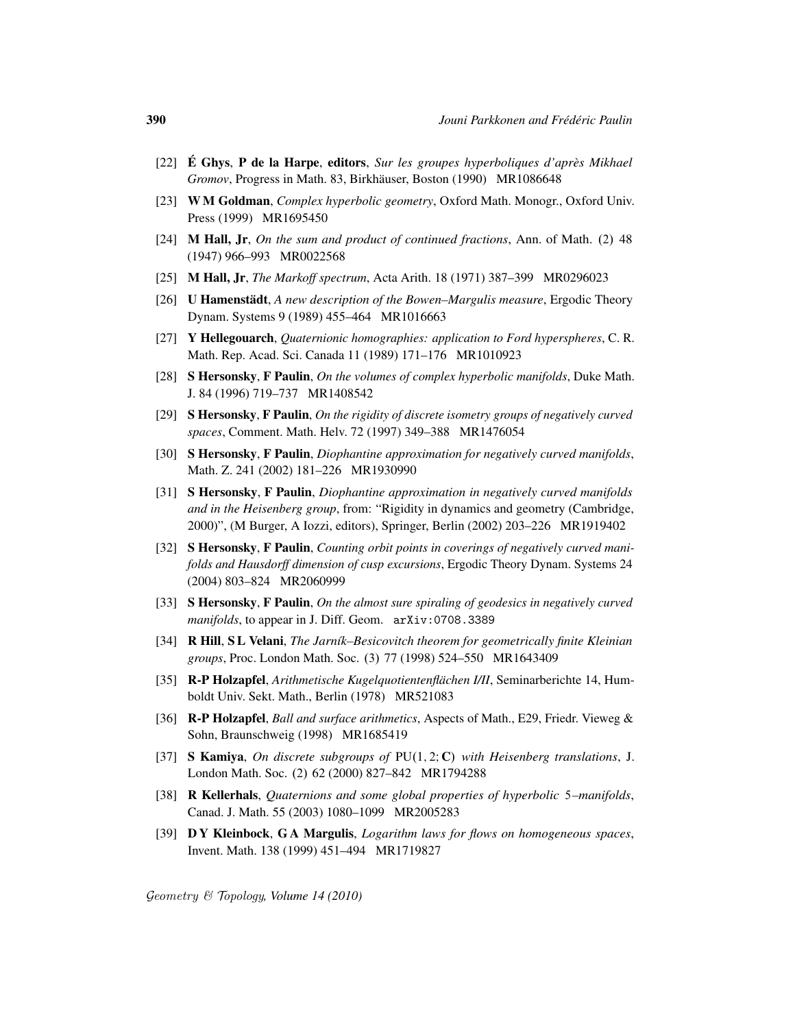[22] **É Ghys**, **P de la Harpe**, **editors**, *Sur les groupes hyperboliques d'après Mikhael Gromov*, Progress in Math. 83, Birkhäuser, Boston (1990) MR1086648

[23] **W M Goldman**, *Complex hyperbolic geometry*, Oxford Math. Monogr., Oxford Univ. Press (1999) MR1695450

[24] **M Hall, Jr**, *On the sum and product of continued fractions*, Ann. of Math. (2) 48 (1947) 966–993 MR0022568

[25] **M Hall, Jr**, *The Markoff spectrum*, Acta Arith. 18 (1971) 387–399 MR0296023

[26] **U Hamenstädt**, *A new description of the Bowen–Margulis measure*, Ergodic Theory Dynam. Systems 9 (1989) 455–464 MR1016663

[27] **Y Hellegouarch**, *Quaternionic homographies: application to Ford hyperspheres*, C. R. Math. Rep. Acad. Sci. Canada 11 (1989) 171–176 MR1010923

[28] **S Hersonsky**, **F Paulin**, *On the volumes of complex hyperbolic manifolds*, Duke Math. J. 84 (1996) 719–737 MR1408542

[29] **S Hersonsky**, **F Paulin**, *On the rigidity of discrete isometry groups of negatively curved spaces*, Comment. Math. Helv. 72 (1997) 349–388 MR1476054

[30] **S Hersonsky**, **F Paulin**, *Diophantine approximation for negatively curved manifolds*, Math. Z. 241 (2002) 181–226 MR1930990

[31] **S Hersonsky**, **F Paulin**, *Diophantine approximation in negatively curved manifolds and in the Heisenberg group*, from: "Rigidity in dynamics and geometry (Cambridge, 2000)", (M Burger, A Iozzi, editors), Springer, Berlin (2002) 203–226 MR1919402

[32] **S Hersonsky**, **F Paulin**, *Counting orbit points in coverings of negatively curved manifolds and Hausdorff dimension of cusp excursions*, Ergodic Theory Dynam. Systems 24 (2004) 803–824 MR2060999

[33] **S Hersonsky**, **F Paulin**, *On the almost sure spiraling of geodesics in negatively curved manifolds*, to appear in J. Diff. Geom. arXiv:0708.3389

[34] **R Hill**, **S L Velani**, *The Jarník–Besicovitch theorem for geometrically finite Kleinian groups*, Proc. London Math. Soc. (3) 77 (1998) 524–550 MR1643409

[35] **R-P Holzapfel**, *Arithmetische Kugelquotientenflächen I/II*, Seminarberichte 14, Humboldt Univ. Sekt. Math., Berlin (1978) MR521083

[36] **R-P Holzapfel**, *Ball and surface arithmetics*, Aspects of Math., E29, Friedr. Vieweg & Sohn, Braunschweig (1998) MR1685419

[37] **S Kamiya**, *On discrete subgroups of* $\mathrm{PU}(1,2;\mathbf{C})$ *with Heisenberg translations*, J. London Math. Soc. (2) 62 (2000) 827–842 MR1794288

[38] **R Kellerhals**, *Quaternions and some global properties of hyperbolic 5–manifolds*, Canad. J. Math. 55 (2003) 1080–1099 MR2005283

[39] **D Y Kleinbock**, **G A Margulis**, *Logarithm laws for flows on homogeneous spaces*, Invent. Math. 138 (1999) 451–494 MR1719827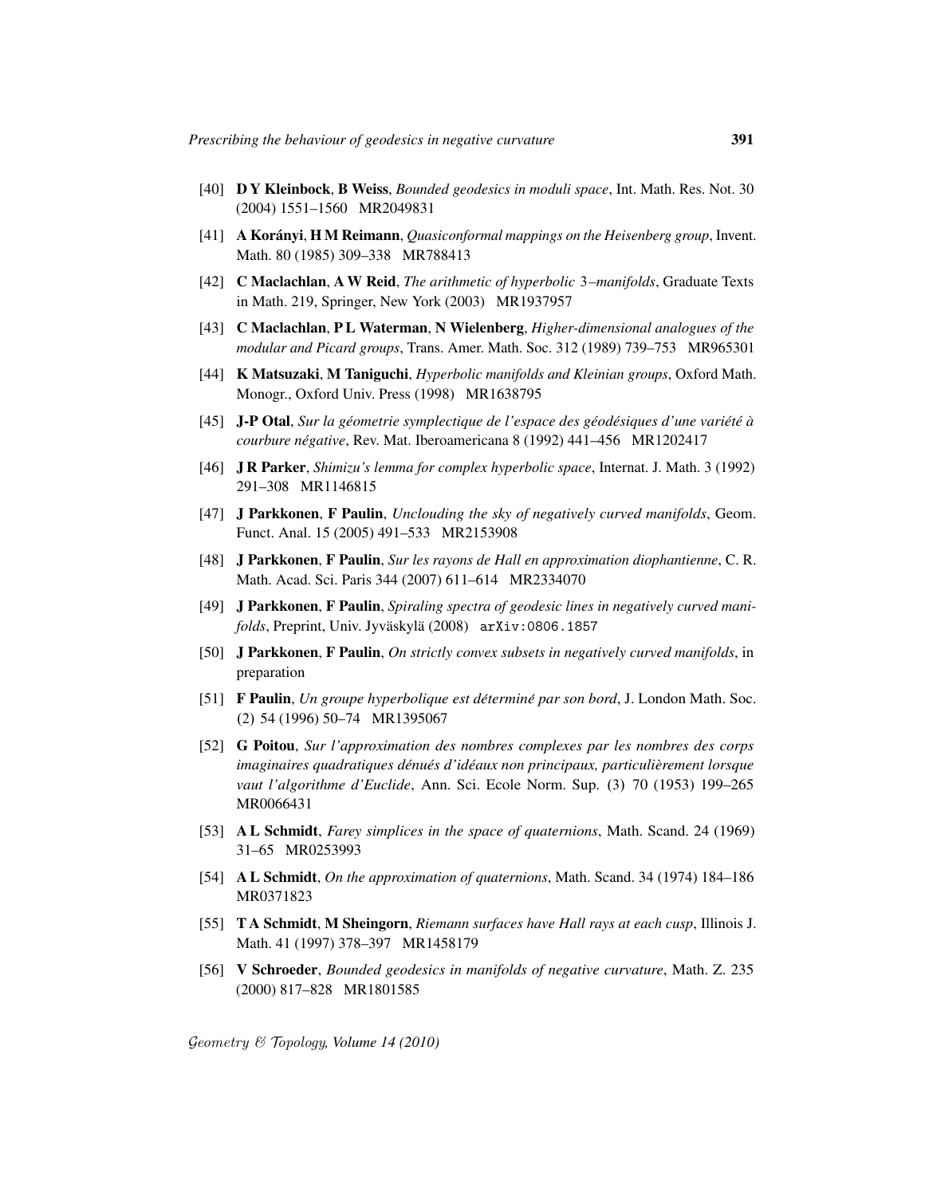- [40] **D Y Kleinbock**, **B Weiss**, *Bounded geodesics in moduli space*, Int. Math. Res. Not. 30 (2004) 1551–1560 MR2049831
- [41] **A Korányi**, **H M Reimann**, *Quasiconformal mappings on the Heisenberg group*, Invent. Math. 80 (1985) 309–338 MR788413
- [42] **C Maclachlan**, **A W Reid**, *The arithmetic of hyperbolic 3–manifolds*, Graduate Texts in Math. 219, Springer, New York (2003) MR1937957
- [43] **C Maclachlan**, **P L Waterman**, **N Wielenberg**, *Higher-dimensional analogues of the modular and Picard groups*, Trans. Amer. Math. Soc. 312 (1989) 739–753 MR965301
- [44] **K Matsuzaki**, **M Taniguchi**, *Hyperbolic manifolds and Kleinian groups*, Oxford Math. Monogr., Oxford Univ. Press (1998) MR1638795
- [45] **J-P Otal**, *Sur la géometrie symplectique de l'espace des géodésiques d'une variété à courbure négative*, Rev. Mat. Iberoamericana 8 (1992) 441–456 MR1202417
- [46] **J R Parker**, *Shimizu's lemma for complex hyperbolic space*, Internat. J. Math. 3 (1992) 291–308 MR1146815
- [47] **J Parkkonen**, **F Paulin**, *Unclouding the sky of negatively curved manifolds*, Geom. Funct. Anal. 15 (2005) 491–533 MR2153908
- [48] **J Parkkonen**, **F Paulin**, *Sur les rayons de Hall en approximation diophantienne*, C. R. Math. Acad. Sci. Paris 344 (2007) 611–614 MR2334070
- [49] **J Parkkonen**, **F Paulin**, *Spiraling spectra of geodesic lines in negatively curved manifolds*, Preprint, Univ. Jyväskylä (2008) arXiv:0806.1857
- [50] **J Parkkonen**, **F Paulin**, *On strictly convex subsets in negatively curved manifolds*, in preparation
- [51] **F Paulin**, *Un groupe hyperbolique est déterminé par son bord*, J. London Math. Soc. (2) 54 (1996) 50–74 MR1395067
- [52] **G Poitou**, *Sur l'approximation des nombres complexes par les nombres des corps imaginaires quadratiques dénués d'idéaux non principaux, particulièrement lorsque vaut l'algorithme d'Euclide*, Ann. Sci. Ecole Norm. Sup. (3) 70 (1953) 199–265 MR0066431
- [53] **A L Schmidt**, *Farey simplices in the space of quaternions*, Math. Scand. 24 (1969) 31–65 MR0253993
- [54] **A L Schmidt**, *On the approximation of quaternions*, Math. Scand. 34 (1974) 184–186 MR0371823
- [55] **T A Schmidt**, **M Sheingorn**, *Riemann surfaces have Hall rays at each cusp*, Illinois J. Math. 41 (1997) 378–397 MR1458179
- [56] **V Schroeder**, *Bounded geodesics in manifolds of negative curvature*, Math. Z. 235 (2000) 817–828 MR1801585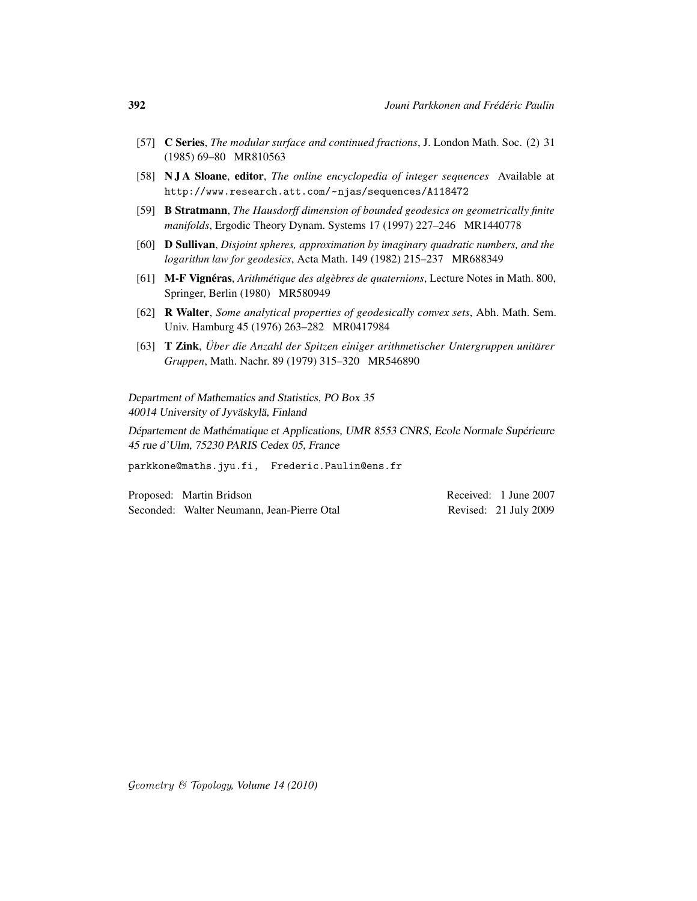[57] **C Series**, *The modular surface and continued fractions*, J. London Math. Soc. (2) 31 (1985) 69–80 MR810563

[58] **N J A Sloane**, **editor**, *The online encyclopedia of integer sequences* Available at `http://www.research.att.com/~njas/sequences/A118472`

[59] **B Stratmann**, *The Hausdorff dimension of bounded geodesics on geometrically finite manifolds*, Ergodic Theory Dynam. Systems 17 (1997) 227–246 MR1440778

[60] **D Sullivan**, *Disjoint spheres, approximation by imaginary quadratic numbers, and the logarithm law for geodesics*, Acta Math. 149 (1982) 215–237 MR688349

[61] **M-F Vignéras**, *Arithmétique des algèbres de quaternions*, Lecture Notes in Math. 800, Springer, Berlin (1980) MR580949

[62] **R Walter**, *Some analytical properties of geodesically convex sets*, Abh. Math. Sem. Univ. Hamburg 45 (1976) 263–282 MR0417984

[63] **T Zink**, *Über die Anzahl der Spitzen einiger arithmetischer Untergruppen unitärer Gruppen*, Math. Nachr. 89 (1979) 315–320 MR546890

*Department of Mathematics and Statistics, PO Box 35*
*40014 University of Jyväskylä, Finland*

*Département de Mathématique et Applications, UMR 8553 CNRS, Ecole Normale Supérieure*
*45 rue d'Ulm, 75230 PARIS Cedex 05, France*

`parkkone@maths.jyu.fi, Frederic.Paulin@ens.fr`

Proposed: Martin Bridson — Received: 1 June 2007

Seconded: Walter Neumann, Jean-Pierre Otal — Revised: 21 July 2009